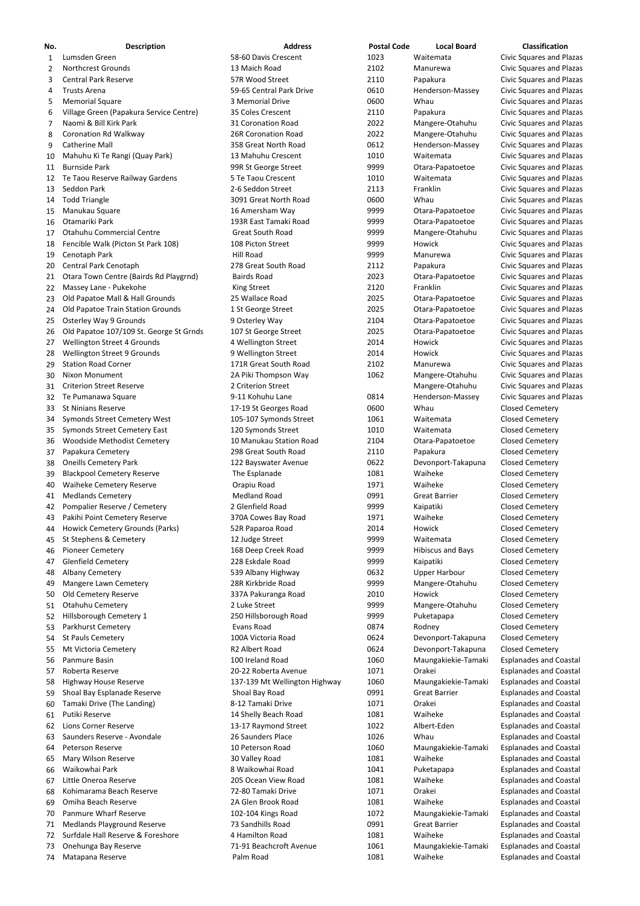| No. | Description | Address | Postal Code | Local Board | Classification |
|---|---|---|---|---|---|
| 1 | Lumsden Green | 58-60 Davis Crescent | 1023 | Waitemata | Civic Squares and Plazas |
| 2 | Northcrest Grounds | 13 Maich Road | 2102 | Manurewa | Civic Squares and Plazas |
| 3 | Central Park Reserve | 57R Wood Street | 2110 | Papakura | Civic Squares and Plazas |
| 4 | Trusts Arena | 59-65 Central Park Drive | 0610 | Henderson-Massey | Civic Squares and Plazas |
| 5 | Memorial Square | 3 Memorial Drive | 0600 | Whau | Civic Squares and Plazas |
| 6 | Village Green (Papakura Service Centre) | 35 Coles Crescent | 2110 | Papakura | Civic Squares and Plazas |
| 7 | Naomi & Bill Kirk Park | 31 Coronation Road | 2022 | Mangere-Otahuhu | Civic Squares and Plazas |
| 8 | Coronation Rd Walkway | 26R Coronation Road | 2022 | Mangere-Otahuhu | Civic Squares and Plazas |
| 9 | Catherine Mall | 358 Great North Road | 0612 | Henderson-Massey | Civic Squares and Plazas |
| 10 | Mahuhu Ki Te Rangi (Quay Park) | 13 Mahuhu Crescent | 1010 | Waitemata | Civic Squares and Plazas |
| 11 | Burnside Park | 99R St George Street | 9999 | Otara-Papatoetoe | Civic Squares and Plazas |
| 12 | Te Taou Reserve Railway Gardens | 5 Te Taou Crescent | 1010 | Waitemata | Civic Squares and Plazas |
| 13 | Seddon Park | 2-6 Seddon Street | 2113 | Franklin | Civic Squares and Plazas |
| 14 | Todd Triangle | 3091 Great North Road | 0600 | Whau | Civic Squares and Plazas |
| 15 | Manukau Square | 16 Amersham Way | 9999 | Otara-Papatoetoe | Civic Squares and Plazas |
| 16 | Otamariki Park | 193R East Tamaki Road | 9999 | Otara-Papatoetoe | Civic Squares and Plazas |
| 17 | Otahuhu Commercial Centre | Great South Road | 9999 | Mangere-Otahuhu | Civic Squares and Plazas |
| 18 | Fencible Walk (Picton St Park 108) | 108 Picton Street | 9999 | Howick | Civic Squares and Plazas |
| 19 | Cenotaph Park | Hill Road | 9999 | Manurewa | Civic Squares and Plazas |
| 20 | Central Park Cenotaph | 278 Great South Road | 2112 | Papakura | Civic Squares and Plazas |
| 21 | Otara Town Centre (Bairds Rd Playgrnd) | Bairds Road | 2023 | Otara-Papatoetoe | Civic Squares and Plazas |
| 22 | Massey Lane - Pukekohe | King Street | 2120 | Franklin | Civic Squares and Plazas |
| 23 | Old Papatoe Mall & Hall Grounds | 25 Wallace Road | 2025 | Otara-Papatoetoe | Civic Squares and Plazas |
| 24 | Old Papatoe Train Station Grounds | 1 St George Street | 2025 | Otara-Papatoetoe | Civic Squares and Plazas |
| 25 | Osterley Way 9 Grounds | 9 Osterley Way | 2104 | Otara-Papatoetoe | Civic Squares and Plazas |
| 26 | Old Papatoe 107/109 St. George St Grnds | 107 St George Street | 2025 | Otara-Papatoetoe | Civic Squares and Plazas |
| 27 | Wellington Street 4 Grounds | 4 Wellington Street | 2014 | Howick | Civic Squares and Plazas |
| 28 | Wellington Street 9 Grounds | 9 Wellington Street | 2014 | Howick | Civic Squares and Plazas |
| 29 | Station Road Corner | 171R Great South Road | 2102 | Manurewa | Civic Squares and Plazas |
| 30 | Nixon Monument | 2A Piki Thompson Way | 1062 | Mangere-Otahuhu | Civic Squares and Plazas |
| 31 | Criterion Street Reserve | 2 Criterion Street | | Mangere-Otahuhu | Civic Squares and Plazas |
| 32 | Te Pumanawa Square | 9-11 Kohuhu Lane | 0814 | Henderson-Massey | Civic Squares and Plazas |
| 33 | St Ninians Reserve | 17-19 St Georges Road | 0600 | Whau | Closed Cemetery |
| 34 | Symonds Street Cemetery West | 105-107 Symonds Street | 1061 | Waitemata | Closed Cemetery |
| 35 | Symonds Street Cemetery East | 120 Symonds Street | 1010 | Waitemata | Closed Cemetery |
| 36 | Woodside Methodist Cemetery | 10 Manukau Station Road | 2104 | Otara-Papatoetoe | Closed Cemetery |
| 37 | Papakura Cemetery | 298 Great South Road | 2110 | Papakura | Closed Cemetery |
| 38 | Oneills Cemetery Park | 122 Bayswater Avenue | 0622 | Devonport-Takapuna | Closed Cemetery |
| 39 | Blackpool Cemetery Reserve | The Esplanade | 1081 | Waiheke | Closed Cemetery |
| 40 | Waiheke Cemetery Reserve | Orapiu Road | 1971 | Waiheke | Closed Cemetery |
| 41 | Medlands Cemetery | Medland Road | 0991 | Great Barrier | Closed Cemetery |
| 42 | Pompalier Reserve / Cemetery | 2 Glenfield Road | 9999 | Kaipatiki | Closed Cemetery |
| 43 | Pakihi Point Cemetery Reserve | 370A Cowes Bay Road | 1971 | Waiheke | Closed Cemetery |
| 44 | Howick Cemetery Grounds (Parks) | 52R Paparoa Road | 2014 | Howick | Closed Cemetery |
| 45 | St Stephens & Cemetery | 12 Judge Street | 9999 | Waitemata | Closed Cemetery |
| 46 | Pioneer Cemetery | 168 Deep Creek Road | 9999 | Hibiscus and Bays | Closed Cemetery |
| 47 | Glenfield Cemetery | 228 Eskdale Road | 9999 | Kaipatiki | Closed Cemetery |
| 48 | Albany Cemetery | 539 Albany Highway | 0632 | Upper Harbour | Closed Cemetery |
| 49 | Mangere Lawn Cemetery | 28R Kirkbride Road | 9999 | Mangere-Otahuhu | Closed Cemetery |
| 50 | Old Cemetery Reserve | 337A Pakuranga Road | 2010 | Howick | Closed Cemetery |
| 51 | Otahuhu Cemetery | 2 Luke Street | 9999 | Mangere-Otahuhu | Closed Cemetery |
| 52 | Hillsborough Cemetery 1 | 250 Hillsborough Road | 9999 | Puketapapa | Closed Cemetery |
| 53 | Parkhurst Cemetery | Evans Road | 0874 | Rodney | Closed Cemetery |
| 54 | St Pauls Cemetery | 100A Victoria Road | 0624 | Devonport-Takapuna | Closed Cemetery |
| 55 | Mt Victoria Cemetery | R2 Albert Road | 0624 | Devonport-Takapuna | Closed Cemetery |
| 56 | Panmure Basin | 100 Ireland Road | 1060 | Maungakiekie-Tamaki | Esplanades and Coastal |
| 57 | Roberta Reserve | 20-22 Roberta Avenue | 1071 | Orakei | Esplanades and Coastal |
| 58 | Highway House Reserve | 137-139 Mt Wellington Highway | 1060 | Maungakiekie-Tamaki | Esplanades and Coastal |
| 59 | Shoal Bay Esplanade Reserve | Shoal Bay Road | 0991 | Great Barrier | Esplanades and Coastal |
| 60 | Tamaki Drive (The Landing) | 8-12 Tamaki Drive | 1071 | Orakei | Esplanades and Coastal |
| 61 | Putiki Reserve | 14 Shelly Beach Road | 1081 | Waiheke | Esplanades and Coastal |
| 62 | Lions Corner Reserve | 13-17 Raymond Street | 1022 | Albert-Eden | Esplanades and Coastal |
| 63 | Saunders Reserve - Avondale | 26 Saunders Place | 1026 | Whau | Esplanades and Coastal |
| 64 | Peterson Reserve | 10 Peterson Road | 1060 | Maungakiekie-Tamaki | Esplanades and Coastal |
| 65 | Mary Wilson Reserve | 30 Valley Road | 1081 | Waiheke | Esplanades and Coastal |
| 66 | Waikowhai Park | 8 Waikowhai Road | 1041 | Puketapapa | Esplanades and Coastal |
| 67 | Little Oneroa Reserve | 205 Ocean View Road | 1081 | Waiheke | Esplanades and Coastal |
| 68 | Kohimarama Beach Reserve | 72-80 Tamaki Drive | 1071 | Orakei | Esplanades and Coastal |
| 69 | Omiha Beach Reserve | 2A Glen Brook Road | 1081 | Waiheke | Esplanades and Coastal |
| 70 | Panmure Wharf Reserve | 102-104 Kings Road | 1072 | Maungakiekie-Tamaki | Esplanades and Coastal |
| 71 | Medlands Playground Reserve | 73 Sandhills Road | 0991 | Great Barrier | Esplanades and Coastal |
| 72 | Surfdale Hall Reserve & Foreshore | 4 Hamilton Road | 1081 | Waiheke | Esplanades and Coastal |
| 73 | Onehunga Bay Reserve | 71-91 Beachcroft Avenue | 1061 | Maungakiekie-Tamaki | Esplanades and Coastal |
| 74 | Matapana Reserve | Palm Road | 1081 | Waiheke | Esplanades and Coastal |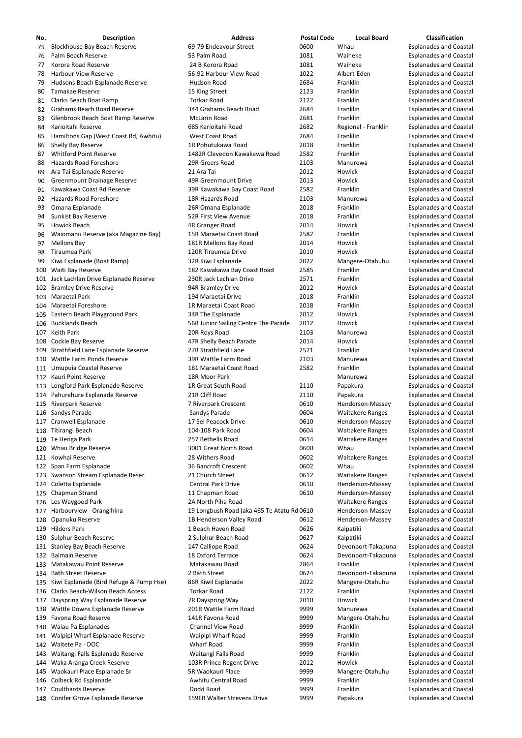| No. | Description | Address | Postal Code | Local Board | Classification |
|---|---|---|---|---|---|
| 75 | Blockhouse Bay Beach Reserve | 69-79 Endeavour Street | 0600 | Whau | Esplanades and Coastal |
| 76 | Palm Beach Reserve | 53 Palm Road | 1081 | Waiheke | Esplanades and Coastal |
| 77 | Korora Road Reserve | 24 B Korora Road | 1081 | Waiheke | Esplanades and Coastal |
| 78 | Harbour View Reserve | 56-92 Harbour View Road | 1022 | Albert-Eden | Esplanades and Coastal |
| 79 | Hudsons Beach Esplanade Reserve | Hudson Road | 2684 | Franklin | Esplanades and Coastal |
| 80 | Tamakae Reserve | 15 King Street | 2123 | Franklin | Esplanades and Coastal |
| 81 | Clarks Beach Boat Ramp | Torkar Road | 2122 | Franklin | Esplanades and Coastal |
| 82 | Grahams Beach Road Reserve | 344 Grahams Beach Road | 2684 | Franklin | Esplanades and Coastal |
| 83 | Glenbrook Beach Boat Ramp Reserve | McLarin Road | 2681 | Franklin | Esplanades and Coastal |
| 84 | Karioitahi Reserve | 685 Karioitahi Road | 2682 | Regional - Franklin | Esplanades and Coastal |
| 85 | Hamiltons Gap (West Coast Rd, Awhitu) | West Coast Road | 2684 | Franklin | Esplanades and Coastal |
| 86 | Shelly Bay Reserve | 1R Pohutukawa Road | 2018 | Franklin | Esplanades and Coastal |
| 87 | Whitford Point Reserve | 1482R Clevedon Kawakawa Road | 2582 | Franklin | Esplanades and Coastal |
| 88 | Hazards Road Foreshore | 29R Greers Road | 2103 | Manurewa | Esplanades and Coastal |
| 89 | Ara Tai Esplanade Reserve | 21 Ara Tai | 2012 | Howick | Esplanades and Coastal |
| 90 | Greenmount Drainage Reserve | 49R Greenmount Drive | 2013 | Howick | Esplanades and Coastal |
| 91 | Kawakawa Coast Rd Reserve | 39R Kawakawa Bay Coast Road | 2582 | Franklin | Esplanades and Coastal |
| 92 | Hazards Road Foreshore | 18R Hazards Road | 2103 | Manurewa | Esplanades and Coastal |
| 93 | Omana Esplanade | 26R Omana Esplanade | 2018 | Franklin | Esplanades and Coastal |
| 94 | Sunkist Bay Reserve | 52R First View Avenue | 2018 | Franklin | Esplanades and Coastal |
| 95 | Howick Beach | 4R Granger Road | 2014 | Howick | Esplanades and Coastal |
| 96 | Waiomanu Reserve (aka Magazine Bay) | 15R Maraetai Coast Road | 2582 | Franklin | Esplanades and Coastal |
| 97 | Mellons Bay | 181R Mellons Bay Road | 2014 | Howick | Esplanades and Coastal |
| 98 | Tiraumea Park | 120R Tiraumea Drive | 2010 | Howick | Esplanades and Coastal |
| 99 | Kiwi Esplanade (Boat Ramp) | 32R Kiwi Esplanade | 2022 | Mangere-Otahuhu | Esplanades and Coastal |
| 100 | Waiti Bay Reserve | 182 Kawakawa Bay Coast Road | 2585 | Franklin | Esplanades and Coastal |
| 101 | Jack Lachlan Drive Esplanade Reserve | 230R Jack Lachlan Drive | 2571 | Franklin | Esplanades and Coastal |
| 102 | Bramley Drive Reserve | 94R Bramley Drive | 2012 | Howick | Esplanades and Coastal |
| 103 | Maraetai Park | 194 Maraetai Drive | 2018 | Franklin | Esplanades and Coastal |
| 104 | Maraetai Foreshore | 1R Maraetai Coast Road | 2018 | Franklin | Esplanades and Coastal |
| 105 | Eastern Beach Playground Park | 34R The Esplanade | 2012 | Howick | Esplanades and Coastal |
| 106 | Bucklands Beach | 56R Junior Sailing Centre The Parade | 2012 | Howick | Esplanades and Coastal |
| 107 | Keith Park | 20R Roys Road | 2103 | Manurewa | Esplanades and Coastal |
| 108 | Cockle Bay Reserve | 47R Shelly Beach Parade | 2014 | Howick | Esplanades and Coastal |
| 109 | Strathfield Lane Esplanade Reserve | 27R Strathfield Lane | 2571 | Franklin | Esplanades and Coastal |
| 110 | Wattle Farm Ponds Reserve | 39R Wattle Farm Road | 2103 | Manurewa | Esplanades and Coastal |
| 111 | Umupuia Coastal Reserve | 181 Maraetai Coast Road | 2582 | Franklin | Esplanades and Coastal |
| 112 | Kauri Point Reserve | 18R Moor Park | | Manurewa | Esplanades and Coastal |
| 113 | Longford Park Esplanade Reserve | 1R Great South Road | 2110 | Papakura | Esplanades and Coastal |
| 114 | Pahurehure Esplanade Reserve | 21R Cliff Road | 2110 | Papakura | Esplanades and Coastal |
| 115 | Riverpark Reserve | 7 Riverpark Crescent | 0610 | Henderson-Massey | Esplanades and Coastal |
| 116 | Sandys Parade | Sandys Parade | 0604 | Waitakere Ranges | Esplanades and Coastal |
| 117 | Cranwell Esplanade | 17 Sel Peacock Drive | 0610 | Henderson-Massey | Esplanades and Coastal |
| 118 | Titirangi Beach | 104-108 Park Road | 0604 | Waitakere Ranges | Esplanades and Coastal |
| 119 | Te Henga Park | 257 Bethells Road | 0614 | Waitakere Ranges | Esplanades and Coastal |
| 120 | Whau Bridge Reserve | 3001 Great North Road | 0600 | Whau | Esplanades and Coastal |
| 121 | Kowhai Reserve | 28 Withers Road | 0602 | Waitakere Ranges | Esplanades and Coastal |
| 122 | Span Farm Esplanade | 36 Bancroft Crescent | 0602 | Whau | Esplanades and Coastal |
| 123 | Swanson Stream Esplanade Reser | 21 Church Street | 0612 | Waitakere Ranges | Esplanades and Coastal |
| 124 | Coletta Esplanade | Central Park Drive | 0610 | Henderson-Massey | Esplanades and Coastal |
| 125 | Chapman Strand | 11 Chapman Road | 0610 | Henderson-Massey | Esplanades and Coastal |
| 126 | Les Waygood Park | 2A North Piha Road | | Waitakere Ranges | Esplanades and Coastal |
| 127 | Harbourview - Orangihina | 19 Longbush Road (aka 465 Te Atatu Rd | 0610 | Henderson-Massey | Esplanades and Coastal |
| 128 | Opanuku Reserve | 1B Henderson Valley Road | 0612 | Henderson-Massey | Esplanades and Coastal |
| 129 | Hilders Park | 1 Beach Haven Road | 0626 | Kaipatiki | Esplanades and Coastal |
| 130 | Sulphur Beach Reserve | 2 Sulphur Beach Road | 0627 | Kaipatiki | Esplanades and Coastal |
| 131 | Stanley Bay Beach Reserve | 147 Calliope Road | 0624 | Devonport-Takapuna | Esplanades and Coastal |
| 132 | Balmain Reserve | 18 Oxford Terrace | 0624 | Devonport-Takapuna | Esplanades and Coastal |
| 133 | Matakawau Point Reserve | Matakawau Road | 2864 | Franklin | Esplanades and Coastal |
| 134 | Bath Street Reserve | 2 Bath Street | 0624 | Devonport-Takapuna | Esplanades and Coastal |
| 135 | Kiwi Esplanade (Bird Refuge & Pump Hse) | 86R Kiwi Esplanade | 2022 | Mangere-Otahuhu | Esplanades and Coastal |
| 136 | Clarks Beach-Wilson Beach Access | Torkar Road | 2122 | Franklin | Esplanades and Coastal |
| 137 | Dayspring Way Esplanade Reserve | 7R Dayspring Way | 2010 | Howick | Esplanades and Coastal |
| 138 | Wattle Downs Esplanade Reserve | 201R Wattle Farm Road | 9999 | Manurewa | Esplanades and Coastal |
| 139 | Favona Road Reserve | 141R Favona Road | 9999 | Mangere-Otahuhu | Esplanades and Coastal |
| 140 | Waiau Pa Esplanades | Channel View Road | 9999 | Franklin | Esplanades and Coastal |
| 141 | Waipipi Wharf Esplanade Reserve | Waipipi Wharf Road | 9999 | Franklin | Esplanades and Coastal |
| 142 | Waitete Pa - DOC | Wharf Road | 9999 | Franklin | Esplanades and Coastal |
| 143 | Waitangi Falls Esplanade Reserve | Waitangi Falls Road | 9999 | Franklin | Esplanades and Coastal |
| 144 | Waka Aranga Creek Reserve | 103R Prince Regent Drive | 2012 | Howick | Esplanades and Coastal |
| 145 | Waokauri Place Esplanade 5r | 5R Waokauri Place | 9999 | Mangere-Otahuhu | Esplanades and Coastal |
| 146 | Colbeck Rd Esplanade | Awhitu Central Road | 9999 | Franklin | Esplanades and Coastal |
| 147 | Coulthards Reserve | Dodd Road | 9999 | Franklin | Esplanades and Coastal |
| 148 | Conifer Grove Esplanade Reserve | 159ER Walter Strevens Drive | 9999 | Papakura | Esplanades and Coastal |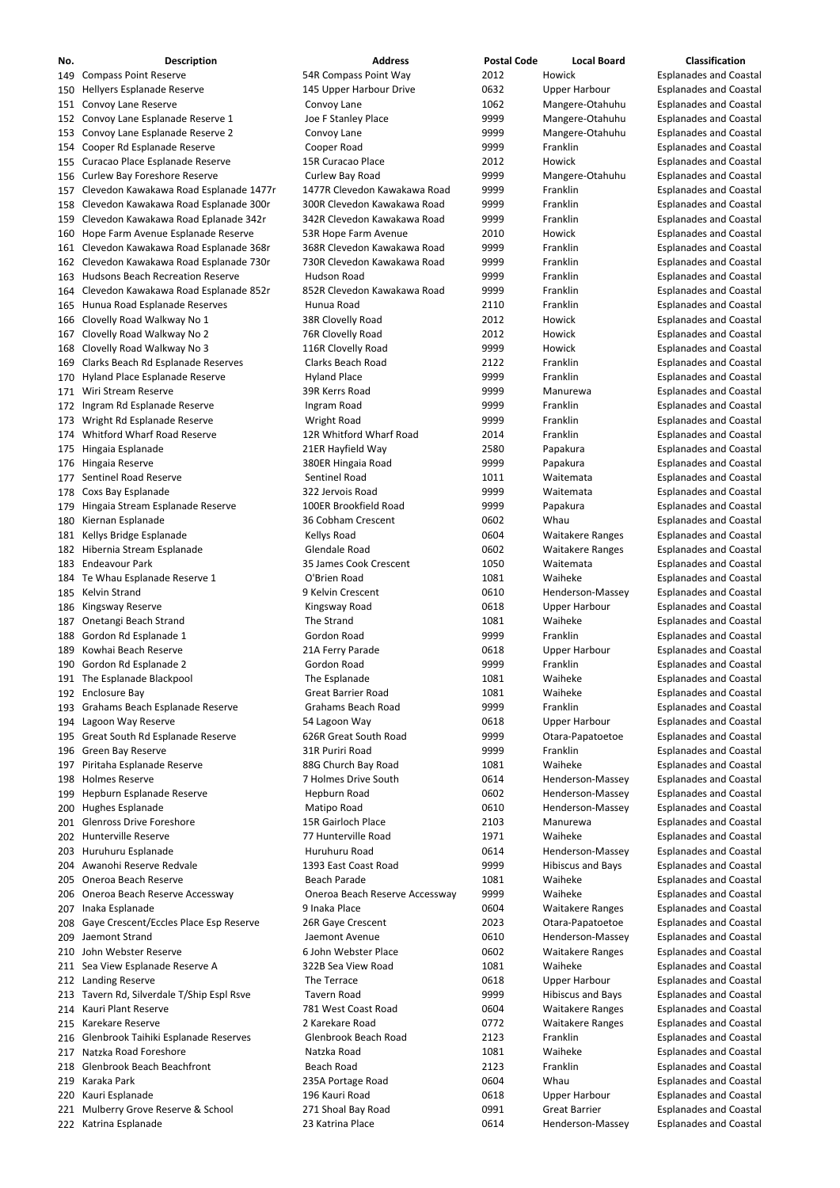| No. | Description | Address | Postal Code | Local Board | Classification |
|---|---|---|---|---|---|
| 149 | Compass Point Reserve | 54R Compass Point Way | 2012 | Howick | Esplanades and Coastal |
| 150 | Hellyers Esplanade Reserve | 145 Upper Harbour Drive | 0632 | Upper Harbour | Esplanades and Coastal |
| 151 | Convoy Lane Reserve | Convoy Lane | 1062 | Mangere-Otahuhu | Esplanades and Coastal |
| 152 | Convoy Lane Esplanade Reserve 1 | Joe F Stanley Place | 9999 | Mangere-Otahuhu | Esplanades and Coastal |
| 153 | Convoy Lane Esplanade Reserve 2 | Convoy Lane | 9999 | Mangere-Otahuhu | Esplanades and Coastal |
| 154 | Cooper Rd Esplanade Reserve | Cooper Road | 9999 | Franklin | Esplanades and Coastal |
| 155 | Curacao Place Esplanade Reserve | 15R Curacao Place | 2012 | Howick | Esplanades and Coastal |
| 156 | Curlew Bay Foreshore Reserve | Curlew Bay Road | 9999 | Mangere-Otahuhu | Esplanades and Coastal |
| 157 | Clevedon Kawakawa Road Esplanade 1477r | 1477R Clevedon Kawakawa Road | 9999 | Franklin | Esplanades and Coastal |
| 158 | Clevedon Kawakawa Road Esplanade 300r | 300R Clevedon Kawakawa Road | 9999 | Franklin | Esplanades and Coastal |
| 159 | Clevedon Kawakawa Road Eplanade 342r | 342R Clevedon Kawakawa Road | 9999 | Franklin | Esplanades and Coastal |
| 160 | Hope Farm Avenue Esplanade Reserve | 53R Hope Farm Avenue | 2010 | Howick | Esplanades and Coastal |
| 161 | Clevedon Kawakawa Road Esplanade 368r | 368R Clevedon Kawakawa Road | 9999 | Franklin | Esplanades and Coastal |
| 162 | Clevedon Kawakawa Road Esplanade 730r | 730R Clevedon Kawakawa Road | 9999 | Franklin | Esplanades and Coastal |
| 163 | Hudsons Beach Recreation Reserve | Hudson Road | 9999 | Franklin | Esplanades and Coastal |
| 164 | Clevedon Kawakawa Road Esplanade 852r | 852R Clevedon Kawakawa Road | 9999 | Franklin | Esplanades and Coastal |
| 165 | Hunua Road Esplanade Reserves | Hunua Road | 2110 | Franklin | Esplanades and Coastal |
| 166 | Clovelly Road Walkway No 1 | 38R Clovelly Road | 2012 | Howick | Esplanades and Coastal |
| 167 | Clovelly Road Walkway No 2 | 76R Clovelly Road | 2012 | Howick | Esplanades and Coastal |
| 168 | Clovelly Road Walkway No 3 | 116R Clovelly Road | 9999 | Howick | Esplanades and Coastal |
| 169 | Clarks Beach Rd Esplanade Reserves | Clarks Beach Road | 2122 | Franklin | Esplanades and Coastal |
| 170 | Hyland Place Esplanade Reserve | Hyland Place | 9999 | Franklin | Esplanades and Coastal |
| 171 | Wiri Stream Reserve | 39R Kerrs Road | 9999 | Manurewa | Esplanades and Coastal |
| 172 | Ingram Rd Esplanade Reserve | Ingram Road | 9999 | Franklin | Esplanades and Coastal |
| 173 | Wright Rd Esplanade Reserve | Wright Road | 9999 | Franklin | Esplanades and Coastal |
| 174 | Whitford Wharf Road Reserve | 12R Whitford Wharf Road | 2014 | Franklin | Esplanades and Coastal |
| 175 | Hingaia Esplanade | 21ER Hayfield Way | 2580 | Papakura | Esplanades and Coastal |
| 176 | Hingaia Reserve | 380ER Hingaia Road | 9999 | Papakura | Esplanades and Coastal |
| 177 | Sentinel Road Reserve | Sentinel Road | 1011 | Waitemata | Esplanades and Coastal |
| 178 | Coxs Bay Esplanade | 322 Jervois Road | 9999 | Waitemata | Esplanades and Coastal |
| 179 | Hingaia Stream Esplanade Reserve | 100ER Brookfield Road | 9999 | Papakura | Esplanades and Coastal |
| 180 | Kiernan Esplanade | 36 Cobham Crescent | 0602 | Whau | Esplanades and Coastal |
| 181 | Kellys Bridge Esplanade | Kellys Road | 0604 | Waitakere Ranges | Esplanades and Coastal |
| 182 | Hibernia Stream Esplanade | Glendale Road | 0602 | Waitakere Ranges | Esplanades and Coastal |
| 183 | Endeavour Park | 35 James Cook Crescent | 1050 | Waitemata | Esplanades and Coastal |
| 184 | Te Whau Esplanade Reserve 1 | O'Brien Road | 1081 | Waiheke | Esplanades and Coastal |
| 185 | Kelvin Strand | 9 Kelvin Crescent | 0610 | Henderson-Massey | Esplanades and Coastal |
| 186 | Kingsway Reserve | Kingsway Road | 0618 | Upper Harbour | Esplanades and Coastal |
| 187 | Onetangi Beach Strand | The Strand | 1081 | Waiheke | Esplanades and Coastal |
| 188 | Gordon Rd Esplanade 1 | Gordon Road | 9999 | Franklin | Esplanades and Coastal |
| 189 | Kowhai Beach Reserve | 21A Ferry Parade | 0618 | Upper Harbour | Esplanades and Coastal |
| 190 | Gordon Rd Esplanade 2 | Gordon Road | 9999 | Franklin | Esplanades and Coastal |
| 191 | The Esplanade Blackpool | The Esplanade | 1081 | Waiheke | Esplanades and Coastal |
| 192 | Enclosure Bay | Great Barrier Road | 1081 | Waiheke | Esplanades and Coastal |
| 193 | Grahams Beach Esplanade Reserve | Grahams Beach Road | 9999 | Franklin | Esplanades and Coastal |
| 194 | Lagoon Way Reserve | 54 Lagoon Way | 0618 | Upper Harbour | Esplanades and Coastal |
| 195 | Great South Rd Esplanade Reserve | 626R Great South Road | 9999 | Otara-Papatoetoe | Esplanades and Coastal |
| 196 | Green Bay Reserve | 31R Puriri Road | 9999 | Franklin | Esplanades and Coastal |
| 197 | Piritaha Esplanade Reserve | 88G Church Bay Road | 1081 | Waiheke | Esplanades and Coastal |
| 198 | Holmes Reserve | 7 Holmes Drive South | 0614 | Henderson-Massey | Esplanades and Coastal |
| 199 | Hepburn Esplanade Reserve | Hepburn Road | 0602 | Henderson-Massey | Esplanades and Coastal |
| 200 | Hughes Esplanade | Matipo Road | 0610 | Henderson-Massey | Esplanades and Coastal |
| 201 | Glenross Drive Foreshore | 15R Gairloch Place | 2103 | Manurewa | Esplanades and Coastal |
| 202 | Hunterville Reserve | 77 Hunterville Road | 1971 | Waiheke | Esplanades and Coastal |
| 203 | Huruhuru Esplanade | Huruhuru Road | 0614 | Henderson-Massey | Esplanades and Coastal |
| 204 | Awanohi Reserve Redvale | 1393 East Coast Road | 9999 | Hibiscus and Bays | Esplanades and Coastal |
| 205 | Oneroa Beach Reserve | Beach Parade | 1081 | Waiheke | Esplanades and Coastal |
| 206 | Oneroa Beach Reserve Accessway | Oneroa Beach Reserve Accessway | 9999 | Waiheke | Esplanades and Coastal |
| 207 | Inaka Esplanade | 9 Inaka Place | 0604 | Waitakere Ranges | Esplanades and Coastal |
| 208 | Gaye Crescent/Eccles Place Esp Reserve | 26R Gaye Crescent | 2023 | Otara-Papatoetoe | Esplanades and Coastal |
| 209 | Jaemont Strand | Jaemont Avenue | 0610 | Henderson-Massey | Esplanades and Coastal |
| 210 | John Webster Reserve | 6 John Webster Place | 0602 | Waitakere Ranges | Esplanades and Coastal |
| 211 | Sea View Esplanade Reserve A | 322B Sea View Road | 1081 | Waiheke | Esplanades and Coastal |
| 212 | Landing Reserve | The Terrace | 0618 | Upper Harbour | Esplanades and Coastal |
| 213 | Tavern Rd, Silverdale T/Ship Espl Rsve | Tavern Road | 9999 | Hibiscus and Bays | Esplanades and Coastal |
| 214 | Kauri Plant Reserve | 781 West Coast Road | 0604 | Waitakere Ranges | Esplanades and Coastal |
| 215 | Karekare Reserve | 2 Karekare Road | 0772 | Waitakere Ranges | Esplanades and Coastal |
| 216 | Glenbrook Taihiki Esplanade Reserves | Glenbrook Beach Road | 2123 | Franklin | Esplanades and Coastal |
| 217 | Natzka Road Foreshore | Natzka Road | 1081 | Waiheke | Esplanades and Coastal |
| 218 | Glenbrook Beach Beachfront | Beach Road | 2123 | Franklin | Esplanades and Coastal |
| 219 | Karaka Park | 235A Portage Road | 0604 | Whau | Esplanades and Coastal |
| 220 | Kauri Esplanade | 196 Kauri Road | 0618 | Upper Harbour | Esplanades and Coastal |
| 221 | Mulberry Grove Reserve & School | 271 Shoal Bay Road | 0991 | Great Barrier | Esplanades and Coastal |
| 222 | Katrina Esplanade | 23 Katrina Place | 0614 | Henderson-Massey | Esplanades and Coastal |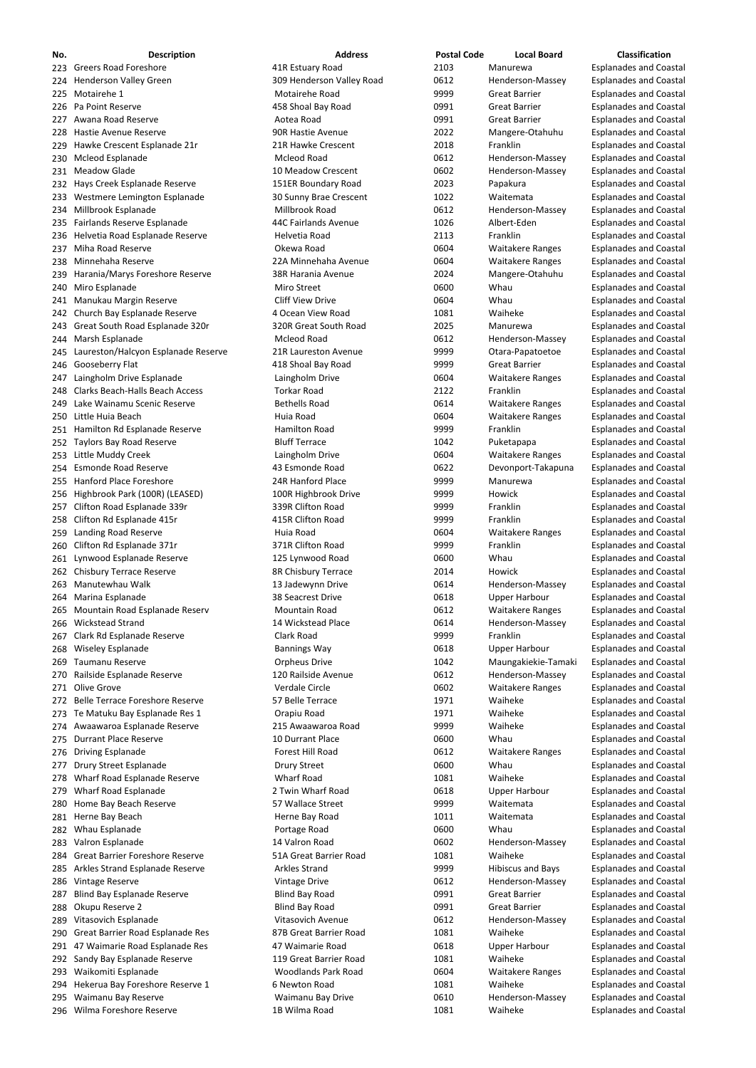| No. | Description | Address | Postal Code | Local Board | Classification |
|---|---|---|---|---|---|
| 223 | Greers Road Foreshore | 41R Estuary Road | 2103 | Manurewa | Esplanades and Coastal |
| 224 | Henderson Valley Green | 309 Henderson Valley Road | 0612 | Henderson-Massey | Esplanades and Coastal |
| 225 | Motairehe 1 | Motairehe Road | 9999 | Great Barrier | Esplanades and Coastal |
| 226 | Pa Point Reserve | 458 Shoal Bay Road | 0991 | Great Barrier | Esplanades and Coastal |
| 227 | Awana Road Reserve | Aotea Road | 0991 | Great Barrier | Esplanades and Coastal |
| 228 | Hastie Avenue Reserve | 90R Hastie Avenue | 2022 | Mangere-Otahuhu | Esplanades and Coastal |
| 229 | Hawke Crescent Esplanade 21r | 21R Hawke Crescent | 2018 | Franklin | Esplanades and Coastal |
| 230 | Mcleod Esplanade | Mcleod Road | 0612 | Henderson-Massey | Esplanades and Coastal |
| 231 | Meadow Glade | 10 Meadow Crescent | 0602 | Henderson-Massey | Esplanades and Coastal |
| 232 | Hays Creek Esplanade Reserve | 151ER Boundary Road | 2023 | Papakura | Esplanades and Coastal |
| 233 | Westmere Lemington Esplanade | 30 Sunny Brae Crescent | 1022 | Waitemata | Esplanades and Coastal |
| 234 | Millbrook Esplanade | Millbrook Road | 0612 | Henderson-Massey | Esplanades and Coastal |
| 235 | Fairlands Reserve Esplanade | 44C Fairlands Avenue | 1026 | Albert-Eden | Esplanades and Coastal |
| 236 | Helvetia Road Esplanade Reserve | Helvetia Road | 2113 | Franklin | Esplanades and Coastal |
| 237 | Miha Road Reserve | Okewa Road | 0604 | Waitakere Ranges | Esplanades and Coastal |
| 238 | Minnehaha Reserve | 22A Minnehaha Avenue | 0604 | Waitakere Ranges | Esplanades and Coastal |
| 239 | Harania/Marys Foreshore Reserve | 38R Harania Avenue | 2024 | Mangere-Otahuhu | Esplanades and Coastal |
| 240 | Miro Esplanade | Miro Street | 0600 | Whau | Esplanades and Coastal |
| 241 | Manukau Margin Reserve | Cliff View Drive | 0604 | Whau | Esplanades and Coastal |
| 242 | Church Bay Esplanade Reserve | 4 Ocean View Road | 1081 | Waiheke | Esplanades and Coastal |
| 243 | Great South Road Esplanade 320r | 320R Great South Road | 2025 | Manurewa | Esplanades and Coastal |
| 244 | Marsh Esplanade | Mcleod Road | 0612 | Henderson-Massey | Esplanades and Coastal |
| 245 | Laureston/Halcyon Esplanade Reserve | 21R Laureston Avenue | 9999 | Otara-Papatoetoe | Esplanades and Coastal |
| 246 | Gooseberry Flat | 418 Shoal Bay Road | 9999 | Great Barrier | Esplanades and Coastal |
| 247 | Laingholm Drive Esplanade | Laingholm Drive | 0604 | Waitakere Ranges | Esplanades and Coastal |
| 248 | Clarks Beach-Halls Beach Access | Torkar Road | 2122 | Franklin | Esplanades and Coastal |
| 249 | Lake Wainamu Scenic Reserve | Bethells Road | 0614 | Waitakere Ranges | Esplanades and Coastal |
| 250 | Little Huia Beach | Huia Road | 0604 | Waitakere Ranges | Esplanades and Coastal |
| 251 | Hamilton Rd Esplanade Reserve | Hamilton Road | 9999 | Franklin | Esplanades and Coastal |
| 252 | Taylors Bay Road Reserve | Bluff Terrace | 1042 | Puketapapa | Esplanades and Coastal |
| 253 | Little Muddy Creek | Laingholm Drive | 0604 | Waitakere Ranges | Esplanades and Coastal |
| 254 | Esmonde Road Reserve | 43 Esmonde Road | 0622 | Devonport-Takapuna | Esplanades and Coastal |
| 255 | Hanford Place Foreshore | 24R Hanford Place | 9999 | Manurewa | Esplanades and Coastal |
| 256 | Highbrook Park (100R) (LEASED) | 100R Highbrook Drive | 9999 | Howick | Esplanades and Coastal |
| 257 | Clifton Road Esplanade 339r | 339R Clifton Road | 9999 | Franklin | Esplanades and Coastal |
| 258 | Clifton Rd Esplanade 415r | 415R Clifton Road | 9999 | Franklin | Esplanades and Coastal |
| 259 | Landing Road Reserve | Huia Road | 0604 | Waitakere Ranges | Esplanades and Coastal |
| 260 | Clifton Rd Esplanade 371r | 371R Clifton Road | 9999 | Franklin | Esplanades and Coastal |
| 261 | Lynwood Esplanade Reserve | 125 Lynwood Road | 0600 | Whau | Esplanades and Coastal |
| 262 | Chisbury Terrace Reserve | 8R Chisbury Terrace | 2014 | Howick | Esplanades and Coastal |
| 263 | Manutewhau Walk | 13 Jadewynn Drive | 0614 | Henderson-Massey | Esplanades and Coastal |
| 264 | Marina Esplanade | 38 Seacrest Drive | 0618 | Upper Harbour | Esplanades and Coastal |
| 265 | Mountain Road Esplanade Reserv | Mountain Road | 0612 | Waitakere Ranges | Esplanades and Coastal |
| 266 | Wickstead Strand | 14 Wickstead Place | 0614 | Henderson-Massey | Esplanades and Coastal |
| 267 | Clark Rd Esplanade Reserve | Clark Road | 9999 | Franklin | Esplanades and Coastal |
| 268 | Wiseley Esplanade | Bannings Way | 0618 | Upper Harbour | Esplanades and Coastal |
| 269 | Taumanu Reserve | Orpheus Drive | 1042 | Maungakiekie-Tamaki | Esplanades and Coastal |
| 270 | Railside Esplanade Reserve | 120 Railside Avenue | 0612 | Henderson-Massey | Esplanades and Coastal |
| 271 | Olive Grove | Verdale Circle | 0602 | Waitakere Ranges | Esplanades and Coastal |
| 272 | Belle Terrace Foreshore Reserve | 57 Belle Terrace | 1971 | Waiheke | Esplanades and Coastal |
| 273 | Te Matuku Bay Esplanade Res 1 | Orapiu Road | 1971 | Waiheke | Esplanades and Coastal |
| 274 | Awaawaroa Esplanade Reserve | 215 Awaawaroa Road | 9999 | Waiheke | Esplanades and Coastal |
| 275 | Durrant Place Reserve | 10 Durrant Place | 0600 | Whau | Esplanades and Coastal |
| 276 | Driving Esplanade | Forest Hill Road | 0612 | Waitakere Ranges | Esplanades and Coastal |
| 277 | Drury Street Esplanade | Drury Street | 0600 | Whau | Esplanades and Coastal |
| 278 | Wharf Road Esplanade Reserve | Wharf Road | 1081 | Waiheke | Esplanades and Coastal |
| 279 | Wharf Road Esplanade | 2 Twin Wharf Road | 0618 | Upper Harbour | Esplanades and Coastal |
| 280 | Home Bay Beach Reserve | 57 Wallace Street | 9999 | Waitemata | Esplanades and Coastal |
| 281 | Herne Bay Beach | Herne Bay Road | 1011 | Waitemata | Esplanades and Coastal |
| 282 | Whau Esplanade | Portage Road | 0600 | Whau | Esplanades and Coastal |
| 283 | Valron Esplanade | 14 Valron Road | 0602 | Henderson-Massey | Esplanades and Coastal |
| 284 | Great Barrier Foreshore Reserve | 51A Great Barrier Road | 1081 | Waiheke | Esplanades and Coastal |
| 285 | Arkles Strand Esplanade Reserve | Arkles Strand | 9999 | Hibiscus and Bays | Esplanades and Coastal |
| 286 | Vintage Reserve | Vintage Drive | 0612 | Henderson-Massey | Esplanades and Coastal |
| 287 | Blind Bay Esplanade Reserve | Blind Bay Road | 0991 | Great Barrier | Esplanades and Coastal |
| 288 | Okupu Reserve 2 | Blind Bay Road | 0991 | Great Barrier | Esplanades and Coastal |
| 289 | Vitasovich Esplanade | Vitasovich Avenue | 0612 | Henderson-Massey | Esplanades and Coastal |
| 290 | Great Barrier Road Esplanade Res | 87B Great Barrier Road | 1081 | Waiheke | Esplanades and Coastal |
| 291 | 47 Waimarie Road Esplanade Res | 47 Waimarie Road | 0618 | Upper Harbour | Esplanades and Coastal |
| 292 | Sandy Bay Esplanade Reserve | 119 Great Barrier Road | 1081 | Waiheke | Esplanades and Coastal |
| 293 | Waikomiti Esplanade | Woodlands Park Road | 0604 | Waitakere Ranges | Esplanades and Coastal |
| 294 | Hekerua Bay Foreshore Reserve 1 | 6 Newton Road | 1081 | Waiheke | Esplanades and Coastal |
| 295 | Waimanu Bay Reserve | Waimanu Bay Drive | 0610 | Henderson-Massey | Esplanades and Coastal |
| 296 | Wilma Foreshore Reserve | 1B Wilma Road | 1081 | Waiheke | Esplanades and Coastal |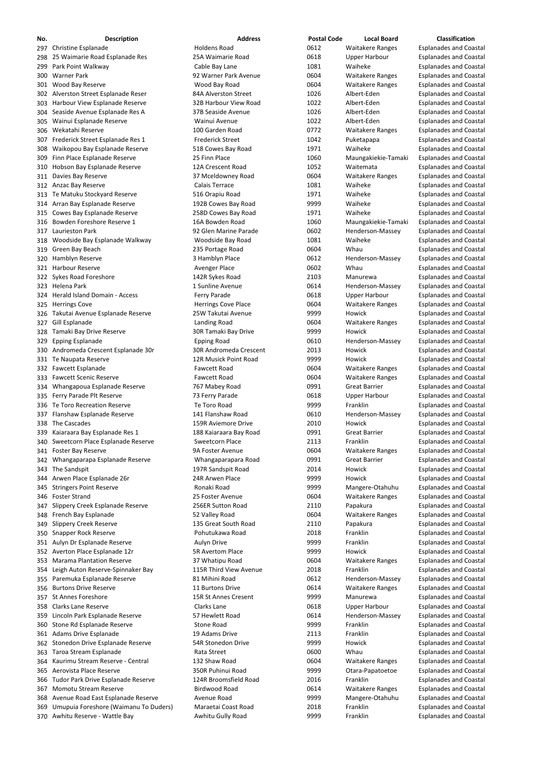| No. | Description | Address | Postal Code | Local Board | Classification |
|---|---|---|---|---|---|
| 297 | Christine Esplanade | Holdens Road | 0612 | Waitakere Ranges | Esplanades and Coastal |
| 298 | 25 Waimarie Road Esplanade Res | 25A Waimarie Road | 0618 | Upper Harbour | Esplanades and Coastal |
| 299 | Park Point Walkway | Cable Bay Lane | 1081 | Waiheke | Esplanades and Coastal |
| 300 | Warner Park | 92 Warner Park Avenue | 0604 | Waitakere Ranges | Esplanades and Coastal |
| 301 | Wood Bay Reserve | Wood Bay Road | 0604 | Waitakere Ranges | Esplanades and Coastal |
| 302 | Alverston Street Esplanade Reser | 84A Alverston Street | 1026 | Albert-Eden | Esplanades and Coastal |
| 303 | Harbour View Esplanade Reserve | 32B Harbour View Road | 1022 | Albert-Eden | Esplanades and Coastal |
| 304 | Seaside Avenue Esplanade Res A | 37B Seaside Avenue | 1026 | Albert-Eden | Esplanades and Coastal |
| 305 | Wainui Esplanade Reserve | Wainui Avenue | 1022 | Albert-Eden | Esplanades and Coastal |
| 306 | Wekatahi Reserve | 100 Garden Road | 0772 | Waitakere Ranges | Esplanades and Coastal |
| 307 | Frederick Street Esplanade Res 1 | Frederick Street | 1042 | Puketapapa | Esplanades and Coastal |
| 308 | Waikopou Bay Esplanade Reserve | 518 Cowes Bay Road | 1971 | Waiheke | Esplanades and Coastal |
| 309 | Finn Place Esplanade Reserve | 25 Finn Place | 1060 | Maungakiekie-Tamaki | Esplanades and Coastal |
| 310 | Hobson Bay Esplanade Reserve | 12A Crescent Road | 1052 | Waitemata | Esplanades and Coastal |
| 311 | Davies Bay Reserve | 37 Mceldowney Road | 0604 | Waitakere Ranges | Esplanades and Coastal |
| 312 | Anzac Bay Reserve | Calais Terrace | 1081 | Waiheke | Esplanades and Coastal |
| 313 | Te Matuku Stockyard Reserve | 516 Orapiu Road | 1971 | Waiheke | Esplanades and Coastal |
| 314 | Arran Bay Esplanade Reserve | 192B Cowes Bay Road | 9999 | Waiheke | Esplanades and Coastal |
| 315 | Cowes Bay Esplanade Reserve | 258D Cowes Bay Road | 1971 | Waiheke | Esplanades and Coastal |
| 316 | Bowden Foreshore Reserve 1 | 16A Bowden Road | 1060 | Maungakiekie-Tamaki | Esplanades and Coastal |
| 317 | Laurieston Park | 92 Glen Marine Parade | 0602 | Henderson-Massey | Esplanades and Coastal |
| 318 | Woodside Bay Esplanade Walkway | Woodside Bay Road | 1081 | Waiheke | Esplanades and Coastal |
| 319 | Green Bay Beach | 235 Portage Road | 0604 | Whau | Esplanades and Coastal |
| 320 | Hamblyn Reserve | 3 Hamblyn Place | 0612 | Henderson-Massey | Esplanades and Coastal |
| 321 | Harbour Reserve | Avenger Place | 0602 | Whau | Esplanades and Coastal |
| 322 | Sykes Road Foreshore | 142R Sykes Road | 2103 | Manurewa | Esplanades and Coastal |
| 323 | Helena Park | 1 Sunline Avenue | 0614 | Henderson-Massey | Esplanades and Coastal |
| 324 | Herald Island Domain - Access | Ferry Parade | 0618 | Upper Harbour | Esplanades and Coastal |
| 325 | Herrings Cove | Herrings Cove Place | 0604 | Waitakere Ranges | Esplanades and Coastal |
| 326 | Takutai Avenue Esplanade Reserve | 25W Takutai Avenue | 9999 | Howick | Esplanades and Coastal |
| 327 | Gill Esplanade | Landing Road | 0604 | Waitakere Ranges | Esplanades and Coastal |
| 328 | Tamaki Bay Drive Reserve | 30R Tamaki Bay Drive | 9999 | Howick | Esplanades and Coastal |
| 329 | Epping Esplanade | Epping Road | 0610 | Henderson-Massey | Esplanades and Coastal |
| 330 | Andromeda Crescent Esplanade 30r | 30R Andromeda Crescent | 2013 | Howick | Esplanades and Coastal |
| 331 | Te Naupata Reserve | 12R Musick Point Road | 9999 | Howick | Esplanades and Coastal |
| 332 | Fawcett Esplanade | Fawcett Road | 0604 | Waitakere Ranges | Esplanades and Coastal |
| 333 | Fawcett Scenic Reserve | Fawcett Road | 0604 | Waitakere Ranges | Esplanades and Coastal |
| 334 | Whangapoua Esplanade Reserve | 767 Mabey Road | 0991 | Great Barrier | Esplanades and Coastal |
| 335 | Ferry Parade Plt Reserve | 73 Ferry Parade | 0618 | Upper Harbour | Esplanades and Coastal |
| 336 | Te Toro Recreation Reserve | Te Toro Road | 9999 | Franklin | Esplanades and Coastal |
| 337 | Flanshaw Esplanade Reserve | 141 Flanshaw Road | 0610 | Henderson-Massey | Esplanades and Coastal |
| 338 | The Cascades | 159R Aviemore Drive | 2010 | Howick | Esplanades and Coastal |
| 339 | Kaiaraara Bay Esplanade Res 1 | 188 Kaiaraara Bay Road | 0991 | Great Barrier | Esplanades and Coastal |
| 340 | Sweetcorn Place Esplanade Reserve | Sweetcorn Place | 2113 | Franklin | Esplanades and Coastal |
| 341 | Foster Bay Reserve | 9A Foster Avenue | 0604 | Waitakere Ranges | Esplanades and Coastal |
| 342 | Whangaparapa Esplanade Reserve | Whangaparapara Road | 0991 | Great Barrier | Esplanades and Coastal |
| 343 | The Sandspit | 197R Sandspit Road | 2014 | Howick | Esplanades and Coastal |
| 344 | Arwen Place Esplanade 26r | 24R Arwen Place | 9999 | Howick | Esplanades and Coastal |
| 345 | Stringers Point Reserve | Ronaki Road | 9999 | Mangere-Otahuhu | Esplanades and Coastal |
| 346 | Foster Strand | 25 Foster Avenue | 0604 | Waitakere Ranges | Esplanades and Coastal |
| 347 | Slippery Creek Esplanade Reserve | 256ER Sutton Road | 2110 | Papakura | Esplanades and Coastal |
| 348 | French Bay Esplanade | 52 Valley Road | 0604 | Waitakere Ranges | Esplanades and Coastal |
| 349 | Slippery Creek Reserve | 135 Great South Road | 2110 | Papakura | Esplanades and Coastal |
| 350 | Snapper Rock Reserve | Pohutukawa Road | 2018 | Franklin | Esplanades and Coastal |
| 351 | Aulyn Dr Esplanade Reserve | Aulyn Drive | 9999 | Franklin | Esplanades and Coastal |
| 352 | Averton Place Esplanade 12r | 5R Avertom Place | 9999 | Howick | Esplanades and Coastal |
| 353 | Marama Plantation Reserve | 37 Whatipu Road | 0604 | Waitakere Ranges | Esplanades and Coastal |
| 354 | Leigh Auton Reserve-Spinnaker Bay | 115R Third View Avenue | 2018 | Franklin | Esplanades and Coastal |
| 355 | Paremuka Esplanade Reserve | 81 Mihini Road | 0612 | Henderson-Massey | Esplanades and Coastal |
| 356 | Burtons Drive Reserve | 11 Burtons Drive | 0614 | Waitakere Ranges | Esplanades and Coastal |
| 357 | St Annes Foreshore | 15R St Annes Cresent | 9999 | Manurewa | Esplanades and Coastal |
| 358 | Clarks Lane Reserve | Clarks Lane | 0618 | Upper Harbour | Esplanades and Coastal |
| 359 | Lincoln Park Esplanade Reserve | 57 Hewlett Road | 0614 | Henderson-Massey | Esplanades and Coastal |
| 360 | Stone Rd Esplanade Reserve | Stone Road | 9999 | Franklin | Esplanades and Coastal |
| 361 | Adams Drive Esplanade | 19 Adams Drive | 2113 | Franklin | Esplanades and Coastal |
| 362 | Stonedon Drive Esplanade Reserve | 54R Stonedon Drive | 9999 | Howick | Esplanades and Coastal |
| 363 | Taroa Stream Esplanade | Rata Street | 0600 | Whau | Esplanades and Coastal |
| 364 | Kaurimu Stream Reserve - Central | 132 Shaw Road | 0604 | Waitakere Ranges | Esplanades and Coastal |
| 365 | Aerovista Place Reserve | 350R Puhinui Road | 9999 | Otara-Papatoetoe | Esplanades and Coastal |
| 366 | Tudor Park Drive Esplanade Reserve | 124R Broomsfield Road | 2016 | Franklin | Esplanades and Coastal |
| 367 | Momotu Stream Reserve | Birdwood Road | 0614 | Waitakere Ranges | Esplanades and Coastal |
| 368 | Avenue Road East Esplanade Reserve | Avenue Road | 9999 | Mangere-Otahuhu | Esplanades and Coastal |
| 369 | Umupuia Foreshore (Waimanu To Duders) | Maraetai Coast Road | 2018 | Franklin | Esplanades and Coastal |
| 370 | Awhitu Reserve - Wattle Bay | Awhitu Gully Road | 9999 | Franklin | Esplanades and Coastal |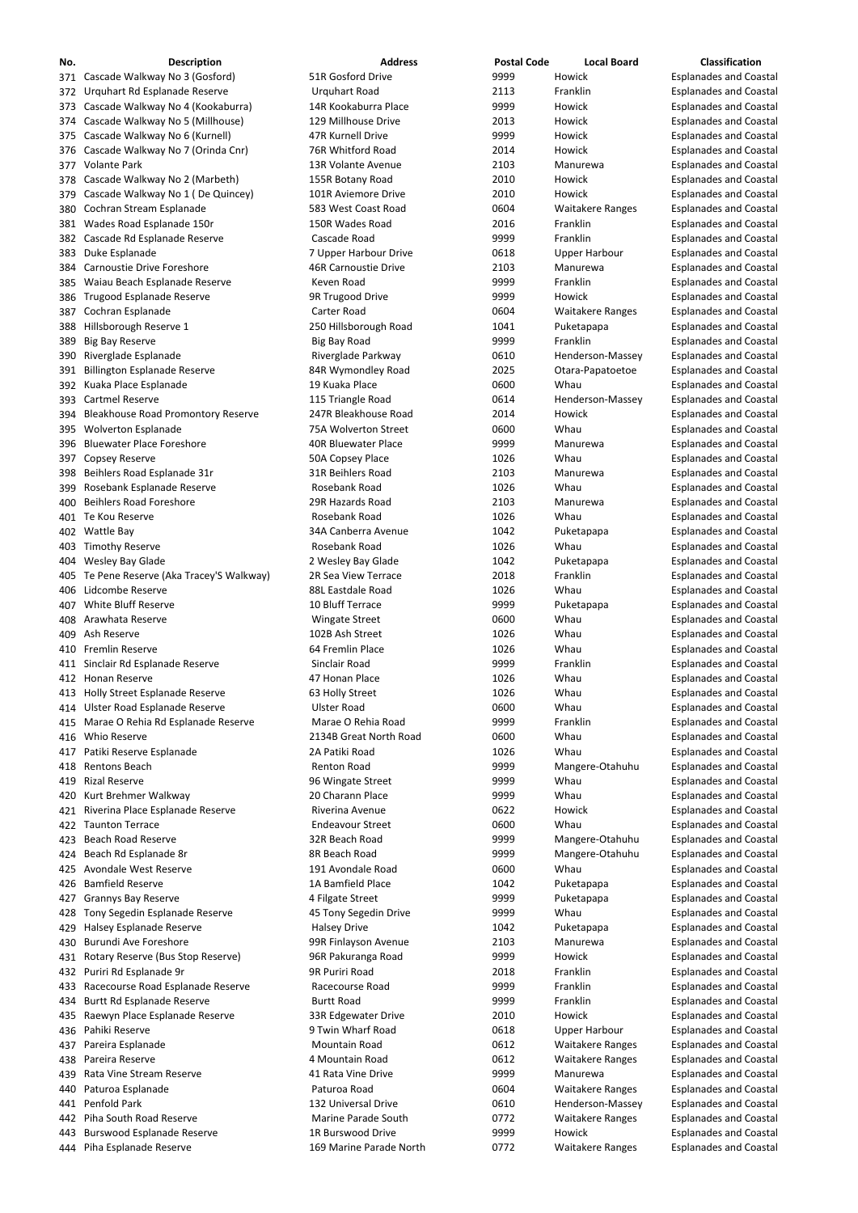| No. | Description | Address | Postal Code | Local Board | Classification |
|---|---|---|---|---|---|
| 371 | Cascade Walkway No 3 (Gosford) | 51R Gosford Drive | 9999 | Howick | Esplanades and Coastal |
| 372 | Urquhart Rd Esplanade Reserve | Urquhart Road | 2113 | Franklin | Esplanades and Coastal |
| 373 | Cascade Walkway No 4 (Kookaburra) | 14R Kookaburra Place | 9999 | Howick | Esplanades and Coastal |
| 374 | Cascade Walkway No 5 (Millhouse) | 129 Millhouse Drive | 2013 | Howick | Esplanades and Coastal |
| 375 | Cascade Walkway No 6 (Kurnell) | 47R Kurnell Drive | 9999 | Howick | Esplanades and Coastal |
| 376 | Cascade Walkway No 7 (Orinda Cnr) | 76R Whitford Road | 2014 | Howick | Esplanades and Coastal |
| 377 | Volante Park | 13R Volante Avenue | 2103 | Manurewa | Esplanades and Coastal |
| 378 | Cascade Walkway No 2 (Marbeth) | 155R Botany Road | 2010 | Howick | Esplanades and Coastal |
| 379 | Cascade Walkway No 1 ( De Quincey) | 101R Aviemore Drive | 2010 | Howick | Esplanades and Coastal |
| 380 | Cochran Stream Esplanade | 583 West Coast Road | 0604 | Waitakere Ranges | Esplanades and Coastal |
| 381 | Wades Road Esplanade 150r | 150R Wades Road | 2016 | Franklin | Esplanades and Coastal |
| 382 | Cascade Rd Esplanade Reserve | Cascade Road | 9999 | Franklin | Esplanades and Coastal |
| 383 | Duke Esplanade | 7 Upper Harbour Drive | 0618 | Upper Harbour | Esplanades and Coastal |
| 384 | Carnoustie Drive Foreshore | 46R Carnoustie Drive | 2103 | Manurewa | Esplanades and Coastal |
| 385 | Waiau Beach Esplanade Reserve | Keven Road | 9999 | Franklin | Esplanades and Coastal |
| 386 | Trugood Esplanade Reserve | 9R Trugood Drive | 9999 | Howick | Esplanades and Coastal |
| 387 | Cochran Esplanade | Carter Road | 0604 | Waitakere Ranges | Esplanades and Coastal |
| 388 | Hillsborough Reserve 1 | 250 Hillsborough Road | 1041 | Puketapapa | Esplanades and Coastal |
| 389 | Big Bay Reserve | Big Bay Road | 9999 | Franklin | Esplanades and Coastal |
| 390 | Riverglade Esplanade | Riverglade Parkway | 0610 | Henderson-Massey | Esplanades and Coastal |
| 391 | Billington Esplanade Reserve | 84R Wymondley Road | 2025 | Otara-Papatoetoe | Esplanades and Coastal |
| 392 | Kuaka Place Esplanade | 19 Kuaka Place | 0600 | Whau | Esplanades and Coastal |
| 393 | Cartmel Reserve | 115 Triangle Road | 0614 | Henderson-Massey | Esplanades and Coastal |
| 394 | Bleakhouse Road Promontory Reserve | 247R Bleakhouse Road | 2014 | Howick | Esplanades and Coastal |
| 395 | Wolverton Esplanade | 75A Wolverton Street | 0600 | Whau | Esplanades and Coastal |
| 396 | Bluewater Place Foreshore | 40R Bluewater Place | 9999 | Manurewa | Esplanades and Coastal |
| 397 | Copsey Reserve | 50A Copsey Place | 1026 | Whau | Esplanades and Coastal |
| 398 | Beihlers Road Esplanade 31r | 31R Beihlers Road | 2103 | Manurewa | Esplanades and Coastal |
| 399 | Rosebank Esplanade Reserve | Rosebank Road | 1026 | Whau | Esplanades and Coastal |
| 400 | Beihlers Road Foreshore | 29R Hazards Road | 2103 | Manurewa | Esplanades and Coastal |
| 401 | Te Kou Reserve | Rosebank Road | 1026 | Whau | Esplanades and Coastal |
| 402 | Wattle Bay | 34A Canberra Avenue | 1042 | Puketapapa | Esplanades and Coastal |
| 403 | Timothy Reserve | Rosebank Road | 1026 | Whau | Esplanades and Coastal |
| 404 | Wesley Bay Glade | 2 Wesley Bay Glade | 1042 | Puketapapa | Esplanades and Coastal |
| 405 | Te Pene Reserve (Aka Tracey'S Walkway) | 2R Sea View Terrace | 2018 | Franklin | Esplanades and Coastal |
| 406 | Lidcombe Reserve | 88L Eastdale Road | 1026 | Whau | Esplanades and Coastal |
| 407 | White Bluff Reserve | 10 Bluff Terrace | 9999 | Puketapapa | Esplanades and Coastal |
| 408 | Arawhata Reserve | Wingate Street | 0600 | Whau | Esplanades and Coastal |
| 409 | Ash Reserve | 102B Ash Street | 1026 | Whau | Esplanades and Coastal |
| 410 | Fremlin Reserve | 64 Fremlin Place | 1026 | Whau | Esplanades and Coastal |
| 411 | Sinclair Rd Esplanade Reserve | Sinclair Road | 9999 | Franklin | Esplanades and Coastal |
| 412 | Honan Reserve | 47 Honan Place | 1026 | Whau | Esplanades and Coastal |
| 413 | Holly Street Esplanade Reserve | 63 Holly Street | 1026 | Whau | Esplanades and Coastal |
| 414 | Ulster Road Esplanade Reserve | Ulster Road | 0600 | Whau | Esplanades and Coastal |
| 415 | Marae O Rehia Rd Esplanade Reserve | Marae O Rehia Road | 9999 | Franklin | Esplanades and Coastal |
| 416 | Whio Reserve | 2134B Great North Road | 0600 | Whau | Esplanades and Coastal |
| 417 | Patiki Reserve Esplanade | 2A Patiki Road | 1026 | Whau | Esplanades and Coastal |
| 418 | Rentons Beach | Renton Road | 9999 | Mangere-Otahuhu | Esplanades and Coastal |
| 419 | Rizal Reserve | 96 Wingate Street | 9999 | Whau | Esplanades and Coastal |
| 420 | Kurt Brehmer Walkway | 20 Charann Place | 9999 | Whau | Esplanades and Coastal |
| 421 | Riverina Place Esplanade Reserve | Riverina Avenue | 0622 | Howick | Esplanades and Coastal |
| 422 | Taunton Terrace | Endeavour Street | 0600 | Whau | Esplanades and Coastal |
| 423 | Beach Road Reserve | 32R Beach Road | 9999 | Mangere-Otahuhu | Esplanades and Coastal |
| 424 | Beach Rd Esplanade 8r | 8R Beach Road | 9999 | Mangere-Otahuhu | Esplanades and Coastal |
| 425 | Avondale West Reserve | 191 Avondale Road | 0600 | Whau | Esplanades and Coastal |
| 426 | Bamfield Reserve | 1A Bamfield Place | 1042 | Puketapapa | Esplanades and Coastal |
| 427 | Grannys Bay Reserve | 4 Filgate Street | 9999 | Puketapapa | Esplanades and Coastal |
| 428 | Tony Segedin Esplanade Reserve | 45 Tony Segedin Drive | 9999 | Whau | Esplanades and Coastal |
| 429 | Halsey Esplanade Reserve | Halsey Drive | 1042 | Puketapapa | Esplanades and Coastal |
| 430 | Burundi Ave Foreshore | 99R Finlayson Avenue | 2103 | Manurewa | Esplanades and Coastal |
| 431 | Rotary Reserve (Bus Stop Reserve) | 96R Pakuranga Road | 9999 | Howick | Esplanades and Coastal |
| 432 | Puriri Rd Esplanade 9r | 9R Puriri Road | 2018 | Franklin | Esplanades and Coastal |
| 433 | Racecourse Road Esplanade Reserve | Racecourse Road | 9999 | Franklin | Esplanades and Coastal |
| 434 | Burtt Rd Esplanade Reserve | Burtt Road | 9999 | Franklin | Esplanades and Coastal |
| 435 | Raewyn Place Esplanade Reserve | 33R Edgewater Drive | 2010 | Howick | Esplanades and Coastal |
| 436 | Pahiki Reserve | 9 Twin Wharf Road | 0618 | Upper Harbour | Esplanades and Coastal |
| 437 | Pareira Esplanade | Mountain Road | 0612 | Waitakere Ranges | Esplanades and Coastal |
| 438 | Pareira Reserve | 4 Mountain Road | 0612 | Waitakere Ranges | Esplanades and Coastal |
| 439 | Rata Vine Stream Reserve | 41 Rata Vine Drive | 9999 | Manurewa | Esplanades and Coastal |
| 440 | Paturoa Esplanade | Paturoa Road | 0604 | Waitakere Ranges | Esplanades and Coastal |
| 441 | Penfold Park | 132 Universal Drive | 0610 | Henderson-Massey | Esplanades and Coastal |
| 442 | Piha South Road Reserve | Marine Parade South | 0772 | Waitakere Ranges | Esplanades and Coastal |
| 443 | Burswood Esplanade Reserve | 1R Burswood Drive | 9999 | Howick | Esplanades and Coastal |
| 444 | Piha Esplanade Reserve | 169 Marine Parade North | 0772 | Waitakere Ranges | Esplanades and Coastal |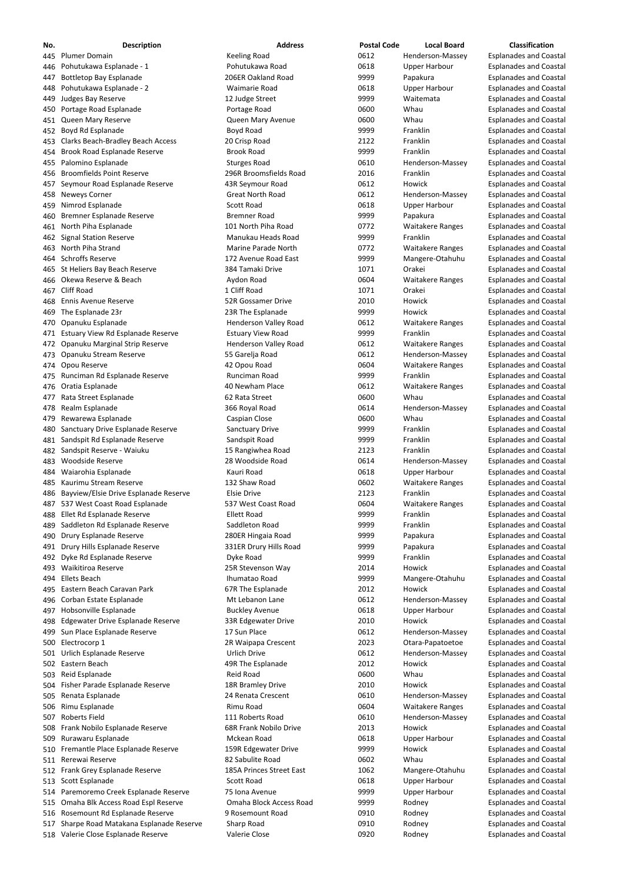| No. | Description | Address | Postal Code | Local Board | Classification |
|---|---|---|---|---|---|
| 445 | Plumer Domain | Keeling Road | 0612 | Henderson-Massey | Esplanades and Coastal |
| 446 | Pohutukawa Esplanade - 1 | Pohutukawa Road | 0618 | Upper Harbour | Esplanades and Coastal |
| 447 | Bottletop Bay Esplanade | 206ER Oakland Road | 9999 | Papakura | Esplanades and Coastal |
| 448 | Pohutukawa Esplanade - 2 | Waimarie Road | 0618 | Upper Harbour | Esplanades and Coastal |
| 449 | Judges Bay Reserve | 12 Judge Street | 9999 | Waitemata | Esplanades and Coastal |
| 450 | Portage Road Esplanade | Portage Road | 0600 | Whau | Esplanades and Coastal |
| 451 | Queen Mary Reserve | Queen Mary Avenue | 0600 | Whau | Esplanades and Coastal |
| 452 | Boyd Rd Esplanade | Boyd Road | 9999 | Franklin | Esplanades and Coastal |
| 453 | Clarks Beach-Bradley Beach Access | 20 Crisp Road | 2122 | Franklin | Esplanades and Coastal |
| 454 | Brook Road Esplanade Reserve | Brook Road | 9999 | Franklin | Esplanades and Coastal |
| 455 | Palomino Esplanade | Sturges Road | 0610 | Henderson-Massey | Esplanades and Coastal |
| 456 | Broomfields Point Reserve | 296R Broomsfields Road | 2016 | Franklin | Esplanades and Coastal |
| 457 | Seymour Road Esplanade Reserve | 43R Seymour Road | 0612 | Howick | Esplanades and Coastal |
| 458 | Neweys Corner | Great North Road | 0612 | Henderson-Massey | Esplanades and Coastal |
| 459 | Nimrod Esplanade | Scott Road | 0618 | Upper Harbour | Esplanades and Coastal |
| 460 | Bremner Esplanade Reserve | Bremner Road | 9999 | Papakura | Esplanades and Coastal |
| 461 | North Piha Esplanade | 101 North Piha Road | 0772 | Waitakere Ranges | Esplanades and Coastal |
| 462 | Signal Station Reserve | Manukau Heads Road | 9999 | Franklin | Esplanades and Coastal |
| 463 | North Piha Strand | Marine Parade North | 0772 | Waitakere Ranges | Esplanades and Coastal |
| 464 | Schroffs Reserve | 172 Avenue Road East | 9999 | Mangere-Otahuhu | Esplanades and Coastal |
| 465 | St Heliers Bay Beach Reserve | 384 Tamaki Drive | 1071 | Orakei | Esplanades and Coastal |
| 466 | Okewa Reserve & Beach | Aydon Road | 0604 | Waitakere Ranges | Esplanades and Coastal |
| 467 | Cliff Road | 1 Cliff Road | 1071 | Orakei | Esplanades and Coastal |
| 468 | Ennis Avenue Reserve | 52R Gossamer Drive | 2010 | Howick | Esplanades and Coastal |
| 469 | The Esplanade 23r | 23R The Esplanade | 9999 | Howick | Esplanades and Coastal |
| 470 | Opanuku Esplanade | Henderson Valley Road | 0612 | Waitakere Ranges | Esplanades and Coastal |
| 471 | Estuary View Rd Esplanade Reserve | Estuary View Road | 9999 | Franklin | Esplanades and Coastal |
| 472 | Opanuku Marginal Strip Reserve | Henderson Valley Road | 0612 | Waitakere Ranges | Esplanades and Coastal |
| 473 | Opanuku Stream Reserve | 55 Garelja Road | 0612 | Henderson-Massey | Esplanades and Coastal |
| 474 | Opou Reserve | 42 Opou Road | 0604 | Waitakere Ranges | Esplanades and Coastal |
| 475 | Runciman Rd Esplanade Reserve | Runciman Road | 9999 | Franklin | Esplanades and Coastal |
| 476 | Oratia Esplanade | 40 Newham Place | 0612 | Waitakere Ranges | Esplanades and Coastal |
| 477 | Rata Street Esplanade | 62 Rata Street | 0600 | Whau | Esplanades and Coastal |
| 478 | Realm Esplanade | 366 Royal Road | 0614 | Henderson-Massey | Esplanades and Coastal |
| 479 | Rewarewa Esplanade | Caspian Close | 0600 | Whau | Esplanades and Coastal |
| 480 | Sanctuary Drive Esplanade Reserve | Sanctuary Drive | 9999 | Franklin | Esplanades and Coastal |
| 481 | Sandspit Rd Esplanade Reserve | Sandspit Road | 9999 | Franklin | Esplanades and Coastal |
| 482 | Sandspit Reserve - Waiuku | 15 Rangiwhea Road | 2123 | Franklin | Esplanades and Coastal |
| 483 | Woodside Reserve | 28 Woodside Road | 0614 | Henderson-Massey | Esplanades and Coastal |
| 484 | Waiarohia Esplanade | Kauri Road | 0618 | Upper Harbour | Esplanades and Coastal |
| 485 | Kaurimu Stream Reserve | 132 Shaw Road | 0602 | Waitakere Ranges | Esplanades and Coastal |
| 486 | Bayview/Elsie Drive Esplanade Reserve | Elsie Drive | 2123 | Franklin | Esplanades and Coastal |
| 487 | 537 West Coast Road Esplanade | 537 West Coast Road | 0604 | Waitakere Ranges | Esplanades and Coastal |
| 488 | Ellet Rd Esplanade Reserve | Ellett Road | 9999 | Franklin | Esplanades and Coastal |
| 489 | Saddleton Rd Esplanade Reserve | Saddleton Road | 9999 | Franklin | Esplanades and Coastal |
| 490 | Drury Esplanade Reserve | 280ER Hingaia Road | 9999 | Papakura | Esplanades and Coastal |
| 491 | Drury Hills Esplanade Reserve | 331ER Drury Hills Road | 9999 | Papakura | Esplanades and Coastal |
| 492 | Dyke Rd Esplanade Reserve | Dyke Road | 9999 | Franklin | Esplanades and Coastal |
| 493 | Waikitiroa Reserve | 25R Stevenson Way | 2014 | Howick | Esplanades and Coastal |
| 494 | Ellets Beach | Ihumatao Road | 9999 | Mangere-Otahuhu | Esplanades and Coastal |
| 495 | Eastern Beach Caravan Park | 67R The Esplanade | 2012 | Howick | Esplanades and Coastal |
| 496 | Corban Estate Esplanade | Mt Lebanon Lane | 0612 | Henderson-Massey | Esplanades and Coastal |
| 497 | Hobsonville Esplanade | Buckley Avenue | 0618 | Upper Harbour | Esplanades and Coastal |
| 498 | Edgewater Drive Esplanade Reserve | 33R Edgewater Drive | 2010 | Howick | Esplanades and Coastal |
| 499 | Sun Place Esplanade Reserve | 17 Sun Place | 0612 | Henderson-Massey | Esplanades and Coastal |
| 500 | Electrocorp 1 | 2R Waipapa Crescent | 2023 | Otara-Papatoetoe | Esplanades and Coastal |
| 501 | Urlich Esplanade Reserve | Urlich Drive | 0612 | Henderson-Massey | Esplanades and Coastal |
| 502 | Eastern Beach | 49R The Esplanade | 2012 | Howick | Esplanades and Coastal |
| 503 | Reid Esplanade | Reid Road | 0600 | Whau | Esplanades and Coastal |
| 504 | Fisher Parade Esplanade Reserve | 18R Bramley Drive | 2010 | Howick | Esplanades and Coastal |
| 505 | Renata Esplanade | 24 Renata Crescent | 0610 | Henderson-Massey | Esplanades and Coastal |
| 506 | Rimu Esplanade | Rimu Road | 0604 | Waitakere Ranges | Esplanades and Coastal |
| 507 | Roberts Field | 111 Roberts Road | 0610 | Henderson-Massey | Esplanades and Coastal |
| 508 | Frank Nobilo Esplanade Reserve | 68R Frank Nobilo Drive | 2013 | Howick | Esplanades and Coastal |
| 509 | Rurawaru Esplanade | Mckean Road | 0618 | Upper Harbour | Esplanades and Coastal |
| 510 | Fremantle Place Esplanade Reserve | 159R Edgewater Drive | 9999 | Howick | Esplanades and Coastal |
| 511 | Rerewai Reserve | 82 Sabulite Road | 0602 | Whau | Esplanades and Coastal |
| 512 | Frank Grey Esplanade Reserve | 185A Princes Street East | 1062 | Mangere-Otahuhu | Esplanades and Coastal |
| 513 | Scott Esplanade | Scott Road | 0618 | Upper Harbour | Esplanades and Coastal |
| 514 | Paremoremo Creek Esplanade Reserve | 75 Iona Avenue | 9999 | Upper Harbour | Esplanades and Coastal |
| 515 | Omaha Blk Access Road Espl Reserve | Omaha Block Access Road | 9999 | Rodney | Esplanades and Coastal |
| 516 | Rosemount Rd Esplanade Reserve | 9 Rosemount Road | 0910 | Rodney | Esplanades and Coastal |
| 517 | Sharpe Road Matakana Esplanade Reserve | Sharp Road | 0910 | Rodney | Esplanades and Coastal |
| 518 | Valerie Close Esplanade Reserve | Valerie Close | 0920 | Rodney | Esplanades and Coastal |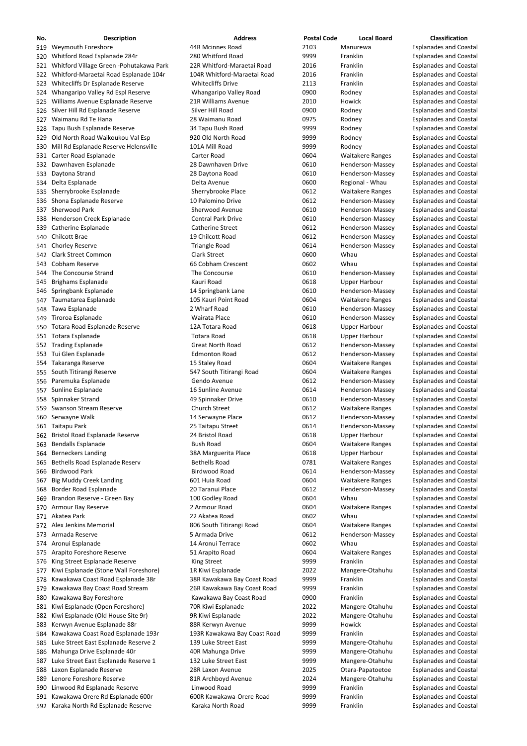| No. | Description | Address | Postal Code | Local Board | Classification |
|---|---|---|---|---|---|
| 519 | Weymouth Foreshore | 44R Mcinnes Road | 2103 | Manurewa | Esplanades and Coastal |
| 520 | Whitford Road Esplanade 284r | 280 Whitford Road | 9999 | Franklin | Esplanades and Coastal |
| 521 | Whitford Village Green -Pohutakawa Park | 22R Whitford-Maraetai Road | 2016 | Franklin | Esplanades and Coastal |
| 522 | Whitford-Maraetai Road Esplanade 104r | 104R Whitford-Maraetai Road | 2016 | Franklin | Esplanades and Coastal |
| 523 | Whitecliffs Dr Esplanade Reserve | Whitecliffs Drive | 2113 | Franklin | Esplanades and Coastal |
| 524 | Whangaripo Valley Rd Espl Reserve | Whangaripo Valley Road | 0900 | Rodney | Esplanades and Coastal |
| 525 | Williams Avenue Esplanade Reserve | 21R Williams Avenue | 2010 | Howick | Esplanades and Coastal |
| 526 | Silver Hill Rd Esplanade Reserve | Silver Hill Road | 0900 | Rodney | Esplanades and Coastal |
| 527 | Waimanu Rd Te Hana | 28 Waimanu Road | 0975 | Rodney | Esplanades and Coastal |
| 528 | Tapu Bush Esplanade Reserve | 34 Tapu Bush Road | 9999 | Rodney | Esplanades and Coastal |
| 529 | Old North Road Waikoukou Val Esp | 920 Old North Road | 9999 | Rodney | Esplanades and Coastal |
| 530 | Mill Rd Esplanade Reserve Helensville | 101A Mill Road | 9999 | Rodney | Esplanades and Coastal |
| 531 | Carter Road Esplanade | Carter Road | 0604 | Waitakere Ranges | Esplanades and Coastal |
| 532 | Dawnhaven Esplanade | 28 Dawnhaven Drive | 0610 | Henderson-Massey | Esplanades and Coastal |
| 533 | Daytona Strand | 28 Daytona Road | 0610 | Henderson-Massey | Esplanades and Coastal |
| 534 | Delta Esplanade | Delta Avenue | 0600 | Regional - Whau | Esplanades and Coastal |
| 535 | Sherrybrooke Esplanade | Sherrybrooke Place | 0612 | Waitakere Ranges | Esplanades and Coastal |
| 536 | Shona Esplanade Reserve | 10 Palomino Drive | 0612 | Henderson-Massey | Esplanades and Coastal |
| 537 | Sherwood Park | Sherwood Avenue | 0610 | Henderson-Massey | Esplanades and Coastal |
| 538 | Henderson Creek Esplanade | Central Park Drive | 0610 | Henderson-Massey | Esplanades and Coastal |
| 539 | Catherine Esplanade | Catherine Street | 0612 | Henderson-Massey | Esplanades and Coastal |
| 540 | Chilcott Brae | 19 Chilcott Road | 0612 | Henderson-Massey | Esplanades and Coastal |
| 541 | Chorley Reserve | Triangle Road | 0614 | Henderson-Massey | Esplanades and Coastal |
| 542 | Clark Street Common | Clark Street | 0600 | Whau | Esplanades and Coastal |
| 543 | Cobham Reserve | 66 Cobham Crescent | 0602 | Whau | Esplanades and Coastal |
| 544 | The Concourse Strand | The Concourse | 0610 | Henderson-Massey | Esplanades and Coastal |
| 545 | Brighams Esplanade | Kauri Road | 0618 | Upper Harbour | Esplanades and Coastal |
| 546 | Springbank Esplanade | 14 Springbank Lane | 0610 | Henderson-Massey | Esplanades and Coastal |
| 547 | Taumatarea Esplanade | 105 Kauri Point Road | 0604 | Waitakere Ranges | Esplanades and Coastal |
| 548 | Tawa Esplanade | 2 Wharf Road | 0610 | Henderson-Massey | Esplanades and Coastal |
| 549 | Tiroroa Esplanade | Wairata Place | 0610 | Henderson-Massey | Esplanades and Coastal |
| 550 | Totara Road Esplanade Reserve | 12A Totara Road | 0618 | Upper Harbour | Esplanades and Coastal |
| 551 | Totara Esplanade | Totara Road | 0618 | Upper Harbour | Esplanades and Coastal |
| 552 | Trading Esplanade | Great North Road | 0612 | Henderson-Massey | Esplanades and Coastal |
| 553 | Tui Glen Esplanade | Edmonton Road | 0612 | Henderson-Massey | Esplanades and Coastal |
| 554 | Takaranga Reserve | 15 Staley Road | 0604 | Waitakere Ranges | Esplanades and Coastal |
| 555 | South Titirangi Reserve | 547 South Titirangi Road | 0604 | Waitakere Ranges | Esplanades and Coastal |
| 556 | Paremuka Esplanade | Gendo Avenue | 0612 | Henderson-Massey | Esplanades and Coastal |
| 557 | Sunline Esplanade | 16 Sunline Avenue | 0614 | Henderson-Massey | Esplanades and Coastal |
| 558 | Spinnaker Strand | 49 Spinnaker Drive | 0610 | Henderson-Massey | Esplanades and Coastal |
| 559 | Swanson Stream Reserve | Church Street | 0612 | Waitakere Ranges | Esplanades and Coastal |
| 560 | Serwayne Walk | 14 Serwayne Place | 0612 | Henderson-Massey | Esplanades and Coastal |
| 561 | Taitapu Park | 25 Taitapu Street | 0614 | Henderson-Massey | Esplanades and Coastal |
| 562 | Bristol Road Esplanade Reserve | 24 Bristol Road | 0618 | Upper Harbour | Esplanades and Coastal |
| 563 | Bendalls Esplanade | Bush Road | 0604 | Waitakere Ranges | Esplanades and Coastal |
| 564 | Berneckers Landing | 38A Marguerita Place | 0618 | Upper Harbour | Esplanades and Coastal |
| 565 | Bethells Road Esplanade Reserv | Bethells Road | 0781 | Waitakere Ranges | Esplanades and Coastal |
| 566 | Birdwood Park | Birdwood Road | 0614 | Henderson-Massey | Esplanades and Coastal |
| 567 | Big Muddy Creek Landing | 601 Huia Road | 0604 | Waitakere Ranges | Esplanades and Coastal |
| 568 | Border Road Esplanade | 20 Taranui Place | 0612 | Henderson-Massey | Esplanades and Coastal |
| 569 | Brandon Reserve - Green Bay | 100 Godley Road | 0604 | Whau | Esplanades and Coastal |
| 570 | Armour Bay Reserve | 2 Armour Road | 0604 | Waitakere Ranges | Esplanades and Coastal |
| 571 | Akatea Park | 22 Akatea Road | 0602 | Whau | Esplanades and Coastal |
| 572 | Alex Jenkins Memorial | 806 South Titirangi Road | 0604 | Waitakere Ranges | Esplanades and Coastal |
| 573 | Armada Reserve | 5 Armada Drive | 0612 | Henderson-Massey | Esplanades and Coastal |
| 574 | Aronui Esplanade | 14 Aronui Terrace | 0602 | Whau | Esplanades and Coastal |
| 575 | Arapito Foreshore Reserve | 51 Arapito Road | 0604 | Waitakere Ranges | Esplanades and Coastal |
| 576 | King Street Esplanade Reserve | King Street | 9999 | Franklin | Esplanades and Coastal |
| 577 | Kiwi Esplanade (Stone Wall Foreshore) | 1R Kiwi Esplanade | 2022 | Mangere-Otahuhu | Esplanades and Coastal |
| 578 | Kawakawa Coast Road Esplanade 38r | 38R Kawakawa Bay Coast Road | 9999 | Franklin | Esplanades and Coastal |
| 579 | Kawakawa Bay Coast Road Stream | 26R Kawakawa Bay Coast Road | 9999 | Franklin | Esplanades and Coastal |
| 580 | Kawakawa Bay Foreshore | Kawakawa Bay Coast Road | 0900 | Franklin | Esplanades and Coastal |
| 581 | Kiwi Esplanade (Open Foreshore) | 70R Kiwi Esplanade | 2022 | Mangere-Otahuhu | Esplanades and Coastal |
| 582 | Kiwi Esplanade (Old House Site 9r) | 9R Kiwi Esplanade | 2022 | Mangere-Otahuhu | Esplanades and Coastal |
| 583 | Kerwyn Avenue Esplanade 88r | 88R Kerwyn Avenue | 9999 | Howick | Esplanades and Coastal |
| 584 | Kawakawa Coast Road Esplanade 193r | 193R Kawakawa Bay Coast Road | 9999 | Franklin | Esplanades and Coastal |
| 585 | Luke Street East Esplanade Reserve 2 | 139 Luke Street East | 9999 | Mangere-Otahuhu | Esplanades and Coastal |
| 586 | Mahunga Drive Esplanade 40r | 40R Mahunga Drive | 9999 | Mangere-Otahuhu | Esplanades and Coastal |
| 587 | Luke Street East Esplanade Reserve 1 | 132 Luke Street East | 9999 | Mangere-Otahuhu | Esplanades and Coastal |
| 588 | Laxon Esplanade Reserve | 28R Laxon Avenue | 2025 | Otara-Papatoetoe | Esplanades and Coastal |
| 589 | Lenore Foreshore Reserve | 81R Archboyd Avenue | 2024 | Mangere-Otahuhu | Esplanades and Coastal |
| 590 | Linwood Rd Esplanade Reserve | Linwood Road | 9999 | Franklin | Esplanades and Coastal |
| 591 | Kawakawa Orere Rd Esplanade 600r | 600R Kawakawa-Orere Road | 9999 | Franklin | Esplanades and Coastal |
| 592 | Karaka North Rd Esplanade Reserve | Karaka North Road | 9999 | Franklin | Esplanades and Coastal |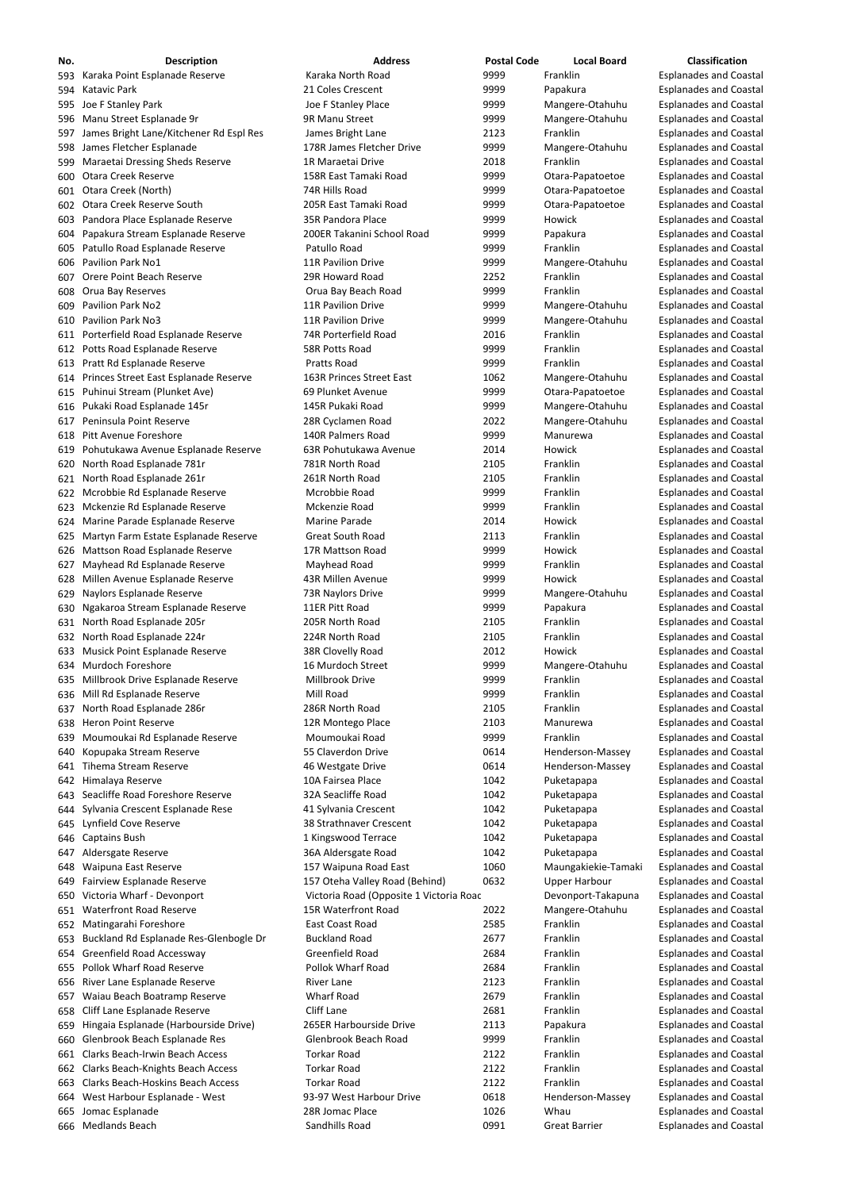| No. | Description | Address | Postal Code | Local Board | Classification |
|---|---|---|---|---|---|
| 593 | Karaka Point Esplanade Reserve | Karaka North Road | 9999 | Franklin | Esplanades and Coastal |
| 594 | Katavic Park | 21 Coles Crescent | 9999 | Papakura | Esplanades and Coastal |
| 595 | Joe F Stanley Park | Joe F Stanley Place | 9999 | Mangere-Otahuhu | Esplanades and Coastal |
| 596 | Manu Street Esplanade 9r | 9R Manu Street | 9999 | Mangere-Otahuhu | Esplanades and Coastal |
| 597 | James Bright Lane/Kitchener Rd Espl Res | James Bright Lane | 2123 | Franklin | Esplanades and Coastal |
| 598 | James Fletcher Esplanade | 178R James Fletcher Drive | 9999 | Mangere-Otahuhu | Esplanades and Coastal |
| 599 | Maraetai Dressing Sheds Reserve | 1R Maraetai Drive | 2018 | Franklin | Esplanades and Coastal |
| 600 | Otara Creek Reserve | 158R East Tamaki Road | 9999 | Otara-Papatoetoe | Esplanades and Coastal |
| 601 | Otara Creek (North) | 74R Hills Road | 9999 | Otara-Papatoetoe | Esplanades and Coastal |
| 602 | Otara Creek Reserve South | 205R East Tamaki Road | 9999 | Otara-Papatoetoe | Esplanades and Coastal |
| 603 | Pandora Place Esplanade Reserve | 35R Pandora Place | 9999 | Howick | Esplanades and Coastal |
| 604 | Papakura Stream Esplanade Reserve | 200ER Takanini School Road | 9999 | Papakura | Esplanades and Coastal |
| 605 | Patullo Road Esplanade Reserve | Patullo Road | 9999 | Franklin | Esplanades and Coastal |
| 606 | Pavilion Park No1 | 11R Pavilion Drive | 9999 | Mangere-Otahuhu | Esplanades and Coastal |
| 607 | Orere Point Beach Reserve | 29R Howard Road | 2252 | Franklin | Esplanades and Coastal |
| 608 | Orua Bay Reserves | Orua Bay Beach Road | 9999 | Franklin | Esplanades and Coastal |
| 609 | Pavilion Park No2 | 11R Pavilion Drive | 9999 | Mangere-Otahuhu | Esplanades and Coastal |
| 610 | Pavilion Park No3 | 11R Pavilion Drive | 9999 | Mangere-Otahuhu | Esplanades and Coastal |
| 611 | Porterfield Road Esplanade Reserve | 74R Porterfield Road | 2016 | Franklin | Esplanades and Coastal |
| 612 | Potts Road Esplanade Reserve | 58R Potts Road | 9999 | Franklin | Esplanades and Coastal |
| 613 | Pratt Rd Esplanade Reserve | Pratts Road | 9999 | Franklin | Esplanades and Coastal |
| 614 | Princes Street East Esplanade Reserve | 163R Princes Street East | 1062 | Mangere-Otahuhu | Esplanades and Coastal |
| 615 | Puhinui Stream (Plunket Ave) | 69 Plunket Avenue | 9999 | Otara-Papatoetoe | Esplanades and Coastal |
| 616 | Pukaki Road Esplanade 145r | 145R Pukaki Road | 9999 | Mangere-Otahuhu | Esplanades and Coastal |
| 617 | Peninsula Point Reserve | 28R Cyclamen Road | 2022 | Mangere-Otahuhu | Esplanades and Coastal |
| 618 | Pitt Avenue Foreshore | 140R Palmers Road | 9999 | Manurewa | Esplanades and Coastal |
| 619 | Pohutukawa Avenue Esplanade Reserve | 63R Pohutukawa Avenue | 2014 | Howick | Esplanades and Coastal |
| 620 | North Road Esplanade 781r | 781R North Road | 2105 | Franklin | Esplanades and Coastal |
| 621 | North Road Esplanade 261r | 261R North Road | 2105 | Franklin | Esplanades and Coastal |
| 622 | Mcrobbie Rd Esplanade Reserve | Mcrobbie Road | 9999 | Franklin | Esplanades and Coastal |
| 623 | Mckenzie Rd Esplanade Reserve | Mckenzie Road | 9999 | Franklin | Esplanades and Coastal |
| 624 | Marine Parade Esplanade Reserve | Marine Parade | 2014 | Howick | Esplanades and Coastal |
| 625 | Martyn Farm Estate Esplanade Reserve | Great South Road | 2113 | Franklin | Esplanades and Coastal |
| 626 | Mattson Road Esplanade Reserve | 17R Mattson Road | 9999 | Howick | Esplanades and Coastal |
| 627 | Mayhead Rd Esplanade Reserve | Mayhead Road | 9999 | Franklin | Esplanades and Coastal |
| 628 | Millen Avenue Esplanade Reserve | 43R Millen Avenue | 9999 | Howick | Esplanades and Coastal |
| 629 | Naylors Esplanade Reserve | 73R Naylors Drive | 9999 | Mangere-Otahuhu | Esplanades and Coastal |
| 630 | Ngakaroa Stream Esplanade Reserve | 11ER Pitt Road | 9999 | Papakura | Esplanades and Coastal |
| 631 | North Road Esplanade 205r | 205R North Road | 2105 | Franklin | Esplanades and Coastal |
| 632 | North Road Esplanade 224r | 224R North Road | 2105 | Franklin | Esplanades and Coastal |
| 633 | Musick Point Esplanade Reserve | 38R Clovelly Road | 2012 | Howick | Esplanades and Coastal |
| 634 | Murdoch Foreshore | 16 Murdoch Street | 9999 | Mangere-Otahuhu | Esplanades and Coastal |
| 635 | Millbrook Drive Esplanade Reserve | Millbrook Drive | 9999 | Franklin | Esplanades and Coastal |
| 636 | Mill Rd Esplanade Reserve | Mill Road | 9999 | Franklin | Esplanades and Coastal |
| 637 | North Road Esplanade 286r | 286R North Road | 2105 | Franklin | Esplanades and Coastal |
| 638 | Heron Point Reserve | 12R Montego Place | 2103 | Manurewa | Esplanades and Coastal |
| 639 | Moumoukai Rd Esplanade Reserve | Moumoukai Road | 9999 | Franklin | Esplanades and Coastal |
| 640 | Kopupaka Stream Reserve | 55 Claverdon Drive | 0614 | Henderson-Massey | Esplanades and Coastal |
| 641 | Tihema Stream Reserve | 46 Westgate Drive | 0614 | Henderson-Massey | Esplanades and Coastal |
| 642 | Himalaya Reserve | 10A Fairsea Place | 1042 | Puketapapa | Esplanades and Coastal |
| 643 | Seacliffe Road Foreshore Reserve | 32A Seacliffe Road | 1042 | Puketapapa | Esplanades and Coastal |
| 644 | Sylvania Crescent Esplanade Rese | 41 Sylvania Crescent | 1042 | Puketapapa | Esplanades and Coastal |
| 645 | Lynfield Cove Reserve | 38 Strathnaver Crescent | 1042 | Puketapapa | Esplanades and Coastal |
| 646 | Captains Bush | 1 Kingswood Terrace | 1042 | Puketapapa | Esplanades and Coastal |
| 647 | Aldersgate Reserve | 36A Aldersgate Road | 1042 | Puketapapa | Esplanades and Coastal |
| 648 | Waipuna East Reserve | 157 Waipuna Road East | 1060 | Maungakiekie-Tamaki | Esplanades and Coastal |
| 649 | Fairview Esplanade Reserve | 157 Oteha Valley Road (Behind) | 0632 | Upper Harbour | Esplanades and Coastal |
| 650 | Victoria Wharf - Devonport | Victoria Road (Opposite 1 Victoria Roac | | Devonport-Takapuna | Esplanades and Coastal |
| 651 | Waterfront Road Reserve | 15R Waterfront Road | 2022 | Mangere-Otahuhu | Esplanades and Coastal |
| 652 | Matingarahi Foreshore | East Coast Road | 2585 | Franklin | Esplanades and Coastal |
| 653 | Buckland Rd Esplanade Res-Glenbogle Dr | Buckland Road | 2677 | Franklin | Esplanades and Coastal |
| 654 | Greenfield Road Accessway | Greenfield Road | 2684 | Franklin | Esplanades and Coastal |
| 655 | Pollok Wharf Road Reserve | Pollok Wharf Road | 2684 | Franklin | Esplanades and Coastal |
| 656 | River Lane Esplanade Reserve | River Lane | 2123 | Franklin | Esplanades and Coastal |
| 657 | Waiau Beach Boatramp Reserve | Wharf Road | 2679 | Franklin | Esplanades and Coastal |
| 658 | Cliff Lane Esplanade Reserve | Cliff Lane | 2681 | Franklin | Esplanades and Coastal |
| 659 | Hingaia Esplanade (Harbourside Drive) | 265ER Harbourside Drive | 2113 | Papakura | Esplanades and Coastal |
| 660 | Glenbrook Beach Esplanade Res | Glenbrook Beach Road | 9999 | Franklin | Esplanades and Coastal |
| 661 | Clarks Beach-Irwin Beach Access | Torkar Road | 2122 | Franklin | Esplanades and Coastal |
| 662 | Clarks Beach-Knights Beach Access | Torkar Road | 2122 | Franklin | Esplanades and Coastal |
| 663 | Clarks Beach-Hoskins Beach Access | Torkar Road | 2122 | Franklin | Esplanades and Coastal |
| 664 | West Harbour Esplanade - West | 93-97 West Harbour Drive | 0618 | Henderson-Massey | Esplanades and Coastal |
| 665 | Jomac Esplanade | 28R Jomac Place | 1026 | Whau | Esplanades and Coastal |
| 666 | Medlands Beach | Sandhills Road | 0991 | Great Barrier | Esplanades and Coastal |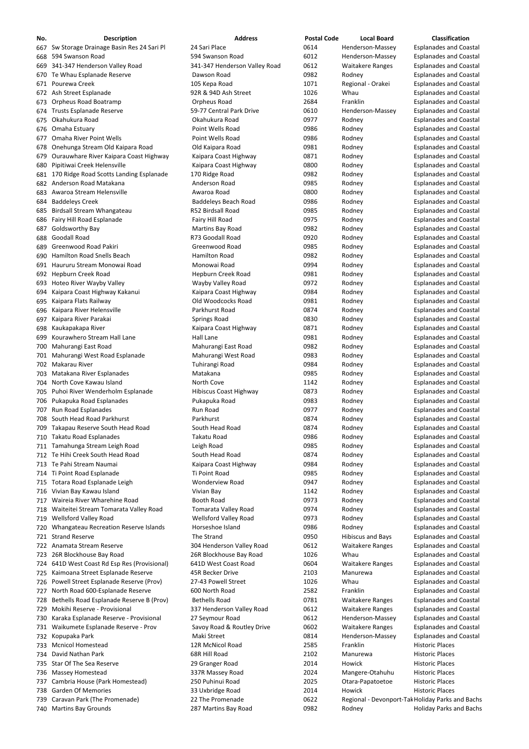| No. | Description | Address | Postal Code | Local Board | Classification |
|---|---|---|---|---|---|
| 667 | Sw Storage Drainage Basin Res 24 Sari Pl | 24 Sari Place | 0614 | Henderson-Massey | Esplanades and Coastal |
| 668 | 594 Swanson Road | 594 Swanson Road | 6012 | Henderson-Massey | Esplanades and Coastal |
| 669 | 341-347 Henderson Valley Road | 341-347 Henderson Valley Road | 0612 | Waitakere Ranges | Esplanades and Coastal |
| 670 | Te Whau Esplanade Reserve | Dawson Road | 0982 | Rodney | Esplanades and Coastal |
| 671 | Pourewa Creek | 105 Kepa Road | 1071 | Regional - Orakei | Esplanades and Coastal |
| 672 | Ash Street Esplanade | 92R & 94D Ash Street | 1026 | Whau | Esplanades and Coastal |
| 673 | Orpheus Road Boatramp | Orpheus Road | 2684 | Franklin | Esplanades and Coastal |
| 674 | Trusts Esplanade Reserve | 59-77 Central Park Drive | 0610 | Henderson-Massey | Esplanades and Coastal |
| 675 | Okahukura Road | Okahukura Road | 0977 | Rodney | Esplanades and Coastal |
| 676 | Omaha Estuary | Point Wells Road | 0986 | Rodney | Esplanades and Coastal |
| 677 | Omaha River Point Wells | Point Wells Road | 0986 | Rodney | Esplanades and Coastal |
| 678 | Onehunga Stream Old Kaipara Road | Old Kaipara Road | 0981 | Rodney | Esplanades and Coastal |
| 679 | Ourauwhare River Kaipara Coast Highway | Kaipara Coast Highway | 0871 | Rodney | Esplanades and Coastal |
| 680 | Pipitiwai Creek Helensville | Kaipara Coast Highway | 0800 | Rodney | Esplanades and Coastal |
| 681 | 170 Ridge Road Scotts Landing Esplanade | 170 Ridge Road | 0982 | Rodney | Esplanades and Coastal |
| 682 | Anderson Road Matakana | Anderson Road | 0985 | Rodney | Esplanades and Coastal |
| 683 | Awaroa Stream Helensville | Awaroa Road | 0800 | Rodney | Esplanades and Coastal |
| 684 | Baddeleys Creek | Baddeleys Beach Road | 0986 | Rodney | Esplanades and Coastal |
| 685 | Birdsall Stream Whangateau | R52 Birdsall Road | 0985 | Rodney | Esplanades and Coastal |
| 686 | Fairy Hill Road Esplanade | Fairy Hill Road | 0975 | Rodney | Esplanades and Coastal |
| 687 | Goldsworthy Bay | Martins Bay Road | 0982 | Rodney | Esplanades and Coastal |
| 688 | Goodall Road | R73 Goodall Road | 0920 | Rodney | Esplanades and Coastal |
| 689 | Greenwood Road Pakiri | Greenwood Road | 0985 | Rodney | Esplanades and Coastal |
| 690 | Hamilton Road Snells Beach | Hamilton Road | 0982 | Rodney | Esplanades and Coastal |
| 691 | Haururu Stream Monowai Road | Monowai Road | 0994 | Rodney | Esplanades and Coastal |
| 692 | Hepburn Creek Road | Hepburn Creek Road | 0981 | Rodney | Esplanades and Coastal |
| 693 | Hoteo River Wayby Valley | Wayby Valley Road | 0972 | Rodney | Esplanades and Coastal |
| 694 | Kaipara Coast Highway Kakanui | Kaipara Coast Highway | 0984 | Rodney | Esplanades and Coastal |
| 695 | Kaipara Flats Railway | Old Woodcocks Road | 0981 | Rodney | Esplanades and Coastal |
| 696 | Kaipara River Helensville | Parkhurst Road | 0874 | Rodney | Esplanades and Coastal |
| 697 | Kaipara River Parakai | Springs Road | 0830 | Rodney | Esplanades and Coastal |
| 698 | Kaukapakapa River | Kaipara Coast Highway | 0871 | Rodney | Esplanades and Coastal |
| 699 | Kourawhero Stream Hall Lane | Hall Lane | 0981 | Rodney | Esplanades and Coastal |
| 700 | Mahurangi East Road | Mahurangi East Road | 0982 | Rodney | Esplanades and Coastal |
| 701 | Mahurangi West Road Esplanade | Mahurangi West Road | 0983 | Rodney | Esplanades and Coastal |
| 702 | Makarau River | Tuhirangi Road | 0984 | Rodney | Esplanades and Coastal |
| 703 | Matakana River Esplanades | Matakana | 0985 | Rodney | Esplanades and Coastal |
| 704 | North Cove Kawau Island | North Cove | 1142 | Rodney | Esplanades and Coastal |
| 705 | Puhoi River Wenderholm Esplanade | Hibiscus Coast Highway | 0873 | Rodney | Esplanades and Coastal |
| 706 | Pukapuka Road Esplanades | Pukapuka Road | 0983 | Rodney | Esplanades and Coastal |
| 707 | Run Road Esplanades | Run Road | 0977 | Rodney | Esplanades and Coastal |
| 708 | South Head Road Parkhurst | Parkhurst | 0874 | Rodney | Esplanades and Coastal |
| 709 | Takapau Reserve South Head Road | South Head Road | 0874 | Rodney | Esplanades and Coastal |
| 710 | Takatu Road Esplanades | Takatu Road | 0986 | Rodney | Esplanades and Coastal |
| 711 | Tamahunga Stream Leigh Road | Leigh Road | 0985 | Rodney | Esplanades and Coastal |
| 712 | Te Hihi Creek South Head Road | South Head Road | 0874 | Rodney | Esplanades and Coastal |
| 713 | Te Pahi Stream Naumai | Kaipara Coast Highway | 0984 | Rodney | Esplanades and Coastal |
| 714 | Ti Point Road Esplanade | Ti Point Road | 0985 | Rodney | Esplanades and Coastal |
| 715 | Totara Road Esplanade Leigh | Wonderview Road | 0947 | Rodney | Esplanades and Coastal |
| 716 | Vivian Bay Kawau Island | Vivian Bay | 1142 | Rodney | Esplanades and Coastal |
| 717 | Waireia River Wharehine Road | Booth Road | 0973 | Rodney | Esplanades and Coastal |
| 718 | Waiteitei Stream Tomarata Valley Road | Tomarata Valley Road | 0974 | Rodney | Esplanades and Coastal |
| 719 | Wellsford Valley Road | Wellsford Valley Road | 0973 | Rodney | Esplanades and Coastal |
| 720 | Whangateau Recreation Reserve Islands | Horseshoe Island | 0986 | Rodney | Esplanades and Coastal |
| 721 | Strand Reserve | The Strand | 0950 | Hibiscus and Bays | Esplanades and Coastal |
| 722 | Anamata Stream Reserve | 304 Henderson Valley Road | 0612 | Waitakere Ranges | Esplanades and Coastal |
| 723 | 26R Blockhouse Bay Road | 26R Blockhouse Bay Road | 1026 | Whau | Esplanades and Coastal |
| 724 | 641D West Coast Rd Esp Res (Provisional) | 641D West Coast Road | 0604 | Waitakere Ranges | Esplanades and Coastal |
| 725 | Kaimoana Street Esplanade Reserve | 45R Becker Drive | 2103 | Manurewa | Esplanades and Coastal |
| 726 | Powell Street Esplanade Reserve (Prov) | 27-43 Powell Street | 1026 | Whau | Esplanades and Coastal |
| 727 | North Road 600-Esplanade Reserve | 600 North Road | 2582 | Franklin | Esplanades and Coastal |
| 728 | Bethells Road Esplanade Reserve B (Prov) | Bethells Road | 0781 | Waitakere Ranges | Esplanades and Coastal |
| 729 | Mokihi Reserve - Provisional | 337 Henderson Valley Road | 0612 | Waitakere Ranges | Esplanades and Coastal |
| 730 | Karaka Esplanade Reserve - Provisional | 27 Seymour Road | 0612 | Henderson-Massey | Esplanades and Coastal |
| 731 | Waikumete Esplanade Reserve - Prov | Savoy Road & Routley Drive | 0602 | Waitakere Ranges | Esplanades and Coastal |
| 732 | Kopupaka Park | Maki Street | 0814 | Henderson-Massey | Esplanades and Coastal |
| 733 | Mcnicol Homestead | 12R McNicol Road | 2585 | Franklin | Historic Places |
| 734 | David Nathan Park | 68R Hill Road | 2102 | Manurewa | Historic Places |
| 735 | Star Of The Sea Reserve | 29 Granger Road | 2014 | Howick | Historic Places |
| 736 | Massey Homestead | 337R Massey Road | 2024 | Mangere-Otahuhu | Historic Places |
| 737 | Cambria House (Park Homestead) | 250 Puhinui Road | 2025 | Otara-Papatoetoe | Historic Places |
| 738 | Garden Of Memories | 33 Uxbridge Road | 2014 | Howick | Historic Places |
| 739 | Caravan Park (The Promenade) | 22 The Promenade | 0622 | Regional - Devonport-Tak | Holiday Parks and Bachs |
| 740 | Martins Bay Grounds | 287 Martins Bay Road | 0982 | Rodney | Holiday Parks and Bachs |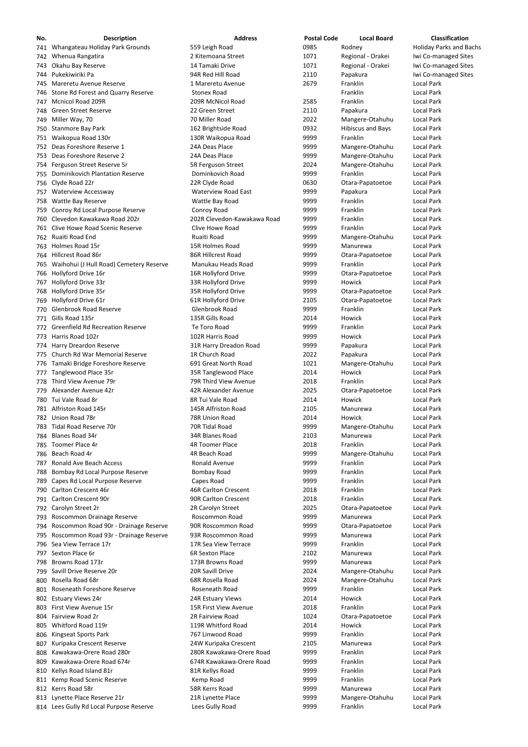| No. | Description | Address | Postal Code | Local Board | Classification |
|---|---|---|---|---|---|
| 741 | Whangateau Holiday Park Grounds | 559 Leigh Road | 0985 | Rodney | Holiday Parks and Bachs |
| 742 | Whenua Rangatira | 2 Kitemoana Street | 1071 | Regional - Orakei | Iwi Co-managed Sites |
| 743 | Okahu Bay Reserve | 14 Tamaki Drive | 1071 | Regional - Orakei | Iwi Co-managed Sites |
| 744 | Pukekiwiriki Pa | 94R Red Hill Road | 2110 | Papakura | Iwi Co-managed Sites |
| 745 | Mareretu Avenue Reserve | 1 Mareretu Avenue | 2679 | Franklin | Local Park |
| 746 | Stone Rd Forest and Quarry Reserve | Stonex Road | | Franklin | Local Park |
| 747 | Mcnicol Road 209R | 209R McNicol Road | 2585 | Franklin | Local Park |
| 748 | Green Street Reserve | 22 Green Street | 2110 | Papakura | Local Park |
| 749 | Miller Way, 70 | 70 Miller Road | 2022 | Mangere-Otahuhu | Local Park |
| 750 | Stanmore Bay Park | 162 Brightside Road | 0932 | Hibiscus and Bays | Local Park |
| 751 | Waikopua Road 130r | 130R Waikopua Road | 9999 | Franklin | Local Park |
| 752 | Deas Foreshore Reserve 1 | 24A Deas Place | 9999 | Mangere-Otahuhu | Local Park |
| 753 | Deas Foreshore Reserve 2 | 24A Deas Place | 9999 | Mangere-Otahuhu | Local Park |
| 754 | Ferguson Street Reserve 5r | 5R Ferguson Street | 2024 | Mangere-Otahuhu | Local Park |
| 755 | Dominikovich Plantation Reserve | Dominkovich Road | 9999 | Franklin | Local Park |
| 756 | Clyde Road 22r | 22R Clyde Road | 0630 | Otara-Papatoetoe | Local Park |
| 757 | Waterview Accessway | Waterview Road East | 9999 | Papakura | Local Park |
| 758 | Wattle Bay Reserve | Wattle Bay Road | 9999 | Franklin | Local Park |
| 759 | Conroy Rd Local Purpose Reserve | Conroy Road | 9999 | Franklin | Local Park |
| 760 | Clevedon Kawakawa Road 202r | 202R Clevedon-Kawakawa Road | 9999 | Franklin | Local Park |
| 761 | Clive Howe Road Scenic Reserve | Clive Howe Road | 9999 | Franklin | Local Park |
| 762 | Ruaiti Road End | Ruaiti Road | 9999 | Mangere-Otahuhu | Local Park |
| 763 | Holmes Road 15r | 15R Holmes Road | 9999 | Manurewa | Local Park |
| 764 | Hillcrest Road 86r | 86R Hillcrest Road | 9999 | Otara-Papatoetoe | Local Park |
| 765 | Waihohui (J Hull Road) Cemetery Reserve | Manukau Heads Road | 9999 | Franklin | Local Park |
| 766 | Hollyford Drive 16r | 16R Hollyford Drive | 9999 | Otara-Papatoetoe | Local Park |
| 767 | Hollyford Drive 33r | 33R Hollyford Drive | 9999 | Howick | Local Park |
| 768 | Hollyford Drive 35r | 35R Hollyford Drive | 9999 | Otara-Papatoetoe | Local Park |
| 769 | Hollyford Drive 61r | 61R Hollyford Drive | 2105 | Otara-Papatoetoe | Local Park |
| 770 | Glenbrook Road Reserve | Glenbrook Road | 9999 | Franklin | Local Park |
| 771 | Gills Road 135r | 135R Gills Road | 2014 | Howick | Local Park |
| 772 | Greenfield Rd Recreation Reserve | Te Toro Road | 9999 | Franklin | Local Park |
| 773 | Harris Road 102r | 102R Harris Road | 9999 | Howick | Local Park |
| 774 | Harry Dreardon Reserve | 31R Harry Dreadon Road | 9999 | Papakura | Local Park |
| 775 | Church Rd War Memorial Reserve | 1R Church Road | 2022 | Papakura | Local Park |
| 776 | Tamaki Bridge Foreshore Reserve | 691 Great North Road | 1021 | Mangere-Otahuhu | Local Park |
| 777 | Tanglewood Place 35r | 35R Tanglewood Place | 2014 | Howick | Local Park |
| 778 | Third View Avenue 79r | 79R Third View Avenue | 2018 | Franklin | Local Park |
| 779 | Alexander Avenue 42r | 42R Alexander Avenue | 2025 | Otara-Papatoetoe | Local Park |
| 780 | Tui Vale Road 8r | 8R Tui Vale Road | 2014 | Howick | Local Park |
| 781 | Alfriston Road 145r | 145R Alfriston Road | 2105 | Manurewa | Local Park |
| 782 | Union Road 78r | 78R Union Road | 2014 | Howick | Local Park |
| 783 | Tidal Road Reserve 70r | 70R Tidal Road | 9999 | Mangere-Otahuhu | Local Park |
| 784 | Blanes Road 34r | 34R Blanes Road | 2103 | Manurewa | Local Park |
| 785 | Toomer Place 4r | 4R Toomer Place | 2018 | Franklin | Local Park |
| 786 | Beach Road 4r | 4R Beach Road | 9999 | Mangere-Otahuhu | Local Park |
| 787 | Ronald Ave Beach Access | Ronald Avenue | 9999 | Franklin | Local Park |
| 788 | Bombay Rd Local Purpose Reserve | Bombay Road | 9999 | Franklin | Local Park |
| 789 | Capes Rd Local Purpose Reserve | Capes Road | 9999 | Franklin | Local Park |
| 790 | Carlton Crescent 46r | 46R Carlton Crescent | 2018 | Franklin | Local Park |
| 791 | Carlton Crescent 90r | 90R Carlton Crescent | 2018 | Franklin | Local Park |
| 792 | Carolyn Street 2r | 2R Carolyn Street | 2025 | Otara-Papatoetoe | Local Park |
| 793 | Roscommon Drainage Reserve | Roscommon Road | 9999 | Manurewa | Local Park |
| 794 | Roscommon Road 90r - Drainage Reserve | 90R Roscommon Road | 9999 | Otara-Papatoetoe | Local Park |
| 795 | Roscommon Road 93r - Drainage Reserve | 93R Roscommon Road | 9999 | Manurewa | Local Park |
| 796 | Sea View Terrace 17r | 17R Sea View Terrace | 9999 | Franklin | Local Park |
| 797 | Sexton Place 6r | 6R Sexton Place | 2102 | Manurewa | Local Park |
| 798 | Browns Road 173r | 173R Browns Road | 9999 | Manurewa | Local Park |
| 799 | Savill Drive Reserve 20r | 20R Savill Drive | 2024 | Mangere-Otahuhu | Local Park |
| 800 | Rosella Road 68r | 68R Rosella Road | 2024 | Mangere-Otahuhu | Local Park |
| 801 | Roseneath Foreshore Reserve | Roseneath Road | 9999 | Franklin | Local Park |
| 802 | Estuary Views 24r | 24R Estuary Views | 2014 | Howick | Local Park |
| 803 | First View Avenue 15r | 15R First View Avenue | 2018 | Franklin | Local Park |
| 804 | Fairview Road 2r | 2R Fairview Road | 1024 | Otara-Papatoetoe | Local Park |
| 805 | Whitford Road 119r | 119R Whitford Road | 2014 | Howick | Local Park |
| 806 | Kingseat Sports Park | 767 Linwood Road | 9999 | Franklin | Local Park |
| 807 | Kuripaka Crescent Reserve | 24W Kuripaka Crescent | 2105 | Manurewa | Local Park |
| 808 | Kawakawa-Orere Road 280r | 280R Kawakawa-Orere Road | 9999 | Franklin | Local Park |
| 809 | Kawakawa-Orere Road 674r | 674R Kawakawa-Orere Road | 9999 | Franklin | Local Park |
| 810 | Kellys Road Island 81r | 81R Kellys Road | 9999 | Franklin | Local Park |
| 811 | Kemp Road Scenic Reserve | Kemp Road | 9999 | Franklin | Local Park |
| 812 | Kerrs Road 58r | 58R Kerrs Road | 9999 | Manurewa | Local Park |
| 813 | Lynette Place Reserve 21r | 21R Lynette Place | 9999 | Mangere-Otahuhu | Local Park |
| 814 | Lees Gully Rd Local Purpose Reserve | Lees Gully Road | 9999 | Franklin | Local Park |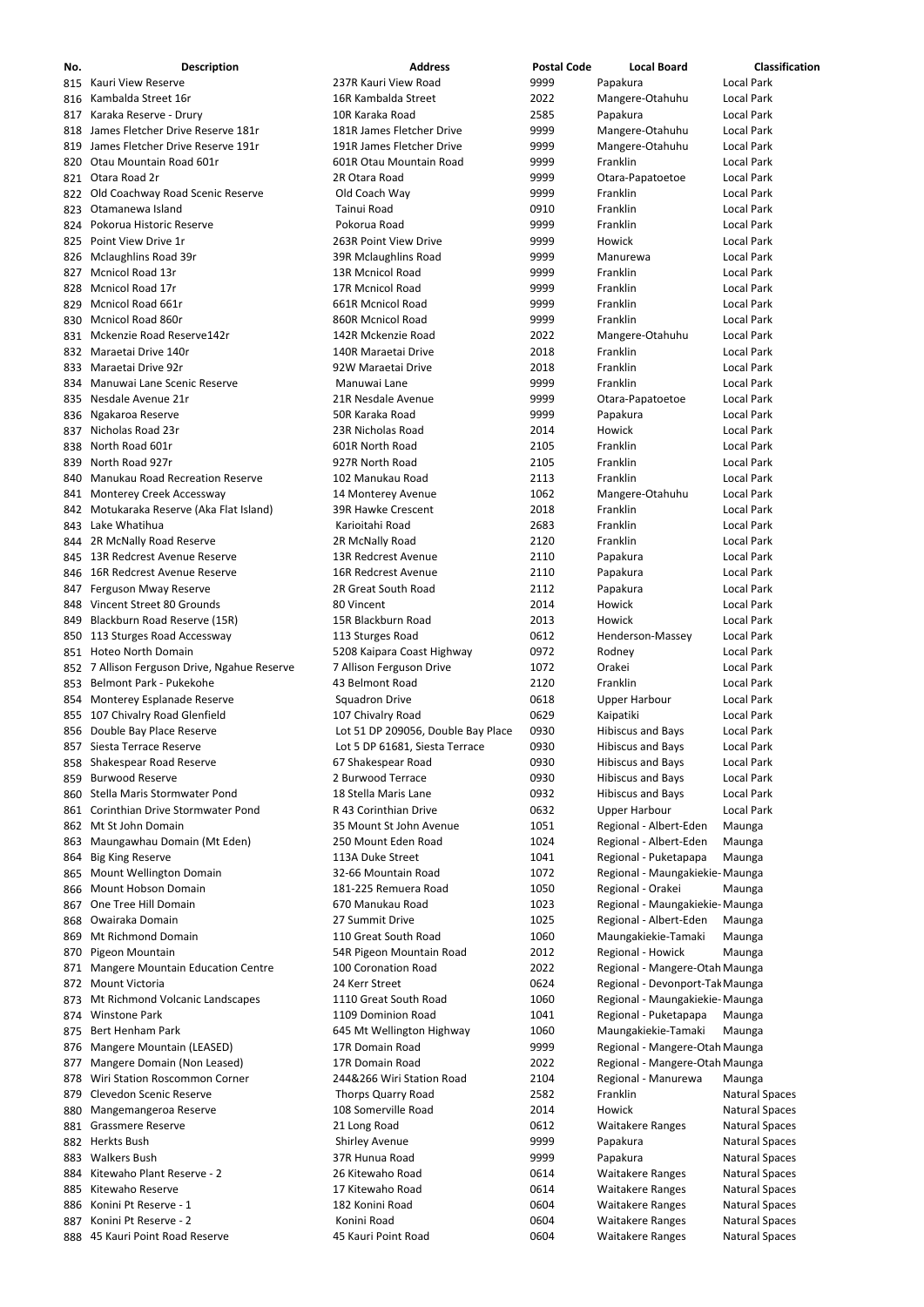| No. | Description | Address | Postal Code | Local Board | Classification |
|---|---|---|---|---|---|
| 815 | Kauri View Reserve | 237R Kauri View Road | 9999 | Papakura | Local Park |
| 816 | Kambalda Street 16r | 16R Kambalda Street | 2022 | Mangere-Otahuhu | Local Park |
| 817 | Karaka Reserve - Drury | 10R Karaka Road | 2585 | Papakura | Local Park |
| 818 | James Fletcher Drive Reserve 181r | 181R James Fletcher Drive | 9999 | Mangere-Otahuhu | Local Park |
| 819 | James Fletcher Drive Reserve 191r | 191R James Fletcher Drive | 9999 | Mangere-Otahuhu | Local Park |
| 820 | Otau Mountain Road 601r | 601R Otau Mountain Road | 9999 | Franklin | Local Park |
| 821 | Otara Road 2r | 2R Otara Road | 9999 | Otara-Papatoetoe | Local Park |
| 822 | Old Coachway Road Scenic Reserve | Old Coach Way | 9999 | Franklin | Local Park |
| 823 | Otamanewa Island | Tainui Road | 0910 | Franklin | Local Park |
| 824 | Pokorua Historic Reserve | Pokorua Road | 9999 | Franklin | Local Park |
| 825 | Point View Drive 1r | 263R Point View Drive | 9999 | Howick | Local Park |
| 826 | Mclaughlins Road 39r | 39R Mclaughlins Road | 9999 | Manurewa | Local Park |
| 827 | Mcnicol Road 13r | 13R Mcnicol Road | 9999 | Franklin | Local Park |
| 828 | Mcnicol Road 17r | 17R Mcnicol Road | 9999 | Franklin | Local Park |
| 829 | Mcnicol Road 661r | 661R Mcnicol Road | 9999 | Franklin | Local Park |
| 830 | Mcnicol Road 860r | 860R Mcnicol Road | 9999 | Franklin | Local Park |
| 831 | Mckenzie Road Reserve142r | 142R Mckenzie Road | 2022 | Mangere-Otahuhu | Local Park |
| 832 | Maraetai Drive 140r | 140R Maraetai Drive | 2018 | Franklin | Local Park |
| 833 | Maraetai Drive 92r | 92W Maraetai Drive | 2018 | Franklin | Local Park |
| 834 | Manuwai Lane Scenic Reserve | Manuwai Lane | 9999 | Franklin | Local Park |
| 835 | Nesdale Avenue 21r | 21R Nesdale Avenue | 9999 | Otara-Papatoetoe | Local Park |
| 836 | Ngakaroa Reserve | 50R Karaka Road | 9999 | Papakura | Local Park |
| 837 | Nicholas Road 23r | 23R Nicholas Road | 2014 | Howick | Local Park |
| 838 | North Road 601r | 601R North Road | 2105 | Franklin | Local Park |
| 839 | North Road 927r | 927R North Road | 2105 | Franklin | Local Park |
| 840 | Manukau Road Recreation Reserve | 102 Manukau Road | 2113 | Franklin | Local Park |
| 841 | Monterey Creek Accessway | 14 Monterey Avenue | 1062 | Mangere-Otahuhu | Local Park |
| 842 | Motukaraka Reserve (Aka Flat Island) | 39R Hawke Crescent | 2018 | Franklin | Local Park |
| 843 | Lake Whatihua | Karioitahi Road | 2683 | Franklin | Local Park |
| 844 | 2R McNally Road Reserve | 2R McNally Road | 2120 | Franklin | Local Park |
| 845 | 13R Redcrest Avenue Reserve | 13R Redcrest Avenue | 2110 | Papakura | Local Park |
| 846 | 16R Redcrest Avenue Reserve | 16R Redcrest Avenue | 2110 | Papakura | Local Park |
| 847 | Ferguson Mway Reserve | 2R Great South Road | 2112 | Papakura | Local Park |
| 848 | Vincent Street 80 Grounds | 80 Vincent | 2014 | Howick | Local Park |
| 849 | Blackburn Road Reserve (15R) | 15R Blackburn Road | 2013 | Howick | Local Park |
| 850 | 113 Sturges Road Accessway | 113 Sturges Road | 0612 | Henderson-Massey | Local Park |
| 851 | Hoteo North Domain | 5208 Kaipara Coast Highway | 0972 | Rodney | Local Park |
| 852 | 7 Allison Ferguson Drive, Ngahue Reserve | 7 Allison Ferguson Drive | 1072 | Orakei | Local Park |
| 853 | Belmont Park - Pukekohe | 43 Belmont Road | 2120 | Franklin | Local Park |
| 854 | Monterey Esplanade Reserve | Squadron Drive | 0618 | Upper Harbour | Local Park |
| 855 | 107 Chivalry Road Glenfield | 107 Chivalry Road | 0629 | Kaipatiki | Local Park |
| 856 | Double Bay Place Reserve | Lot 51 DP 209056, Double Bay Place | 0930 | Hibiscus and Bays | Local Park |
| 857 | Siesta Terrace Reserve | Lot 5 DP 61681, Siesta Terrace | 0930 | Hibiscus and Bays | Local Park |
| 858 | Shakespear Road Reserve | 67 Shakespear Road | 0930 | Hibiscus and Bays | Local Park |
| 859 | Burwood Reserve | 2 Burwood Terrace | 0930 | Hibiscus and Bays | Local Park |
| 860 | Stella Maris Stormwater Pond | 18 Stella Maris Lane | 0932 | Hibiscus and Bays | Local Park |
| 861 | Corinthian Drive Stormwater Pond | R 43 Corinthian Drive | 0632 | Upper Harbour | Local Park |
| 862 | Mt St John Domain | 35 Mount St John Avenue | 1051 | Regional - Albert-Eden | Maunga |
| 863 | Maungawhau Domain (Mt Eden) | 250 Mount Eden Road | 1024 | Regional - Albert-Eden | Maunga |
| 864 | Big King Reserve | 113A Duke Street | 1041 | Regional - Puketapapa | Maunga |
| 865 | Mount Wellington Domain | 32-66 Mountain Road | 1072 | Regional - Maungakiekie- | Maunga |
| 866 | Mount Hobson Domain | 181-225 Remuera Road | 1050 | Regional - Orakei | Maunga |
| 867 | One Tree Hill Domain | 670 Manukau Road | 1023 | Regional - Maungakiekie- | Maunga |
| 868 | Owairaka Domain | 27 Summit Drive | 1025 | Regional - Albert-Eden | Maunga |
| 869 | Mt Richmond Domain | 110 Great South Road | 1060 | Maungakiekie-Tamaki | Maunga |
| 870 | Pigeon Mountain | 54R Pigeon Mountain Road | 2012 | Regional - Howick | Maunga |
| 871 | Mangere Mountain Education Centre | 100 Coronation Road | 2022 | Regional - Mangere-Otah | Maunga |
| 872 | Mount Victoria | 24 Kerr Street | 0624 | Regional - Devonport-Tak | Maunga |
| 873 | Mt Richmond Volcanic Landscapes | 1110 Great South Road | 1060 | Regional - Maungakiekie- | Maunga |
| 874 | Winstone Park | 1109 Dominion Road | 1041 | Regional - Puketapapa | Maunga |
| 875 | Bert Henham Park | 645 Mt Wellington Highway | 1060 | Maungakiekie-Tamaki | Maunga |
| 876 | Mangere Mountain (LEASED) | 17R Domain Road | 9999 | Regional - Mangere-Otah | Maunga |
| 877 | Mangere Domain (Non Leased) | 17R Domain Road | 2022 | Regional - Mangere-Otah | Maunga |
| 878 | Wiri Station Roscommon Corner | 244&266 Wiri Station Road | 2104 | Regional - Manurewa | Maunga |
| 879 | Clevedon Scenic Reserve | Thorps Quarry Road | 2582 | Franklin | Natural Spaces |
| 880 | Mangemangeroa Reserve | 108 Somerville Road | 2014 | Howick | Natural Spaces |
| 881 | Grassmere Reserve | 21 Long Road | 0612 | Waitakere Ranges | Natural Spaces |
| 882 | Herkts Bush | Shirley Avenue | 9999 | Papakura | Natural Spaces |
| 883 | Walkers Bush | 37R Hunua Road | 9999 | Papakura | Natural Spaces |
| 884 | Kitewaho Plant Reserve - 2 | 26 Kitewaho Road | 0614 | Waitakere Ranges | Natural Spaces |
| 885 | Kitewaho Reserve | 17 Kitewaho Road | 0614 | Waitakere Ranges | Natural Spaces |
| 886 | Konini Pt Reserve - 1 | 182 Konini Road | 0604 | Waitakere Ranges | Natural Spaces |
| 887 | Konini Pt Reserve - 2 | Konini Road | 0604 | Waitakere Ranges | Natural Spaces |
| 888 | 45 Kauri Point Road Reserve | 45 Kauri Point Road | 0604 | Waitakere Ranges | Natural Spaces |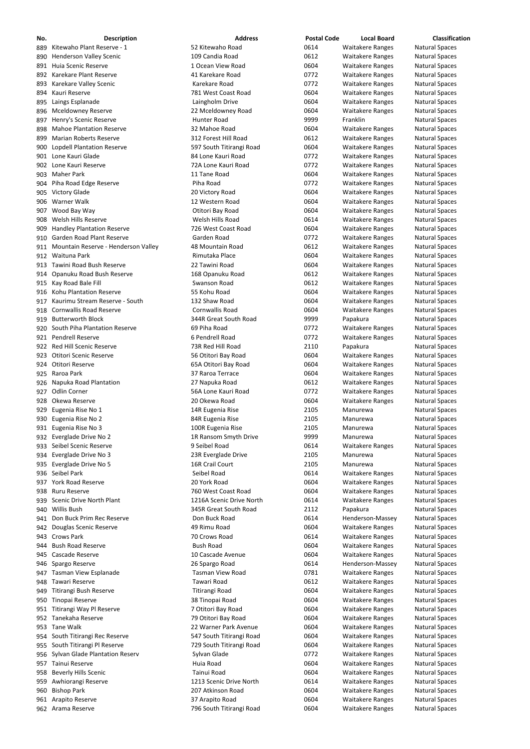| No. | Description | Address | Postal Code | Local Board | Classification |
|---|---|---|---|---|---|
| 889 | Kitewaho Plant Reserve - 1 | 52 Kitewaho Road | 0614 | Waitakere Ranges | Natural Spaces |
| 890 | Henderson Valley Scenic | 109 Candia Road | 0612 | Waitakere Ranges | Natural Spaces |
| 891 | Huia Scenic Reserve | 1 Ocean View Road | 0604 | Waitakere Ranges | Natural Spaces |
| 892 | Karekare Plant Reserve | 41 Karekare Road | 0772 | Waitakere Ranges | Natural Spaces |
| 893 | Karekare Valley Scenic | Karekare Road | 0772 | Waitakere Ranges | Natural Spaces |
| 894 | Kauri Reserve | 781 West Coast Road | 0604 | Waitakere Ranges | Natural Spaces |
| 895 | Laings Esplanade | Laingholm Drive | 0604 | Waitakere Ranges | Natural Spaces |
| 896 | Mceldowney Reserve | 22 Mceldowney Road | 0604 | Waitakere Ranges | Natural Spaces |
| 897 | Henry's Scenic Reserve | Hunter Road | 9999 | Franklin | Natural Spaces |
| 898 | Mahoe Plantation Reserve | 32 Mahoe Road | 0604 | Waitakere Ranges | Natural Spaces |
| 899 | Marian Roberts Reserve | 312 Forest Hill Road | 0612 | Waitakere Ranges | Natural Spaces |
| 900 | Lopdell Plantation Reserve | 597 South Titirangi Road | 0604 | Waitakere Ranges | Natural Spaces |
| 901 | Lone Kauri Glade | 84 Lone Kauri Road | 0772 | Waitakere Ranges | Natural Spaces |
| 902 | Lone Kauri Reserve | 72A Lone Kauri Road | 0772 | Waitakere Ranges | Natural Spaces |
| 903 | Maher Park | 11 Tane Road | 0604 | Waitakere Ranges | Natural Spaces |
| 904 | Piha Road Edge Reserve | Piha Road | 0772 | Waitakere Ranges | Natural Spaces |
| 905 | Victory Glade | 20 Victory Road | 0604 | Waitakere Ranges | Natural Spaces |
| 906 | Warner Walk | 12 Western Road | 0604 | Waitakere Ranges | Natural Spaces |
| 907 | Wood Bay Way | Otitori Bay Road | 0604 | Waitakere Ranges | Natural Spaces |
| 908 | Welsh Hills Reserve | Welsh Hills Road | 0614 | Waitakere Ranges | Natural Spaces |
| 909 | Handley Plantation Reserve | 726 West Coast Road | 0604 | Waitakere Ranges | Natural Spaces |
| 910 | Garden Road Plant Reserve | Garden Road | 0772 | Waitakere Ranges | Natural Spaces |
| 911 | Mountain Reserve - Henderson Valley | 48 Mountain Road | 0612 | Waitakere Ranges | Natural Spaces |
| 912 | Waituna Park | Rimutaka Place | 0604 | Waitakere Ranges | Natural Spaces |
| 913 | Tawini Road Bush Reserve | 22 Tawini Road | 0604 | Waitakere Ranges | Natural Spaces |
| 914 | Opanuku Road Bush Reserve | 168 Opanuku Road | 0612 | Waitakere Ranges | Natural Spaces |
| 915 | Kay Road Bale Fill | Swanson Road | 0612 | Waitakere Ranges | Natural Spaces |
| 916 | Kohu Plantation Reserve | 55 Kohu Road | 0604 | Waitakere Ranges | Natural Spaces |
| 917 | Kaurimu Stream Reserve - South | 132 Shaw Road | 0604 | Waitakere Ranges | Natural Spaces |
| 918 | Cornwallis Road Reserve | Cornwallis Road | 0604 | Waitakere Ranges | Natural Spaces |
| 919 | Butterworth Block | 344R Great South Road | 9999 | Papakura | Natural Spaces |
| 920 | South Piha Plantation Reserve | 69 Piha Road | 0772 | Waitakere Ranges | Natural Spaces |
| 921 | Pendrell Reserve | 6 Pendrell Road | 0772 | Waitakere Ranges | Natural Spaces |
| 922 | Red Hill Scenic Reserve | 73R Red Hill Road | 2110 | Papakura | Natural Spaces |
| 923 | Otitori Scenic Reserve | 56 Otitori Bay Road | 0604 | Waitakere Ranges | Natural Spaces |
| 924 | Otitori Reserve | 65A Otitori Bay Road | 0604 | Waitakere Ranges | Natural Spaces |
| 925 | Raroa Park | 37 Raroa Terrace | 0604 | Waitakere Ranges | Natural Spaces |
| 926 | Napuka Road Plantation | 27 Napuka Road | 0612 | Waitakere Ranges | Natural Spaces |
| 927 | Odlin Corner | 56A Lone Kauri Road | 0772 | Waitakere Ranges | Natural Spaces |
| 928 | Okewa Reserve | 20 Okewa Road | 0604 | Waitakere Ranges | Natural Spaces |
| 929 | Eugenia Rise No 1 | 14R Eugenia Rise | 2105 | Manurewa | Natural Spaces |
| 930 | Eugenia Rise No 2 | 84R Eugenia Rise | 2105 | Manurewa | Natural Spaces |
| 931 | Eugenia Rise No 3 | 100R Eugenia Rise | 2105 | Manurewa | Natural Spaces |
| 932 | Everglade Drive No 2 | 1R Ransom Smyth Drive | 9999 | Manurewa | Natural Spaces |
| 933 | Seibel Scenic Reserve | 9 Seibel Road | 0614 | Waitakere Ranges | Natural Spaces |
| 934 | Everglade Drive No 3 | 23R Everglade Drive | 2105 | Manurewa | Natural Spaces |
| 935 | Everglade Drive No 5 | 16R Crail Court | 2105 | Manurewa | Natural Spaces |
| 936 | Seibel Park | Seibel Road | 0614 | Waitakere Ranges | Natural Spaces |
| 937 | York Road Reserve | 20 York Road | 0604 | Waitakere Ranges | Natural Spaces |
| 938 | Ruru Reserve | 760 West Coast Road | 0604 | Waitakere Ranges | Natural Spaces |
| 939 | Scenic Drive North Plant | 1216A Scenic Drive North | 0614 | Waitakere Ranges | Natural Spaces |
| 940 | Willis Bush | 345R Great South Road | 2112 | Papakura | Natural Spaces |
| 941 | Don Buck Prim Rec Reserve | Don Buck Road | 0614 | Henderson-Massey | Natural Spaces |
| 942 | Douglas Scenic Reserve | 49 Rimu Road | 0604 | Waitakere Ranges | Natural Spaces |
| 943 | Crows Park | 70 Crows Road | 0614 | Waitakere Ranges | Natural Spaces |
| 944 | Bush Road Reserve | Bush Road | 0604 | Waitakere Ranges | Natural Spaces |
| 945 | Cascade Reserve | 10 Cascade Avenue | 0604 | Waitakere Ranges | Natural Spaces |
| 946 | Spargo Reserve | 26 Spargo Road | 0614 | Henderson-Massey | Natural Spaces |
| 947 | Tasman View Esplanade | Tasman View Road | 0781 | Waitakere Ranges | Natural Spaces |
| 948 | Tawari Reserve | Tawari Road | 0612 | Waitakere Ranges | Natural Spaces |
| 949 | Titirangi Bush Reserve | Titirangi Road | 0604 | Waitakere Ranges | Natural Spaces |
| 950 | Tinopai Reserve | 38 Tinopai Road | 0604 | Waitakere Ranges | Natural Spaces |
| 951 | Titirangi Way Pl Reserve | 7 Otitori Bay Road | 0604 | Waitakere Ranges | Natural Spaces |
| 952 | Tanekaha Reserve | 79 Otitori Bay Road | 0604 | Waitakere Ranges | Natural Spaces |
| 953 | Tane Walk | 22 Warner Park Avenue | 0604 | Waitakere Ranges | Natural Spaces |
| 954 | South Titirangi Rec Reserve | 547 South Titirangi Road | 0604 | Waitakere Ranges | Natural Spaces |
| 955 | South Titirangi Pl Reserve | 729 South Titirangi Road | 0604 | Waitakere Ranges | Natural Spaces |
| 956 | Sylvan Glade Plantation Reserv | Sylvan Glade | 0772 | Waitakere Ranges | Natural Spaces |
| 957 | Tainui Reserve | Huia Road | 0604 | Waitakere Ranges | Natural Spaces |
| 958 | Beverly Hills Scenic | Tainui Road | 0604 | Waitakere Ranges | Natural Spaces |
| 959 | Awhiorangi Reserve | 1213 Scenic Drive North | 0614 | Waitakere Ranges | Natural Spaces |
| 960 | Bishop Park | 207 Atkinson Road | 0604 | Waitakere Ranges | Natural Spaces |
| 961 | Arapito Reserve | 37 Arapito Road | 0604 | Waitakere Ranges | Natural Spaces |
| 962 | Arama Reserve | 796 South Titirangi Road | 0604 | Waitakere Ranges | Natural Spaces |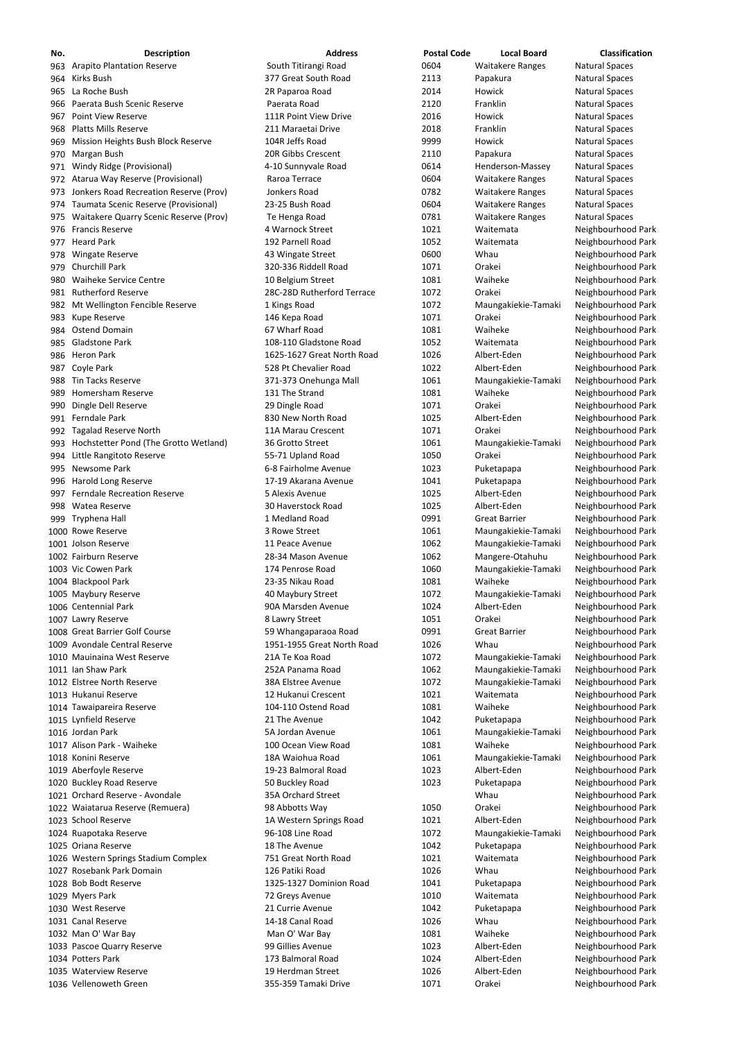| No. | Description | Address | Postal Code | Local Board | Classification |
|---|---|---|---|---|---|
| 963 | Arapito Plantation Reserve | South Titirangi Road | 0604 | Waitakere Ranges | Natural Spaces |
| 964 | Kirks Bush | 377 Great South Road | 2113 | Papakura | Natural Spaces |
| 965 | La Roche Bush | 2R Paparoa Road | 2014 | Howick | Natural Spaces |
| 966 | Paerata Bush Scenic Reserve | Paerata Road | 2120 | Franklin | Natural Spaces |
| 967 | Point View Reserve | 111R Point View Drive | 2016 | Howick | Natural Spaces |
| 968 | Platts Mills Reserve | 211 Maraetai Drive | 2018 | Franklin | Natural Spaces |
| 969 | Mission Heights Bush Block Reserve | 104R Jeffs Road | 9999 | Howick | Natural Spaces |
| 970 | Margan Bush | 20R Gibbs Crescent | 2110 | Papakura | Natural Spaces |
| 971 | Windy Ridge (Provisional) | 4-10 Sunnyvale Road | 0614 | Henderson-Massey | Natural Spaces |
| 972 | Atarua Way Reserve (Provisional) | Raroa Terrace | 0604 | Waitakere Ranges | Natural Spaces |
| 973 | Jonkers Road Recreation Reserve (Prov) | Jonkers Road | 0782 | Waitakere Ranges | Natural Spaces |
| 974 | Taumata Scenic Reserve (Provisional) | 23-25 Bush Road | 0604 | Waitakere Ranges | Natural Spaces |
| 975 | Waitakere Quarry Scenic Reserve (Prov) | Te Henga Road | 0781 | Waitakere Ranges | Natural Spaces |
| 976 | Francis Reserve | 4 Warnock Street | 1021 | Waitemata | Neighbourhood Park |
| 977 | Heard Park | 192 Parnell Road | 1052 | Waitemata | Neighbourhood Park |
| 978 | Wingate Reserve | 43 Wingate Street | 0600 | Whau | Neighbourhood Park |
| 979 | Churchill Park | 320-336 Riddell Road | 1071 | Orakei | Neighbourhood Park |
| 980 | Waiheke Service Centre | 10 Belgium Street | 1081 | Waiheke | Neighbourhood Park |
| 981 | Rutherford Reserve | 28C-28D Rutherford Terrace | 1072 | Orakei | Neighbourhood Park |
| 982 | Mt Wellington Fencible Reserve | 1 Kings Road | 1072 | Maungakiekie-Tamaki | Neighbourhood Park |
| 983 | Kupe Reserve | 146 Kepa Road | 1071 | Orakei | Neighbourhood Park |
| 984 | Ostend Domain | 67 Wharf Road | 1081 | Waiheke | Neighbourhood Park |
| 985 | Gladstone Park | 108-110 Gladstone Road | 1052 | Waitemata | Neighbourhood Park |
| 986 | Heron Park | 1625-1627 Great North Road | 1026 | Albert-Eden | Neighbourhood Park |
| 987 | Coyle Park | 528 Pt Chevalier Road | 1022 | Albert-Eden | Neighbourhood Park |
| 988 | Tin Tacks Reserve | 371-373 Onehunga Mall | 1061 | Maungakiekie-Tamaki | Neighbourhood Park |
| 989 | Homersham Reserve | 131 The Strand | 1081 | Waiheke | Neighbourhood Park |
| 990 | Dingle Dell Reserve | 29 Dingle Road | 1071 | Orakei | Neighbourhood Park |
| 991 | Ferndale Park | 830 New North Road | 1025 | Albert-Eden | Neighbourhood Park |
| 992 | Tagalad Reserve North | 11A Marau Crescent | 1071 | Orakei | Neighbourhood Park |
| 993 | Hochstetter Pond (The Grotto Wetland) | 36 Grotto Street | 1061 | Maungakiekie-Tamaki | Neighbourhood Park |
| 994 | Little Rangitoto Reserve | 55-71 Upland Road | 1050 | Orakei | Neighbourhood Park |
| 995 | Newsome Park | 6-8 Fairholme Avenue | 1023 | Puketapapa | Neighbourhood Park |
| 996 | Harold Long Reserve | 17-19 Akarana Avenue | 1041 | Puketapapa | Neighbourhood Park |
| 997 | Ferndale Recreation Reserve | 5 Alexis Avenue | 1025 | Albert-Eden | Neighbourhood Park |
| 998 | Watea Reserve | 30 Haverstock Road | 1025 | Albert-Eden | Neighbourhood Park |
| 999 | Tryphena Hall | 1 Medland Road | 0991 | Great Barrier | Neighbourhood Park |
| 1000 | Rowe Reserve | 3 Rowe Street | 1061 | Maungakiekie-Tamaki | Neighbourhood Park |
| 1001 | Jolson Reserve | 11 Peace Avenue | 1062 | Maungakiekie-Tamaki | Neighbourhood Park |
| 1002 | Fairburn Reserve | 28-34 Mason Avenue | 1062 | Mangere-Otahuhu | Neighbourhood Park |
| 1003 | Vic Cowen Park | 174 Penrose Road | 1060 | Maungakiekie-Tamaki | Neighbourhood Park |
| 1004 | Blackpool Park | 23-35 Nikau Road | 1081 | Waiheke | Neighbourhood Park |
| 1005 | Maybury Reserve | 40 Maybury Street | 1072 | Maungakiekie-Tamaki | Neighbourhood Park |
| 1006 | Centennial Park | 90A Marsden Avenue | 1024 | Albert-Eden | Neighbourhood Park |
| 1007 | Lawry Reserve | 8 Lawry Street | 1051 | Orakei | Neighbourhood Park |
| 1008 | Great Barrier Golf Course | 59 Whangaparaoa Road | 0991 | Great Barrier | Neighbourhood Park |
| 1009 | Avondale Central Reserve | 1951-1955 Great North Road | 1026 | Whau | Neighbourhood Park |
| 1010 | Mauinaina West Reserve | 21A Te Koa Road | 1072 | Maungakiekie-Tamaki | Neighbourhood Park |
| 1011 | Ian Shaw Park | 252A Panama Road | 1062 | Maungakiekie-Tamaki | Neighbourhood Park |
| 1012 | Elstree North Reserve | 38A Elstree Avenue | 1072 | Maungakiekie-Tamaki | Neighbourhood Park |
| 1013 | Hukanui Reserve | 12 Hukanui Crescent | 1021 | Waitemata | Neighbourhood Park |
| 1014 | Tawaipareira Reserve | 104-110 Ostend Road | 1081 | Waiheke | Neighbourhood Park |
| 1015 | Lynfield Reserve | 21 The Avenue | 1042 | Puketapapa | Neighbourhood Park |
| 1016 | Jordan Park | 5A Jordan Avenue | 1061 | Maungakiekie-Tamaki | Neighbourhood Park |
| 1017 | Alison Park - Waiheke | 100 Ocean View Road | 1081 | Waiheke | Neighbourhood Park |
| 1018 | Konini Reserve | 18A Waiohua Road | 1061 | Maungakiekie-Tamaki | Neighbourhood Park |
| 1019 | Aberfoyle Reserve | 19-23 Balmoral Road | 1023 | Albert-Eden | Neighbourhood Park |
| 1020 | Buckley Road Reserve | 50 Buckley Road | 1023 | Puketapapa | Neighbourhood Park |
| 1021 | Orchard Reserve - Avondale | 35A Orchard Street | | Whau | Neighbourhood Park |
| 1022 | Waiatarua Reserve (Remuera) | 98 Abbotts Way | 1050 | Orakei | Neighbourhood Park |
| 1023 | School Reserve | 1A Western Springs Road | 1021 | Albert-Eden | Neighbourhood Park |
| 1024 | Ruapotaka Reserve | 96-108 Line Road | 1072 | Maungakiekie-Tamaki | Neighbourhood Park |
| 1025 | Oriana Reserve | 18 The Avenue | 1042 | Puketapapa | Neighbourhood Park |
| 1026 | Western Springs Stadium Complex | 751 Great North Road | 1021 | Waitemata | Neighbourhood Park |
| 1027 | Rosebank Park Domain | 126 Patiki Road | 1026 | Whau | Neighbourhood Park |
| 1028 | Bob Bodt Reserve | 1325-1327 Dominion Road | 1041 | Puketapapa | Neighbourhood Park |
| 1029 | Myers Park | 72 Greys Avenue | 1010 | Waitemata | Neighbourhood Park |
| 1030 | West Reserve | 21 Currie Avenue | 1042 | Puketapapa | Neighbourhood Park |
| 1031 | Canal Reserve | 14-18 Canal Road | 1026 | Whau | Neighbourhood Park |
| 1032 | Man O' War Bay | Man O' War Bay | 1081 | Waiheke | Neighbourhood Park |
| 1033 | Pascoe Quarry Reserve | 99 Gillies Avenue | 1023 | Albert-Eden | Neighbourhood Park |
| 1034 | Potters Park | 173 Balmoral Road | 1024 | Albert-Eden | Neighbourhood Park |
| 1035 | Waterview Reserve | 19 Herdman Street | 1026 | Albert-Eden | Neighbourhood Park |
| 1036 | Vellenoweth Green | 355-359 Tamaki Drive | 1071 | Orakei | Neighbourhood Park |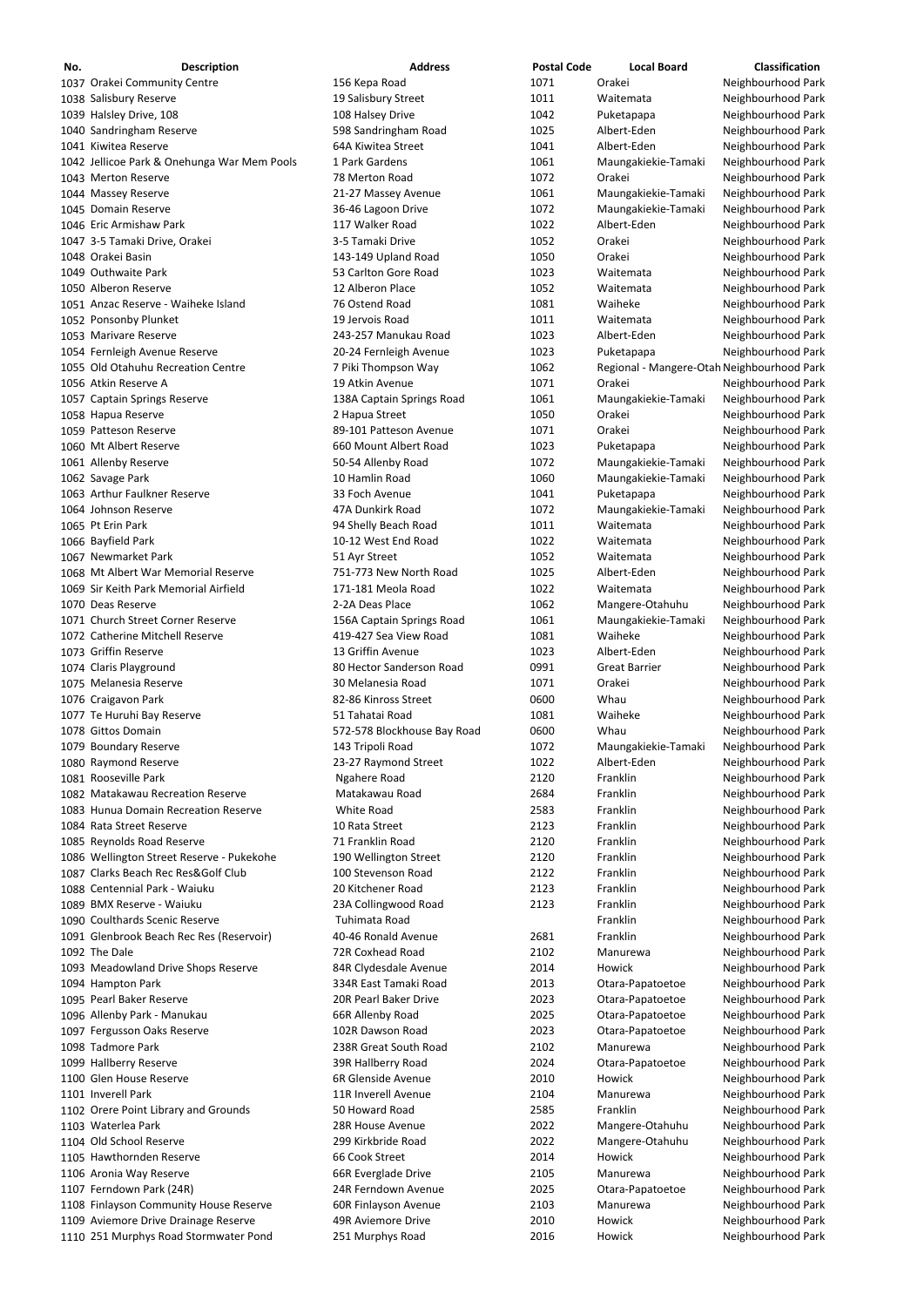| No. | Description | Address | Postal Code | Local Board | Classification |
|---|---|---|---|---|---|
| 1037 | Orakei Community Centre | 156 Kepa Road | 1071 | Orakei | Neighbourhood Park |
| 1038 | Salisbury Reserve | 19 Salisbury Street | 1011 | Waitemata | Neighbourhood Park |
| 1039 | Halsley Drive, 108 | 108 Halsey Drive | 1042 | Puketapapa | Neighbourhood Park |
| 1040 | Sandringham Reserve | 598 Sandringham Road | 1025 | Albert-Eden | Neighbourhood Park |
| 1041 | Kiwitea Reserve | 64A Kiwitea Street | 1041 | Albert-Eden | Neighbourhood Park |
| 1042 | Jellicoe Park & Onehunga War Mem Pools | 1 Park Gardens | 1061 | Maungakiekie-Tamaki | Neighbourhood Park |
| 1043 | Merton Reserve | 78 Merton Road | 1072 | Orakei | Neighbourhood Park |
| 1044 | Massey Reserve | 21-27 Massey Avenue | 1061 | Maungakiekie-Tamaki | Neighbourhood Park |
| 1045 | Domain Reserve | 36-46 Lagoon Drive | 1072 | Maungakiekie-Tamaki | Neighbourhood Park |
| 1046 | Eric Armishaw Park | 117 Walker Road | 1022 | Albert-Eden | Neighbourhood Park |
| 1047 | 3-5 Tamaki Drive, Orakei | 3-5 Tamaki Drive | 1052 | Orakei | Neighbourhood Park |
| 1048 | Orakei Basin | 143-149 Upland Road | 1050 | Orakei | Neighbourhood Park |
| 1049 | Outhwaite Park | 53 Carlton Gore Road | 1023 | Waitemata | Neighbourhood Park |
| 1050 | Alberon Reserve | 12 Alberon Place | 1052 | Waitemata | Neighbourhood Park |
| 1051 | Anzac Reserve - Waiheke Island | 76 Ostend Road | 1081 | Waiheke | Neighbourhood Park |
| 1052 | Ponsonby Plunket | 19 Jervois Road | 1011 | Waitemata | Neighbourhood Park |
| 1053 | Marivare Reserve | 243-257 Manukau Road | 1023 | Albert-Eden | Neighbourhood Park |
| 1054 | Fernleigh Avenue Reserve | 20-24 Fernleigh Avenue | 1023 | Puketapapa | Neighbourhood Park |
| 1055 | Old Otahuhu Recreation Centre | 7 Piki Thompson Way | 1062 | Regional - Mangere-Otah | Neighbourhood Park |
| 1056 | Atkin Reserve A | 19 Atkin Avenue | 1071 | Orakei | Neighbourhood Park |
| 1057 | Captain Springs Reserve | 138A Captain Springs Road | 1061 | Maungakiekie-Tamaki | Neighbourhood Park |
| 1058 | Hapua Reserve | 2 Hapua Street | 1050 | Orakei | Neighbourhood Park |
| 1059 | Patteson Reserve | 89-101 Patteson Avenue | 1071 | Orakei | Neighbourhood Park |
| 1060 | Mt Albert Reserve | 660 Mount Albert Road | 1023 | Puketapapa | Neighbourhood Park |
| 1061 | Allenby Reserve | 50-54 Allenby Road | 1072 | Maungakiekie-Tamaki | Neighbourhood Park |
| 1062 | Savage Park | 10 Hamlin Road | 1060 | Maungakiekie-Tamaki | Neighbourhood Park |
| 1063 | Arthur Faulkner Reserve | 33 Foch Avenue | 1041 | Puketapapa | Neighbourhood Park |
| 1064 | Johnson Reserve | 47A Dunkirk Road | 1072 | Maungakiekie-Tamaki | Neighbourhood Park |
| 1065 | Pt Erin Park | 94 Shelly Beach Road | 1011 | Waitemata | Neighbourhood Park |
| 1066 | Bayfield Park | 10-12 West End Road | 1022 | Waitemata | Neighbourhood Park |
| 1067 | Newmarket Park | 51 Ayr Street | 1052 | Waitemata | Neighbourhood Park |
| 1068 | Mt Albert War Memorial Reserve | 751-773 New North Road | 1025 | Albert-Eden | Neighbourhood Park |
| 1069 | Sir Keith Park Memorial Airfield | 171-181 Meola Road | 1022 | Waitemata | Neighbourhood Park |
| 1070 | Deas Reserve | 2-2A Deas Place | 1062 | Mangere-Otahuhu | Neighbourhood Park |
| 1071 | Church Street Corner Reserve | 156A Captain Springs Road | 1061 | Maungakiekie-Tamaki | Neighbourhood Park |
| 1072 | Catherine Mitchell Reserve | 419-427 Sea View Road | 1081 | Waiheke | Neighbourhood Park |
| 1073 | Griffin Reserve | 13 Griffin Avenue | 1023 | Albert-Eden | Neighbourhood Park |
| 1074 | Claris Playground | 80 Hector Sanderson Road | 0991 | Great Barrier | Neighbourhood Park |
| 1075 | Melanesia Reserve | 30 Melanesia Road | 1071 | Orakei | Neighbourhood Park |
| 1076 | Craigavon Park | 82-86 Kinross Street | 0600 | Whau | Neighbourhood Park |
| 1077 | Te Huruhi Bay Reserve | 51 Tahatai Road | 1081 | Waiheke | Neighbourhood Park |
| 1078 | Gittos Domain | 572-578 Blockhouse Bay Road | 0600 | Whau | Neighbourhood Park |
| 1079 | Boundary Reserve | 143 Tripoli Road | 1072 | Maungakiekie-Tamaki | Neighbourhood Park |
| 1080 | Raymond Reserve | 23-27 Raymond Street | 1022 | Albert-Eden | Neighbourhood Park |
| 1081 | Rooseville Park | Ngahere Road | 2120 | Franklin | Neighbourhood Park |
| 1082 | Matakawau Recreation Reserve | Matakawau Road | 2684 | Franklin | Neighbourhood Park |
| 1083 | Hunua Domain Recreation Reserve | White Road | 2583 | Franklin | Neighbourhood Park |
| 1084 | Rata Street Reserve | 10 Rata Street | 2123 | Franklin | Neighbourhood Park |
| 1085 | Reynolds Road Reserve | 71 Franklin Road | 2120 | Franklin | Neighbourhood Park |
| 1086 | Wellington Street Reserve - Pukekohe | 190 Wellington Street | 2120 | Franklin | Neighbourhood Park |
| 1087 | Clarks Beach Rec Res&Golf Club | 100 Stevenson Road | 2122 | Franklin | Neighbourhood Park |
| 1088 | Centennial Park - Waiuku | 20 Kitchener Road | 2123 | Franklin | Neighbourhood Park |
| 1089 | BMX Reserve - Waiuku | 23A Collingwood Road | 2123 | Franklin | Neighbourhood Park |
| 1090 | Coulthards Scenic Reserve | Tuhimata Road | | Franklin | Neighbourhood Park |
| 1091 | Glenbrook Beach Rec Res (Reservoir) | 40-46 Ronald Avenue | 2681 | Franklin | Neighbourhood Park |
| 1092 | The Dale | 72R Coxhead Road | 2102 | Manurewa | Neighbourhood Park |
| 1093 | Meadowland Drive Shops Reserve | 84R Clydesdale Avenue | 2014 | Howick | Neighbourhood Park |
| 1094 | Hampton Park | 334R East Tamaki Road | 2013 | Otara-Papatoetoe | Neighbourhood Park |
| 1095 | Pearl Baker Reserve | 20R Pearl Baker Drive | 2023 | Otara-Papatoetoe | Neighbourhood Park |
| 1096 | Allenby Park - Manukau | 66R Allenby Road | 2025 | Otara-Papatoetoe | Neighbourhood Park |
| 1097 | Fergusson Oaks Reserve | 102R Dawson Road | 2023 | Otara-Papatoetoe | Neighbourhood Park |
| 1098 | Tadmore Park | 238R Great South Road | 2102 | Manurewa | Neighbourhood Park |
| 1099 | Hallberry Reserve | 39R Hallberry Road | 2024 | Otara-Papatoetoe | Neighbourhood Park |
| 1100 | Glen House Reserve | 6R Glenside Avenue | 2010 | Howick | Neighbourhood Park |
| 1101 | Inverell Park | 11R Inverell Avenue | 2104 | Manurewa | Neighbourhood Park |
| 1102 | Orere Point Library and Grounds | 50 Howard Road | 2585 | Franklin | Neighbourhood Park |
| 1103 | Waterlea Park | 28R House Avenue | 2022 | Mangere-Otahuhu | Neighbourhood Park |
| 1104 | Old School Reserve | 299 Kirkbride Road | 2022 | Mangere-Otahuhu | Neighbourhood Park |
| 1105 | Hawthornden Reserve | 66 Cook Street | 2014 | Howick | Neighbourhood Park |
| 1106 | Aronia Way Reserve | 66R Everglade Drive | 2105 | Manurewa | Neighbourhood Park |
| 1107 | Ferndown Park (24R) | 24R Ferndown Avenue | 2025 | Otara-Papatoetoe | Neighbourhood Park |
| 1108 | Finlayson Community House Reserve | 60R Finlayson Avenue | 2103 | Manurewa | Neighbourhood Park |
| 1109 | Aviemore Drive Drainage Reserve | 49R Aviemore Drive | 2010 | Howick | Neighbourhood Park |
| 1110 | 251 Murphys Road Stormwater Pond | 251 Murphys Road | 2016 | Howick | Neighbourhood Park |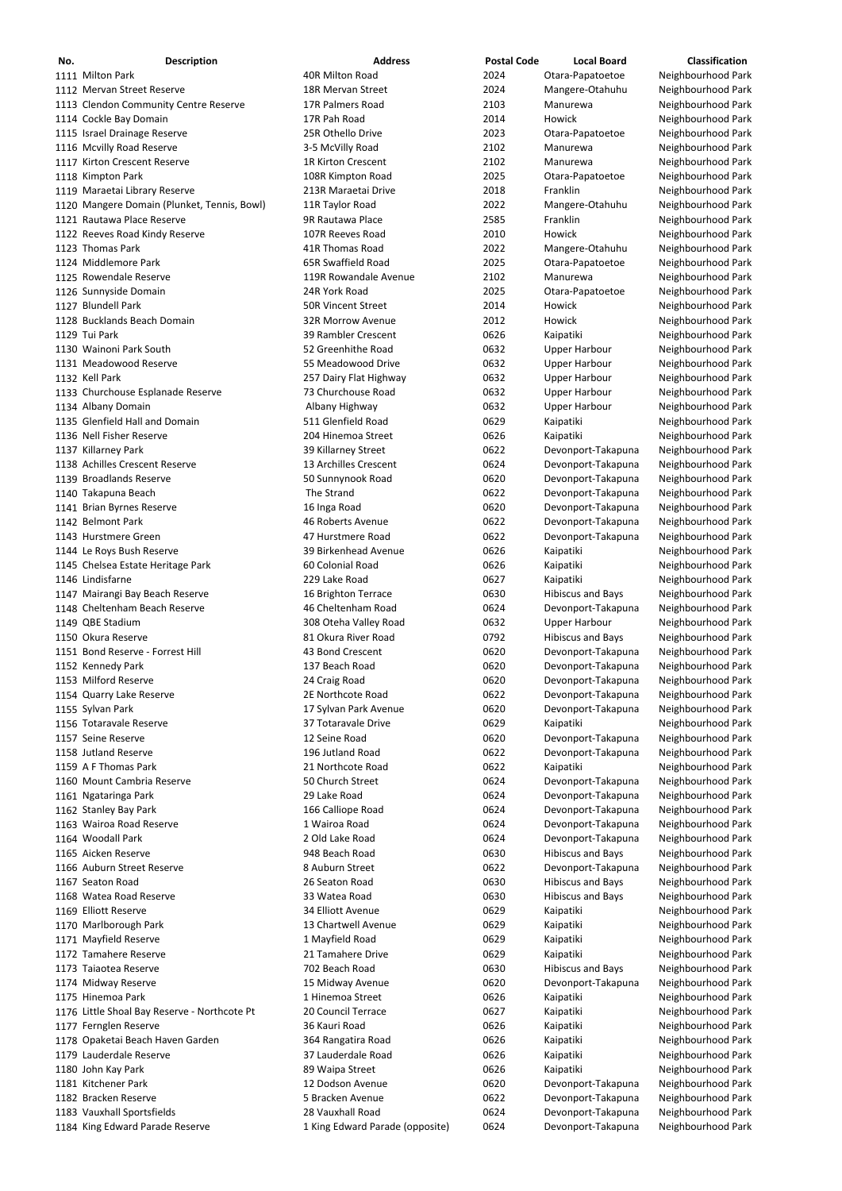| No. | Description | Address | Postal Code | Local Board | Classification |
|---|---|---|---|---|---|
| 1111 | Milton Park | 40R Milton Road | 2024 | Otara-Papatoetoe | Neighbourhood Park |
| 1112 | Mervan Street Reserve | 18R Mervan Street | 2024 | Mangere-Otahuhu | Neighbourhood Park |
| 1113 | Clendon Community Centre Reserve | 17R Palmers Road | 2103 | Manurewa | Neighbourhood Park |
| 1114 | Cockle Bay Domain | 17R Pah Road | 2014 | Howick | Neighbourhood Park |
| 1115 | Israel Drainage Reserve | 25R Othello Drive | 2023 | Otara-Papatoetoe | Neighbourhood Park |
| 1116 | Mcvilly Road Reserve | 3-5 McVilly Road | 2102 | Manurewa | Neighbourhood Park |
| 1117 | Kirton Crescent Reserve | 1R Kirton Crescent | 2102 | Manurewa | Neighbourhood Park |
| 1118 | Kimpton Park | 108R Kimpton Road | 2025 | Otara-Papatoetoe | Neighbourhood Park |
| 1119 | Maraetai Library Reserve | 213R Maraetai Drive | 2018 | Franklin | Neighbourhood Park |
| 1120 | Mangere Domain (Plunket, Tennis, Bowl) | 11R Taylor Road | 2022 | Mangere-Otahuhu | Neighbourhood Park |
| 1121 | Rautawa Place Reserve | 9R Rautawa Place | 2585 | Franklin | Neighbourhood Park |
| 1122 | Reeves Road Kindy Reserve | 107R Reeves Road | 2010 | Howick | Neighbourhood Park |
| 1123 | Thomas Park | 41R Thomas Road | 2022 | Mangere-Otahuhu | Neighbourhood Park |
| 1124 | Middlemore Park | 65R Swaffield Road | 2025 | Otara-Papatoetoe | Neighbourhood Park |
| 1125 | Rowendale Reserve | 119R Rowandale Avenue | 2102 | Manurewa | Neighbourhood Park |
| 1126 | Sunnyside Domain | 24R York Road | 2025 | Otara-Papatoetoe | Neighbourhood Park |
| 1127 | Blundell Park | 50R Vincent Street | 2014 | Howick | Neighbourhood Park |
| 1128 | Bucklands Beach Domain | 32R Morrow Avenue | 2012 | Howick | Neighbourhood Park |
| 1129 | Tui Park | 39 Rambler Crescent | 0626 | Kaipatiki | Neighbourhood Park |
| 1130 | Wainoni Park South | 52 Greenhithe Road | 0632 | Upper Harbour | Neighbourhood Park |
| 1131 | Meadowood Reserve | 55 Meadowood Drive | 0632 | Upper Harbour | Neighbourhood Park |
| 1132 | Kell Park | 257 Dairy Flat Highway | 0632 | Upper Harbour | Neighbourhood Park |
| 1133 | Churchouse Esplanade Reserve | 73 Churchouse Road | 0632 | Upper Harbour | Neighbourhood Park |
| 1134 | Albany Domain | Albany Highway | 0632 | Upper Harbour | Neighbourhood Park |
| 1135 | Glenfield Hall and Domain | 511 Glenfield Road | 0629 | Kaipatiki | Neighbourhood Park |
| 1136 | Nell Fisher Reserve | 204 Hinemoa Street | 0626 | Kaipatiki | Neighbourhood Park |
| 1137 | Killarney Park | 39 Killarney Street | 0622 | Devonport-Takapuna | Neighbourhood Park |
| 1138 | Achilles Crescent Reserve | 13 Archilles Crescent | 0624 | Devonport-Takapuna | Neighbourhood Park |
| 1139 | Broadlands Reserve | 50 Sunnynook Road | 0620 | Devonport-Takapuna | Neighbourhood Park |
| 1140 | Takapuna Beach | The Strand | 0622 | Devonport-Takapuna | Neighbourhood Park |
| 1141 | Brian Byrnes Reserve | 16 Inga Road | 0620 | Devonport-Takapuna | Neighbourhood Park |
| 1142 | Belmont Park | 46 Roberts Avenue | 0622 | Devonport-Takapuna | Neighbourhood Park |
| 1143 | Hurstmere Green | 47 Hurstmere Road | 0622 | Devonport-Takapuna | Neighbourhood Park |
| 1144 | Le Roys Bush Reserve | 39 Birkenhead Avenue | 0626 | Kaipatiki | Neighbourhood Park |
| 1145 | Chelsea Estate Heritage Park | 60 Colonial Road | 0626 | Kaipatiki | Neighbourhood Park |
| 1146 | Lindisfarne | 229 Lake Road | 0627 | Kaipatiki | Neighbourhood Park |
| 1147 | Mairangi Bay Beach Reserve | 16 Brighton Terrace | 0630 | Hibiscus and Bays | Neighbourhood Park |
| 1148 | Cheltenham Beach Reserve | 46 Cheltenham Road | 0624 | Devonport-Takapuna | Neighbourhood Park |
| 1149 | QBE Stadium | 308 Oteha Valley Road | 0632 | Upper Harbour | Neighbourhood Park |
| 1150 | Okura Reserve | 81 Okura River Road | 0792 | Hibiscus and Bays | Neighbourhood Park |
| 1151 | Bond Reserve - Forrest Hill | 43 Bond Crescent | 0620 | Devonport-Takapuna | Neighbourhood Park |
| 1152 | Kennedy Park | 137 Beach Road | 0620 | Devonport-Takapuna | Neighbourhood Park |
| 1153 | Milford Reserve | 24 Craig Road | 0620 | Devonport-Takapuna | Neighbourhood Park |
| 1154 | Quarry Lake Reserve | 2E Northcote Road | 0622 | Devonport-Takapuna | Neighbourhood Park |
| 1155 | Sylvan Park | 17 Sylvan Park Avenue | 0620 | Devonport-Takapuna | Neighbourhood Park |
| 1156 | Totaravale Reserve | 37 Totaravale Drive | 0629 | Kaipatiki | Neighbourhood Park |
| 1157 | Seine Reserve | 12 Seine Road | 0620 | Devonport-Takapuna | Neighbourhood Park |
| 1158 | Jutland Reserve | 196 Jutland Road | 0622 | Devonport-Takapuna | Neighbourhood Park |
| 1159 | A F Thomas Park | 21 Northcote Road | 0622 | Kaipatiki | Neighbourhood Park |
| 1160 | Mount Cambria Reserve | 50 Church Street | 0624 | Devonport-Takapuna | Neighbourhood Park |
| 1161 | Ngataringa Park | 29 Lake Road | 0624 | Devonport-Takapuna | Neighbourhood Park |
| 1162 | Stanley Bay Park | 166 Calliope Road | 0624 | Devonport-Takapuna | Neighbourhood Park |
| 1163 | Wairoa Road Reserve | 1 Wairoa Road | 0624 | Devonport-Takapuna | Neighbourhood Park |
| 1164 | Woodall Park | 2 Old Lake Road | 0624 | Devonport-Takapuna | Neighbourhood Park |
| 1165 | Aicken Reserve | 948 Beach Road | 0630 | Hibiscus and Bays | Neighbourhood Park |
| 1166 | Auburn Street Reserve | 8 Auburn Street | 0622 | Devonport-Takapuna | Neighbourhood Park |
| 1167 | Seaton Road | 26 Seaton Road | 0630 | Hibiscus and Bays | Neighbourhood Park |
| 1168 | Watea Road Reserve | 33 Watea Road | 0630 | Hibiscus and Bays | Neighbourhood Park |
| 1169 | Elliott Reserve | 34 Elliott Avenue | 0629 | Kaipatiki | Neighbourhood Park |
| 1170 | Marlborough Park | 13 Chartwell Avenue | 0629 | Kaipatiki | Neighbourhood Park |
| 1171 | Mayfield Reserve | 1 Mayfield Road | 0629 | Kaipatiki | Neighbourhood Park |
| 1172 | Tamahere Reserve | 21 Tamahere Drive | 0629 | Kaipatiki | Neighbourhood Park |
| 1173 | Taiaotea Reserve | 702 Beach Road | 0630 | Hibiscus and Bays | Neighbourhood Park |
| 1174 | Midway Reserve | 15 Midway Avenue | 0620 | Devonport-Takapuna | Neighbourhood Park |
| 1175 | Hinemoa Park | 1 Hinemoa Street | 0626 | Kaipatiki | Neighbourhood Park |
| 1176 | Little Shoal Bay Reserve - Northcote Pt | 20 Council Terrace | 0627 | Kaipatiki | Neighbourhood Park |
| 1177 | Fernglen Reserve | 36 Kauri Road | 0626 | Kaipatiki | Neighbourhood Park |
| 1178 | Opaketai Beach Haven Garden | 364 Rangatira Road | 0626 | Kaipatiki | Neighbourhood Park |
| 1179 | Lauderdale Reserve | 37 Lauderdale Road | 0626 | Kaipatiki | Neighbourhood Park |
| 1180 | John Kay Park | 89 Waipa Street | 0626 | Kaipatiki | Neighbourhood Park |
| 1181 | Kitchener Park | 12 Dodson Avenue | 0620 | Devonport-Takapuna | Neighbourhood Park |
| 1182 | Bracken Reserve | 5 Bracken Avenue | 0622 | Devonport-Takapuna | Neighbourhood Park |
| 1183 | Vauxhall Sportsfields | 28 Vauxhall Road | 0624 | Devonport-Takapuna | Neighbourhood Park |
| 1184 | King Edward Parade Reserve | 1 King Edward Parade (opposite) | 0624 | Devonport-Takapuna | Neighbourhood Park |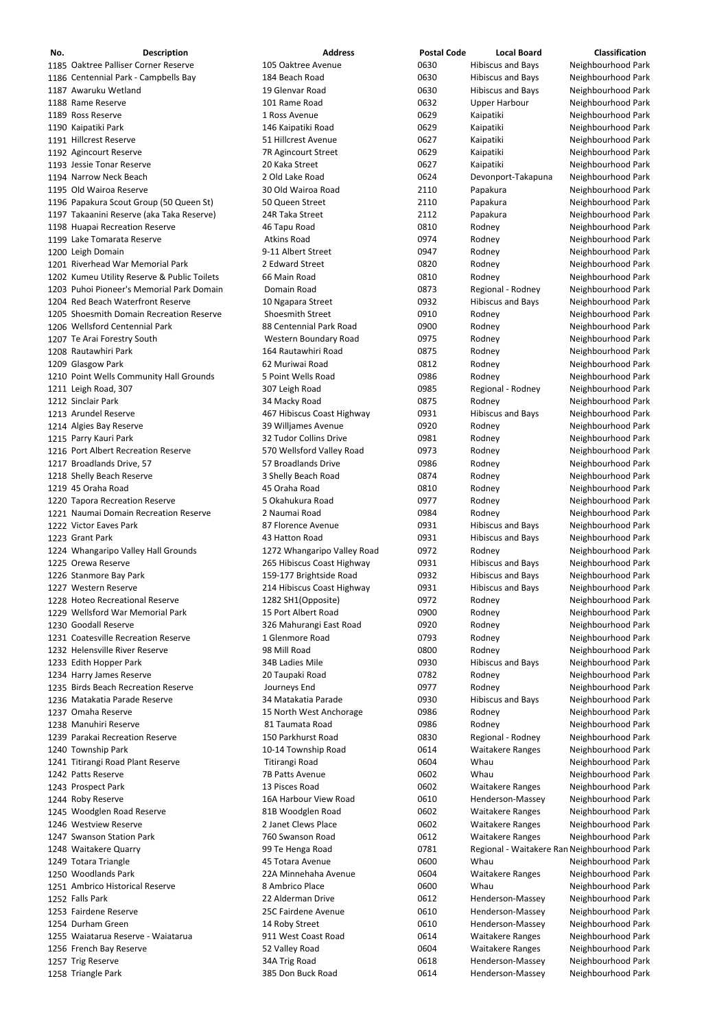| No. | Description | Address | Postal Code | Local Board | Classification |
|---|---|---|---|---|---|
| 1185 | Oaktree Palliser Corner Reserve | 105 Oaktree Avenue | 0630 | Hibiscus and Bays | Neighbourhood Park |
| 1186 | Centennial Park - Campbells Bay | 184 Beach Road | 0630 | Hibiscus and Bays | Neighbourhood Park |
| 1187 | Awaruku Wetland | 19 Glenvar Road | 0630 | Hibiscus and Bays | Neighbourhood Park |
| 1188 | Rame Reserve | 101 Rame Road | 0632 | Upper Harbour | Neighbourhood Park |
| 1189 | Ross Reserve | 1 Ross Avenue | 0629 | Kaipatiki | Neighbourhood Park |
| 1190 | Kaipatiki Park | 146 Kaipatiki Road | 0629 | Kaipatiki | Neighbourhood Park |
| 1191 | Hillcrest Reserve | 51 Hillcrest Avenue | 0627 | Kaipatiki | Neighbourhood Park |
| 1192 | Agincourt Reserve | 7R Agincourt Street | 0629 | Kaipatiki | Neighbourhood Park |
| 1193 | Jessie Tonar Reserve | 20 Kaka Street | 0627 | Kaipatiki | Neighbourhood Park |
| 1194 | Narrow Neck Beach | 2 Old Lake Road | 0624 | Devonport-Takapuna | Neighbourhood Park |
| 1195 | Old Wairoa Reserve | 30 Old Wairoa Road | 2110 | Papakura | Neighbourhood Park |
| 1196 | Papakura Scout Group (50 Queen St) | 50 Queen Street | 2110 | Papakura | Neighbourhood Park |
| 1197 | Takaanini Reserve (aka Taka Reserve) | 24R Taka Street | 2112 | Papakura | Neighbourhood Park |
| 1198 | Huapai Recreation Reserve | 46 Tapu Road | 0810 | Rodney | Neighbourhood Park |
| 1199 | Lake Tomarata Reserve | Atkins Road | 0974 | Rodney | Neighbourhood Park |
| 1200 | Leigh Domain | 9-11 Albert Street | 0947 | Rodney | Neighbourhood Park |
| 1201 | Riverhead War Memorial Park | 2 Edward Street | 0820 | Rodney | Neighbourhood Park |
| 1202 | Kumeu Utility Reserve & Public Toilets | 66 Main Road | 0810 | Rodney | Neighbourhood Park |
| 1203 | Puhoi Pioneer's Memorial Park Domain | Domain Road | 0873 | Regional - Rodney | Neighbourhood Park |
| 1204 | Red Beach Waterfront Reserve | 10 Ngapara Street | 0932 | Hibiscus and Bays | Neighbourhood Park |
| 1205 | Shoesmith Domain Recreation Reserve | Shoesmith Street | 0910 | Rodney | Neighbourhood Park |
| 1206 | Wellsford Centennial Park | 88 Centennial Park Road | 0900 | Rodney | Neighbourhood Park |
| 1207 | Te Arai Forestry South | Western Boundary Road | 0975 | Rodney | Neighbourhood Park |
| 1208 | Rautawhiri Park | 164 Rautawhiri Road | 0875 | Rodney | Neighbourhood Park |
| 1209 | Glasgow Park | 62 Muriwai Road | 0812 | Rodney | Neighbourhood Park |
| 1210 | Point Wells Community Hall Grounds | 5 Point Wells Road | 0986 | Rodney | Neighbourhood Park |
| 1211 | Leigh Road, 307 | 307 Leigh Road | 0985 | Regional - Rodney | Neighbourhood Park |
| 1212 | Sinclair Park | 34 Macky Road | 0875 | Rodney | Neighbourhood Park |
| 1213 | Arundel Reserve | 467 Hibiscus Coast Highway | 0931 | Hibiscus and Bays | Neighbourhood Park |
| 1214 | Algies Bay Reserve | 39 Willjames Avenue | 0920 | Rodney | Neighbourhood Park |
| 1215 | Parry Kauri Park | 32 Tudor Collins Drive | 0981 | Rodney | Neighbourhood Park |
| 1216 | Port Albert Recreation Reserve | 570 Wellsford Valley Road | 0973 | Rodney | Neighbourhood Park |
| 1217 | Broadlands Drive, 57 | 57 Broadlands Drive | 0986 | Rodney | Neighbourhood Park |
| 1218 | Shelly Beach Reserve | 3 Shelly Beach Road | 0874 | Rodney | Neighbourhood Park |
| 1219 | 45 Oraha Road | 45 Oraha Road | 0810 | Rodney | Neighbourhood Park |
| 1220 | Tapora Recreation Reserve | 5 Okahukura Road | 0977 | Rodney | Neighbourhood Park |
| 1221 | Naumai Domain Recreation Reserve | 2 Naumai Road | 0984 | Rodney | Neighbourhood Park |
| 1222 | Victor Eaves Park | 87 Florence Avenue | 0931 | Hibiscus and Bays | Neighbourhood Park |
| 1223 | Grant Park | 43 Hatton Road | 0931 | Hibiscus and Bays | Neighbourhood Park |
| 1224 | Whangaripo Valley Hall Grounds | 1272 Whangaripo Valley Road | 0972 | Rodney | Neighbourhood Park |
| 1225 | Orewa Reserve | 265 Hibiscus Coast Highway | 0931 | Hibiscus and Bays | Neighbourhood Park |
| 1226 | Stanmore Bay Park | 159-177 Brightside Road | 0932 | Hibiscus and Bays | Neighbourhood Park |
| 1227 | Western Reserve | 214 Hibiscus Coast Highway | 0931 | Hibiscus and Bays | Neighbourhood Park |
| 1228 | Hoteo Recreational Reserve | 1282 SH1(Opposite) | 0972 | Rodney | Neighbourhood Park |
| 1229 | Wellsford War Memorial Park | 15 Port Albert Road | 0900 | Rodney | Neighbourhood Park |
| 1230 | Goodall Reserve | 326 Mahurangi East Road | 0920 | Rodney | Neighbourhood Park |
| 1231 | Coatesville Recreation Reserve | 1 Glenmore Road | 0793 | Rodney | Neighbourhood Park |
| 1232 | Helensville River Reserve | 98 Mill Road | 0800 | Rodney | Neighbourhood Park |
| 1233 | Edith Hopper Park | 34B Ladies Mile | 0930 | Hibiscus and Bays | Neighbourhood Park |
| 1234 | Harry James Reserve | 20 Taupaki Road | 0782 | Rodney | Neighbourhood Park |
| 1235 | Birds Beach Recreation Reserve | Journeys End | 0977 | Rodney | Neighbourhood Park |
| 1236 | Matakatia Parade Reserve | 34 Matakatia Parade | 0930 | Hibiscus and Bays | Neighbourhood Park |
| 1237 | Omaha Reserve | 15 North West Anchorage | 0986 | Rodney | Neighbourhood Park |
| 1238 | Manuhiri Reserve | 81 Taumata Road | 0986 | Rodney | Neighbourhood Park |
| 1239 | Parakai Recreation Reserve | 150 Parkhurst Road | 0830 | Regional - Rodney | Neighbourhood Park |
| 1240 | Township Park | 10-14 Township Road | 0614 | Waitakere Ranges | Neighbourhood Park |
| 1241 | Titirangi Road Plant Reserve | Titirangi Road | 0604 | Whau | Neighbourhood Park |
| 1242 | Patts Reserve | 7B Patts Avenue | 0602 | Whau | Neighbourhood Park |
| 1243 | Prospect Park | 13 Pisces Road | 0602 | Waitakere Ranges | Neighbourhood Park |
| 1244 | Roby Reserve | 16A Harbour View Road | 0610 | Henderson-Massey | Neighbourhood Park |
| 1245 | Woodglen Road Reserve | 81B Woodglen Road | 0602 | Waitakere Ranges | Neighbourhood Park |
| 1246 | Westview Reserve | 2 Janet Clews Place | 0602 | Waitakere Ranges | Neighbourhood Park |
| 1247 | Swanson Station Park | 760 Swanson Road | 0612 | Waitakere Ranges | Neighbourhood Park |
| 1248 | Waitakere Quarry | 99 Te Henga Road | 0781 | Regional - Waitakere Ran | Neighbourhood Park |
| 1249 | Totara Triangle | 45 Totara Avenue | 0600 | Whau | Neighbourhood Park |
| 1250 | Woodlands Park | 22A Minnehaha Avenue | 0604 | Waitakere Ranges | Neighbourhood Park |
| 1251 | Ambrico Historical Reserve | 8 Ambrico Place | 0600 | Whau | Neighbourhood Park |
| 1252 | Falls Park | 22 Alderman Drive | 0612 | Henderson-Massey | Neighbourhood Park |
| 1253 | Fairdene Reserve | 25C Fairdene Avenue | 0610 | Henderson-Massey | Neighbourhood Park |
| 1254 | Durham Green | 14 Roby Street | 0610 | Henderson-Massey | Neighbourhood Park |
| 1255 | Waiatarua Reserve - Waiatarua | 911 West Coast Road | 0614 | Waitakere Ranges | Neighbourhood Park |
| 1256 | French Bay Reserve | 52 Valley Road | 0604 | Waitakere Ranges | Neighbourhood Park |
| 1257 | Trig Reserve | 34A Trig Road | 0618 | Henderson-Massey | Neighbourhood Park |
| 1258 | Triangle Park | 385 Don Buck Road | 0614 | Henderson-Massey | Neighbourhood Park |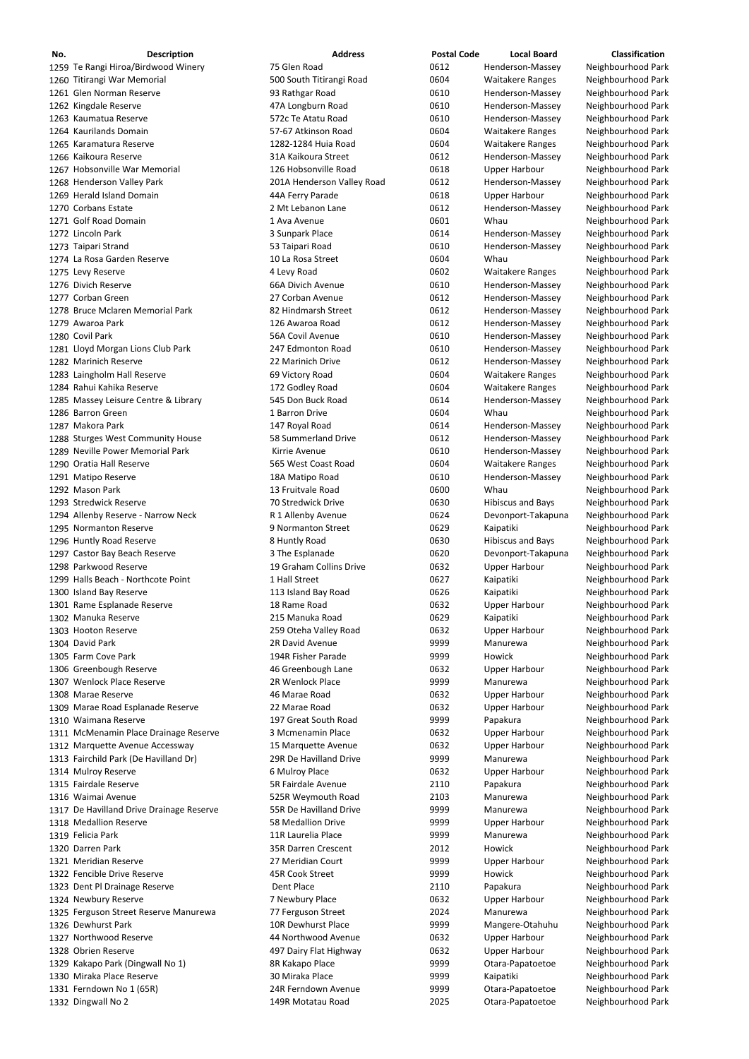| No. | Description | Address | Postal Code | Local Board | Classification |
|---|---|---|---|---|---|
| 1259 | Te Rangi Hiroa/Birdwood Winery | 75 Glen Road | 0612 | Henderson-Massey | Neighbourhood Park |
| 1260 | Titirangi War Memorial | 500 South Titirangi Road | 0604 | Waitakere Ranges | Neighbourhood Park |
| 1261 | Glen Norman Reserve | 93 Rathgar Road | 0610 | Henderson-Massey | Neighbourhood Park |
| 1262 | Kingdale Reserve | 47A Longburn Road | 0610 | Henderson-Massey | Neighbourhood Park |
| 1263 | Kaumatua Reserve | 572c Te Atatu Road | 0610 | Henderson-Massey | Neighbourhood Park |
| 1264 | Kaurilands Domain | 57-67 Atkinson Road | 0604 | Waitakere Ranges | Neighbourhood Park |
| 1265 | Karamatura Reserve | 1282-1284 Huia Road | 0604 | Waitakere Ranges | Neighbourhood Park |
| 1266 | Kaikoura Reserve | 31A Kaikoura Street | 0612 | Henderson-Massey | Neighbourhood Park |
| 1267 | Hobsonville War Memorial | 126 Hobsonville Road | 0618 | Upper Harbour | Neighbourhood Park |
| 1268 | Henderson Valley Park | 201A Henderson Valley Road | 0612 | Henderson-Massey | Neighbourhood Park |
| 1269 | Herald Island Domain | 44A Ferry Parade | 0618 | Upper Harbour | Neighbourhood Park |
| 1270 | Corbans Estate | 2 Mt Lebanon Lane | 0612 | Henderson-Massey | Neighbourhood Park |
| 1271 | Golf Road Domain | 1 Ava Avenue | 0601 | Whau | Neighbourhood Park |
| 1272 | Lincoln Park | 3 Sunpark Place | 0614 | Henderson-Massey | Neighbourhood Park |
| 1273 | Taipari Strand | 53 Taipari Road | 0610 | Henderson-Massey | Neighbourhood Park |
| 1274 | La Rosa Garden Reserve | 10 La Rosa Street | 0604 | Whau | Neighbourhood Park |
| 1275 | Levy Reserve | 4 Levy Road | 0602 | Waitakere Ranges | Neighbourhood Park |
| 1276 | Divich Reserve | 66A Divich Avenue | 0610 | Henderson-Massey | Neighbourhood Park |
| 1277 | Corban Green | 27 Corban Avenue | 0612 | Henderson-Massey | Neighbourhood Park |
| 1278 | Bruce Mclaren Memorial Park | 82 Hindmarsh Street | 0612 | Henderson-Massey | Neighbourhood Park |
| 1279 | Awaroa Park | 126 Awaroa Road | 0612 | Henderson-Massey | Neighbourhood Park |
| 1280 | Covil Park | 56A Covil Avenue | 0610 | Henderson-Massey | Neighbourhood Park |
| 1281 | Lloyd Morgan Lions Club Park | 247 Edmonton Road | 0610 | Henderson-Massey | Neighbourhood Park |
| 1282 | Marinich Reserve | 22 Marinich Drive | 0612 | Henderson-Massey | Neighbourhood Park |
| 1283 | Laingholm Hall Reserve | 69 Victory Road | 0604 | Waitakere Ranges | Neighbourhood Park |
| 1284 | Rahui Kahika Reserve | 172 Godley Road | 0604 | Waitakere Ranges | Neighbourhood Park |
| 1285 | Massey Leisure Centre & Library | 545 Don Buck Road | 0614 | Henderson-Massey | Neighbourhood Park |
| 1286 | Barron Green | 1 Barron Drive | 0604 | Whau | Neighbourhood Park |
| 1287 | Makora Park | 147 Royal Road | 0614 | Henderson-Massey | Neighbourhood Park |
| 1288 | Sturges West Community House | 58 Summerland Drive | 0612 | Henderson-Massey | Neighbourhood Park |
| 1289 | Neville Power Memorial Park | Kirrie Avenue | 0610 | Henderson-Massey | Neighbourhood Park |
| 1290 | Oratia Hall Reserve | 565 West Coast Road | 0604 | Waitakere Ranges | Neighbourhood Park |
| 1291 | Matipo Reserve | 18A Matipo Road | 0610 | Henderson-Massey | Neighbourhood Park |
| 1292 | Mason Park | 13 Fruitvale Road | 0600 | Whau | Neighbourhood Park |
| 1293 | Stredwick Reserve | 70 Stredwick Drive | 0630 | Hibiscus and Bays | Neighbourhood Park |
| 1294 | Allenby Reserve - Narrow Neck | R 1 Allenby Avenue | 0624 | Devonport-Takapuna | Neighbourhood Park |
| 1295 | Normanton Reserve | 9 Normanton Street | 0629 | Kaipatiki | Neighbourhood Park |
| 1296 | Huntly Road Reserve | 8 Huntly Road | 0630 | Hibiscus and Bays | Neighbourhood Park |
| 1297 | Castor Bay Beach Reserve | 3 The Esplanade | 0620 | Devonport-Takapuna | Neighbourhood Park |
| 1298 | Parkwood Reserve | 19 Graham Collins Drive | 0632 | Upper Harbour | Neighbourhood Park |
| 1299 | Halls Beach - Northcote Point | 1 Hall Street | 0627 | Kaipatiki | Neighbourhood Park |
| 1300 | Island Bay Reserve | 113 Island Bay Road | 0626 | Kaipatiki | Neighbourhood Park |
| 1301 | Rame Esplanade Reserve | 18 Rame Road | 0632 | Upper Harbour | Neighbourhood Park |
| 1302 | Manuka Reserve | 215 Manuka Road | 0629 | Kaipatiki | Neighbourhood Park |
| 1303 | Hooton Reserve | 259 Oteha Valley Road | 0632 | Upper Harbour | Neighbourhood Park |
| 1304 | David Park | 2R David Avenue | 9999 | Manurewa | Neighbourhood Park |
| 1305 | Farm Cove Park | 194R Fisher Parade | 9999 | Howick | Neighbourhood Park |
| 1306 | Greenbough Reserve | 46 Greenbough Lane | 0632 | Upper Harbour | Neighbourhood Park |
| 1307 | Wenlock Place Reserve | 2R Wenlock Place | 9999 | Manurewa | Neighbourhood Park |
| 1308 | Marae Reserve | 46 Marae Road | 0632 | Upper Harbour | Neighbourhood Park |
| 1309 | Marae Road Esplanade Reserve | 22 Marae Road | 0632 | Upper Harbour | Neighbourhood Park |
| 1310 | Waimana Reserve | 197 Great South Road | 9999 | Papakura | Neighbourhood Park |
| 1311 | McMenamin Place Drainage Reserve | 3 Mcmenamin Place | 0632 | Upper Harbour | Neighbourhood Park |
| 1312 | Marquette Avenue Accessway | 15 Marquette Avenue | 0632 | Upper Harbour | Neighbourhood Park |
| 1313 | Fairchild Park (De Havilland Dr) | 29R De Havilland Drive | 9999 | Manurewa | Neighbourhood Park |
| 1314 | Mulroy Reserve | 6 Mulroy Place | 0632 | Upper Harbour | Neighbourhood Park |
| 1315 | Fairdale Reserve | 5R Fairdale Avenue | 2110 | Papakura | Neighbourhood Park |
| 1316 | Waimai Avenue | 525R Weymouth Road | 2103 | Manurewa | Neighbourhood Park |
| 1317 | De Havilland Drive Drainage Reserve | 55R De Havilland Drive | 9999 | Manurewa | Neighbourhood Park |
| 1318 | Medallion Reserve | 58 Medallion Drive | 9999 | Upper Harbour | Neighbourhood Park |
| 1319 | Felicia Park | 11R Laurelia Place | 9999 | Manurewa | Neighbourhood Park |
| 1320 | Darren Park | 35R Darren Crescent | 2012 | Howick | Neighbourhood Park |
| 1321 | Meridian Reserve | 27 Meridian Court | 9999 | Upper Harbour | Neighbourhood Park |
| 1322 | Fencible Drive Reserve | 45R Cook Street | 9999 | Howick | Neighbourhood Park |
| 1323 | Dent Pl Drainage Reserve | Dent Place | 2110 | Papakura | Neighbourhood Park |
| 1324 | Newbury Reserve | 7 Newbury Place | 0632 | Upper Harbour | Neighbourhood Park |
| 1325 | Ferguson Street Reserve Manurewa | 77 Ferguson Street | 2024 | Manurewa | Neighbourhood Park |
| 1326 | Dewhurst Park | 10R Dewhurst Place | 9999 | Mangere-Otahuhu | Neighbourhood Park |
| 1327 | Northwood Reserve | 44 Northwood Avenue | 0632 | Upper Harbour | Neighbourhood Park |
| 1328 | Obrien Reserve | 497 Dairy Flat Highway | 0632 | Upper Harbour | Neighbourhood Park |
| 1329 | Kakapo Park (Dingwall No 1) | 8R Kakapo Place | 9999 | Otara-Papatoetoe | Neighbourhood Park |
| 1330 | Miraka Place Reserve | 30 Miraka Place | 9999 | Kaipatiki | Neighbourhood Park |
| 1331 | Ferndown No 1 (65R) | 24R Ferndown Avenue | 9999 | Otara-Papatoetoe | Neighbourhood Park |
| 1332 | Dingwall No 2 | 149R Motatau Road | 2025 | Otara-Papatoetoe | Neighbourhood Park |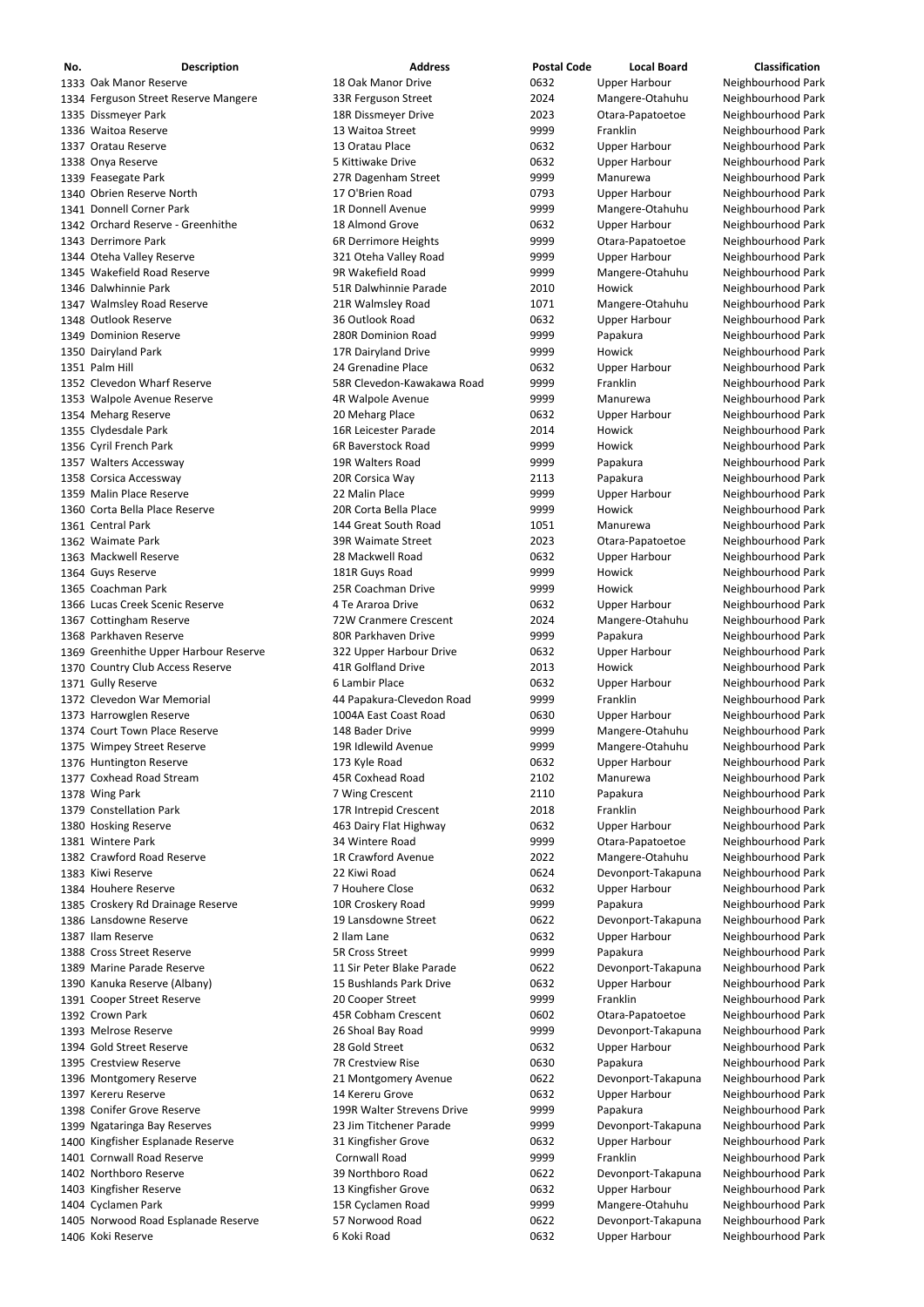| No. | Description | Address | Postal Code | Local Board | Classification |
|---|---|---|---|---|---|
| 1333 | Oak Manor Reserve | 18 Oak Manor Drive | 0632 | Upper Harbour | Neighbourhood Park |
| 1334 | Ferguson Street Reserve Mangere | 33R Ferguson Street | 2024 | Mangere-Otahuhu | Neighbourhood Park |
| 1335 | Dissmeyer Park | 18R Dissmeyer Drive | 2023 | Otara-Papatoetoe | Neighbourhood Park |
| 1336 | Waitoa Reserve | 13 Waitoa Street | 9999 | Franklin | Neighbourhood Park |
| 1337 | Oratau Reserve | 13 Oratau Place | 0632 | Upper Harbour | Neighbourhood Park |
| 1338 | Onya Reserve | 5 Kittiwake Drive | 0632 | Upper Harbour | Neighbourhood Park |
| 1339 | Feasegate Park | 27R Dagenham Street | 9999 | Manurewa | Neighbourhood Park |
| 1340 | Obrien Reserve North | 17 O'Brien Road | 0793 | Upper Harbour | Neighbourhood Park |
| 1341 | Donnell Corner Park | 1R Donnell Avenue | 9999 | Mangere-Otahuhu | Neighbourhood Park |
| 1342 | Orchard Reserve - Greenhithe | 18 Almond Grove | 0632 | Upper Harbour | Neighbourhood Park |
| 1343 | Derrimore Park | 6R Derrimore Heights | 9999 | Otara-Papatoetoe | Neighbourhood Park |
| 1344 | Oteha Valley Reserve | 321 Oteha Valley Road | 9999 | Upper Harbour | Neighbourhood Park |
| 1345 | Wakefield Road Reserve | 9R Wakefield Road | 9999 | Mangere-Otahuhu | Neighbourhood Park |
| 1346 | Dalwhinnie Park | 51R Dalwhinnie Parade | 2010 | Howick | Neighbourhood Park |
| 1347 | Walmsley Road Reserve | 21R Walmsley Road | 1071 | Mangere-Otahuhu | Neighbourhood Park |
| 1348 | Outlook Reserve | 36 Outlook Road | 0632 | Upper Harbour | Neighbourhood Park |
| 1349 | Dominion Reserve | 280R Dominion Road | 9999 | Papakura | Neighbourhood Park |
| 1350 | Dairyland Park | 17R Dairyland Drive | 9999 | Howick | Neighbourhood Park |
| 1351 | Palm Hill | 24 Grenadine Place | 0632 | Upper Harbour | Neighbourhood Park |
| 1352 | Clevedon Wharf Reserve | 58R Clevedon-Kawakawa Road | 9999 | Franklin | Neighbourhood Park |
| 1353 | Walpole Avenue Reserve | 4R Walpole Avenue | 9999 | Manurewa | Neighbourhood Park |
| 1354 | Meharg Reserve | 20 Meharg Place | 0632 | Upper Harbour | Neighbourhood Park |
| 1355 | Clydesdale Park | 16R Leicester Parade | 2014 | Howick | Neighbourhood Park |
| 1356 | Cyril French Park | 6R Baverstock Road | 9999 | Howick | Neighbourhood Park |
| 1357 | Walters Accessway | 19R Walters Road | 9999 | Papakura | Neighbourhood Park |
| 1358 | Corsica Accessway | 20R Corsica Way | 2113 | Papakura | Neighbourhood Park |
| 1359 | Malin Place Reserve | 22 Malin Place | 9999 | Upper Harbour | Neighbourhood Park |
| 1360 | Corta Bella Place Reserve | 20R Corta Bella Place | 9999 | Howick | Neighbourhood Park |
| 1361 | Central Park | 144 Great South Road | 1051 | Manurewa | Neighbourhood Park |
| 1362 | Waimate Park | 39R Waimate Street | 2023 | Otara-Papatoetoe | Neighbourhood Park |
| 1363 | Mackwell Reserve | 28 Mackwell Road | 0632 | Upper Harbour | Neighbourhood Park |
| 1364 | Guys Reserve | 181R Guys Road | 9999 | Howick | Neighbourhood Park |
| 1365 | Coachman Park | 25R Coachman Drive | 9999 | Howick | Neighbourhood Park |
| 1366 | Lucas Creek Scenic Reserve | 4 Te Araroa Drive | 0632 | Upper Harbour | Neighbourhood Park |
| 1367 | Cottingham Reserve | 72W Cranmere Crescent | 2024 | Mangere-Otahuhu | Neighbourhood Park |
| 1368 | Parkhaven Reserve | 80R Parkhaven Drive | 9999 | Papakura | Neighbourhood Park |
| 1369 | Greenhithe Upper Harbour Reserve | 322 Upper Harbour Drive | 0632 | Upper Harbour | Neighbourhood Park |
| 1370 | Country Club Access Reserve | 41R Golfland Drive | 2013 | Howick | Neighbourhood Park |
| 1371 | Gully Reserve | 6 Lambir Place | 0632 | Upper Harbour | Neighbourhood Park |
| 1372 | Clevedon War Memorial | 44 Papakura-Clevedon Road | 9999 | Franklin | Neighbourhood Park |
| 1373 | Harrowglen Reserve | 1004A East Coast Road | 0630 | Upper Harbour | Neighbourhood Park |
| 1374 | Court Town Place Reserve | 148 Bader Drive | 9999 | Mangere-Otahuhu | Neighbourhood Park |
| 1375 | Wimpey Street Reserve | 19R Idlewild Avenue | 9999 | Mangere-Otahuhu | Neighbourhood Park |
| 1376 | Huntington Reserve | 173 Kyle Road | 0632 | Upper Harbour | Neighbourhood Park |
| 1377 | Coxhead Road Stream | 45R Coxhead Road | 2102 | Manurewa | Neighbourhood Park |
| 1378 | Wing Park | 7 Wing Crescent | 2110 | Papakura | Neighbourhood Park |
| 1379 | Constellation Park | 17R Intrepid Crescent | 2018 | Franklin | Neighbourhood Park |
| 1380 | Hosking Reserve | 463 Dairy Flat Highway | 0632 | Upper Harbour | Neighbourhood Park |
| 1381 | Wintere Park | 34 Wintere Road | 9999 | Otara-Papatoetoe | Neighbourhood Park |
| 1382 | Crawford Road Reserve | 1R Crawford Avenue | 2022 | Mangere-Otahuhu | Neighbourhood Park |
| 1383 | Kiwi Reserve | 22 Kiwi Road | 0624 | Devonport-Takapuna | Neighbourhood Park |
| 1384 | Houhere Reserve | 7 Houhere Close | 0632 | Upper Harbour | Neighbourhood Park |
| 1385 | Croskery Rd Drainage Reserve | 10R Croskery Road | 9999 | Papakura | Neighbourhood Park |
| 1386 | Lansdowne Reserve | 19 Lansdowne Street | 0622 | Devonport-Takapuna | Neighbourhood Park |
| 1387 | Ilam Reserve | 2 Ilam Lane | 0632 | Upper Harbour | Neighbourhood Park |
| 1388 | Cross Street Reserve | 5R Cross Street | 9999 | Papakura | Neighbourhood Park |
| 1389 | Marine Parade Reserve | 11 Sir Peter Blake Parade | 0622 | Devonport-Takapuna | Neighbourhood Park |
| 1390 | Kanuka Reserve (Albany) | 15 Bushlands Park Drive | 0632 | Upper Harbour | Neighbourhood Park |
| 1391 | Cooper Street Reserve | 20 Cooper Street | 9999 | Franklin | Neighbourhood Park |
| 1392 | Crown Park | 45R Cobham Crescent | 0602 | Otara-Papatoetoe | Neighbourhood Park |
| 1393 | Melrose Reserve | 26 Shoal Bay Road | 9999 | Devonport-Takapuna | Neighbourhood Park |
| 1394 | Gold Street Reserve | 28 Gold Street | 0632 | Upper Harbour | Neighbourhood Park |
| 1395 | Crestview Reserve | 7R Crestview Rise | 0630 | Papakura | Neighbourhood Park |
| 1396 | Montgomery Reserve | 21 Montgomery Avenue | 0622 | Devonport-Takapuna | Neighbourhood Park |
| 1397 | Kereru Reserve | 14 Kereru Grove | 0632 | Upper Harbour | Neighbourhood Park |
| 1398 | Conifer Grove Reserve | 199R Walter Strevens Drive | 9999 | Papakura | Neighbourhood Park |
| 1399 | Ngataringa Bay Reserves | 23 Jim Titchener Parade | 9999 | Devonport-Takapuna | Neighbourhood Park |
| 1400 | Kingfisher Esplanade Reserve | 31 Kingfisher Grove | 0632 | Upper Harbour | Neighbourhood Park |
| 1401 | Cornwall Road Reserve | Cornwall Road | 9999 | Franklin | Neighbourhood Park |
| 1402 | Northboro Reserve | 39 Northboro Road | 0622 | Devonport-Takapuna | Neighbourhood Park |
| 1403 | Kingfisher Reserve | 13 Kingfisher Grove | 0632 | Upper Harbour | Neighbourhood Park |
| 1404 | Cyclamen Park | 15R Cyclamen Road | 9999 | Mangere-Otahuhu | Neighbourhood Park |
| 1405 | Norwood Road Esplanade Reserve | 57 Norwood Road | 0622 | Devonport-Takapuna | Neighbourhood Park |
| 1406 | Koki Reserve | 6 Koki Road | 0632 | Upper Harbour | Neighbourhood Park |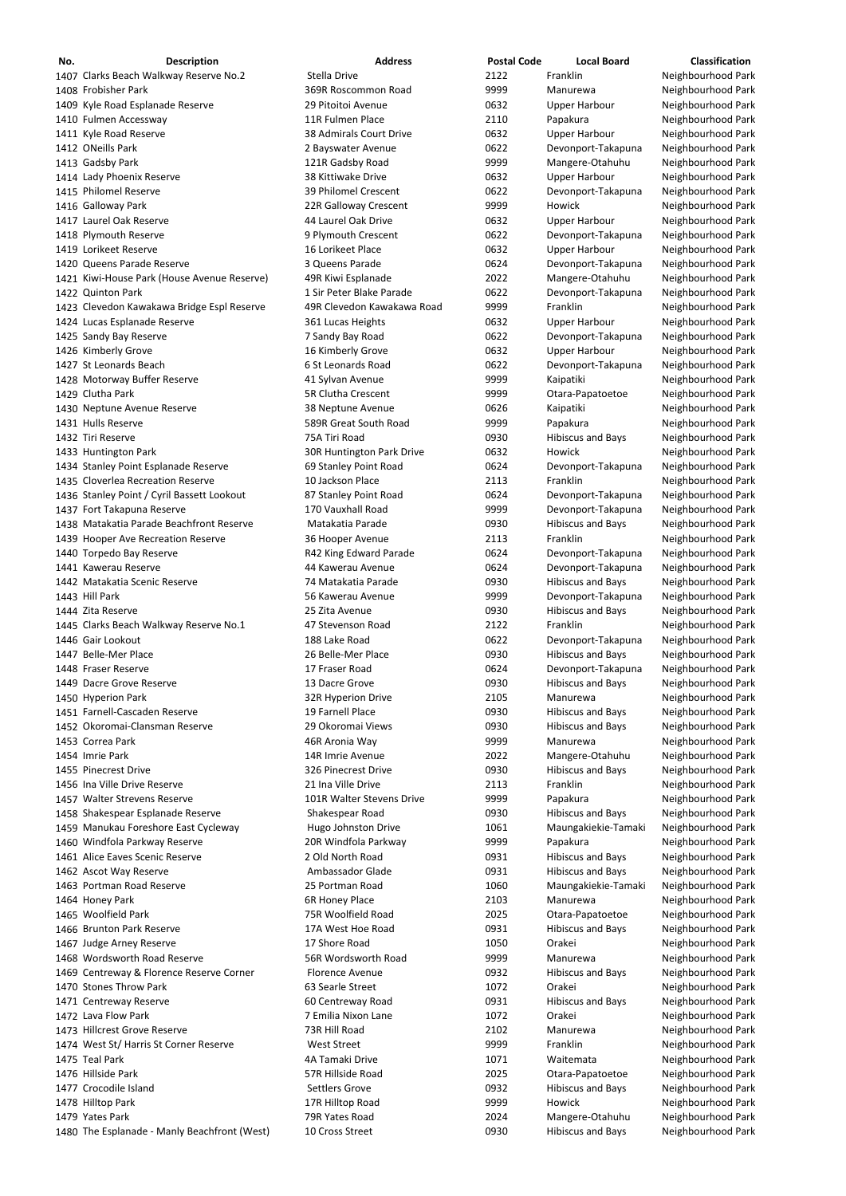| No. | Description | Address | Postal Code | Local Board | Classification |
|---|---|---|---|---|---|
| 1407 | Clarks Beach Walkway Reserve No.2 | Stella Drive | 2122 | Franklin | Neighbourhood Park |
| 1408 | Frobisher Park | 369R Roscommon Road | 9999 | Manurewa | Neighbourhood Park |
| 1409 | Kyle Road Esplanade Reserve | 29 Pitoitoi Avenue | 0632 | Upper Harbour | Neighbourhood Park |
| 1410 | Fulmen Accessway | 11R Fulmen Place | 2110 | Papakura | Neighbourhood Park |
| 1411 | Kyle Road Reserve | 38 Admirals Court Drive | 0632 | Upper Harbour | Neighbourhood Park |
| 1412 | ONeills Park | 2 Bayswater Avenue | 0622 | Devonport-Takapuna | Neighbourhood Park |
| 1413 | Gadsby Park | 121R Gadsby Road | 9999 | Mangere-Otahuhu | Neighbourhood Park |
| 1414 | Lady Phoenix Reserve | 38 Kittiwake Drive | 0632 | Upper Harbour | Neighbourhood Park |
| 1415 | Philomel Reserve | 39 Philomel Crescent | 0622 | Devonport-Takapuna | Neighbourhood Park |
| 1416 | Galloway Park | 22R Galloway Crescent | 9999 | Howick | Neighbourhood Park |
| 1417 | Laurel Oak Reserve | 44 Laurel Oak Drive | 0632 | Upper Harbour | Neighbourhood Park |
| 1418 | Plymouth Reserve | 9 Plymouth Crescent | 0622 | Devonport-Takapuna | Neighbourhood Park |
| 1419 | Lorikeet Reserve | 16 Lorikeet Place | 0632 | Upper Harbour | Neighbourhood Park |
| 1420 | Queens Parade Reserve | 3 Queens Parade | 0624 | Devonport-Takapuna | Neighbourhood Park |
| 1421 | Kiwi-House Park (House Avenue Reserve) | 49R Kiwi Esplanade | 2022 | Mangere-Otahuhu | Neighbourhood Park |
| 1422 | Quinton Park | 1 Sir Peter Blake Parade | 0622 | Devonport-Takapuna | Neighbourhood Park |
| 1423 | Clevedon Kawakawa Bridge Espl Reserve | 49R Clevedon Kawakawa Road | 9999 | Franklin | Neighbourhood Park |
| 1424 | Lucas Esplanade Reserve | 361 Lucas Heights | 0632 | Upper Harbour | Neighbourhood Park |
| 1425 | Sandy Bay Reserve | 7 Sandy Bay Road | 0622 | Devonport-Takapuna | Neighbourhood Park |
| 1426 | Kimberly Grove | 16 Kimberly Grove | 0632 | Upper Harbour | Neighbourhood Park |
| 1427 | St Leonards Beach | 6 St Leonards Road | 0622 | Devonport-Takapuna | Neighbourhood Park |
| 1428 | Motorway Buffer Reserve | 41 Sylvan Avenue | 9999 | Kaipatiki | Neighbourhood Park |
| 1429 | Clutha Park | 5R Clutha Crescent | 9999 | Otara-Papatoetoe | Neighbourhood Park |
| 1430 | Neptune Avenue Reserve | 38 Neptune Avenue | 0626 | Kaipatiki | Neighbourhood Park |
| 1431 | Hulls Reserve | 589R Great South Road | 9999 | Papakura | Neighbourhood Park |
| 1432 | Tiri Reserve | 75A Tiri Road | 0930 | Hibiscus and Bays | Neighbourhood Park |
| 1433 | Huntington Park | 30R Huntington Park Drive | 0632 | Howick | Neighbourhood Park |
| 1434 | Stanley Point Esplanade Reserve | 69 Stanley Point Road | 0624 | Devonport-Takapuna | Neighbourhood Park |
| 1435 | Cloverlea Recreation Reserve | 10 Jackson Place | 2113 | Franklin | Neighbourhood Park |
| 1436 | Stanley Point / Cyril Bassett Lookout | 87 Stanley Point Road | 0624 | Devonport-Takapuna | Neighbourhood Park |
| 1437 | Fort Takapuna Reserve | 170 Vauxhall Road | 9999 | Devonport-Takapuna | Neighbourhood Park |
| 1438 | Matakatia Parade Beachfront Reserve | Matakatia Parade | 0930 | Hibiscus and Bays | Neighbourhood Park |
| 1439 | Hooper Ave Recreation Reserve | 36 Hooper Avenue | 2113 | Franklin | Neighbourhood Park |
| 1440 | Torpedo Bay Reserve | R42 King Edward Parade | 0624 | Devonport-Takapuna | Neighbourhood Park |
| 1441 | Kawerau Reserve | 44 Kawerau Avenue | 0624 | Devonport-Takapuna | Neighbourhood Park |
| 1442 | Matakatia Scenic Reserve | 74 Matakatia Parade | 0930 | Hibiscus and Bays | Neighbourhood Park |
| 1443 | Hill Park | 56 Kawerau Avenue | 9999 | Devonport-Takapuna | Neighbourhood Park |
| 1444 | Zita Reserve | 25 Zita Avenue | 0930 | Hibiscus and Bays | Neighbourhood Park |
| 1445 | Clarks Beach Walkway Reserve No.1 | 47 Stevenson Road | 2122 | Franklin | Neighbourhood Park |
| 1446 | Gair Lookout | 188 Lake Road | 0622 | Devonport-Takapuna | Neighbourhood Park |
| 1447 | Belle-Mer Place | 26 Belle-Mer Place | 0930 | Hibiscus and Bays | Neighbourhood Park |
| 1448 | Fraser Reserve | 17 Fraser Road | 0624 | Devonport-Takapuna | Neighbourhood Park |
| 1449 | Dacre Grove Reserve | 13 Dacre Grove | 0930 | Hibiscus and Bays | Neighbourhood Park |
| 1450 | Hyperion Park | 32R Hyperion Drive | 2105 | Manurewa | Neighbourhood Park |
| 1451 | Farnell-Cascaden Reserve | 19 Farnell Place | 0930 | Hibiscus and Bays | Neighbourhood Park |
| 1452 | Okoromai-Clansman Reserve | 29 Okoromai Views | 0930 | Hibiscus and Bays | Neighbourhood Park |
| 1453 | Correa Park | 46R Aronia Way | 9999 | Manurewa | Neighbourhood Park |
| 1454 | Imrie Park | 14R Imrie Avenue | 2022 | Mangere-Otahuhu | Neighbourhood Park |
| 1455 | Pinecrest Drive | 326 Pinecrest Drive | 0930 | Hibiscus and Bays | Neighbourhood Park |
| 1456 | Ina Ville Drive Reserve | 21 Ina Ville Drive | 2113 | Franklin | Neighbourhood Park |
| 1457 | Walter Strevens Reserve | 101R Walter Stevens Drive | 9999 | Papakura | Neighbourhood Park |
| 1458 | Shakespear Esplanade Reserve | Shakespear Road | 0930 | Hibiscus and Bays | Neighbourhood Park |
| 1459 | Manukau Foreshore East Cycleway | Hugo Johnston Drive | 1061 | Maungakiekie-Tamaki | Neighbourhood Park |
| 1460 | Windfola Parkway Reserve | 20R Windfola Parkway | 9999 | Papakura | Neighbourhood Park |
| 1461 | Alice Eaves Scenic Reserve | 2 Old North Road | 0931 | Hibiscus and Bays | Neighbourhood Park |
| 1462 | Ascot Way Reserve | Ambassador Glade | 0931 | Hibiscus and Bays | Neighbourhood Park |
| 1463 | Portman Road Reserve | 25 Portman Road | 1060 | Maungakiekie-Tamaki | Neighbourhood Park |
| 1464 | Honey Park | 6R Honey Place | 2103 | Manurewa | Neighbourhood Park |
| 1465 | Woolfield Park | 75R Woolfield Road | 2025 | Otara-Papatoetoe | Neighbourhood Park |
| 1466 | Brunton Park Reserve | 17A West Hoe Road | 0931 | Hibiscus and Bays | Neighbourhood Park |
| 1467 | Judge Arney Reserve | 17 Shore Road | 1050 | Orakei | Neighbourhood Park |
| 1468 | Wordsworth Road Reserve | 56R Wordsworth Road | 9999 | Manurewa | Neighbourhood Park |
| 1469 | Centreway & Florence Reserve Corner | Florence Avenue | 0932 | Hibiscus and Bays | Neighbourhood Park |
| 1470 | Stones Throw Park | 63 Searle Street | 1072 | Orakei | Neighbourhood Park |
| 1471 | Centreway Reserve | 60 Centreway Road | 0931 | Hibiscus and Bays | Neighbourhood Park |
| 1472 | Lava Flow Park | 7 Emilia Nixon Lane | 1072 | Orakei | Neighbourhood Park |
| 1473 | Hillcrest Grove Reserve | 73R Hill Road | 2102 | Manurewa | Neighbourhood Park |
| 1474 | West St/ Harris St Corner Reserve | West Street | 9999 | Franklin | Neighbourhood Park |
| 1475 | Teal Park | 4A Tamaki Drive | 1071 | Waitemata | Neighbourhood Park |
| 1476 | Hillside Park | 57R Hillside Road | 2025 | Otara-Papatoetoe | Neighbourhood Park |
| 1477 | Crocodile Island | Settlers Grove | 0932 | Hibiscus and Bays | Neighbourhood Park |
| 1478 | Hilltop Park | 17R Hilltop Road | 9999 | Howick | Neighbourhood Park |
| 1479 | Yates Park | 79R Yates Road | 2024 | Mangere-Otahuhu | Neighbourhood Park |
| 1480 | The Esplanade - Manly Beachfront (West) | 10 Cross Street | 0930 | Hibiscus and Bays | Neighbourhood Park |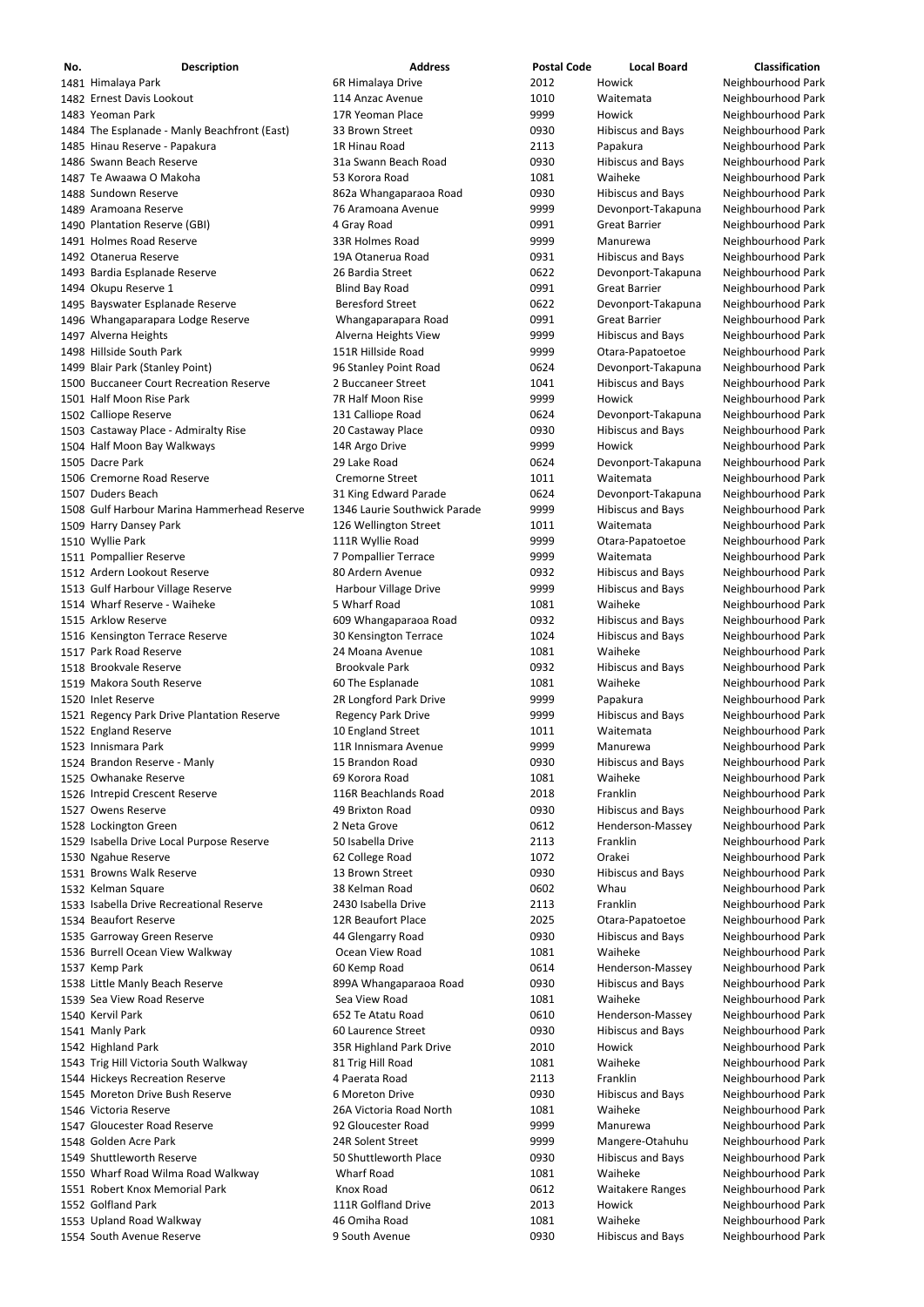| No. | Description | Address | Postal Code | Local Board | Classification |
|---|---|---|---|---|---|
| 1481 | Himalaya Park | 6R Himalaya Drive | 2012 | Howick | Neighbourhood Park |
| 1482 | Ernest Davis Lookout | 114 Anzac Avenue | 1010 | Waitemata | Neighbourhood Park |
| 1483 | Yeoman Park | 17R Yeoman Place | 9999 | Howick | Neighbourhood Park |
| 1484 | The Esplanade - Manly Beachfront (East) | 33 Brown Street | 0930 | Hibiscus and Bays | Neighbourhood Park |
| 1485 | Hinau Reserve - Papakura | 1R Hinau Road | 2113 | Papakura | Neighbourhood Park |
| 1486 | Swann Beach Reserve | 31a Swann Beach Road | 0930 | Hibiscus and Bays | Neighbourhood Park |
| 1487 | Te Awaawa O Makoha | 53 Korora Road | 1081 | Waiheke | Neighbourhood Park |
| 1488 | Sundown Reserve | 862a Whangaparaoa Road | 0930 | Hibiscus and Bays | Neighbourhood Park |
| 1489 | Aramoana Reserve | 76 Aramoana Avenue | 9999 | Devonport-Takapuna | Neighbourhood Park |
| 1490 | Plantation Reserve (GBI) | 4 Gray Road | 0991 | Great Barrier | Neighbourhood Park |
| 1491 | Holmes Road Reserve | 33R Holmes Road | 9999 | Manurewa | Neighbourhood Park |
| 1492 | Otanerua Reserve | 19A Otanerua Road | 0931 | Hibiscus and Bays | Neighbourhood Park |
| 1493 | Bardia Esplanade Reserve | 26 Bardia Street | 0622 | Devonport-Takapuna | Neighbourhood Park |
| 1494 | Okupu Reserve 1 | Blind Bay Road | 0991 | Great Barrier | Neighbourhood Park |
| 1495 | Bayswater Esplanade Reserve | Beresford Street | 0622 | Devonport-Takapuna | Neighbourhood Park |
| 1496 | Whangaparapara Lodge Reserve | Whangaparapara Road | 0991 | Great Barrier | Neighbourhood Park |
| 1497 | Alverna Heights | Alverna Heights View | 9999 | Hibiscus and Bays | Neighbourhood Park |
| 1498 | Hillside South Park | 151R Hillside Road | 9999 | Otara-Papatoetoe | Neighbourhood Park |
| 1499 | Blair Park (Stanley Point) | 96 Stanley Point Road | 0624 | Devonport-Takapuna | Neighbourhood Park |
| 1500 | Buccaneer Court Recreation Reserve | 2 Buccaneer Street | 1041 | Hibiscus and Bays | Neighbourhood Park |
| 1501 | Half Moon Rise Park | 7R Half Moon Rise | 9999 | Howick | Neighbourhood Park |
| 1502 | Calliope Reserve | 131 Calliope Road | 0624 | Devonport-Takapuna | Neighbourhood Park |
| 1503 | Castaway Place - Admiralty Rise | 20 Castaway Place | 0930 | Hibiscus and Bays | Neighbourhood Park |
| 1504 | Half Moon Bay Walkways | 14R Argo Drive | 9999 | Howick | Neighbourhood Park |
| 1505 | Dacre Park | 29 Lake Road | 0624 | Devonport-Takapuna | Neighbourhood Park |
| 1506 | Cremorne Road Reserve | Cremorne Street | 1011 | Waitemata | Neighbourhood Park |
| 1507 | Duders Beach | 31 King Edward Parade | 0624 | Devonport-Takapuna | Neighbourhood Park |
| 1508 | Gulf Harbour Marina Hammerhead Reserve | 1346 Laurie Southwick Parade | 9999 | Hibiscus and Bays | Neighbourhood Park |
| 1509 | Harry Dansey Park | 126 Wellington Street | 1011 | Waitemata | Neighbourhood Park |
| 1510 | Wyllie Park | 111R Wyllie Road | 9999 | Otara-Papatoetoe | Neighbourhood Park |
| 1511 | Pompallier Reserve | 7 Pompallier Terrace | 9999 | Waitemata | Neighbourhood Park |
| 1512 | Ardern Lookout Reserve | 80 Ardern Avenue | 0932 | Hibiscus and Bays | Neighbourhood Park |
| 1513 | Gulf Harbour Village Reserve | Harbour Village Drive | 9999 | Hibiscus and Bays | Neighbourhood Park |
| 1514 | Wharf Reserve - Waiheke | 5 Wharf Road | 1081 | Waiheke | Neighbourhood Park |
| 1515 | Arklow Reserve | 609 Whangaparaoa Road | 0932 | Hibiscus and Bays | Neighbourhood Park |
| 1516 | Kensington Terrace Reserve | 30 Kensington Terrace | 1024 | Hibiscus and Bays | Neighbourhood Park |
| 1517 | Park Road Reserve | 24 Moana Avenue | 1081 | Waiheke | Neighbourhood Park |
| 1518 | Brookvale Reserve | Brookvale Park | 0932 | Hibiscus and Bays | Neighbourhood Park |
| 1519 | Makora South Reserve | 60 The Esplanade | 1081 | Waiheke | Neighbourhood Park |
| 1520 | Inlet Reserve | 2R Longford Park Drive | 9999 | Papakura | Neighbourhood Park |
| 1521 | Regency Park Drive Plantation Reserve | Regency Park Drive | 9999 | Hibiscus and Bays | Neighbourhood Park |
| 1522 | England Reserve | 10 England Street | 1011 | Waitemata | Neighbourhood Park |
| 1523 | Innismara Park | 11R Innismara Avenue | 9999 | Manurewa | Neighbourhood Park |
| 1524 | Brandon Reserve - Manly | 15 Brandon Road | 0930 | Hibiscus and Bays | Neighbourhood Park |
| 1525 | Owhanake Reserve | 69 Korora Road | 1081 | Waiheke | Neighbourhood Park |
| 1526 | Intrepid Crescent Reserve | 116R Beachlands Road | 2018 | Franklin | Neighbourhood Park |
| 1527 | Owens Reserve | 49 Brixton Road | 0930 | Hibiscus and Bays | Neighbourhood Park |
| 1528 | Lockington Green | 2 Neta Grove | 0612 | Henderson-Massey | Neighbourhood Park |
| 1529 | Isabella Drive Local Purpose Reserve | 50 Isabella Drive | 2113 | Franklin | Neighbourhood Park |
| 1530 | Ngahue Reserve | 62 College Road | 1072 | Orakei | Neighbourhood Park |
| 1531 | Browns Walk Reserve | 13 Brown Street | 0930 | Hibiscus and Bays | Neighbourhood Park |
| 1532 | Kelman Square | 38 Kelman Road | 0602 | Whau | Neighbourhood Park |
| 1533 | Isabella Drive Recreational Reserve | 2430 Isabella Drive | 2113 | Franklin | Neighbourhood Park |
| 1534 | Beaufort Reserve | 12R Beaufort Place | 2025 | Otara-Papatoetoe | Neighbourhood Park |
| 1535 | Garroway Green Reserve | 44 Glengarry Road | 0930 | Hibiscus and Bays | Neighbourhood Park |
| 1536 | Burrell Ocean View Walkway | Ocean View Road | 1081 | Waiheke | Neighbourhood Park |
| 1537 | Kemp Park | 60 Kemp Road | 0614 | Henderson-Massey | Neighbourhood Park |
| 1538 | Little Manly Beach Reserve | 899A Whangaparaoa Road | 0930 | Hibiscus and Bays | Neighbourhood Park |
| 1539 | Sea View Road Reserve | Sea View Road | 1081 | Waiheke | Neighbourhood Park |
| 1540 | Kervil Park | 652 Te Atatu Road | 0610 | Henderson-Massey | Neighbourhood Park |
| 1541 | Manly Park | 60 Laurence Street | 0930 | Hibiscus and Bays | Neighbourhood Park |
| 1542 | Highland Park | 35R Highland Park Drive | 2010 | Howick | Neighbourhood Park |
| 1543 | Trig Hill Victoria South Walkway | 81 Trig Hill Road | 1081 | Waiheke | Neighbourhood Park |
| 1544 | Hickeys Recreation Reserve | 4 Paerata Road | 2113 | Franklin | Neighbourhood Park |
| 1545 | Moreton Drive Bush Reserve | 6 Moreton Drive | 0930 | Hibiscus and Bays | Neighbourhood Park |
| 1546 | Victoria Reserve | 26A Victoria Road North | 1081 | Waiheke | Neighbourhood Park |
| 1547 | Gloucester Road Reserve | 92 Gloucester Road | 9999 | Manurewa | Neighbourhood Park |
| 1548 | Golden Acre Park | 24R Solent Street | 9999 | Mangere-Otahuhu | Neighbourhood Park |
| 1549 | Shuttleworth Reserve | 50 Shuttleworth Place | 0930 | Hibiscus and Bays | Neighbourhood Park |
| 1550 | Wharf Road Wilma Road Walkway | Wharf Road | 1081 | Waiheke | Neighbourhood Park |
| 1551 | Robert Knox Memorial Park | Knox Road | 0612 | Waitakere Ranges | Neighbourhood Park |
| 1552 | Golfland Park | 111R Golfland Drive | 2013 | Howick | Neighbourhood Park |
| 1553 | Upland Road Walkway | 46 Omiha Road | 1081 | Waiheke | Neighbourhood Park |
| 1554 | South Avenue Reserve | 9 South Avenue | 0930 | Hibiscus and Bays | Neighbourhood Park |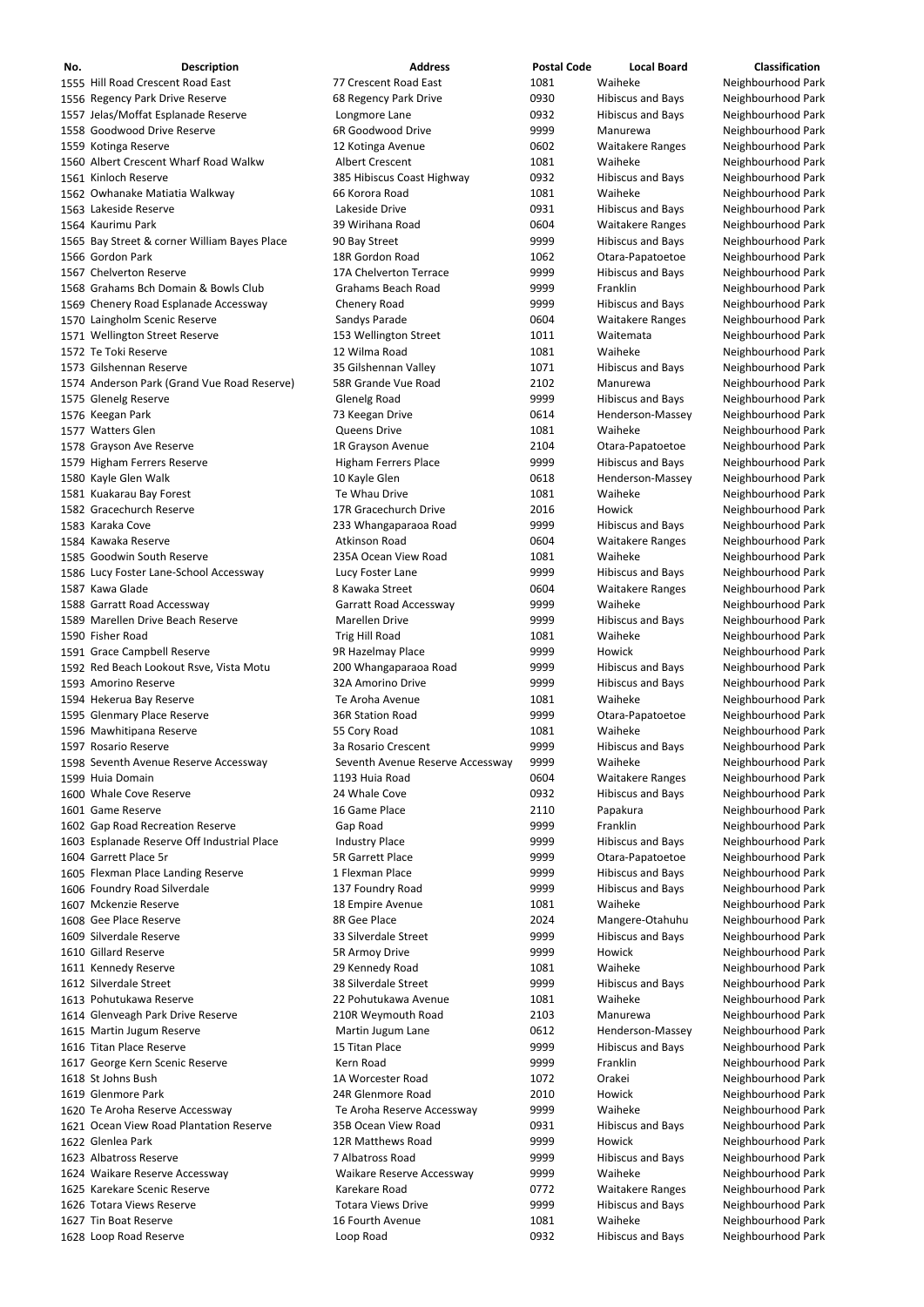| No. | Description | Address | Postal Code | Local Board | Classification |
|---|---|---|---|---|---|
| 1555 | Hill Road Crescent Road East | 77 Crescent Road East | 1081 | Waiheke | Neighbourhood Park |
| 1556 | Regency Park Drive Reserve | 68 Regency Park Drive | 0930 | Hibiscus and Bays | Neighbourhood Park |
| 1557 | Jelas/Moffat Esplanade Reserve | Longmore Lane | 0932 | Hibiscus and Bays | Neighbourhood Park |
| 1558 | Goodwood Drive Reserve | 6R Goodwood Drive | 9999 | Manurewa | Neighbourhood Park |
| 1559 | Kotinga Reserve | 12 Kotinga Avenue | 0602 | Waitakere Ranges | Neighbourhood Park |
| 1560 | Albert Crescent Wharf Road Walkw | Albert Crescent | 1081 | Waiheke | Neighbourhood Park |
| 1561 | Kinloch Reserve | 385 Hibiscus Coast Highway | 0932 | Hibiscus and Bays | Neighbourhood Park |
| 1562 | Owhanake Matiatia Walkway | 66 Korora Road | 1081 | Waiheke | Neighbourhood Park |
| 1563 | Lakeside Reserve | Lakeside Drive | 0931 | Hibiscus and Bays | Neighbourhood Park |
| 1564 | Kaurimu Park | 39 Wirihana Road | 0604 | Waitakere Ranges | Neighbourhood Park |
| 1565 | Bay Street & corner William Bayes Place | 90 Bay Street | 9999 | Hibiscus and Bays | Neighbourhood Park |
| 1566 | Gordon Park | 18R Gordon Road | 1062 | Otara-Papatoetoe | Neighbourhood Park |
| 1567 | Chelverton Reserve | 17A Chelverton Terrace | 9999 | Hibiscus and Bays | Neighbourhood Park |
| 1568 | Grahams Bch Domain & Bowls Club | Grahams Beach Road | 9999 | Franklin | Neighbourhood Park |
| 1569 | Chenery Road Esplanade Accessway | Chenery Road | 9999 | Hibiscus and Bays | Neighbourhood Park |
| 1570 | Laingholm Scenic Reserve | Sandys Parade | 0604 | Waitakere Ranges | Neighbourhood Park |
| 1571 | Wellington Street Reserve | 153 Wellington Street | 1011 | Waitemata | Neighbourhood Park |
| 1572 | Te Toki Reserve | 12 Wilma Road | 1081 | Waiheke | Neighbourhood Park |
| 1573 | Gilshennan Reserve | 35 Gilshennan Valley | 1071 | Hibiscus and Bays | Neighbourhood Park |
| 1574 | Anderson Park (Grand Vue Road Reserve) | 58R Grande Vue Road | 2102 | Manurewa | Neighbourhood Park |
| 1575 | Glenelg Reserve | Glenelg Road | 9999 | Hibiscus and Bays | Neighbourhood Park |
| 1576 | Keegan Park | 73 Keegan Drive | 0614 | Henderson-Massey | Neighbourhood Park |
| 1577 | Watters Glen | Queens Drive | 1081 | Waiheke | Neighbourhood Park |
| 1578 | Grayson Ave Reserve | 1R Grayson Avenue | 2104 | Otara-Papatoetoe | Neighbourhood Park |
| 1579 | Higham Ferrers Reserve | Higham Ferrers Place | 9999 | Hibiscus and Bays | Neighbourhood Park |
| 1580 | Kayle Glen Walk | 10 Kayle Glen | 0618 | Henderson-Massey | Neighbourhood Park |
| 1581 | Kuakarau Bay Forest | Te Whau Drive | 1081 | Waiheke | Neighbourhood Park |
| 1582 | Gracechurch Reserve | 17R Gracechurch Drive | 2016 | Howick | Neighbourhood Park |
| 1583 | Karaka Cove | 233 Whangaparaoa Road | 9999 | Hibiscus and Bays | Neighbourhood Park |
| 1584 | Kawaka Reserve | Atkinson Road | 0604 | Waitakere Ranges | Neighbourhood Park |
| 1585 | Goodwin South Reserve | 235A Ocean View Road | 1081 | Waiheke | Neighbourhood Park |
| 1586 | Lucy Foster Lane-School Accessway | Lucy Foster Lane | 9999 | Hibiscus and Bays | Neighbourhood Park |
| 1587 | Kawa Glade | 8 Kawaka Street | 0604 | Waitakere Ranges | Neighbourhood Park |
| 1588 | Garratt Road Accessway | Garratt Road Accessway | 9999 | Waiheke | Neighbourhood Park |
| 1589 | Marellen Drive Beach Reserve | Marellen Drive | 9999 | Hibiscus and Bays | Neighbourhood Park |
| 1590 | Fisher Road | Trig Hill Road | 1081 | Waiheke | Neighbourhood Park |
| 1591 | Grace Campbell Reserve | 9R Hazelmay Place | 9999 | Howick | Neighbourhood Park |
| 1592 | Red Beach Lookout Rsve, Vista Motu | 200 Whangaparaoa Road | 9999 | Hibiscus and Bays | Neighbourhood Park |
| 1593 | Amorino Reserve | 32A Amorino Drive | 9999 | Hibiscus and Bays | Neighbourhood Park |
| 1594 | Hekerua Bay Reserve | Te Aroha Avenue | 1081 | Waiheke | Neighbourhood Park |
| 1595 | Glenmary Place Reserve | 36R Station Road | 9999 | Otara-Papatoetoe | Neighbourhood Park |
| 1596 | Mawhitipana Reserve | 55 Cory Road | 1081 | Waiheke | Neighbourhood Park |
| 1597 | Rosario Reserve | 3a Rosario Crescent | 9999 | Hibiscus and Bays | Neighbourhood Park |
| 1598 | Seventh Avenue Reserve Accessway | Seventh Avenue Reserve Accessway | 9999 | Waiheke | Neighbourhood Park |
| 1599 | Huia Domain | 1193 Huia Road | 0604 | Waitakere Ranges | Neighbourhood Park |
| 1600 | Whale Cove Reserve | 24 Whale Cove | 0932 | Hibiscus and Bays | Neighbourhood Park |
| 1601 | Game Reserve | 16 Game Place | 2110 | Papakura | Neighbourhood Park |
| 1602 | Gap Road Recreation Reserve | Gap Road | 9999 | Franklin | Neighbourhood Park |
| 1603 | Esplanade Reserve Off Industrial Place | Industry Place | 9999 | Hibiscus and Bays | Neighbourhood Park |
| 1604 | Garrett Place 5r | 5R Garrett Place | 9999 | Otara-Papatoetoe | Neighbourhood Park |
| 1605 | Flexman Place Landing Reserve | 1 Flexman Place | 9999 | Hibiscus and Bays | Neighbourhood Park |
| 1606 | Foundry Road Silverdale | 137 Foundry Road | 9999 | Hibiscus and Bays | Neighbourhood Park |
| 1607 | Mckenzie Reserve | 18 Empire Avenue | 1081 | Waiheke | Neighbourhood Park |
| 1608 | Gee Place Reserve | 8R Gee Place | 2024 | Mangere-Otahuhu | Neighbourhood Park |
| 1609 | Silverdale Reserve | 33 Silverdale Street | 9999 | Hibiscus and Bays | Neighbourhood Park |
| 1610 | Gillard Reserve | 5R Armoy Drive | 9999 | Howick | Neighbourhood Park |
| 1611 | Kennedy Reserve | 29 Kennedy Road | 1081 | Waiheke | Neighbourhood Park |
| 1612 | Silverdale Street | 38 Silverdale Street | 9999 | Hibiscus and Bays | Neighbourhood Park |
| 1613 | Pohutukawa Reserve | 22 Pohutukawa Avenue | 1081 | Waiheke | Neighbourhood Park |
| 1614 | Glenveagh Park Drive Reserve | 210R Weymouth Road | 2103 | Manurewa | Neighbourhood Park |
| 1615 | Martin Jugum Reserve | Martin Jugum Lane | 0612 | Henderson-Massey | Neighbourhood Park |
| 1616 | Titan Place Reserve | 15 Titan Place | 9999 | Hibiscus and Bays | Neighbourhood Park |
| 1617 | George Kern Scenic Reserve | Kern Road | 9999 | Franklin | Neighbourhood Park |
| 1618 | St Johns Bush | 1A Worcester Road | 1072 | Orakei | Neighbourhood Park |
| 1619 | Glenmore Park | 24R Glenmore Road | 2010 | Howick | Neighbourhood Park |
| 1620 | Te Aroha Reserve Accessway | Te Aroha Reserve Accessway | 9999 | Waiheke | Neighbourhood Park |
| 1621 | Ocean View Road Plantation Reserve | 35B Ocean View Road | 0931 | Hibiscus and Bays | Neighbourhood Park |
| 1622 | Glenlea Park | 12R Matthews Road | 9999 | Howick | Neighbourhood Park |
| 1623 | Albatross Reserve | 7 Albatross Road | 9999 | Hibiscus and Bays | Neighbourhood Park |
| 1624 | Waikare Reserve Accessway | Waikare Reserve Accessway | 9999 | Waiheke | Neighbourhood Park |
| 1625 | Karekare Scenic Reserve | Karekare Road | 0772 | Waitakere Ranges | Neighbourhood Park |
| 1626 | Totara Views Reserve | Totara Views Drive | 9999 | Hibiscus and Bays | Neighbourhood Park |
| 1627 | Tin Boat Reserve | 16 Fourth Avenue | 1081 | Waiheke | Neighbourhood Park |
| 1628 | Loop Road Reserve | Loop Road | 0932 | Hibiscus and Bays | Neighbourhood Park |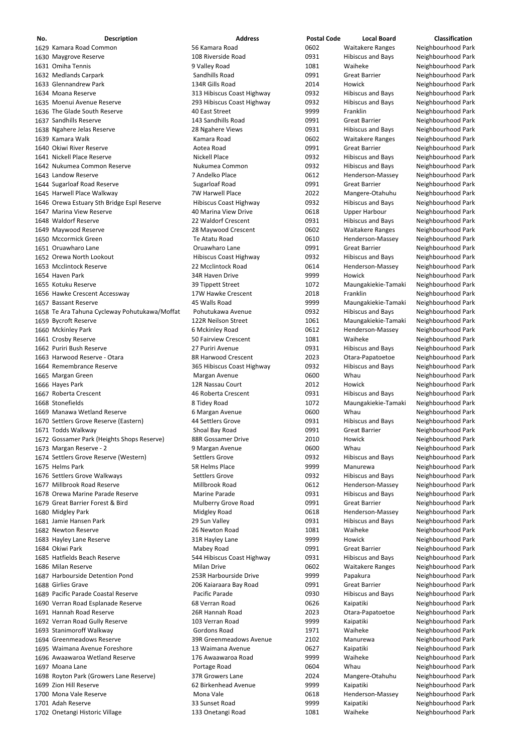| No. | Description | Address | Postal Code | Local Board | Classification |
|---|---|---|---|---|---|
| 1629 | Kamara Road Common | 56 Kamara Road | 0602 | Waitakere Ranges | Neighbourhood Park |
| 1630 | Maygrove Reserve | 108 Riverside Road | 0931 | Hibiscus and Bays | Neighbourhood Park |
| 1631 | Omiha Tennis | 9 Valley Road | 1081 | Waiheke | Neighbourhood Park |
| 1632 | Medlands Carpark | Sandhills Road | 0991 | Great Barrier | Neighbourhood Park |
| 1633 | Glennandrew Park | 134R Gills Road | 2014 | Howick | Neighbourhood Park |
| 1634 | Moana Reserve | 313 Hibiscus Coast Highway | 0932 | Hibiscus and Bays | Neighbourhood Park |
| 1635 | Moenui Avenue Reserve | 293 Hibiscus Coast Highway | 0932 | Hibiscus and Bays | Neighbourhood Park |
| 1636 | The Glade South Reserve | 40 East Street | 9999 | Franklin | Neighbourhood Park |
| 1637 | Sandhills Reserve | 143 Sandhills Road | 0991 | Great Barrier | Neighbourhood Park |
| 1638 | Ngahere Jelas Reserve | 28 Ngahere Views | 0931 | Hibiscus and Bays | Neighbourhood Park |
| 1639 | Kamara Walk | Kamara Road | 0602 | Waitakere Ranges | Neighbourhood Park |
| 1640 | Okiwi River Reserve | Aotea Road | 0991 | Great Barrier | Neighbourhood Park |
| 1641 | Nickell Place Reserve | Nickell Place | 0932 | Hibiscus and Bays | Neighbourhood Park |
| 1642 | Nukumea Common Reserve | Nukumea Common | 0932 | Hibiscus and Bays | Neighbourhood Park |
| 1643 | Landow Reserve | 7 Andelko Place | 0612 | Henderson-Massey | Neighbourhood Park |
| 1644 | Sugarloaf Road Reserve | Sugarloaf Road | 0991 | Great Barrier | Neighbourhood Park |
| 1645 | Harwell Place Walkway | 7W Harwell Place | 2022 | Mangere-Otahuhu | Neighbourhood Park |
| 1646 | Orewa Estuary Sth Bridge Espl Reserve | Hibiscus Coast Highway | 0932 | Hibiscus and Bays | Neighbourhood Park |
| 1647 | Marina View Reserve | 40 Marina View Drive | 0618 | Upper Harbour | Neighbourhood Park |
| 1648 | Waldorf Reserve | 22 Waldorf Crescent | 0931 | Hibiscus and Bays | Neighbourhood Park |
| 1649 | Maywood Reserve | 28 Maywood Crescent | 0602 | Waitakere Ranges | Neighbourhood Park |
| 1650 | Mccormick Green | Te Atatu Road | 0610 | Henderson-Massey | Neighbourhood Park |
| 1651 | Oruawharo Lane | Oruawharo Lane | 0991 | Great Barrier | Neighbourhood Park |
| 1652 | Orewa North Lookout | Hibiscus Coast Highway | 0932 | Hibiscus and Bays | Neighbourhood Park |
| 1653 | Mcclintock Reserve | 22 Mcclintock Road | 0614 | Henderson-Massey | Neighbourhood Park |
| 1654 | Haven Park | 34R Haven Drive | 9999 | Howick | Neighbourhood Park |
| 1655 | Kotuku Reserve | 39 Tippett Street | 1072 | Maungakiekie-Tamaki | Neighbourhood Park |
| 1656 | Hawke Crescent Accessway | 17W Hawke Crescent | 2018 | Franklin | Neighbourhood Park |
| 1657 | Bassant Reserve | 45 Walls Road | 9999 | Maungakiekie-Tamaki | Neighbourhood Park |
| 1658 | Te Ara Tahuna Cycleway Pohutukawa/Moffat | Pohutukawa Avenue | 0932 | Hibiscus and Bays | Neighbourhood Park |
| 1659 | Bycroft Reserve | 122R Neilson Street | 1061 | Maungakiekie-Tamaki | Neighbourhood Park |
| 1660 | Mckinley Park | 6 Mckinley Road | 0612 | Henderson-Massey | Neighbourhood Park |
| 1661 | Crosby Reserve | 50 Fairview Crescent | 1081 | Waiheke | Neighbourhood Park |
| 1662 | Puriri Bush Reserve | 27 Puriri Avenue | 0931 | Hibiscus and Bays | Neighbourhood Park |
| 1663 | Harwood Reserve - Otara | 8R Harwood Crescent | 2023 | Otara-Papatoetoe | Neighbourhood Park |
| 1664 | Remembrance Reserve | 365 Hibiscus Coast Highway | 0932 | Hibiscus and Bays | Neighbourhood Park |
| 1665 | Margan Green | Margan Avenue | 0600 | Whau | Neighbourhood Park |
| 1666 | Hayes Park | 12R Nassau Court | 2012 | Howick | Neighbourhood Park |
| 1667 | Roberta Crescent | 46 Roberta Crescent | 0931 | Hibiscus and Bays | Neighbourhood Park |
| 1668 | Stonefields | 8 Tidey Road | 1072 | Maungakiekie-Tamaki | Neighbourhood Park |
| 1669 | Manawa Wetland Reserve | 6 Margan Avenue | 0600 | Whau | Neighbourhood Park |
| 1670 | Settlers Grove Reserve (Eastern) | 44 Settlers Grove | 0931 | Hibiscus and Bays | Neighbourhood Park |
| 1671 | Todds Walkway | Shoal Bay Road | 0991 | Great Barrier | Neighbourhood Park |
| 1672 | Gossamer Park (Heights Shops Reserve) | 88R Gossamer Drive | 2010 | Howick | Neighbourhood Park |
| 1673 | Margan Reserve - 2 | 9 Margan Avenue | 0600 | Whau | Neighbourhood Park |
| 1674 | Settlers Grove Reserve (Western) | Settlers Grove | 0932 | Hibiscus and Bays | Neighbourhood Park |
| 1675 | Helms Park | 5R Helms Place | 9999 | Manurewa | Neighbourhood Park |
| 1676 | Settlers Grove Walkways | Settlers Grove | 0932 | Hibiscus and Bays | Neighbourhood Park |
| 1677 | Millbrook Road Reserve | Millbrook Road | 0612 | Henderson-Massey | Neighbourhood Park |
| 1678 | Orewa Marine Parade Reserve | Marine Parade | 0931 | Hibiscus and Bays | Neighbourhood Park |
| 1679 | Great Barrier Forest & Bird | Mulberry Grove Road | 0991 | Great Barrier | Neighbourhood Park |
| 1680 | Midgley Park | Midgley Road | 0618 | Henderson-Massey | Neighbourhood Park |
| 1681 | Jamie Hansen Park | 29 Sun Valley | 0931 | Hibiscus and Bays | Neighbourhood Park |
| 1682 | Newton Reserve | 26 Newton Road | 1081 | Waiheke | Neighbourhood Park |
| 1683 | Hayley Lane Reserve | 31R Hayley Lane | 9999 | Howick | Neighbourhood Park |
| 1684 | Okiwi Park | Mabey Road | 0991 | Great Barrier | Neighbourhood Park |
| 1685 | Hatfields Beach Reserve | 544 Hibiscus Coast Highway | 0931 | Hibiscus and Bays | Neighbourhood Park |
| 1686 | Milan Reserve | Milan Drive | 0602 | Waitakere Ranges | Neighbourhood Park |
| 1687 | Harbourside Detention Pond | 253R Harbourside Drive | 9999 | Papakura | Neighbourhood Park |
| 1688 | Girlies Grave | 206 Kaiaraara Bay Road | 0991 | Great Barrier | Neighbourhood Park |
| 1689 | Pacific Parade Coastal Reserve | Pacific Parade | 0930 | Hibiscus and Bays | Neighbourhood Park |
| 1690 | Verran Road Esplanade Reserve | 68 Verran Road | 0626 | Kaipatiki | Neighbourhood Park |
| 1691 | Hannah Road Reserve | 26R Hannah Road | 2023 | Otara-Papatoetoe | Neighbourhood Park |
| 1692 | Verran Road Gully Reserve | 103 Verran Road | 9999 | Kaipatiki | Neighbourhood Park |
| 1693 | Stanimoroff Walkway | Gordons Road | 1971 | Waiheke | Neighbourhood Park |
| 1694 | Greenmeadows Reserve | 39R Greenmeadows Avenue | 2102 | Manurewa | Neighbourhood Park |
| 1695 | Waimana Avenue Foreshore | 13 Waimana Avenue | 0627 | Kaipatiki | Neighbourhood Park |
| 1696 | Awaawaroa Wetland Reserve | 176 Awaawaroa Road | 9999 | Waiheke | Neighbourhood Park |
| 1697 | Moana Lane | Portage Road | 0604 | Whau | Neighbourhood Park |
| 1698 | Royton Park (Growers Lane Reserve) | 37R Growers Lane | 2024 | Mangere-Otahuhu | Neighbourhood Park |
| 1699 | Zion Hill Reserve | 62 Birkenhead Avenue | 9999 | Kaipatiki | Neighbourhood Park |
| 1700 | Mona Vale Reserve | Mona Vale | 0618 | Henderson-Massey | Neighbourhood Park |
| 1701 | Adah Reserve | 33 Sunset Road | 9999 | Kaipatiki | Neighbourhood Park |
| 1702 | Onetangi Historic Village | 133 Onetangi Road | 1081 | Waiheke | Neighbourhood Park |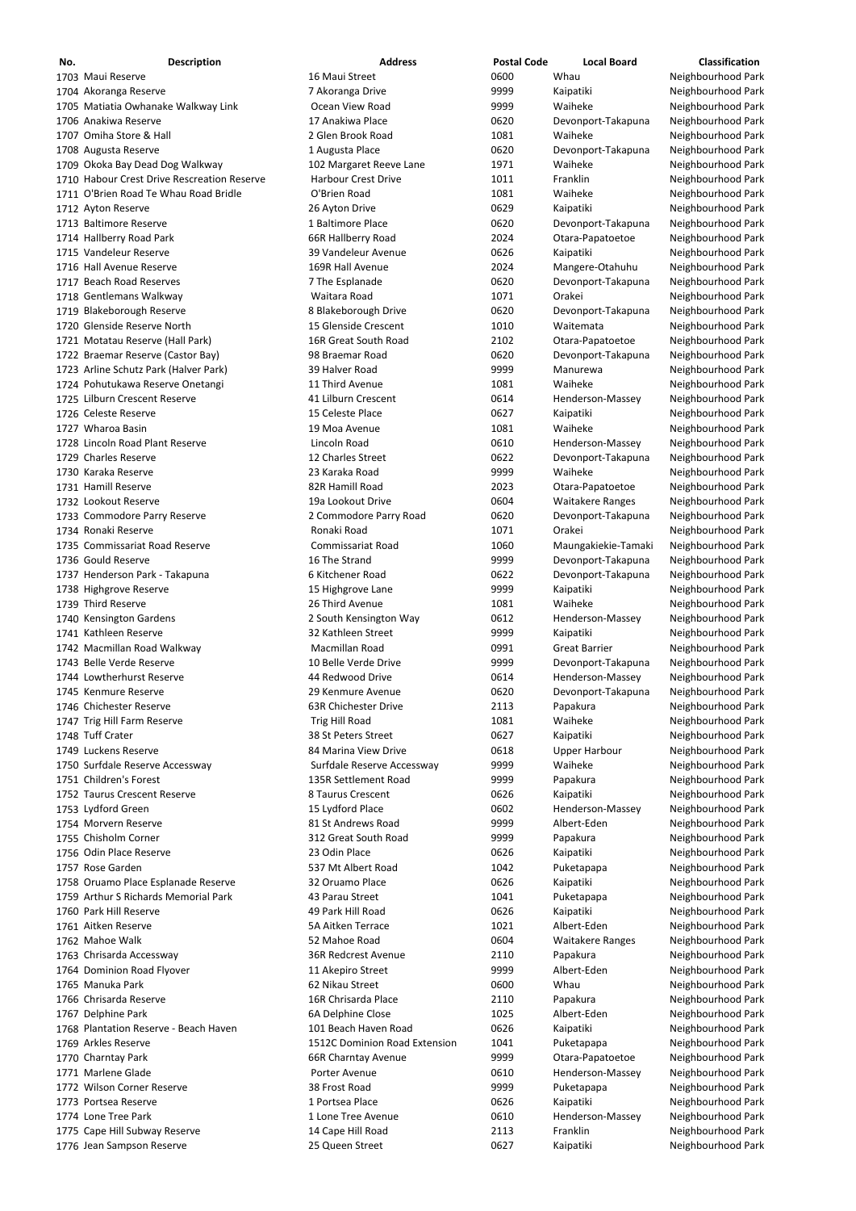| No. | Description | Address | Postal Code | Local Board | Classification |
|---|---|---|---|---|---|
| 1703 | Maui Reserve | 16 Maui Street | 0600 | Whau | Neighbourhood Park |
| 1704 | Akoranga Reserve | 7 Akoranga Drive | 9999 | Kaipatiki | Neighbourhood Park |
| 1705 | Matiatia Owhanake Walkway Link | Ocean View Road | 9999 | Waiheke | Neighbourhood Park |
| 1706 | Anakiwa Reserve | 17 Anakiwa Place | 0620 | Devonport-Takapuna | Neighbourhood Park |
| 1707 | Omiha Store & Hall | 2 Glen Brook Road | 1081 | Waiheke | Neighbourhood Park |
| 1708 | Augusta Reserve | 1 Augusta Place | 0620 | Devonport-Takapuna | Neighbourhood Park |
| 1709 | Okoka Bay Dead Dog Walkway | 102 Margaret Reeve Lane | 1971 | Waiheke | Neighbourhood Park |
| 1710 | Habour Crest Drive Rescreation Reserve | Harbour Crest Drive | 1011 | Franklin | Neighbourhood Park |
| 1711 | O'Brien Road Te Whau Road Bridle | O'Brien Road | 1081 | Waiheke | Neighbourhood Park |
| 1712 | Ayton Reserve | 26 Ayton Drive | 0629 | Kaipatiki | Neighbourhood Park |
| 1713 | Baltimore Reserve | 1 Baltimore Place | 0620 | Devonport-Takapuna | Neighbourhood Park |
| 1714 | Hallberry Road Park | 66R Hallberry Road | 2024 | Otara-Papatoetoe | Neighbourhood Park |
| 1715 | Vandeleur Reserve | 39 Vandeleur Avenue | 0626 | Kaipatiki | Neighbourhood Park |
| 1716 | Hall Avenue Reserve | 169R Hall Avenue | 2024 | Mangere-Otahuhu | Neighbourhood Park |
| 1717 | Beach Road Reserves | 7 The Esplanade | 0620 | Devonport-Takapuna | Neighbourhood Park |
| 1718 | Gentlemans Walkway | Waitara Road | 1071 | Orakei | Neighbourhood Park |
| 1719 | Blakeborough Reserve | 8 Blakeborough Drive | 0620 | Devonport-Takapuna | Neighbourhood Park |
| 1720 | Glenside Reserve North | 15 Glenside Crescent | 1010 | Waitemata | Neighbourhood Park |
| 1721 | Motatau Reserve (Hall Park) | 16R Great South Road | 2102 | Otara-Papatoetoe | Neighbourhood Park |
| 1722 | Braemar Reserve (Castor Bay) | 98 Braemar Road | 0620 | Devonport-Takapuna | Neighbourhood Park |
| 1723 | Arline Schutz Park (Halver Park) | 39 Halver Road | 9999 | Manurewa | Neighbourhood Park |
| 1724 | Pohutukawa Reserve Onetangi | 11 Third Avenue | 1081 | Waiheke | Neighbourhood Park |
| 1725 | Lilburn Crescent Reserve | 41 Lilburn Crescent | 0614 | Henderson-Massey | Neighbourhood Park |
| 1726 | Celeste Reserve | 15 Celeste Place | 0627 | Kaipatiki | Neighbourhood Park |
| 1727 | Wharoa Basin | 19 Moa Avenue | 1081 | Waiheke | Neighbourhood Park |
| 1728 | Lincoln Road Plant Reserve | Lincoln Road | 0610 | Henderson-Massey | Neighbourhood Park |
| 1729 | Charles Reserve | 12 Charles Street | 0622 | Devonport-Takapuna | Neighbourhood Park |
| 1730 | Karaka Reserve | 23 Karaka Road | 9999 | Waiheke | Neighbourhood Park |
| 1731 | Hamill Reserve | 82R Hamill Road | 2023 | Otara-Papatoetoe | Neighbourhood Park |
| 1732 | Lookout Reserve | 19a Lookout Drive | 0604 | Waitakere Ranges | Neighbourhood Park |
| 1733 | Commodore Parry Reserve | 2 Commodore Parry Road | 0620 | Devonport-Takapuna | Neighbourhood Park |
| 1734 | Ronaki Reserve | Ronaki Road | 1071 | Orakei | Neighbourhood Park |
| 1735 | Commissariat Road Reserve | Commissariat Road | 1060 | Maungakiekie-Tamaki | Neighbourhood Park |
| 1736 | Gould Reserve | 16 The Strand | 9999 | Devonport-Takapuna | Neighbourhood Park |
| 1737 | Henderson Park - Takapuna | 6 Kitchener Road | 0622 | Devonport-Takapuna | Neighbourhood Park |
| 1738 | Highgrove Reserve | 15 Highgrove Lane | 9999 | Kaipatiki | Neighbourhood Park |
| 1739 | Third Reserve | 26 Third Avenue | 1081 | Waiheke | Neighbourhood Park |
| 1740 | Kensington Gardens | 2 South Kensington Way | 0612 | Henderson-Massey | Neighbourhood Park |
| 1741 | Kathleen Reserve | 32 Kathleen Street | 9999 | Kaipatiki | Neighbourhood Park |
| 1742 | Macmillan Road Walkway | Macmillan Road | 0991 | Great Barrier | Neighbourhood Park |
| 1743 | Belle Verde Reserve | 10 Belle Verde Drive | 9999 | Devonport-Takapuna | Neighbourhood Park |
| 1744 | Lowtherhurst Reserve | 44 Redwood Drive | 0614 | Henderson-Massey | Neighbourhood Park |
| 1745 | Kenmure Reserve | 29 Kenmure Avenue | 0620 | Devonport-Takapuna | Neighbourhood Park |
| 1746 | Chichester Reserve | 63R Chichester Drive | 2113 | Papakura | Neighbourhood Park |
| 1747 | Trig Hill Farm Reserve | Trig Hill Road | 1081 | Waiheke | Neighbourhood Park |
| 1748 | Tuff Crater | 38 St Peters Street | 0627 | Kaipatiki | Neighbourhood Park |
| 1749 | Luckens Reserve | 84 Marina View Drive | 0618 | Upper Harbour | Neighbourhood Park |
| 1750 | Surfdale Reserve Accessway | Surfdale Reserve Accessway | 9999 | Waiheke | Neighbourhood Park |
| 1751 | Children's Forest | 135R Settlement Road | 9999 | Papakura | Neighbourhood Park |
| 1752 | Taurus Crescent Reserve | 8 Taurus Crescent | 0626 | Kaipatiki | Neighbourhood Park |
| 1753 | Lydford Green | 15 Lydford Place | 0602 | Henderson-Massey | Neighbourhood Park |
| 1754 | Morvern Reserve | 81 St Andrews Road | 9999 | Albert-Eden | Neighbourhood Park |
| 1755 | Chisholm Corner | 312 Great South Road | 9999 | Papakura | Neighbourhood Park |
| 1756 | Odin Place Reserve | 23 Odin Place | 0626 | Kaipatiki | Neighbourhood Park |
| 1757 | Rose Garden | 537 Mt Albert Road | 1042 | Puketapapa | Neighbourhood Park |
| 1758 | Oruamo Place Esplanade Reserve | 32 Oruamo Place | 0626 | Kaipatiki | Neighbourhood Park |
| 1759 | Arthur S Richards Memorial Park | 43 Parau Street | 1041 | Puketapapa | Neighbourhood Park |
| 1760 | Park Hill Reserve | 49 Park Hill Road | 0626 | Kaipatiki | Neighbourhood Park |
| 1761 | Aitken Reserve | 5A Aitken Terrace | 1021 | Albert-Eden | Neighbourhood Park |
| 1762 | Mahoe Walk | 52 Mahoe Road | 0604 | Waitakere Ranges | Neighbourhood Park |
| 1763 | Chrisarda Accessway | 36R Redcrest Avenue | 2110 | Papakura | Neighbourhood Park |
| 1764 | Dominion Road Flyover | 11 Akepiro Street | 9999 | Albert-Eden | Neighbourhood Park |
| 1765 | Manuka Park | 62 Nikau Street | 0600 | Whau | Neighbourhood Park |
| 1766 | Chrisarda Reserve | 16R Chrisarda Place | 2110 | Papakura | Neighbourhood Park |
| 1767 | Delphine Park | 6A Delphine Close | 1025 | Albert-Eden | Neighbourhood Park |
| 1768 | Plantation Reserve - Beach Haven | 101 Beach Haven Road | 0626 | Kaipatiki | Neighbourhood Park |
| 1769 | Arkles Reserve | 1512C Dominion Road Extension | 1041 | Puketapapa | Neighbourhood Park |
| 1770 | Charntay Park | 66R Charntay Avenue | 9999 | Otara-Papatoetoe | Neighbourhood Park |
| 1771 | Marlene Glade | Porter Avenue | 0610 | Henderson-Massey | Neighbourhood Park |
| 1772 | Wilson Corner Reserve | 38 Frost Road | 9999 | Puketapapa | Neighbourhood Park |
| 1773 | Portsea Reserve | 1 Portsea Place | 0626 | Kaipatiki | Neighbourhood Park |
| 1774 | Lone Tree Park | 1 Lone Tree Avenue | 0610 | Henderson-Massey | Neighbourhood Park |
| 1775 | Cape Hill Subway Reserve | 14 Cape Hill Road | 2113 | Franklin | Neighbourhood Park |
| 1776 | Jean Sampson Reserve | 25 Queen Street | 0627 | Kaipatiki | Neighbourhood Park |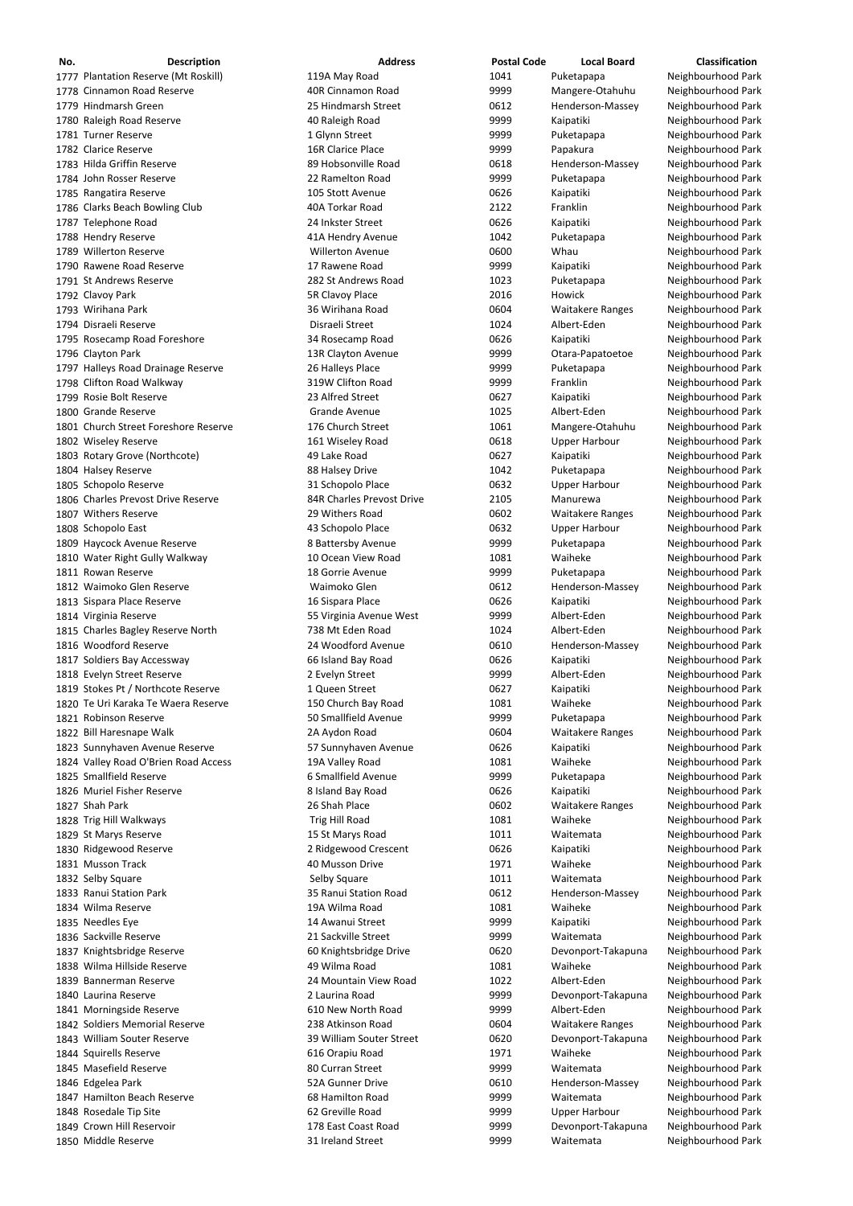| No. | Description | Address | Postal Code | Local Board | Classification |
|---|---|---|---|---|---|
| 1777 | Plantation Reserve (Mt Roskill) | 119A May Road | 1041 | Puketapapa | Neighbourhood Park |
| 1778 | Cinnamon Road Reserve | 40R Cinnamon Road | 9999 | Mangere-Otahuhu | Neighbourhood Park |
| 1779 | Hindmarsh Green | 25 Hindmarsh Street | 0612 | Henderson-Massey | Neighbourhood Park |
| 1780 | Raleigh Road Reserve | 40 Raleigh Road | 9999 | Kaipatiki | Neighbourhood Park |
| 1781 | Turner Reserve | 1 Glynn Street | 9999 | Puketapapa | Neighbourhood Park |
| 1782 | Clarice Reserve | 16R Clarice Place | 9999 | Papakura | Neighbourhood Park |
| 1783 | Hilda Griffin Reserve | 89 Hobsonville Road | 0618 | Henderson-Massey | Neighbourhood Park |
| 1784 | John Rosser Reserve | 22 Ramelton Road | 9999 | Puketapapa | Neighbourhood Park |
| 1785 | Rangatira Reserve | 105 Stott Avenue | 0626 | Kaipatiki | Neighbourhood Park |
| 1786 | Clarks Beach Bowling Club | 40A Torkar Road | 2122 | Franklin | Neighbourhood Park |
| 1787 | Telephone Road | 24 Inkster Street | 0626 | Kaipatiki | Neighbourhood Park |
| 1788 | Hendry Reserve | 41A Hendry Avenue | 1042 | Puketapapa | Neighbourhood Park |
| 1789 | Willerton Reserve | Willerton Avenue | 0600 | Whau | Neighbourhood Park |
| 1790 | Rawene Road Reserve | 17 Rawene Road | 9999 | Kaipatiki | Neighbourhood Park |
| 1791 | St Andrews Reserve | 282 St Andrews Road | 1023 | Puketapapa | Neighbourhood Park |
| 1792 | Clavoy Park | 5R Clavoy Place | 2016 | Howick | Neighbourhood Park |
| 1793 | Wirihana Park | 36 Wirihana Road | 0604 | Waitakere Ranges | Neighbourhood Park |
| 1794 | Disraeli Reserve | Disraeli Street | 1024 | Albert-Eden | Neighbourhood Park |
| 1795 | Rosecamp Road Foreshore | 34 Rosecamp Road | 0626 | Kaipatiki | Neighbourhood Park |
| 1796 | Clayton Park | 13R Clayton Avenue | 9999 | Otara-Papatoetoe | Neighbourhood Park |
| 1797 | Halleys Road Drainage Reserve | 26 Halleys Place | 9999 | Puketapapa | Neighbourhood Park |
| 1798 | Clifton Road Walkway | 319W Clifton Road | 9999 | Franklin | Neighbourhood Park |
| 1799 | Rosie Bolt Reserve | 23 Alfred Street | 0627 | Kaipatiki | Neighbourhood Park |
| 1800 | Grande Reserve | Grande Avenue | 1025 | Albert-Eden | Neighbourhood Park |
| 1801 | Church Street Foreshore Reserve | 176 Church Street | 1061 | Mangere-Otahuhu | Neighbourhood Park |
| 1802 | Wiseley Reserve | 161 Wiseley Road | 0618 | Upper Harbour | Neighbourhood Park |
| 1803 | Rotary Grove (Northcote) | 49 Lake Road | 0627 | Kaipatiki | Neighbourhood Park |
| 1804 | Halsey Reserve | 88 Halsey Drive | 1042 | Puketapapa | Neighbourhood Park |
| 1805 | Schopolo Reserve | 31 Schopolo Place | 0632 | Upper Harbour | Neighbourhood Park |
| 1806 | Charles Prevost Drive Reserve | 84R Charles Prevost Drive | 2105 | Manurewa | Neighbourhood Park |
| 1807 | Withers Reserve | 29 Withers Road | 0602 | Waitakere Ranges | Neighbourhood Park |
| 1808 | Schopolo East | 43 Schopolo Place | 0632 | Upper Harbour | Neighbourhood Park |
| 1809 | Haycock Avenue Reserve | 8 Battersby Avenue | 9999 | Puketapapa | Neighbourhood Park |
| 1810 | Water Right Gully Walkway | 10 Ocean View Road | 1081 | Waiheke | Neighbourhood Park |
| 1811 | Rowan Reserve | 18 Gorrie Avenue | 9999 | Puketapapa | Neighbourhood Park |
| 1812 | Waimoko Glen Reserve | Waimoko Glen | 0612 | Henderson-Massey | Neighbourhood Park |
| 1813 | Sispara Place Reserve | 16 Sispara Place | 0626 | Kaipatiki | Neighbourhood Park |
| 1814 | Virginia Reserve | 55 Virginia Avenue West | 9999 | Albert-Eden | Neighbourhood Park |
| 1815 | Charles Bagley Reserve North | 738 Mt Eden Road | 1024 | Albert-Eden | Neighbourhood Park |
| 1816 | Woodford Reserve | 24 Woodford Avenue | 0610 | Henderson-Massey | Neighbourhood Park |
| 1817 | Soldiers Bay Accessway | 66 Island Bay Road | 0626 | Kaipatiki | Neighbourhood Park |
| 1818 | Evelyn Street Reserve | 2 Evelyn Street | 9999 | Albert-Eden | Neighbourhood Park |
| 1819 | Stokes Pt / Northcote Reserve | 1 Queen Street | 0627 | Kaipatiki | Neighbourhood Park |
| 1820 | Te Uri Karaka Te Waera Reserve | 150 Church Bay Road | 1081 | Waiheke | Neighbourhood Park |
| 1821 | Robinson Reserve | 50 Smallfield Avenue | 9999 | Puketapapa | Neighbourhood Park |
| 1822 | Bill Haresnape Walk | 2A Aydon Road | 0604 | Waitakere Ranges | Neighbourhood Park |
| 1823 | Sunnyhaven Avenue Reserve | 57 Sunnyhaven Avenue | 0626 | Kaipatiki | Neighbourhood Park |
| 1824 | Valley Road O'Brien Road Access | 19A Valley Road | 1081 | Waiheke | Neighbourhood Park |
| 1825 | Smallfield Reserve | 6 Smallfield Avenue | 9999 | Puketapapa | Neighbourhood Park |
| 1826 | Muriel Fisher Reserve | 8 Island Bay Road | 0626 | Kaipatiki | Neighbourhood Park |
| 1827 | Shah Park | 26 Shah Place | 0602 | Waitakere Ranges | Neighbourhood Park |
| 1828 | Trig Hill Walkways | Trig Hill Road | 1081 | Waiheke | Neighbourhood Park |
| 1829 | St Marys Reserve | 15 St Marys Road | 1011 | Waitemata | Neighbourhood Park |
| 1830 | Ridgewood Reserve | 2 Ridgewood Crescent | 0626 | Kaipatiki | Neighbourhood Park |
| 1831 | Musson Track | 40 Musson Drive | 1971 | Waiheke | Neighbourhood Park |
| 1832 | Selby Square | Selby Square | 1011 | Waitemata | Neighbourhood Park |
| 1833 | Ranui Station Park | 35 Ranui Station Road | 0612 | Henderson-Massey | Neighbourhood Park |
| 1834 | Wilma Reserve | 19A Wilma Road | 1081 | Waiheke | Neighbourhood Park |
| 1835 | Needles Eye | 14 Awanui Street | 9999 | Kaipatiki | Neighbourhood Park |
| 1836 | Sackville Reserve | 21 Sackville Street | 9999 | Waitemata | Neighbourhood Park |
| 1837 | Knightsbridge Reserve | 60 Knightsbridge Drive | 0620 | Devonport-Takapuna | Neighbourhood Park |
| 1838 | Wilma Hillside Reserve | 49 Wilma Road | 1081 | Waiheke | Neighbourhood Park |
| 1839 | Bannerman Reserve | 24 Mountain View Road | 1022 | Albert-Eden | Neighbourhood Park |
| 1840 | Laurina Reserve | 2 Laurina Road | 9999 | Devonport-Takapuna | Neighbourhood Park |
| 1841 | Morningside Reserve | 610 New North Road | 9999 | Albert-Eden | Neighbourhood Park |
| 1842 | Soldiers Memorial Reserve | 238 Atkinson Road | 0604 | Waitakere Ranges | Neighbourhood Park |
| 1843 | William Souter Reserve | 39 William Souter Street | 0620 | Devonport-Takapuna | Neighbourhood Park |
| 1844 | Squirells Reserve | 616 Orapiu Road | 1971 | Waiheke | Neighbourhood Park |
| 1845 | Masefield Reserve | 80 Curran Street | 9999 | Waitemata | Neighbourhood Park |
| 1846 | Edgelea Park | 52A Gunner Drive | 0610 | Henderson-Massey | Neighbourhood Park |
| 1847 | Hamilton Beach Reserve | 68 Hamilton Road | 9999 | Waitemata | Neighbourhood Park |
| 1848 | Rosedale Tip Site | 62 Greville Road | 9999 | Upper Harbour | Neighbourhood Park |
| 1849 | Crown Hill Reservoir | 178 East Coast Road | 9999 | Devonport-Takapuna | Neighbourhood Park |
| 1850 | Middle Reserve | 31 Ireland Street | 9999 | Waitemata | Neighbourhood Park |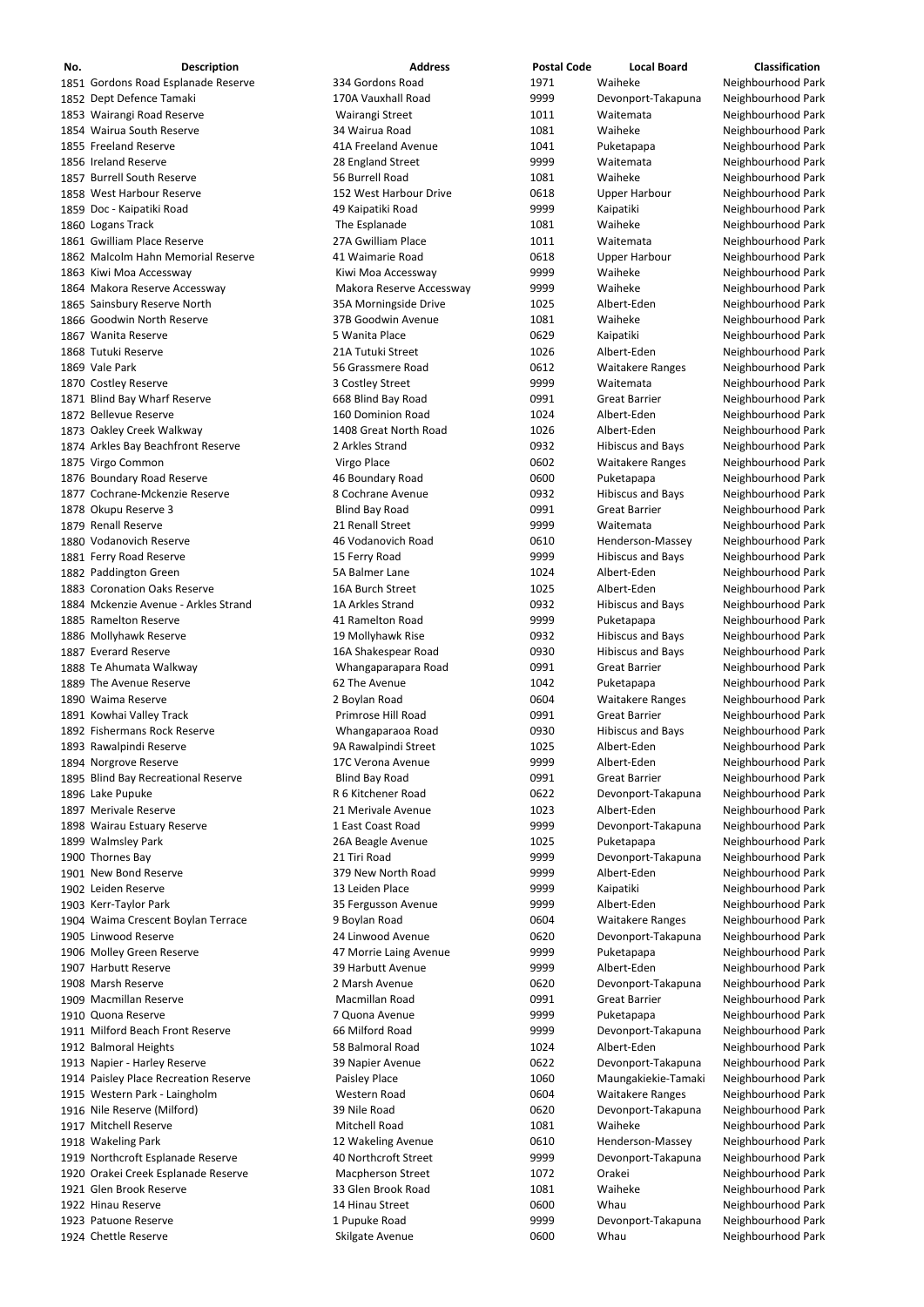| No. | Description | Address | Postal Code | Local Board | Classification |
|---|---|---|---|---|---|
| 1851 | Gordons Road Esplanade Reserve | 334 Gordons Road | 1971 | Waiheke | Neighbourhood Park |
| 1852 | Dept Defence Tamaki | 170A Vauxhall Road | 9999 | Devonport-Takapuna | Neighbourhood Park |
| 1853 | Wairangi Road Reserve | Wairangi Street | 1011 | Waitemata | Neighbourhood Park |
| 1854 | Wairua South Reserve | 34 Wairua Road | 1081 | Waiheke | Neighbourhood Park |
| 1855 | Freeland Reserve | 41A Freeland Avenue | 1041 | Puketapapa | Neighbourhood Park |
| 1856 | Ireland Reserve | 28 England Street | 9999 | Waitemata | Neighbourhood Park |
| 1857 | Burrell South Reserve | 56 Burrell Road | 1081 | Waiheke | Neighbourhood Park |
| 1858 | West Harbour Reserve | 152 West Harbour Drive | 0618 | Upper Harbour | Neighbourhood Park |
| 1859 | Doc - Kaipatiki Road | 49 Kaipatiki Road | 9999 | Kaipatiki | Neighbourhood Park |
| 1860 | Logans Track | The Esplanade | 1081 | Waiheke | Neighbourhood Park |
| 1861 | Gwilliam Place Reserve | 27A Gwilliam Place | 1011 | Waitemata | Neighbourhood Park |
| 1862 | Malcolm Hahn Memorial Reserve | 41 Waimarie Road | 0618 | Upper Harbour | Neighbourhood Park |
| 1863 | Kiwi Moa Accessway | Kiwi Moa Accessway | 9999 | Waiheke | Neighbourhood Park |
| 1864 | Makora Reserve Accessway | Makora Reserve Accessway | 9999 | Waiheke | Neighbourhood Park |
| 1865 | Sainsbury Reserve North | 35A Morningside Drive | 1025 | Albert-Eden | Neighbourhood Park |
| 1866 | Goodwin North Reserve | 37B Goodwin Avenue | 1081 | Waiheke | Neighbourhood Park |
| 1867 | Wanita Reserve | 5 Wanita Place | 0629 | Kaipatiki | Neighbourhood Park |
| 1868 | Tutuki Reserve | 21A Tutuki Street | 1026 | Albert-Eden | Neighbourhood Park |
| 1869 | Vale Park | 56 Grassmere Road | 0612 | Waitakere Ranges | Neighbourhood Park |
| 1870 | Costley Reserve | 3 Costley Street | 9999 | Waitemata | Neighbourhood Park |
| 1871 | Blind Bay Wharf Reserve | 668 Blind Bay Road | 0991 | Great Barrier | Neighbourhood Park |
| 1872 | Bellevue Reserve | 160 Dominion Road | 1024 | Albert-Eden | Neighbourhood Park |
| 1873 | Oakley Creek Walkway | 1408 Great North Road | 1026 | Albert-Eden | Neighbourhood Park |
| 1874 | Arkles Bay Beachfront Reserve | 2 Arkles Strand | 0932 | Hibiscus and Bays | Neighbourhood Park |
| 1875 | Virgo Common | Virgo Place | 0602 | Waitakere Ranges | Neighbourhood Park |
| 1876 | Boundary Road Reserve | 46 Boundary Road | 0600 | Puketapapa | Neighbourhood Park |
| 1877 | Cochrane-Mckenzie Reserve | 8 Cochrane Avenue | 0932 | Hibiscus and Bays | Neighbourhood Park |
| 1878 | Okupu Reserve 3 | Blind Bay Road | 0991 | Great Barrier | Neighbourhood Park |
| 1879 | Renall Reserve | 21 Renall Street | 9999 | Waitemata | Neighbourhood Park |
| 1880 | Vodanovich Reserve | 46 Vodanovich Road | 0610 | Henderson-Massey | Neighbourhood Park |
| 1881 | Ferry Road Reserve | 15 Ferry Road | 9999 | Hibiscus and Bays | Neighbourhood Park |
| 1882 | Paddington Green | 5A Balmer Lane | 1024 | Albert-Eden | Neighbourhood Park |
| 1883 | Coronation Oaks Reserve | 16A Burch Street | 1025 | Albert-Eden | Neighbourhood Park |
| 1884 | Mckenzie Avenue - Arkles Strand | 1A Arkles Strand | 0932 | Hibiscus and Bays | Neighbourhood Park |
| 1885 | Ramelton Reserve | 41 Ramelton Road | 9999 | Puketapapa | Neighbourhood Park |
| 1886 | Mollyhawk Reserve | 19 Mollyhawk Rise | 0932 | Hibiscus and Bays | Neighbourhood Park |
| 1887 | Everard Reserve | 16A Shakespear Road | 0930 | Hibiscus and Bays | Neighbourhood Park |
| 1888 | Te Ahumata Walkway | Whangaparapara Road | 0991 | Great Barrier | Neighbourhood Park |
| 1889 | The Avenue Reserve | 62 The Avenue | 1042 | Puketapapa | Neighbourhood Park |
| 1890 | Waima Reserve | 2 Boylan Road | 0604 | Waitakere Ranges | Neighbourhood Park |
| 1891 | Kowhai Valley Track | Primrose Hill Road | 0991 | Great Barrier | Neighbourhood Park |
| 1892 | Fishermans Rock Reserve | Whangaparaoa Road | 0930 | Hibiscus and Bays | Neighbourhood Park |
| 1893 | Rawalpindi Reserve | 9A Rawalpindi Street | 1025 | Albert-Eden | Neighbourhood Park |
| 1894 | Norgrove Reserve | 17C Verona Avenue | 9999 | Albert-Eden | Neighbourhood Park |
| 1895 | Blind Bay Recreational Reserve | Blind Bay Road | 0991 | Great Barrier | Neighbourhood Park |
| 1896 | Lake Pupuke | R 6 Kitchener Road | 0622 | Devonport-Takapuna | Neighbourhood Park |
| 1897 | Merivale Reserve | 21 Merivale Avenue | 1023 | Albert-Eden | Neighbourhood Park |
| 1898 | Wairau Estuary Reserve | 1 East Coast Road | 9999 | Devonport-Takapuna | Neighbourhood Park |
| 1899 | Walmsley Park | 26A Beagle Avenue | 1025 | Puketapapa | Neighbourhood Park |
| 1900 | Thornes Bay | 21 Tiri Road | 9999 | Devonport-Takapuna | Neighbourhood Park |
| 1901 | New Bond Reserve | 379 New North Road | 9999 | Albert-Eden | Neighbourhood Park |
| 1902 | Leiden Reserve | 13 Leiden Place | 9999 | Kaipatiki | Neighbourhood Park |
| 1903 | Kerr-Taylor Park | 35 Fergusson Avenue | 9999 | Albert-Eden | Neighbourhood Park |
| 1904 | Waima Crescent Boylan Terrace | 9 Boylan Road | 0604 | Waitakere Ranges | Neighbourhood Park |
| 1905 | Linwood Reserve | 24 Linwood Avenue | 0620 | Devonport-Takapuna | Neighbourhood Park |
| 1906 | Molley Green Reserve | 47 Morrie Laing Avenue | 9999 | Puketapapa | Neighbourhood Park |
| 1907 | Harbutt Reserve | 39 Harbutt Avenue | 9999 | Albert-Eden | Neighbourhood Park |
| 1908 | Marsh Reserve | 2 Marsh Avenue | 0620 | Devonport-Takapuna | Neighbourhood Park |
| 1909 | Macmillan Reserve | Macmillan Road | 0991 | Great Barrier | Neighbourhood Park |
| 1910 | Quona Reserve | 7 Quona Avenue | 9999 | Puketapapa | Neighbourhood Park |
| 1911 | Milford Beach Front Reserve | 66 Milford Road | 9999 | Devonport-Takapuna | Neighbourhood Park |
| 1912 | Balmoral Heights | 58 Balmoral Road | 1024 | Albert-Eden | Neighbourhood Park |
| 1913 | Napier - Harley Reserve | 39 Napier Avenue | 0622 | Devonport-Takapuna | Neighbourhood Park |
| 1914 | Paisley Place Recreation Reserve | Paisley Place | 1060 | Maungakiekie-Tamaki | Neighbourhood Park |
| 1915 | Western Park - Laingholm | Western Road | 0604 | Waitakere Ranges | Neighbourhood Park |
| 1916 | Nile Reserve (Milford) | 39 Nile Road | 0620 | Devonport-Takapuna | Neighbourhood Park |
| 1917 | Mitchell Reserve | Mitchell Road | 1081 | Waiheke | Neighbourhood Park |
| 1918 | Wakeling Park | 12 Wakeling Avenue | 0610 | Henderson-Massey | Neighbourhood Park |
| 1919 | Northcroft Esplanade Reserve | 40 Northcroft Street | 9999 | Devonport-Takapuna | Neighbourhood Park |
| 1920 | Orakei Creek Esplanade Reserve | Macpherson Street | 1072 | Orakei | Neighbourhood Park |
| 1921 | Glen Brook Reserve | 33 Glen Brook Road | 1081 | Waiheke | Neighbourhood Park |
| 1922 | Hinau Reserve | 14 Hinau Street | 0600 | Whau | Neighbourhood Park |
| 1923 | Patuone Reserve | 1 Pupuke Road | 9999 | Devonport-Takapuna | Neighbourhood Park |
| 1924 | Chettle Reserve | Skilgate Avenue | 0600 | Whau | Neighbourhood Park |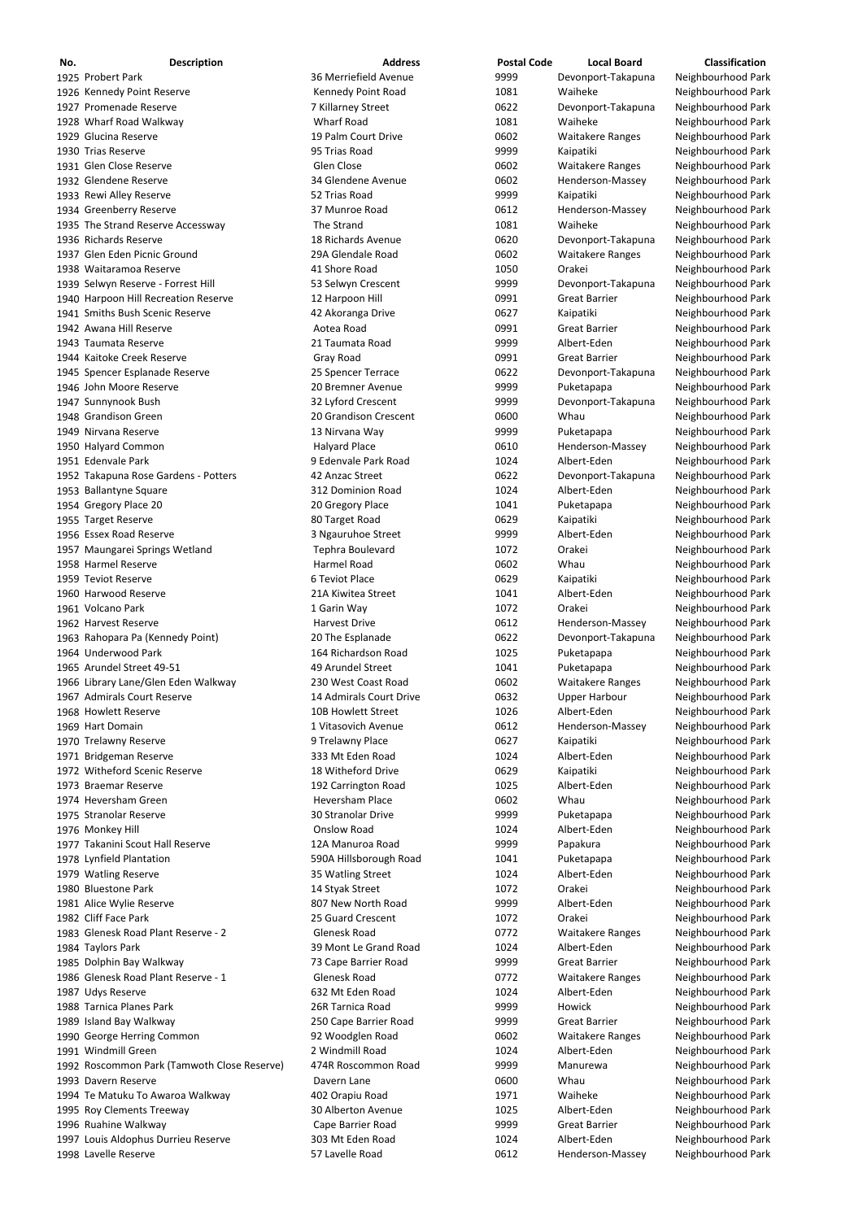| No. | Description | Address | Postal Code | Local Board | Classification |
|---|---|---|---|---|---|
| 1925 | Probert Park | 36 Merriefield Avenue | 9999 | Devonport-Takapuna | Neighbourhood Park |
| 1926 | Kennedy Point Reserve | Kennedy Point Road | 1081 | Waiheke | Neighbourhood Park |
| 1927 | Promenade Reserve | 7 Killarney Street | 0622 | Devonport-Takapuna | Neighbourhood Park |
| 1928 | Wharf Road Walkway | Wharf Road | 1081 | Waiheke | Neighbourhood Park |
| 1929 | Glucina Reserve | 19 Palm Court Drive | 0602 | Waitakere Ranges | Neighbourhood Park |
| 1930 | Trias Reserve | 95 Trias Road | 9999 | Kaipatiki | Neighbourhood Park |
| 1931 | Glen Close Reserve | Glen Close | 0602 | Waitakere Ranges | Neighbourhood Park |
| 1932 | Glendene Reserve | 34 Glendene Avenue | 0602 | Henderson-Massey | Neighbourhood Park |
| 1933 | Rewi Alley Reserve | 52 Trias Road | 9999 | Kaipatiki | Neighbourhood Park |
| 1934 | Greenberry Reserve | 37 Munroe Road | 0612 | Henderson-Massey | Neighbourhood Park |
| 1935 | The Strand Reserve Accessway | The Strand | 1081 | Waiheke | Neighbourhood Park |
| 1936 | Richards Reserve | 18 Richards Avenue | 0620 | Devonport-Takapuna | Neighbourhood Park |
| 1937 | Glen Eden Picnic Ground | 29A Glendale Road | 0602 | Waitakere Ranges | Neighbourhood Park |
| 1938 | Waitaramoa Reserve | 41 Shore Road | 1050 | Orakei | Neighbourhood Park |
| 1939 | Selwyn Reserve - Forrest Hill | 53 Selwyn Crescent | 9999 | Devonport-Takapuna | Neighbourhood Park |
| 1940 | Harpoon Hill Recreation Reserve | 12 Harpoon Hill | 0991 | Great Barrier | Neighbourhood Park |
| 1941 | Smiths Bush Scenic Reserve | 42 Akoranga Drive | 0627 | Kaipatiki | Neighbourhood Park |
| 1942 | Awana Hill Reserve | Aotea Road | 0991 | Great Barrier | Neighbourhood Park |
| 1943 | Taumata Reserve | 21 Taumata Road | 9999 | Albert-Eden | Neighbourhood Park |
| 1944 | Kaitoke Creek Reserve | Gray Road | 0991 | Great Barrier | Neighbourhood Park |
| 1945 | Spencer Esplanade Reserve | 25 Spencer Terrace | 0622 | Devonport-Takapuna | Neighbourhood Park |
| 1946 | John Moore Reserve | 20 Bremner Avenue | 9999 | Puketapapa | Neighbourhood Park |
| 1947 | Sunnynook Bush | 32 Lyford Crescent | 9999 | Devonport-Takapuna | Neighbourhood Park |
| 1948 | Grandison Green | 20 Grandison Crescent | 0600 | Whau | Neighbourhood Park |
| 1949 | Nirvana Reserve | 13 Nirvana Way | 9999 | Puketapapa | Neighbourhood Park |
| 1950 | Halyard Common | Halyard Place | 0610 | Henderson-Massey | Neighbourhood Park |
| 1951 | Edenvale Park | 9 Edenvale Park Road | 1024 | Albert-Eden | Neighbourhood Park |
| 1952 | Takapuna Rose Gardens - Potters | 42 Anzac Street | 0622 | Devonport-Takapuna | Neighbourhood Park |
| 1953 | Ballantyne Square | 312 Dominion Road | 1024 | Albert-Eden | Neighbourhood Park |
| 1954 | Gregory Place 20 | 20 Gregory Place | 1041 | Puketapapa | Neighbourhood Park |
| 1955 | Target Reserve | 80 Target Road | 0629 | Kaipatiki | Neighbourhood Park |
| 1956 | Essex Road Reserve | 3 Ngauruhoe Street | 9999 | Albert-Eden | Neighbourhood Park |
| 1957 | Maungarei Springs Wetland | Tephra Boulevard | 1072 | Orakei | Neighbourhood Park |
| 1958 | Harmel Reserve | Harmel Road | 0602 | Whau | Neighbourhood Park |
| 1959 | Teviot Reserve | 6 Teviot Place | 0629 | Kaipatiki | Neighbourhood Park |
| 1960 | Harwood Reserve | 21A Kiwitea Street | 1041 | Albert-Eden | Neighbourhood Park |
| 1961 | Volcano Park | 1 Garin Way | 1072 | Orakei | Neighbourhood Park |
| 1962 | Harvest Reserve | Harvest Drive | 0612 | Henderson-Massey | Neighbourhood Park |
| 1963 | Rahopara Pa (Kennedy Point) | 20 The Esplanade | 0622 | Devonport-Takapuna | Neighbourhood Park |
| 1964 | Underwood Park | 164 Richardson Road | 1025 | Puketapapa | Neighbourhood Park |
| 1965 | Arundel Street 49-51 | 49 Arundel Street | 1041 | Puketapapa | Neighbourhood Park |
| 1966 | Library Lane/Glen Eden Walkway | 230 West Coast Road | 0602 | Waitakere Ranges | Neighbourhood Park |
| 1967 | Admirals Court Reserve | 14 Admirals Court Drive | 0632 | Upper Harbour | Neighbourhood Park |
| 1968 | Howlett Reserve | 10B Howlett Street | 1026 | Albert-Eden | Neighbourhood Park |
| 1969 | Hart Domain | 1 Vitasovich Avenue | 0612 | Henderson-Massey | Neighbourhood Park |
| 1970 | Trelawny Reserve | 9 Trelawny Place | 0627 | Kaipatiki | Neighbourhood Park |
| 1971 | Bridgeman Reserve | 333 Mt Eden Road | 1024 | Albert-Eden | Neighbourhood Park |
| 1972 | Witheford Scenic Reserve | 18 Witheford Drive | 0629 | Kaipatiki | Neighbourhood Park |
| 1973 | Braemar Reserve | 192 Carrington Road | 1025 | Albert-Eden | Neighbourhood Park |
| 1974 | Heversham Green | Heversham Place | 0602 | Whau | Neighbourhood Park |
| 1975 | Stranolar Reserve | 30 Stranolar Drive | 9999 | Puketapapa | Neighbourhood Park |
| 1976 | Monkey Hill | Onslow Road | 1024 | Albert-Eden | Neighbourhood Park |
| 1977 | Takanini Scout Hall Reserve | 12A Manuroa Road | 9999 | Papakura | Neighbourhood Park |
| 1978 | Lynfield Plantation | 590A Hillsborough Road | 1041 | Puketapapa | Neighbourhood Park |
| 1979 | Watling Reserve | 35 Watling Street | 1024 | Albert-Eden | Neighbourhood Park |
| 1980 | Bluestone Park | 14 Styak Street | 1072 | Orakei | Neighbourhood Park |
| 1981 | Alice Wylie Reserve | 807 New North Road | 9999 | Albert-Eden | Neighbourhood Park |
| 1982 | Cliff Face Park | 25 Guard Crescent | 1072 | Orakei | Neighbourhood Park |
| 1983 | Glenesk Road Plant Reserve - 2 | Glenesk Road | 0772 | Waitakere Ranges | Neighbourhood Park |
| 1984 | Taylors Park | 39 Mont Le Grand Road | 1024 | Albert-Eden | Neighbourhood Park |
| 1985 | Dolphin Bay Walkway | 73 Cape Barrier Road | 9999 | Great Barrier | Neighbourhood Park |
| 1986 | Glenesk Road Plant Reserve - 1 | Glenesk Road | 0772 | Waitakere Ranges | Neighbourhood Park |
| 1987 | Udys Reserve | 632 Mt Eden Road | 1024 | Albert-Eden | Neighbourhood Park |
| 1988 | Tarnica Planes Park | 26R Tarnica Road | 9999 | Howick | Neighbourhood Park |
| 1989 | Island Bay Walkway | 250 Cape Barrier Road | 9999 | Great Barrier | Neighbourhood Park |
| 1990 | George Herring Common | 92 Woodglen Road | 0602 | Waitakere Ranges | Neighbourhood Park |
| 1991 | Windmill Green | 2 Windmill Road | 1024 | Albert-Eden | Neighbourhood Park |
| 1992 | Roscommon Park (Tamwoth Close Reserve) | 474R Roscommon Road | 9999 | Manurewa | Neighbourhood Park |
| 1993 | Davern Reserve | Davern Lane | 0600 | Whau | Neighbourhood Park |
| 1994 | Te Matuku To Awaroa Walkway | 402 Orapiu Road | 1971 | Waiheke | Neighbourhood Park |
| 1995 | Roy Clements Treeway | 30 Alberton Avenue | 1025 | Albert-Eden | Neighbourhood Park |
| 1996 | Ruahine Walkway | Cape Barrier Road | 9999 | Great Barrier | Neighbourhood Park |
| 1997 | Louis Aldophus Durrieu Reserve | 303 Mt Eden Road | 1024 | Albert-Eden | Neighbourhood Park |
| 1998 | Lavelle Reserve | 57 Lavelle Road | 0612 | Henderson-Massey | Neighbourhood Park |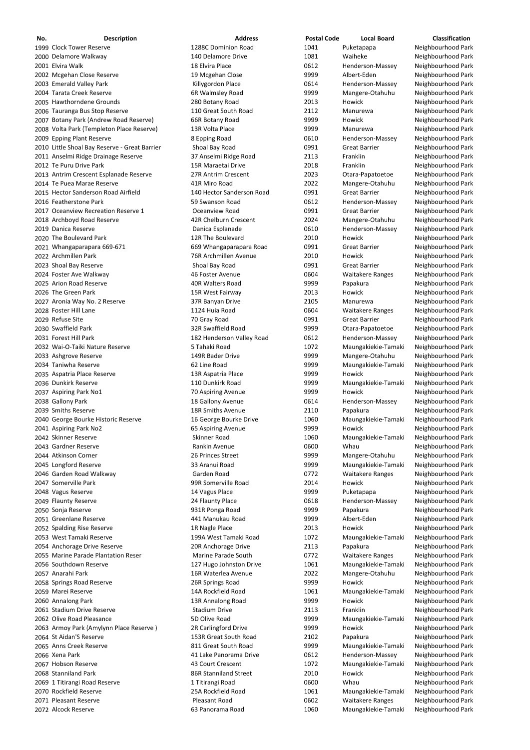| No. | Description | Address | Postal Code | Local Board | Classification |
|---|---|---|---|---|---|
| 1999 | Clock Tower Reserve | 1288C Dominion Road | 1041 | Puketapapa | Neighbourhood Park |
| 2000 | Delamore Walkway | 140 Delamore Drive | 1081 | Waiheke | Neighbourhood Park |
| 2001 | Elvira Walk | 18 Elvira Place | 0612 | Henderson-Massey | Neighbourhood Park |
| 2002 | Mcgehan Close Reserve | 19 Mcgehan Close | 9999 | Albert-Eden | Neighbourhood Park |
| 2003 | Emerald Valley Park | Killygordon Place | 0614 | Henderson-Massey | Neighbourhood Park |
| 2004 | Tarata Creek Reserve | 6R Walmsley Road | 9999 | Mangere-Otahuhu | Neighbourhood Park |
| 2005 | Hawthorndene Grounds | 280 Botany Road | 2013 | Howick | Neighbourhood Park |
| 2006 | Tauranga Bus Stop Reserve | 110 Great South Road | 2112 | Manurewa | Neighbourhood Park |
| 2007 | Botany Park (Andrew Road Reserve) | 66R Botany Road | 9999 | Howick | Neighbourhood Park |
| 2008 | Volta Park (Templeton Place Reserve) | 13R Volta Place | 9999 | Manurewa | Neighbourhood Park |
| 2009 | Epping Plant Reserve | 8 Epping Road | 0610 | Henderson-Massey | Neighbourhood Park |
| 2010 | Little Shoal Bay Reserve - Great Barrier | Shoal Bay Road | 0991 | Great Barrier | Neighbourhood Park |
| 2011 | Anselmi Ridge Drainage Reserve | 37 Anselmi Ridge Road | 2113 | Franklin | Neighbourhood Park |
| 2012 | Te Puru Drive Park | 15R Maraetai Drive | 2018 | Franklin | Neighbourhood Park |
| 2013 | Antrim Crescent Esplanade Reserve | 27R Antrim Crescent | 2023 | Otara-Papatoetoe | Neighbourhood Park |
| 2014 | Te Puea Marae Reserve | 41R Miro Road | 2022 | Mangere-Otahuhu | Neighbourhood Park |
| 2015 | Hector Sanderson Road Airfield | 140 Hector Sanderson Road | 0991 | Great Barrier | Neighbourhood Park |
| 2016 | Featherstone Park | 59 Swanson Road | 0612 | Henderson-Massey | Neighbourhood Park |
| 2017 | Oceanview Recreation Reserve 1 | Oceanview Road | 0991 | Great Barrier | Neighbourhood Park |
| 2018 | Archboyd Road Reserve | 42R Chelburn Crescent | 2024 | Mangere-Otahuhu | Neighbourhood Park |
| 2019 | Danica Reserve | Danica Esplanade | 0610 | Henderson-Massey | Neighbourhood Park |
| 2020 | The Boulevard Park | 12R The Boulevard | 2010 | Howick | Neighbourhood Park |
| 2021 | Whangaparapara 669-671 | 669 Whangaparapara Road | 0991 | Great Barrier | Neighbourhood Park |
| 2022 | Archmillen Park | 76R Archmillen Avenue | 2010 | Howick | Neighbourhood Park |
| 2023 | Shoal Bay Reserve | Shoal Bay Road | 0991 | Great Barrier | Neighbourhood Park |
| 2024 | Foster Ave Walkway | 46 Foster Avenue | 0604 | Waitakere Ranges | Neighbourhood Park |
| 2025 | Arion Road Reserve | 40R Walters Road | 9999 | Papakura | Neighbourhood Park |
| 2026 | The Green Park | 15R West Fairway | 2013 | Howick | Neighbourhood Park |
| 2027 | Aronia Way No. 2 Reserve | 37R Banyan Drive | 2105 | Manurewa | Neighbourhood Park |
| 2028 | Foster Hill Lane | 1124 Huia Road | 0604 | Waitakere Ranges | Neighbourhood Park |
| 2029 | Refuse Site | 70 Gray Road | 0991 | Great Barrier | Neighbourhood Park |
| 2030 | Swaffield Park | 32R Swaffield Road | 9999 | Otara-Papatoetoe | Neighbourhood Park |
| 2031 | Forest Hill Park | 182 Henderson Valley Road | 0612 | Henderson-Massey | Neighbourhood Park |
| 2032 | Wai-O-Taiki Nature Reserve | 5 Tahaki Road | 1072 | Maungakiekie-Tamaki | Neighbourhood Park |
| 2033 | Ashgrove Reserve | 149R Bader Drive | 9999 | Mangere-Otahuhu | Neighbourhood Park |
| 2034 | Taniwha Reserve | 62 Line Road | 9999 | Maungakiekie-Tamaki | Neighbourhood Park |
| 2035 | Aspatria Place Reserve | 13R Aspatria Place | 9999 | Howick | Neighbourhood Park |
| 2036 | Dunkirk Reserve | 110 Dunkirk Road | 9999 | Maungakiekie-Tamaki | Neighbourhood Park |
| 2037 | Aspiring Park No1 | 70 Aspiring Avenue | 9999 | Howick | Neighbourhood Park |
| 2038 | Gallony Park | 18 Gallony Avenue | 0614 | Henderson-Massey | Neighbourhood Park |
| 2039 | Smiths Reserve | 18R Smiths Avenue | 2110 | Papakura | Neighbourhood Park |
| 2040 | George Bourke Historic Reserve | 16 George Bourke Drive | 1060 | Maungakiekie-Tamaki | Neighbourhood Park |
| 2041 | Aspiring Park No2 | 65 Aspiring Avenue | 9999 | Howick | Neighbourhood Park |
| 2042 | Skinner Reserve | Skinner Road | 1060 | Maungakiekie-Tamaki | Neighbourhood Park |
| 2043 | Gardner Reserve | Rankin Avenue | 0600 | Whau | Neighbourhood Park |
| 2044 | Atkinson Corner | 26 Princes Street | 9999 | Mangere-Otahuhu | Neighbourhood Park |
| 2045 | Longford Reserve | 33 Aranui Road | 9999 | Maungakiekie-Tamaki | Neighbourhood Park |
| 2046 | Garden Road Walkway | Garden Road | 0772 | Waitakere Ranges | Neighbourhood Park |
| 2047 | Somerville Park | 99R Somerville Road | 2014 | Howick | Neighbourhood Park |
| 2048 | Vagus Reserve | 14 Vagus Place | 9999 | Puketapapa | Neighbourhood Park |
| 2049 | Flaunty Reserve | 24 Flaunty Place | 0618 | Henderson-Massey | Neighbourhood Park |
| 2050 | Sonja Reserve | 931R Ponga Road | 9999 | Papakura | Neighbourhood Park |
| 2051 | Greenlane Reserve | 441 Manukau Road | 9999 | Albert-Eden | Neighbourhood Park |
| 2052 | Spalding Rise Reserve | 1R Nagle Place | 2013 | Howick | Neighbourhood Park |
| 2053 | West Tamaki Reserve | 199A West Tamaki Road | 1072 | Maungakiekie-Tamaki | Neighbourhood Park |
| 2054 | Anchorage Drive Reserve | 20R Anchorage Drive | 2113 | Papakura | Neighbourhood Park |
| 2055 | Marine Parade Plantation Reser | Marine Parade South | 0772 | Waitakere Ranges | Neighbourhood Park |
| 2056 | Southdown Reserve | 127 Hugo Johnston Drive | 1061 | Maungakiekie-Tamaki | Neighbourhood Park |
| 2057 | Anarahi Park | 16R Waterlea Avenue | 2022 | Mangere-Otahuhu | Neighbourhood Park |
| 2058 | Springs Road Reserve | 26R Springs Road | 9999 | Howick | Neighbourhood Park |
| 2059 | Marei Reserve | 14A Rockfield Road | 1061 | Maungakiekie-Tamaki | Neighbourhood Park |
| 2060 | Annalong Park | 13R Annalong Road | 9999 | Howick | Neighbourhood Park |
| 2061 | Stadium Drive Reserve | Stadium Drive | 2113 | Franklin | Neighbourhood Park |
| 2062 | Olive Road Pleasance | 5D Olive Road | 9999 | Maungakiekie-Tamaki | Neighbourhood Park |
| 2063 | Armoy Park (Amylynn Place Reserve ) | 2R Carlingford Drive | 9999 | Howick | Neighbourhood Park |
| 2064 | St Aidan'S Reserve | 153R Great South Road | 2102 | Papakura | Neighbourhood Park |
| 2065 | Anns Creek Reserve | 811 Great South Road | 9999 | Maungakiekie-Tamaki | Neighbourhood Park |
| 2066 | Xena Park | 41 Lake Panorama Drive | 0612 | Henderson-Massey | Neighbourhood Park |
| 2067 | Hobson Reserve | 43 Court Crescent | 1072 | Maungakiekie-Tamaki | Neighbourhood Park |
| 2068 | Stanniland Park | 86R Stanniland Street | 2010 | Howick | Neighbourhood Park |
| 2069 | 1 Titirangi Road Reserve | 1 Titirangi Road | 0600 | Whau | Neighbourhood Park |
| 2070 | Rockfield Reserve | 25A Rockfield Road | 1061 | Maungakiekie-Tamaki | Neighbourhood Park |
| 2071 | Pleasant Reserve | Pleasant Road | 0602 | Waitakere Ranges | Neighbourhood Park |
| 2072 | Alcock Reserve | 63 Panorama Road | 1060 | Maungakiekie-Tamaki | Neighbourhood Park |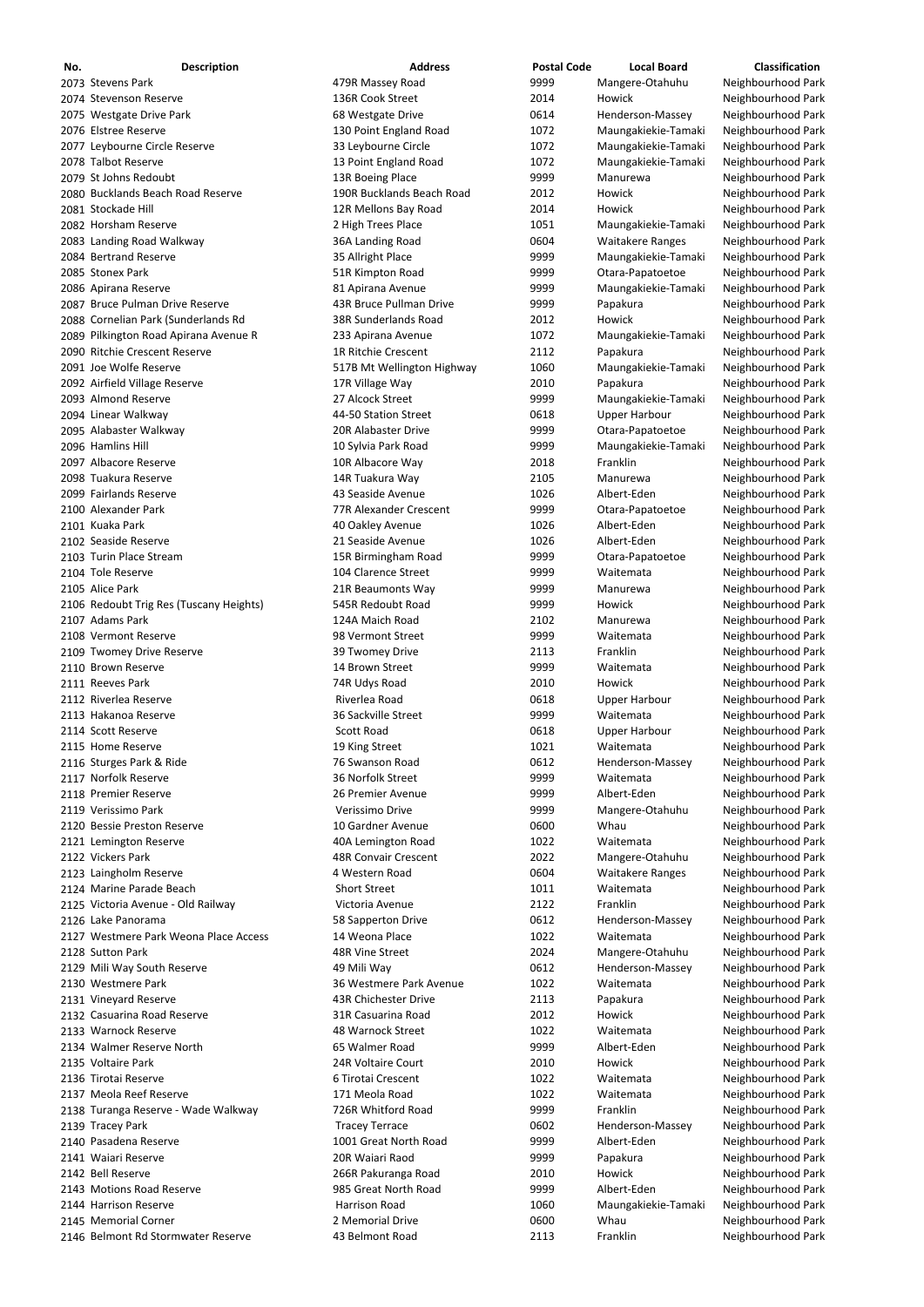| No. | Description | Address | Postal Code | Local Board | Classification |
|---|---|---|---|---|---|
| 2073 | Stevens Park | 479R Massey Road | 9999 | Mangere-Otahuhu | Neighbourhood Park |
| 2074 | Stevenson Reserve | 136R Cook Street | 2014 | Howick | Neighbourhood Park |
| 2075 | Westgate Drive Park | 68 Westgate Drive | 0614 | Henderson-Massey | Neighbourhood Park |
| 2076 | Elstree Reserve | 130 Point England Road | 1072 | Maungakiekie-Tamaki | Neighbourhood Park |
| 2077 | Leybourne Circle Reserve | 33 Leybourne Circle | 1072 | Maungakiekie-Tamaki | Neighbourhood Park |
| 2078 | Talbot Reserve | 13 Point England Road | 1072 | Maungakiekie-Tamaki | Neighbourhood Park |
| 2079 | St Johns Redoubt | 13R Boeing Place | 9999 | Manurewa | Neighbourhood Park |
| 2080 | Bucklands Beach Road Reserve | 190R Bucklands Beach Road | 2012 | Howick | Neighbourhood Park |
| 2081 | Stockade Hill | 12R Mellons Bay Road | 2014 | Howick | Neighbourhood Park |
| 2082 | Horsham Reserve | 2 High Trees Place | 1051 | Maungakiekie-Tamaki | Neighbourhood Park |
| 2083 | Landing Road Walkway | 36A Landing Road | 0604 | Waitakere Ranges | Neighbourhood Park |
| 2084 | Bertrand Reserve | 35 Allright Place | 9999 | Maungakiekie-Tamaki | Neighbourhood Park |
| 2085 | Stonex Park | 51R Kimpton Road | 9999 | Otara-Papatoetoe | Neighbourhood Park |
| 2086 | Apirana Reserve | 81 Apirana Avenue | 9999 | Maungakiekie-Tamaki | Neighbourhood Park |
| 2087 | Bruce Pulman Drive Reserve | 43R Bruce Pullman Drive | 9999 | Papakura | Neighbourhood Park |
| 2088 | Cornelian Park (Sunderlands Rd | 38R Sunderlands Road | 2012 | Howick | Neighbourhood Park |
| 2089 | Pilkington Road Apirana Avenue R | 233 Apirana Avenue | 1072 | Maungakiekie-Tamaki | Neighbourhood Park |
| 2090 | Ritchie Crescent Reserve | 1R Ritchie Crescent | 2112 | Papakura | Neighbourhood Park |
| 2091 | Joe Wolfe Reserve | 517B Mt Wellington Highway | 1060 | Maungakiekie-Tamaki | Neighbourhood Park |
| 2092 | Airfield Village Reserve | 17R Village Way | 2010 | Papakura | Neighbourhood Park |
| 2093 | Almond Reserve | 27 Alcock Street | 9999 | Maungakiekie-Tamaki | Neighbourhood Park |
| 2094 | Linear Walkway | 44-50 Station Street | 0618 | Upper Harbour | Neighbourhood Park |
| 2095 | Alabaster Walkway | 20R Alabaster Drive | 9999 | Otara-Papatoetoe | Neighbourhood Park |
| 2096 | Hamlins Hill | 10 Sylvia Park Road | 9999 | Maungakiekie-Tamaki | Neighbourhood Park |
| 2097 | Albacore Reserve | 10R Albacore Way | 2018 | Franklin | Neighbourhood Park |
| 2098 | Tuakura Reserve | 14R Tuakura Way | 2105 | Manurewa | Neighbourhood Park |
| 2099 | Fairlands Reserve | 43 Seaside Avenue | 1026 | Albert-Eden | Neighbourhood Park |
| 2100 | Alexander Park | 77R Alexander Crescent | 9999 | Otara-Papatoetoe | Neighbourhood Park |
| 2101 | Kuaka Park | 40 Oakley Avenue | 1026 | Albert-Eden | Neighbourhood Park |
| 2102 | Seaside Reserve | 21 Seaside Avenue | 1026 | Albert-Eden | Neighbourhood Park |
| 2103 | Turin Place Stream | 15R Birmingham Road | 9999 | Otara-Papatoetoe | Neighbourhood Park |
| 2104 | Tole Reserve | 104 Clarence Street | 9999 | Waitemata | Neighbourhood Park |
| 2105 | Alice Park | 21R Beaumonts Way | 9999 | Manurewa | Neighbourhood Park |
| 2106 | Redoubt Trig Res (Tuscany Heights) | 545R Redoubt Road | 9999 | Howick | Neighbourhood Park |
| 2107 | Adams Park | 124A Maich Road | 2102 | Manurewa | Neighbourhood Park |
| 2108 | Vermont Reserve | 98 Vermont Street | 9999 | Waitemata | Neighbourhood Park |
| 2109 | Twomey Drive Reserve | 39 Twomey Drive | 2113 | Franklin | Neighbourhood Park |
| 2110 | Brown Reserve | 14 Brown Street | 9999 | Waitemata | Neighbourhood Park |
| 2111 | Reeves Park | 74R Udys Road | 2010 | Howick | Neighbourhood Park |
| 2112 | Riverlea Reserve | Riverlea Road | 0618 | Upper Harbour | Neighbourhood Park |
| 2113 | Hakanoa Reserve | 36 Sackville Street | 9999 | Waitemata | Neighbourhood Park |
| 2114 | Scott Reserve | Scott Road | 0618 | Upper Harbour | Neighbourhood Park |
| 2115 | Home Reserve | 19 King Street | 1021 | Waitemata | Neighbourhood Park |
| 2116 | Sturges Park & Ride | 76 Swanson Road | 0612 | Henderson-Massey | Neighbourhood Park |
| 2117 | Norfolk Reserve | 36 Norfolk Street | 9999 | Waitemata | Neighbourhood Park |
| 2118 | Premier Reserve | 26 Premier Avenue | 9999 | Albert-Eden | Neighbourhood Park |
| 2119 | Verissimo Park | Verissimo Drive | 9999 | Mangere-Otahuhu | Neighbourhood Park |
| 2120 | Bessie Preston Reserve | 10 Gardner Avenue | 0600 | Whau | Neighbourhood Park |
| 2121 | Lemington Reserve | 40A Lemington Road | 1022 | Waitemata | Neighbourhood Park |
| 2122 | Vickers Park | 48R Convair Crescent | 2022 | Mangere-Otahuhu | Neighbourhood Park |
| 2123 | Laingholm Reserve | 4 Western Road | 0604 | Waitakere Ranges | Neighbourhood Park |
| 2124 | Marine Parade Beach | Short Street | 1011 | Waitemata | Neighbourhood Park |
| 2125 | Victoria Avenue - Old Railway | Victoria Avenue | 2122 | Franklin | Neighbourhood Park |
| 2126 | Lake Panorama | 58 Sapperton Drive | 0612 | Henderson-Massey | Neighbourhood Park |
| 2127 | Westmere Park Weona Place Access | 14 Weona Place | 1022 | Waitemata | Neighbourhood Park |
| 2128 | Sutton Park | 48R Vine Street | 2024 | Mangere-Otahuhu | Neighbourhood Park |
| 2129 | Mili Way South Reserve | 49 Mili Way | 0612 | Henderson-Massey | Neighbourhood Park |
| 2130 | Westmere Park | 36 Westmere Park Avenue | 1022 | Waitemata | Neighbourhood Park |
| 2131 | Vineyard Reserve | 43R Chichester Drive | 2113 | Papakura | Neighbourhood Park |
| 2132 | Casuarina Road Reserve | 31R Casuarina Road | 2012 | Howick | Neighbourhood Park |
| 2133 | Warnock Reserve | 48 Warnock Street | 1022 | Waitemata | Neighbourhood Park |
| 2134 | Walmer Reserve North | 65 Walmer Road | 9999 | Albert-Eden | Neighbourhood Park |
| 2135 | Voltaire Park | 24R Voltaire Court | 2010 | Howick | Neighbourhood Park |
| 2136 | Tirotai Reserve | 6 Tirotai Crescent | 1022 | Waitemata | Neighbourhood Park |
| 2137 | Meola Reef Reserve | 171 Meola Road | 1022 | Waitemata | Neighbourhood Park |
| 2138 | Turanga Reserve - Wade Walkway | 726R Whitford Road | 9999 | Franklin | Neighbourhood Park |
| 2139 | Tracey Park | Tracey Terrace | 0602 | Henderson-Massey | Neighbourhood Park |
| 2140 | Pasadena Reserve | 1001 Great North Road | 9999 | Albert-Eden | Neighbourhood Park |
| 2141 | Waiari Reserve | 20R Waiari Raod | 9999 | Papakura | Neighbourhood Park |
| 2142 | Bell Reserve | 266R Pakuranga Road | 2010 | Howick | Neighbourhood Park |
| 2143 | Motions Road Reserve | 985 Great North Road | 9999 | Albert-Eden | Neighbourhood Park |
| 2144 | Harrison Reserve | Harrison Road | 1060 | Maungakiekie-Tamaki | Neighbourhood Park |
| 2145 | Memorial Corner | 2 Memorial Drive | 0600 | Whau | Neighbourhood Park |
| 2146 | Belmont Rd Stormwater Reserve | 43 Belmont Road | 2113 | Franklin | Neighbourhood Park |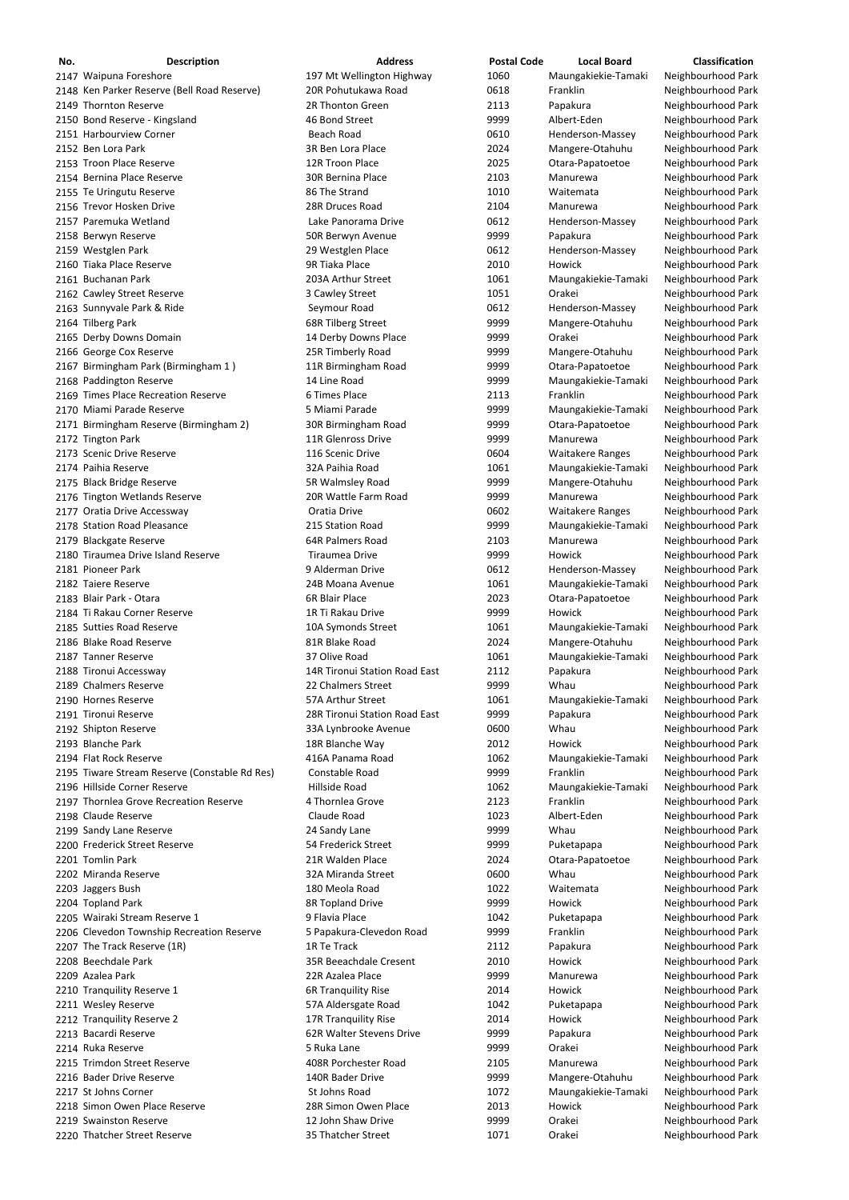| No. | Description | Address | Postal Code | Local Board | Classification |
|---|---|---|---|---|---|
| 2147 | Waipuna Foreshore | 197 Mt Wellington Highway | 1060 | Maungakiekie-Tamaki | Neighbourhood Park |
| 2148 | Ken Parker Reserve (Bell Road Reserve) | 20R Pohutukawa Road | 0618 | Franklin | Neighbourhood Park |
| 2149 | Thornton Reserve | 2R Thonton Green | 2113 | Papakura | Neighbourhood Park |
| 2150 | Bond Reserve - Kingsland | 46 Bond Street | 9999 | Albert-Eden | Neighbourhood Park |
| 2151 | Harbourview Corner | Beach Road | 0610 | Henderson-Massey | Neighbourhood Park |
| 2152 | Ben Lora Park | 3R Ben Lora Place | 2024 | Mangere-Otahuhu | Neighbourhood Park |
| 2153 | Troon Place Reserve | 12R Troon Place | 2025 | Otara-Papatoetoe | Neighbourhood Park |
| 2154 | Bernina Place Reserve | 30R Bernina Place | 2103 | Manurewa | Neighbourhood Park |
| 2155 | Te Uringutu Reserve | 86 The Strand | 1010 | Waitemata | Neighbourhood Park |
| 2156 | Trevor Hosken Drive | 28R Druces Road | 2104 | Manurewa | Neighbourhood Park |
| 2157 | Paremuka Wetland | Lake Panorama Drive | 0612 | Henderson-Massey | Neighbourhood Park |
| 2158 | Berwyn Reserve | 50R Berwyn Avenue | 9999 | Papakura | Neighbourhood Park |
| 2159 | Westglen Park | 29 Westglen Place | 0612 | Henderson-Massey | Neighbourhood Park |
| 2160 | Tiaka Place Reserve | 9R Tiaka Place | 2010 | Howick | Neighbourhood Park |
| 2161 | Buchanan Park | 203A Arthur Street | 1061 | Maungakiekie-Tamaki | Neighbourhood Park |
| 2162 | Cawley Street Reserve | 3 Cawley Street | 1051 | Orakei | Neighbourhood Park |
| 2163 | Sunnyvale Park & Ride | Seymour Road | 0612 | Henderson-Massey | Neighbourhood Park |
| 2164 | Tilberg Park | 68R Tilberg Street | 9999 | Mangere-Otahuhu | Neighbourhood Park |
| 2165 | Derby Downs Domain | 14 Derby Downs Place | 9999 | Orakei | Neighbourhood Park |
| 2166 | George Cox Reserve | 25R Timberly Road | 9999 | Mangere-Otahuhu | Neighbourhood Park |
| 2167 | Birmingham Park (Birmingham 1 ) | 11R Birmingham Road | 9999 | Otara-Papatoetoe | Neighbourhood Park |
| 2168 | Paddington Reserve | 14 Line Road | 9999 | Maungakiekie-Tamaki | Neighbourhood Park |
| 2169 | Times Place Recreation Reserve | 6 Times Place | 2113 | Franklin | Neighbourhood Park |
| 2170 | Miami Parade Reserve | 5 Miami Parade | 9999 | Maungakiekie-Tamaki | Neighbourhood Park |
| 2171 | Birmingham Reserve (Birmingham 2) | 30R Birmingham Road | 9999 | Otara-Papatoetoe | Neighbourhood Park |
| 2172 | Tington Park | 11R Glenross Drive | 9999 | Manurewa | Neighbourhood Park |
| 2173 | Scenic Drive Reserve | 116 Scenic Drive | 0604 | Waitakere Ranges | Neighbourhood Park |
| 2174 | Paihia Reserve | 32A Paihia Road | 1061 | Maungakiekie-Tamaki | Neighbourhood Park |
| 2175 | Black Bridge Reserve | 5R Walmsley Road | 9999 | Mangere-Otahuhu | Neighbourhood Park |
| 2176 | Tington Wetlands Reserve | 20R Wattle Farm Road | 9999 | Manurewa | Neighbourhood Park |
| 2177 | Oratia Drive Accessway | Oratia Drive | 0602 | Waitakere Ranges | Neighbourhood Park |
| 2178 | Station Road Pleasance | 215 Station Road | 9999 | Maungakiekie-Tamaki | Neighbourhood Park |
| 2179 | Blackgate Reserve | 64R Palmers Road | 2103 | Manurewa | Neighbourhood Park |
| 2180 | Tiraumea Drive Island Reserve | Tiraumea Drive | 9999 | Howick | Neighbourhood Park |
| 2181 | Pioneer Park | 9 Alderman Drive | 0612 | Henderson-Massey | Neighbourhood Park |
| 2182 | Taiere Reserve | 24B Moana Avenue | 1061 | Maungakiekie-Tamaki | Neighbourhood Park |
| 2183 | Blair Park - Otara | 6R Blair Place | 2023 | Otara-Papatoetoe | Neighbourhood Park |
| 2184 | Ti Rakau Corner Reserve | 1R Ti Rakau Drive | 9999 | Howick | Neighbourhood Park |
| 2185 | Sutties Road Reserve | 10A Symonds Street | 1061 | Maungakiekie-Tamaki | Neighbourhood Park |
| 2186 | Blake Road Reserve | 81R Blake Road | 2024 | Mangere-Otahuhu | Neighbourhood Park |
| 2187 | Tanner Reserve | 37 Olive Road | 1061 | Maungakiekie-Tamaki | Neighbourhood Park |
| 2188 | Tironui Accessway | 14R Tironui Station Road East | 2112 | Papakura | Neighbourhood Park |
| 2189 | Chalmers Reserve | 22 Chalmers Street | 9999 | Whau | Neighbourhood Park |
| 2190 | Hornes Reserve | 57A Arthur Street | 1061 | Maungakiekie-Tamaki | Neighbourhood Park |
| 2191 | Tironui Reserve | 28R Tironui Station Road East | 9999 | Papakura | Neighbourhood Park |
| 2192 | Shipton Reserve | 33A Lynbrooke Avenue | 0600 | Whau | Neighbourhood Park |
| 2193 | Blanche Park | 18R Blanche Way | 2012 | Howick | Neighbourhood Park |
| 2194 | Flat Rock Reserve | 416A Panama Road | 1062 | Maungakiekie-Tamaki | Neighbourhood Park |
| 2195 | Tiware Stream Reserve (Constable Rd Res) | Constable Road | 9999 | Franklin | Neighbourhood Park |
| 2196 | Hillside Corner Reserve | Hillside Road | 1062 | Maungakiekie-Tamaki | Neighbourhood Park |
| 2197 | Thornlea Grove Recreation Reserve | 4 Thornlea Grove | 2123 | Franklin | Neighbourhood Park |
| 2198 | Claude Reserve | Claude Road | 1023 | Albert-Eden | Neighbourhood Park |
| 2199 | Sandy Lane Reserve | 24 Sandy Lane | 9999 | Whau | Neighbourhood Park |
| 2200 | Frederick Street Reserve | 54 Frederick Street | 9999 | Puketapapa | Neighbourhood Park |
| 2201 | Tomlin Park | 21R Walden Place | 2024 | Otara-Papatoetoe | Neighbourhood Park |
| 2202 | Miranda Reserve | 32A Miranda Street | 0600 | Whau | Neighbourhood Park |
| 2203 | Jaggers Bush | 180 Meola Road | 1022 | Waitemata | Neighbourhood Park |
| 2204 | Topland Park | 8R Topland Drive | 9999 | Howick | Neighbourhood Park |
| 2205 | Wairaki Stream Reserve 1 | 9 Flavia Place | 1042 | Puketapapa | Neighbourhood Park |
| 2206 | Clevedon Township Recreation Reserve | 5 Papakura-Clevedon Road | 9999 | Franklin | Neighbourhood Park |
| 2207 | The Track Reserve (1R) | 1R Te Track | 2112 | Papakura | Neighbourhood Park |
| 2208 | Beechdale Park | 35R Beeachdale Cresent | 2010 | Howick | Neighbourhood Park |
| 2209 | Azalea Park | 22R Azalea Place | 9999 | Manurewa | Neighbourhood Park |
| 2210 | Tranquility Reserve 1 | 6R Tranquility Rise | 2014 | Howick | Neighbourhood Park |
| 2211 | Wesley Reserve | 57A Aldersgate Road | 1042 | Puketapapa | Neighbourhood Park |
| 2212 | Tranquility Reserve 2 | 17R Tranquility Rise | 2014 | Howick | Neighbourhood Park |
| 2213 | Bacardi Reserve | 62R Walter Stevens Drive | 9999 | Papakura | Neighbourhood Park |
| 2214 | Ruka Reserve | 5 Ruka Lane | 9999 | Orakei | Neighbourhood Park |
| 2215 | Trimdon Street Reserve | 408R Porchester Road | 2105 | Manurewa | Neighbourhood Park |
| 2216 | Bader Drive Reserve | 140R Bader Drive | 9999 | Mangere-Otahuhu | Neighbourhood Park |
| 2217 | St Johns Corner | St Johns Road | 1072 | Maungakiekie-Tamaki | Neighbourhood Park |
| 2218 | Simon Owen Place Reserve | 28R Simon Owen Place | 2013 | Howick | Neighbourhood Park |
| 2219 | Swainston Reserve | 12 John Shaw Drive | 9999 | Orakei | Neighbourhood Park |
| 2220 | Thatcher Street Reserve | 35 Thatcher Street | 1071 | Orakei | Neighbourhood Park |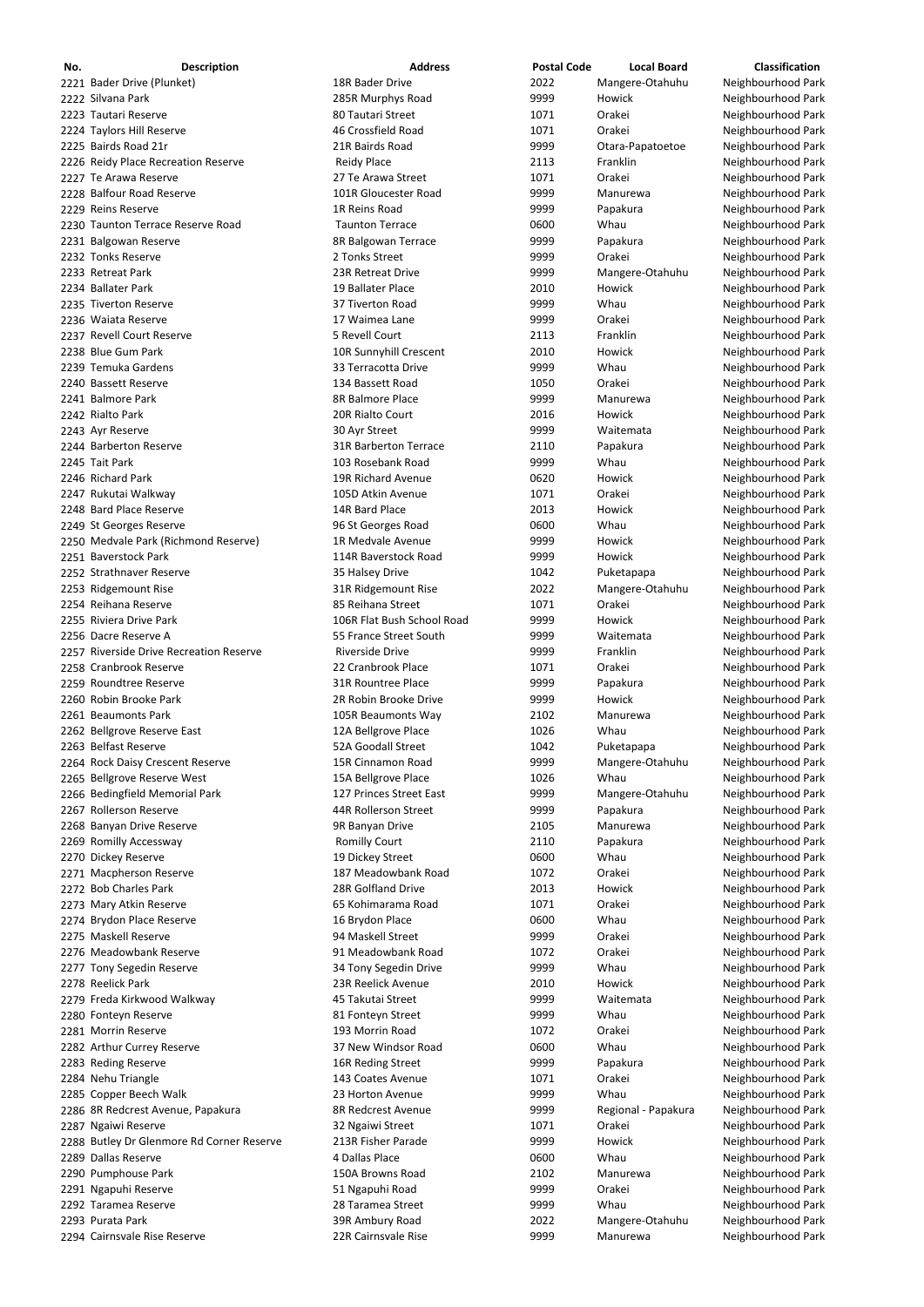| No. | Description | Address | Postal Code | Local Board | Classification |
|---|---|---|---|---|---|
| 2221 | Bader Drive (Plunket) | 18R Bader Drive | 2022 | Mangere-Otahuhu | Neighbourhood Park |
| 2222 | Silvana Park | 285R Murphys Road | 9999 | Howick | Neighbourhood Park |
| 2223 | Tautari Reserve | 80 Tautari Street | 1071 | Orakei | Neighbourhood Park |
| 2224 | Taylors Hill Reserve | 46 Crossfield Road | 1071 | Orakei | Neighbourhood Park |
| 2225 | Bairds Road 21r | 21R Bairds Road | 9999 | Otara-Papatoetoe | Neighbourhood Park |
| 2226 | Reidy Place Recreation Reserve | Reidy Place | 2113 | Franklin | Neighbourhood Park |
| 2227 | Te Arawa Reserve | 27 Te Arawa Street | 1071 | Orakei | Neighbourhood Park |
| 2228 | Balfour Road Reserve | 101R Gloucester Road | 9999 | Manurewa | Neighbourhood Park |
| 2229 | Reins Reserve | 1R Reins Road | 9999 | Papakura | Neighbourhood Park |
| 2230 | Taunton Terrace Reserve Road | Taunton Terrace | 0600 | Whau | Neighbourhood Park |
| 2231 | Balgowan Reserve | 8R Balgowan Terrace | 9999 | Papakura | Neighbourhood Park |
| 2232 | Tonks Reserve | 2 Tonks Street | 9999 | Orakei | Neighbourhood Park |
| 2233 | Retreat Park | 23R Retreat Drive | 9999 | Mangere-Otahuhu | Neighbourhood Park |
| 2234 | Ballater Park | 19 Ballater Place | 2010 | Howick | Neighbourhood Park |
| 2235 | Tiverton Reserve | 37 Tiverton Road | 9999 | Whau | Neighbourhood Park |
| 2236 | Waiata Reserve | 17 Waimea Lane | 9999 | Orakei | Neighbourhood Park |
| 2237 | Revell Court Reserve | 5 Revell Court | 2113 | Franklin | Neighbourhood Park |
| 2238 | Blue Gum Park | 10R Sunnyhill Crescent | 2010 | Howick | Neighbourhood Park |
| 2239 | Temuka Gardens | 33 Terracotta Drive | 9999 | Whau | Neighbourhood Park |
| 2240 | Bassett Reserve | 134 Bassett Road | 1050 | Orakei | Neighbourhood Park |
| 2241 | Balmore Park | 8R Balmore Place | 9999 | Manurewa | Neighbourhood Park |
| 2242 | Rialto Park | 20R Rialto Court | 2016 | Howick | Neighbourhood Park |
| 2243 | Ayr Reserve | 30 Ayr Street | 9999 | Waitemata | Neighbourhood Park |
| 2244 | Barberton Reserve | 31R Barberton Terrace | 2110 | Papakura | Neighbourhood Park |
| 2245 | Tait Park | 103 Rosebank Road | 9999 | Whau | Neighbourhood Park |
| 2246 | Richard Park | 19R Richard Avenue | 0620 | Howick | Neighbourhood Park |
| 2247 | Rukutai Walkway | 105D Atkin Avenue | 1071 | Orakei | Neighbourhood Park |
| 2248 | Bard Place Reserve | 14R Bard Place | 2013 | Howick | Neighbourhood Park |
| 2249 | St Georges Reserve | 96 St Georges Road | 0600 | Whau | Neighbourhood Park |
| 2250 | Medvale Park (Richmond Reserve) | 1R Medvale Avenue | 9999 | Howick | Neighbourhood Park |
| 2251 | Baverstock Park | 114R Baverstock Road | 9999 | Howick | Neighbourhood Park |
| 2252 | Strathnaver Reserve | 35 Halsey Drive | 1042 | Puketapapa | Neighbourhood Park |
| 2253 | Ridgemount Rise | 31R Ridgemount Rise | 2022 | Mangere-Otahuhu | Neighbourhood Park |
| 2254 | Reihana Reserve | 85 Reihana Street | 1071 | Orakei | Neighbourhood Park |
| 2255 | Riviera Drive Park | 106R Flat Bush School Road | 9999 | Howick | Neighbourhood Park |
| 2256 | Dacre Reserve A | 55 France Street South | 9999 | Waitemata | Neighbourhood Park |
| 2257 | Riverside Drive Recreation Reserve | Riverside Drive | 9999 | Franklin | Neighbourhood Park |
| 2258 | Cranbrook Reserve | 22 Cranbrook Place | 1071 | Orakei | Neighbourhood Park |
| 2259 | Roundtree Reserve | 31R Rountree Place | 9999 | Papakura | Neighbourhood Park |
| 2260 | Robin Brooke Park | 2R Robin Brooke Drive | 9999 | Howick | Neighbourhood Park |
| 2261 | Beaumonts Park | 105R Beaumonts Way | 2102 | Manurewa | Neighbourhood Park |
| 2262 | Bellgrove Reserve East | 12A Bellgrove Place | 1026 | Whau | Neighbourhood Park |
| 2263 | Belfast Reserve | 52A Goodall Street | 1042 | Puketapapa | Neighbourhood Park |
| 2264 | Rock Daisy Crescent Reserve | 15R Cinnamon Road | 9999 | Mangere-Otahuhu | Neighbourhood Park |
| 2265 | Bellgrove Reserve West | 15A Bellgrove Place | 1026 | Whau | Neighbourhood Park |
| 2266 | Bedingfield Memorial Park | 127 Princes Street East | 9999 | Mangere-Otahuhu | Neighbourhood Park |
| 2267 | Rollerson Reserve | 44R Rollerson Street | 9999 | Papakura | Neighbourhood Park |
| 2268 | Banyan Drive Reserve | 9R Banyan Drive | 2105 | Manurewa | Neighbourhood Park |
| 2269 | Romilly Accessway | Romilly Court | 2110 | Papakura | Neighbourhood Park |
| 2270 | Dickey Reserve | 19 Dickey Street | 0600 | Whau | Neighbourhood Park |
| 2271 | Macpherson Reserve | 187 Meadowbank Road | 1072 | Orakei | Neighbourhood Park |
| 2272 | Bob Charles Park | 28R Golfland Drive | 2013 | Howick | Neighbourhood Park |
| 2273 | Mary Atkin Reserve | 65 Kohimarama Road | 1071 | Orakei | Neighbourhood Park |
| 2274 | Brydon Place Reserve | 16 Brydon Place | 0600 | Whau | Neighbourhood Park |
| 2275 | Maskell Reserve | 94 Maskell Street | 9999 | Orakei | Neighbourhood Park |
| 2276 | Meadowbank Reserve | 91 Meadowbank Road | 1072 | Orakei | Neighbourhood Park |
| 2277 | Tony Segedin Reserve | 34 Tony Segedin Drive | 9999 | Whau | Neighbourhood Park |
| 2278 | Reelick Park | 23R Reelick Avenue | 2010 | Howick | Neighbourhood Park |
| 2279 | Freda Kirkwood Walkway | 45 Takutai Street | 9999 | Waitemata | Neighbourhood Park |
| 2280 | Fonteyn Reserve | 81 Fonteyn Street | 9999 | Whau | Neighbourhood Park |
| 2281 | Morrin Reserve | 193 Morrin Road | 1072 | Orakei | Neighbourhood Park |
| 2282 | Arthur Currey Reserve | 37 New Windsor Road | 0600 | Whau | Neighbourhood Park |
| 2283 | Reding Reserve | 16R Reding Street | 9999 | Papakura | Neighbourhood Park |
| 2284 | Nehu Triangle | 143 Coates Avenue | 1071 | Orakei | Neighbourhood Park |
| 2285 | Copper Beech Walk | 23 Horton Avenue | 9999 | Whau | Neighbourhood Park |
| 2286 | 8R Redcrest Avenue, Papakura | 8R Redcrest Avenue | 9999 | Regional - Papakura | Neighbourhood Park |
| 2287 | Ngaiwi Reserve | 32 Ngaiwi Street | 1071 | Orakei | Neighbourhood Park |
| 2288 | Butley Dr Glenmore Rd Corner Reserve | 213R Fisher Parade | 9999 | Howick | Neighbourhood Park |
| 2289 | Dallas Reserve | 4 Dallas Place | 0600 | Whau | Neighbourhood Park |
| 2290 | Pumphouse Park | 150A Browns Road | 2102 | Manurewa | Neighbourhood Park |
| 2291 | Ngapuhi Reserve | 51 Ngapuhi Road | 9999 | Orakei | Neighbourhood Park |
| 2292 | Taramea Reserve | 28 Taramea Street | 9999 | Whau | Neighbourhood Park |
| 2293 | Purata Park | 39R Ambury Road | 2022 | Mangere-Otahuhu | Neighbourhood Park |
| 2294 | Cairnsvale Rise Reserve | 22R Cairnsvale Rise | 9999 | Manurewa | Neighbourhood Park |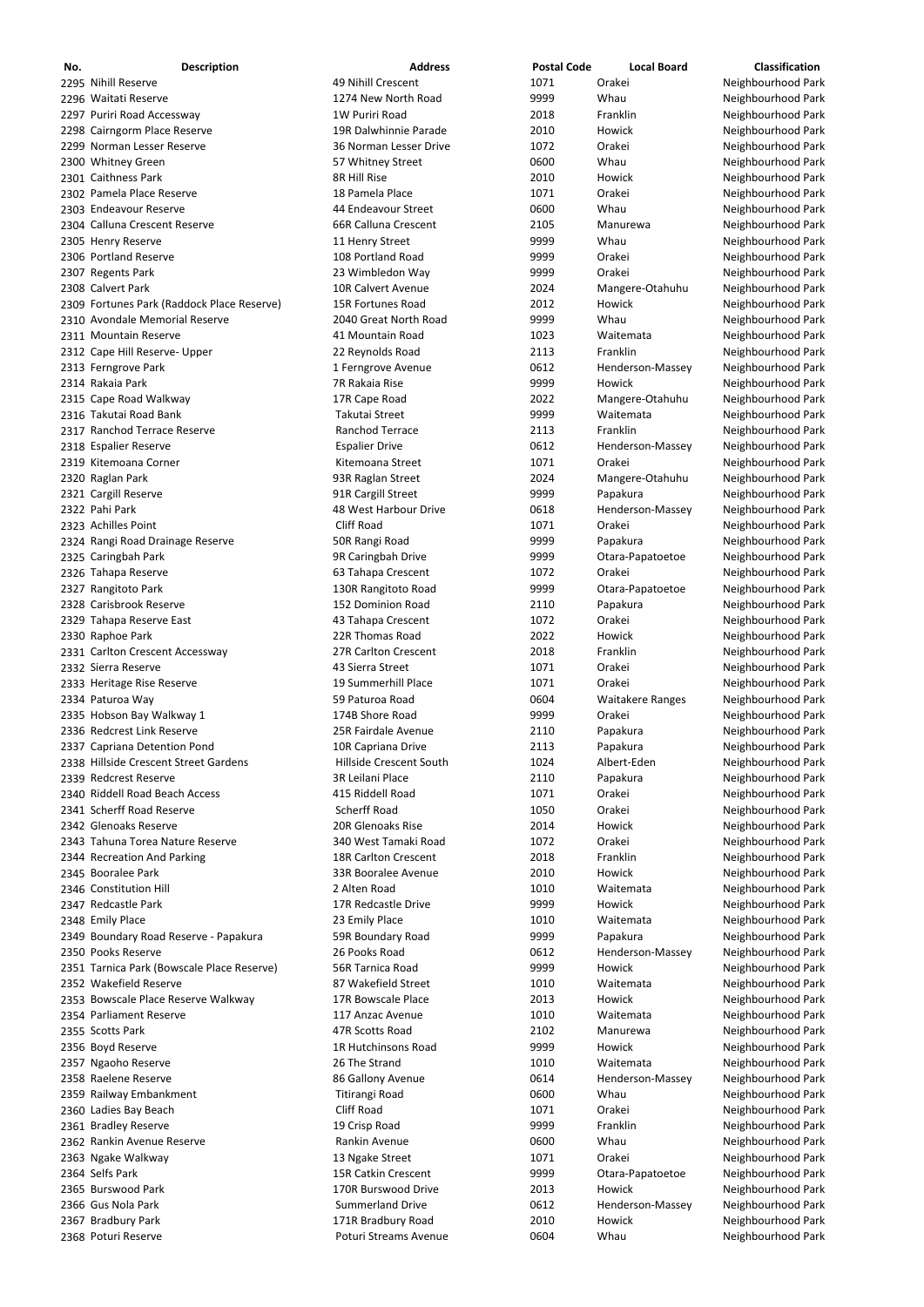| No. | Description | Address | Postal Code | Local Board | Classification |
|---|---|---|---|---|---|
| 2295 | Nihill Reserve | 49 Nihill Crescent | 1071 | Orakei | Neighbourhood Park |
| 2296 | Waitati Reserve | 1274 New North Road | 9999 | Whau | Neighbourhood Park |
| 2297 | Puriri Road Accessway | 1W Puriri Road | 2018 | Franklin | Neighbourhood Park |
| 2298 | Cairngorm Place Reserve | 19R Dalwhinnie Parade | 2010 | Howick | Neighbourhood Park |
| 2299 | Norman Lesser Reserve | 36 Norman Lesser Drive | 1072 | Orakei | Neighbourhood Park |
| 2300 | Whitney Green | 57 Whitney Street | 0600 | Whau | Neighbourhood Park |
| 2301 | Caithness Park | 8R Hill Rise | 2010 | Howick | Neighbourhood Park |
| 2302 | Pamela Place Reserve | 18 Pamela Place | 1071 | Orakei | Neighbourhood Park |
| 2303 | Endeavour Reserve | 44 Endeavour Street | 0600 | Whau | Neighbourhood Park |
| 2304 | Calluna Crescent Reserve | 66R Calluna Crescent | 2105 | Manurewa | Neighbourhood Park |
| 2305 | Henry Reserve | 11 Henry Street | 9999 | Whau | Neighbourhood Park |
| 2306 | Portland Reserve | 108 Portland Road | 9999 | Orakei | Neighbourhood Park |
| 2307 | Regents Park | 23 Wimbledon Way | 9999 | Orakei | Neighbourhood Park |
| 2308 | Calvert Park | 10R Calvert Avenue | 2024 | Mangere-Otahuhu | Neighbourhood Park |
| 2309 | Fortunes Park (Raddock Place Reserve) | 15R Fortunes Road | 2012 | Howick | Neighbourhood Park |
| 2310 | Avondale Memorial Reserve | 2040 Great North Road | 9999 | Whau | Neighbourhood Park |
| 2311 | Mountain Reserve | 41 Mountain Road | 1023 | Waitemata | Neighbourhood Park |
| 2312 | Cape Hill Reserve- Upper | 22 Reynolds Road | 2113 | Franklin | Neighbourhood Park |
| 2313 | Ferngrove Park | 1 Ferngrove Avenue | 0612 | Henderson-Massey | Neighbourhood Park |
| 2314 | Rakaia Park | 7R Rakaia Rise | 9999 | Howick | Neighbourhood Park |
| 2315 | Cape Road Walkway | 17R Cape Road | 2022 | Mangere-Otahuhu | Neighbourhood Park |
| 2316 | Takutai Road Bank | Takutai Street | 9999 | Waitemata | Neighbourhood Park |
| 2317 | Ranchod Terrace Reserve | Ranchod Terrace | 2113 | Franklin | Neighbourhood Park |
| 2318 | Espalier Reserve | Espalier Drive | 0612 | Henderson-Massey | Neighbourhood Park |
| 2319 | Kitemoana Corner | Kitemoana Street | 1071 | Orakei | Neighbourhood Park |
| 2320 | Raglan Park | 93R Raglan Street | 2024 | Mangere-Otahuhu | Neighbourhood Park |
| 2321 | Cargill Reserve | 91R Cargill Street | 9999 | Papakura | Neighbourhood Park |
| 2322 | Pahi Park | 48 West Harbour Drive | 0618 | Henderson-Massey | Neighbourhood Park |
| 2323 | Achilles Point | Cliff Road | 1071 | Orakei | Neighbourhood Park |
| 2324 | Rangi Road Drainage Reserve | 50R Rangi Road | 9999 | Papakura | Neighbourhood Park |
| 2325 | Caringbah Park | 9R Caringbah Drive | 9999 | Otara-Papatoetoe | Neighbourhood Park |
| 2326 | Tahapa Reserve | 63 Tahapa Crescent | 1072 | Orakei | Neighbourhood Park |
| 2327 | Rangitoto Park | 130R Rangitoto Road | 9999 | Otara-Papatoetoe | Neighbourhood Park |
| 2328 | Carisbrook Reserve | 152 Dominion Road | 2110 | Papakura | Neighbourhood Park |
| 2329 | Tahapa Reserve East | 43 Tahapa Crescent | 1072 | Orakei | Neighbourhood Park |
| 2330 | Raphoe Park | 22R Thomas Road | 2022 | Howick | Neighbourhood Park |
| 2331 | Carlton Crescent Accessway | 27R Carlton Crescent | 2018 | Franklin | Neighbourhood Park |
| 2332 | Sierra Reserve | 43 Sierra Street | 1071 | Orakei | Neighbourhood Park |
| 2333 | Heritage Rise Reserve | 19 Summerhill Place | 1071 | Orakei | Neighbourhood Park |
| 2334 | Paturoa Way | 59 Paturoa Road | 0604 | Waitakere Ranges | Neighbourhood Park |
| 2335 | Hobson Bay Walkway 1 | 174B Shore Road | 9999 | Orakei | Neighbourhood Park |
| 2336 | Redcrest Link Reserve | 25R Fairdale Avenue | 2110 | Papakura | Neighbourhood Park |
| 2337 | Capriana Detention Pond | 10R Capriana Drive | 2113 | Papakura | Neighbourhood Park |
| 2338 | Hillside Crescent Street Gardens | Hillside Crescent South | 1024 | Albert-Eden | Neighbourhood Park |
| 2339 | Redcrest Reserve | 3R Leilani Place | 2110 | Papakura | Neighbourhood Park |
| 2340 | Riddell Road Beach Access | 415 Riddell Road | 1071 | Orakei | Neighbourhood Park |
| 2341 | Scherff Road Reserve | Scherff Road | 1050 | Orakei | Neighbourhood Park |
| 2342 | Glenoaks Reserve | 20R Glenoaks Rise | 2014 | Howick | Neighbourhood Park |
| 2343 | Tahuna Torea Nature Reserve | 340 West Tamaki Road | 1072 | Orakei | Neighbourhood Park |
| 2344 | Recreation And Parking | 18R Carlton Crescent | 2018 | Franklin | Neighbourhood Park |
| 2345 | Booralee Park | 33R Booralee Avenue | 2010 | Howick | Neighbourhood Park |
| 2346 | Constitution Hill | 2 Alten Road | 1010 | Waitemata | Neighbourhood Park |
| 2347 | Redcastle Park | 17R Redcastle Drive | 9999 | Howick | Neighbourhood Park |
| 2348 | Emily Place | 23 Emily Place | 1010 | Waitemata | Neighbourhood Park |
| 2349 | Boundary Road Reserve - Papakura | 59R Boundary Road | 9999 | Papakura | Neighbourhood Park |
| 2350 | Pooks Reserve | 26 Pooks Road | 0612 | Henderson-Massey | Neighbourhood Park |
| 2351 | Tarnica Park (Bowscale Place Reserve) | 56R Tarnica Road | 9999 | Howick | Neighbourhood Park |
| 2352 | Wakefield Reserve | 87 Wakefield Street | 1010 | Waitemata | Neighbourhood Park |
| 2353 | Bowscale Place Reserve Walkway | 17R Bowscale Place | 2013 | Howick | Neighbourhood Park |
| 2354 | Parliament Reserve | 117 Anzac Avenue | 1010 | Waitemata | Neighbourhood Park |
| 2355 | Scotts Park | 47R Scotts Road | 2102 | Manurewa | Neighbourhood Park |
| 2356 | Boyd Reserve | 1R Hutchinsons Road | 9999 | Howick | Neighbourhood Park |
| 2357 | Ngaoho Reserve | 26 The Strand | 1010 | Waitemata | Neighbourhood Park |
| 2358 | Raelene Reserve | 86 Gallony Avenue | 0614 | Henderson-Massey | Neighbourhood Park |
| 2359 | Railway Embankment | Titirangi Road | 0600 | Whau | Neighbourhood Park |
| 2360 | Ladies Bay Beach | Cliff Road | 1071 | Orakei | Neighbourhood Park |
| 2361 | Bradley Reserve | 19 Crisp Road | 9999 | Franklin | Neighbourhood Park |
| 2362 | Rankin Avenue Reserve | Rankin Avenue | 0600 | Whau | Neighbourhood Park |
| 2363 | Ngake Walkway | 13 Ngake Street | 1071 | Orakei | Neighbourhood Park |
| 2364 | Selfs Park | 15R Catkin Crescent | 9999 | Otara-Papatoetoe | Neighbourhood Park |
| 2365 | Burswood Park | 170R Burswood Drive | 2013 | Howick | Neighbourhood Park |
| 2366 | Gus Nola Park | Summerland Drive | 0612 | Henderson-Massey | Neighbourhood Park |
| 2367 | Bradbury Park | 171R Bradbury Road | 2010 | Howick | Neighbourhood Park |
| 2368 | Poturi Reserve | Poturi Streams Avenue | 0604 | Whau | Neighbourhood Park |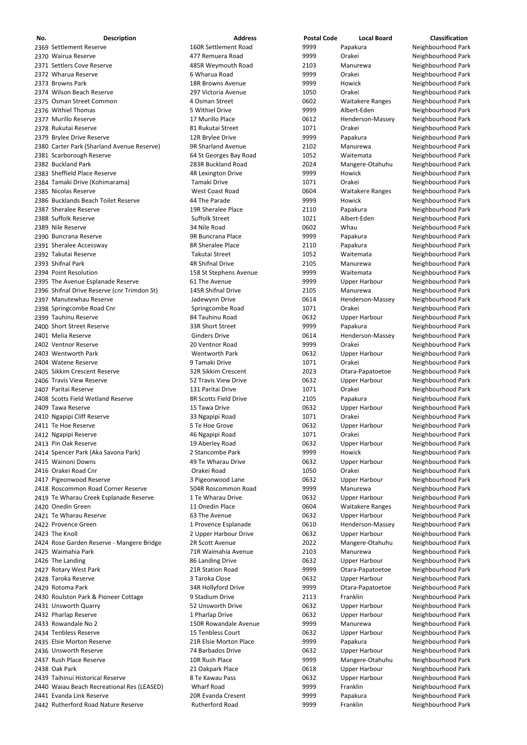| No. | Description | Address | Postal Code | Local Board | Classification |
|---|---|---|---|---|---|
| 2369 | Settlement Reserve | 160R Settlement Road | 9999 | Papakura | Neighbourhood Park |
| 2370 | Wairua Reserve | 477 Remuera Road | 9999 | Orakei | Neighbourhood Park |
| 2371 | Settlers Cove Reserve | 485R Weymouth Road | 2103 | Manurewa | Neighbourhood Park |
| 2372 | Wharua Reserve | 6 Wharua Road | 9999 | Orakei | Neighbourhood Park |
| 2373 | Browns Park | 18R Browns Avenue | 9999 | Howick | Neighbourhood Park |
| 2374 | Wilson Beach Reserve | 297 Victoria Avenue | 1050 | Orakei | Neighbourhood Park |
| 2375 | Osman Street Common | 4 Osman Street | 0602 | Waitakere Ranges | Neighbourhood Park |
| 2376 | Withiel Thomas | 5 Withiel Drive | 9999 | Albert-Eden | Neighbourhood Park |
| 2377 | Murillo Reserve | 17 Murillo Place | 0612 | Henderson-Massey | Neighbourhood Park |
| 2378 | Rukutai Reserve | 81 Rukutai Street | 1071 | Orakei | Neighbourhood Park |
| 2379 | Brylee Drive Reserve | 12R Brylee Drive | 9999 | Papakura | Neighbourhood Park |
| 2380 | Carter Park (Sharland Avenue Reserve) | 9R Sharland Avenue | 2102 | Manurewa | Neighbourhood Park |
| 2381 | Scarborough Reserve | 64 St Georges Bay Road | 1052 | Waitemata | Neighbourhood Park |
| 2382 | Buckland Park | 283R Buckland Road | 2024 | Mangere-Otahuhu | Neighbourhood Park |
| 2383 | Sheffield Place Reserve | 4R Lexington Drive | 9999 | Howick | Neighbourhood Park |
| 2384 | Tamaki Drive (Kohimarama) | Tamaki Drive | 1071 | Orakei | Neighbourhood Park |
| 2385 | Nicolas Reserve | West Coast Road | 0604 | Waitakere Ranges | Neighbourhood Park |
| 2386 | Bucklands Beach Toilet Reserve | 44 The Parade | 9999 | Howick | Neighbourhood Park |
| 2387 | Sheralee Reserve | 19R Sheralee Place | 2110 | Papakura | Neighbourhood Park |
| 2388 | Suffolk Reserve | Suffolk Street | 1021 | Albert-Eden | Neighbourhood Park |
| 2389 | Nile Reserve | 34 Nile Road | 0602 | Whau | Neighbourhood Park |
| 2390 | Buncrana Reserve | 9R Buncrana Place | 9999 | Papakura | Neighbourhood Park |
| 2391 | Sheralee Accessway | 8R Sheralee Place | 2110 | Papakura | Neighbourhood Park |
| 2392 | Takutai Reserve | Takutai Street | 1052 | Waitemata | Neighbourhood Park |
| 2393 | Shifnal Park | 4R Shifnal Drive | 2105 | Manurewa | Neighbourhood Park |
| 2394 | Point Resolution | 158 St Stephens Avenue | 9999 | Waitemata | Neighbourhood Park |
| 2395 | The Avenue Esplanade Reserve | 61 The Avenue | 9999 | Upper Harbour | Neighbourhood Park |
| 2396 | Shifnal Drive Reserve (cnr Trimdon St) | 145R Shifnal Drive | 2105 | Manurewa | Neighbourhood Park |
| 2397 | Manutewhau Reserve | Jadewynn Drive | 0614 | Henderson-Massey | Neighbourhood Park |
| 2398 | Springcombe Road Cnr | Springcombe Road | 1071 | Orakei | Neighbourhood Park |
| 2399 | Tauhinu Reserve | 84 Tauhinu Road | 0632 | Upper Harbour | Neighbourhood Park |
| 2400 | Short Street Reserve | 33R Short Street | 9999 | Papakura | Neighbourhood Park |
| 2401 | Melia Reserve | Ginders Drive | 0614 | Henderson-Massey | Neighbourhood Park |
| 2402 | Ventnor Reserve | 20 Ventnor Road | 9999 | Orakei | Neighbourhood Park |
| 2403 | Wentworth Park | Wentworth Park | 0632 | Upper Harbour | Neighbourhood Park |
| 2404 | Watene Reserve | 9 Tamaki Drive | 1071 | Orakei | Neighbourhood Park |
| 2405 | Sikkim Crescent Reserve | 32R Sikkim Crescent | 2023 | Otara-Papatoetoe | Neighbourhood Park |
| 2406 | Travis View Reserve | 52 Travis View Drive | 0632 | Upper Harbour | Neighbourhood Park |
| 2407 | Paritai Reserve | 131 Paritai Drive | 1071 | Orakei | Neighbourhood Park |
| 2408 | Scotts Field Wetland Reserve | 8R Scotts Field Drive | 2105 | Papakura | Neighbourhood Park |
| 2409 | Tawa Reserve | 15 Tawa Drive | 0632 | Upper Harbour | Neighbourhood Park |
| 2410 | Ngapipi Cliff Reserve | 33 Ngapipi Road | 1071 | Orakei | Neighbourhood Park |
| 2411 | Te Hoe Reserve | 5 Te Hoe Grove | 0632 | Upper Harbour | Neighbourhood Park |
| 2412 | Ngapipi Reserve | 46 Ngapipi Road | 1071 | Orakei | Neighbourhood Park |
| 2413 | Pin Oak Reserve | 19 Aberley Road | 0632 | Upper Harbour | Neighbourhood Park |
| 2414 | Spencer Park (Aka Savona Park) | 2 Stancombe Park | 9999 | Howick | Neighbourhood Park |
| 2415 | Wainoni Downs | 49 Te Wharau Drive | 0632 | Upper Harbour | Neighbourhood Park |
| 2416 | Orakei Road Cnr | Orakei Road | 1050 | Orakei | Neighbourhood Park |
| 2417 | Pigeonwood Reserve | 3 Pigeonwood Lane | 0632 | Upper Harbour | Neighbourhood Park |
| 2418 | Roscommon Road Corner Reserve | 504R Roscommon Road | 9999 | Manurewa | Neighbourhood Park |
| 2419 | Te Wharau Creek Esplanade Reserve | 1 Te Wharau Drive | 0632 | Upper Harbour | Neighbourhood Park |
| 2420 | Onedin Green | 11 Onedin Place | 0604 | Waitakere Ranges | Neighbourhood Park |
| 2421 | Te Wharau Reserve | 63 The Avenue | 0632 | Upper Harbour | Neighbourhood Park |
| 2422 | Provence Green | 1 Provence Esplanade | 0610 | Henderson-Massey | Neighbourhood Park |
| 2423 | The Knoll | 2 Upper Harbour Drive | 0632 | Upper Harbour | Neighbourhood Park |
| 2424 | Rose Garden Reserve - Mangere Bridge | 2R Scott Avenue | 2022 | Mangere-Otahuhu | Neighbourhood Park |
| 2425 | Waimahia Park | 71R Waimahia Avenue | 2103 | Manurewa | Neighbourhood Park |
| 2426 | The Landing | 86 Landing Drive | 0632 | Upper Harbour | Neighbourhood Park |
| 2427 | Rotary West Park | 21R Station Road | 9999 | Otara-Papatoetoe | Neighbourhood Park |
| 2428 | Taroka Reserve | 3 Taroka Close | 0632 | Upper Harbour | Neighbourhood Park |
| 2429 | Rotoma Park | 34R Hollyford Drive | 9999 | Otara-Papatoetoe | Neighbourhood Park |
| 2430 | Roulston Park & Pioneer Cottage | 9 Stadium Drive | 2113 | Franklin | Neighbourhood Park |
| 2431 | Unsworth Quarry | 52 Unsworth Drive | 0632 | Upper Harbour | Neighbourhood Park |
| 2432 | Pharlap Reserve | 1 Pharlap Drive | 0632 | Upper Harbour | Neighbourhood Park |
| 2433 | Rowandale No 2 | 150R Rowandale Avenue | 9999 | Manurewa | Neighbourhood Park |
| 2434 | Tenbless Reserve | 15 Tenbless Court | 0632 | Upper Harbour | Neighbourhood Park |
| 2435 | Elsie Morton Reserve | 21R Elsie Morton Place | 9999 | Papakura | Neighbourhood Park |
| 2436 | Unsworth Reserve | 74 Barbados Drive | 0632 | Upper Harbour | Neighbourhood Park |
| 2437 | Rush Place Reserve | 10R Rush Place | 9999 | Mangere-Otahuhu | Neighbourhood Park |
| 2438 | Oak Park | 21 Oakpark Place | 0618 | Upper Harbour | Neighbourhood Park |
| 2439 | Taihinui Historical Reserve | 8 Te Kawau Pass | 0632 | Upper Harbour | Neighbourhood Park |
| 2440 | Waiau Beach Recreational Res (LEASED) | Wharf Road | 9999 | Franklin | Neighbourhood Park |
| 2441 | Evanda Link Reserve | 20R Evanda Cresent | 9999 | Papakura | Neighbourhood Park |
| 2442 | Rutherford Road Nature Reserve | Rutherford Road | 9999 | Franklin | Neighbourhood Park |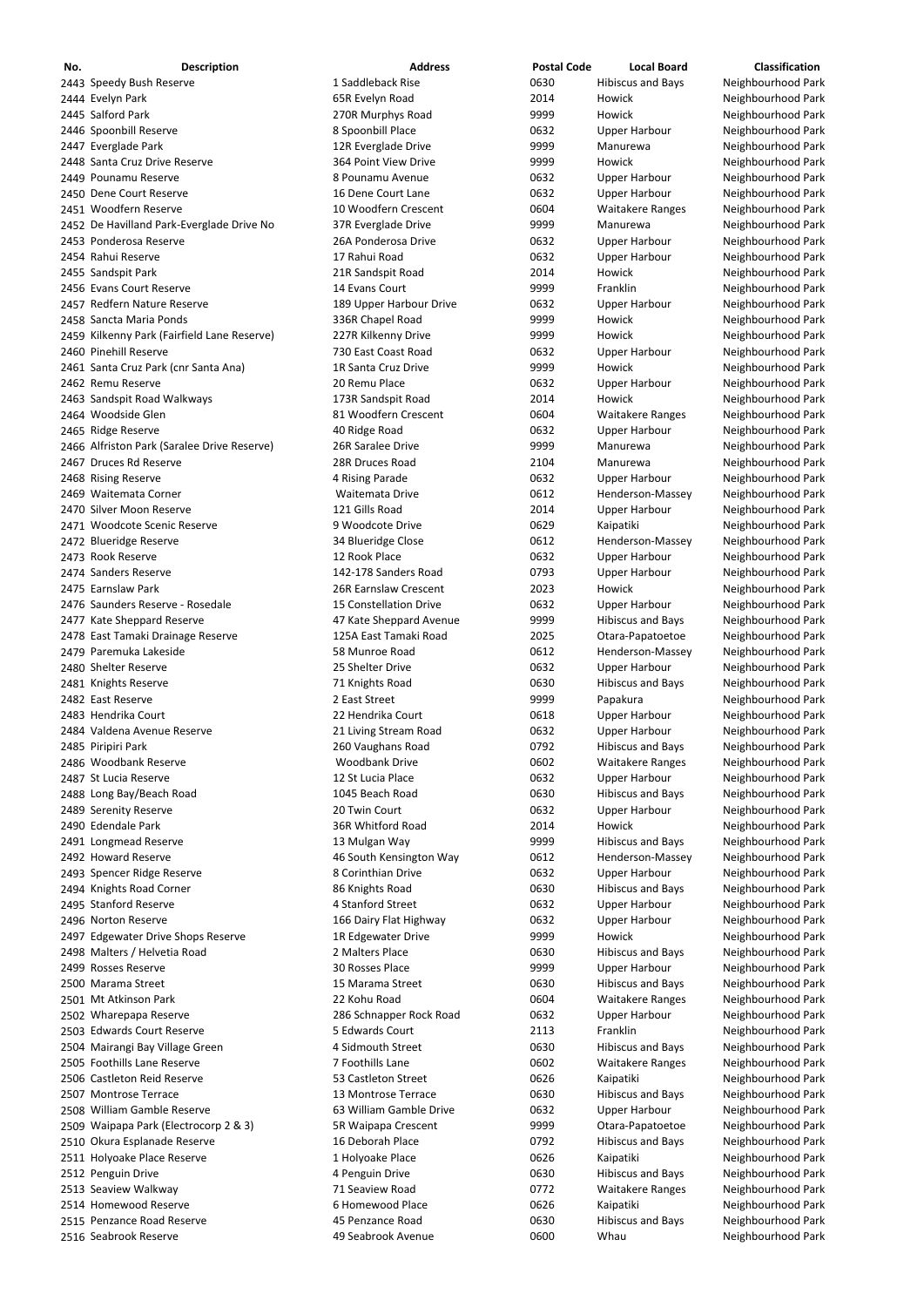| No. | Description | Address | Postal Code | Local Board | Classification |
|---|---|---|---|---|---|
| 2443 | Speedy Bush Reserve | 1 Saddleback Rise | 0630 | Hibiscus and Bays | Neighbourhood Park |
| 2444 | Evelyn Park | 65R Evelyn Road | 2014 | Howick | Neighbourhood Park |
| 2445 | Salford Park | 270R Murphys Road | 9999 | Howick | Neighbourhood Park |
| 2446 | Spoonbill Reserve | 8 Spoonbill Place | 0632 | Upper Harbour | Neighbourhood Park |
| 2447 | Everglade Park | 12R Everglade Drive | 9999 | Manurewa | Neighbourhood Park |
| 2448 | Santa Cruz Drive Reserve | 364 Point View Drive | 9999 | Howick | Neighbourhood Park |
| 2449 | Pounamu Reserve | 8 Pounamu Avenue | 0632 | Upper Harbour | Neighbourhood Park |
| 2450 | Dene Court Reserve | 16 Dene Court Lane | 0632 | Upper Harbour | Neighbourhood Park |
| 2451 | Woodfern Reserve | 10 Woodfern Crescent | 0604 | Waitakere Ranges | Neighbourhood Park |
| 2452 | De Havilland Park-Everglade Drive No | 37R Everglade Drive | 9999 | Manurewa | Neighbourhood Park |
| 2453 | Ponderosa Reserve | 26A Ponderosa Drive | 0632 | Upper Harbour | Neighbourhood Park |
| 2454 | Rahui Reserve | 17 Rahui Road | 0632 | Upper Harbour | Neighbourhood Park |
| 2455 | Sandspit Park | 21R Sandspit Road | 2014 | Howick | Neighbourhood Park |
| 2456 | Evans Court Reserve | 14 Evans Court | 9999 | Franklin | Neighbourhood Park |
| 2457 | Redfern Nature Reserve | 189 Upper Harbour Drive | 0632 | Upper Harbour | Neighbourhood Park |
| 2458 | Sancta Maria Ponds | 336R Chapel Road | 9999 | Howick | Neighbourhood Park |
| 2459 | Kilkenny Park (Fairfield Lane Reserve) | 227R Kilkenny Drive | 9999 | Howick | Neighbourhood Park |
| 2460 | Pinehill Reserve | 730 East Coast Road | 0632 | Upper Harbour | Neighbourhood Park |
| 2461 | Santa Cruz Park (cnr Santa Ana) | 1R Santa Cruz Drive | 9999 | Howick | Neighbourhood Park |
| 2462 | Remu Reserve | 20 Remu Place | 0632 | Upper Harbour | Neighbourhood Park |
| 2463 | Sandspit Road Walkways | 173R Sandspit Road | 2014 | Howick | Neighbourhood Park |
| 2464 | Woodside Glen | 81 Woodfern Crescent | 0604 | Waitakere Ranges | Neighbourhood Park |
| 2465 | Ridge Reserve | 40 Ridge Road | 0632 | Upper Harbour | Neighbourhood Park |
| 2466 | Alfriston Park (Saralee Drive Reserve) | 26R Saralee Drive | 9999 | Manurewa | Neighbourhood Park |
| 2467 | Druces Rd Reserve | 28R Druces Road | 2104 | Manurewa | Neighbourhood Park |
| 2468 | Rising Reserve | 4 Rising Parade | 0632 | Upper Harbour | Neighbourhood Park |
| 2469 | Waitemata Corner | Waitemata Drive | 0612 | Henderson-Massey | Neighbourhood Park |
| 2470 | Silver Moon Reserve | 121 Gills Road | 2014 | Upper Harbour | Neighbourhood Park |
| 2471 | Woodcote Scenic Reserve | 9 Woodcote Drive | 0629 | Kaipatiki | Neighbourhood Park |
| 2472 | Blueridge Reserve | 34 Blueridge Close | 0612 | Henderson-Massey | Neighbourhood Park |
| 2473 | Rook Reserve | 12 Rook Place | 0632 | Upper Harbour | Neighbourhood Park |
| 2474 | Sanders Reserve | 142-178 Sanders Road | 0793 | Upper Harbour | Neighbourhood Park |
| 2475 | Earnslaw Park | 26R Earnslaw Crescent | 2023 | Howick | Neighbourhood Park |
| 2476 | Saunders Reserve - Rosedale | 15 Constellation Drive | 0632 | Upper Harbour | Neighbourhood Park |
| 2477 | Kate Sheppard Reserve | 47 Kate Sheppard Avenue | 9999 | Hibiscus and Bays | Neighbourhood Park |
| 2478 | East Tamaki Drainage Reserve | 125A East Tamaki Road | 2025 | Otara-Papatoetoe | Neighbourhood Park |
| 2479 | Paremuka Lakeside | 58 Munroe Road | 0612 | Henderson-Massey | Neighbourhood Park |
| 2480 | Shelter Reserve | 25 Shelter Drive | 0632 | Upper Harbour | Neighbourhood Park |
| 2481 | Knights Reserve | 71 Knights Road | 0630 | Hibiscus and Bays | Neighbourhood Park |
| 2482 | East Reserve | 2 East Street | 9999 | Papakura | Neighbourhood Park |
| 2483 | Hendrika Court | 22 Hendrika Court | 0618 | Upper Harbour | Neighbourhood Park |
| 2484 | Valdena Avenue Reserve | 21 Living Stream Road | 0632 | Upper Harbour | Neighbourhood Park |
| 2485 | Piripiri Park | 260 Vaughans Road | 0792 | Hibiscus and Bays | Neighbourhood Park |
| 2486 | Woodbank Reserve | Woodbank Drive | 0602 | Waitakere Ranges | Neighbourhood Park |
| 2487 | St Lucia Reserve | 12 St Lucia Place | 0632 | Upper Harbour | Neighbourhood Park |
| 2488 | Long Bay/Beach Road | 1045 Beach Road | 0630 | Hibiscus and Bays | Neighbourhood Park |
| 2489 | Serenity Reserve | 20 Twin Court | 0632 | Upper Harbour | Neighbourhood Park |
| 2490 | Edendale Park | 36R Whitford Road | 2014 | Howick | Neighbourhood Park |
| 2491 | Longmead Reserve | 13 Mulgan Way | 9999 | Hibiscus and Bays | Neighbourhood Park |
| 2492 | Howard Reserve | 46 South Kensington Way | 0612 | Henderson-Massey | Neighbourhood Park |
| 2493 | Spencer Ridge Reserve | 8 Corinthian Drive | 0632 | Upper Harbour | Neighbourhood Park |
| 2494 | Knights Road Corner | 86 Knights Road | 0630 | Hibiscus and Bays | Neighbourhood Park |
| 2495 | Stanford Reserve | 4 Stanford Street | 0632 | Upper Harbour | Neighbourhood Park |
| 2496 | Norton Reserve | 166 Dairy Flat Highway | 0632 | Upper Harbour | Neighbourhood Park |
| 2497 | Edgewater Drive Shops Reserve | 1R Edgewater Drive | 9999 | Howick | Neighbourhood Park |
| 2498 | Malters / Helvetia Road | 2 Malters Place | 0630 | Hibiscus and Bays | Neighbourhood Park |
| 2499 | Rosses Reserve | 30 Rosses Place | 9999 | Upper Harbour | Neighbourhood Park |
| 2500 | Marama Street | 15 Marama Street | 0630 | Hibiscus and Bays | Neighbourhood Park |
| 2501 | Mt Atkinson Park | 22 Kohu Road | 0604 | Waitakere Ranges | Neighbourhood Park |
| 2502 | Wharepapa Reserve | 286 Schnapper Rock Road | 0632 | Upper Harbour | Neighbourhood Park |
| 2503 | Edwards Court Reserve | 5 Edwards Court | 2113 | Franklin | Neighbourhood Park |
| 2504 | Mairangi Bay Village Green | 4 Sidmouth Street | 0630 | Hibiscus and Bays | Neighbourhood Park |
| 2505 | Foothills Lane Reserve | 7 Foothills Lane | 0602 | Waitakere Ranges | Neighbourhood Park |
| 2506 | Castleton Reid Reserve | 53 Castleton Street | 0626 | Kaipatiki | Neighbourhood Park |
| 2507 | Montrose Terrace | 13 Montrose Terrace | 0630 | Hibiscus and Bays | Neighbourhood Park |
| 2508 | William Gamble Reserve | 63 William Gamble Drive | 0632 | Upper Harbour | Neighbourhood Park |
| 2509 | Waipapa Park (Electrocorp 2 & 3) | 5R Waipapa Crescent | 9999 | Otara-Papatoetoe | Neighbourhood Park |
| 2510 | Okura Esplanade Reserve | 16 Deborah Place | 0792 | Hibiscus and Bays | Neighbourhood Park |
| 2511 | Holyoake Place Reserve | 1 Holyoake Place | 0626 | Kaipatiki | Neighbourhood Park |
| 2512 | Penguin Drive | 4 Penguin Drive | 0630 | Hibiscus and Bays | Neighbourhood Park |
| 2513 | Seaview Walkway | 71 Seaview Road | 0772 | Waitakere Ranges | Neighbourhood Park |
| 2514 | Homewood Reserve | 6 Homewood Place | 0626 | Kaipatiki | Neighbourhood Park |
| 2515 | Penzance Road Reserve | 45 Penzance Road | 0630 | Hibiscus and Bays | Neighbourhood Park |
| 2516 | Seabrook Reserve | 49 Seabrook Avenue | 0600 | Whau | Neighbourhood Park |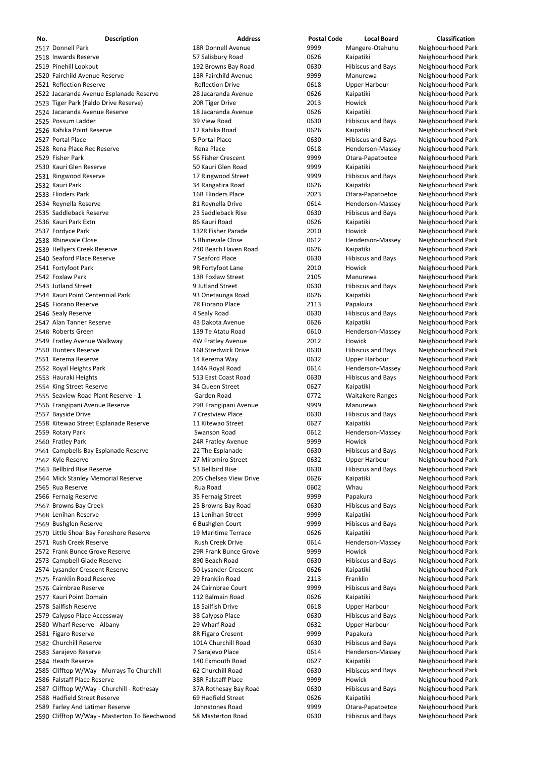| No. | Description | Address | Postal Code | Local Board | Classification |
| --- | --- | --- | --- | --- | --- |
| 2517 | Donnell Park | 18R Donnell Avenue | 9999 | Mangere-Otahuhu | Neighbourhood Park |
| 2518 | Inwards Reserve | 57 Salisbury Road | 0626 | Kaipatiki | Neighbourhood Park |
| 2519 | Pinehill Lookout | 192 Browns Bay Road | 0630 | Hibiscus and Bays | Neighbourhood Park |
| 2520 | Fairchild Avenue Reserve | 13R Fairchild Avenue | 9999 | Manurewa | Neighbourhood Park |
| 2521 | Reflection Reserve | Reflection Drive | 0618 | Upper Harbour | Neighbourhood Park |
| 2522 | Jacaranda Avenue Esplanade Reserve | 28 Jacaranda Avenue | 0626 | Kaipatiki | Neighbourhood Park |
| 2523 | Tiger Park (Faldo Drive Reserve) | 20R Tiger Drive | 2013 | Howick | Neighbourhood Park |
| 2524 | Jacaranda Avenue Reserve | 18 Jacaranda Avenue | 0626 | Kaipatiki | Neighbourhood Park |
| 2525 | Possum Ladder | 39 View Road | 0630 | Hibiscus and Bays | Neighbourhood Park |
| 2526 | Kahika Point Reserve | 12 Kahika Road | 0626 | Kaipatiki | Neighbourhood Park |
| 2527 | Portal Place | 5 Portal Place | 0630 | Hibiscus and Bays | Neighbourhood Park |
| 2528 | Rena Place Rec Reserve | Rena Place | 0618 | Henderson-Massey | Neighbourhood Park |
| 2529 | Fisher Park | 56 Fisher Crescent | 9999 | Otara-Papatoetoe | Neighbourhood Park |
| 2530 | Kauri Glen Reserve | 50 Kauri Glen Road | 9999 | Kaipatiki | Neighbourhood Park |
| 2531 | Ringwood Reserve | 17 Ringwood Street | 9999 | Hibiscus and Bays | Neighbourhood Park |
| 2532 | Kauri Park | 34 Rangatira Road | 0626 | Kaipatiki | Neighbourhood Park |
| 2533 | Flinders Park | 16R Flinders Place | 2023 | Otara-Papatoetoe | Neighbourhood Park |
| 2534 | Reynella Reserve | 81 Reynella Drive | 0614 | Henderson-Massey | Neighbourhood Park |
| 2535 | Saddleback Reserve | 23 Saddleback Rise | 0630 | Hibiscus and Bays | Neighbourhood Park |
| 2536 | Kauri Park Extn | 86 Kauri Road | 0626 | Kaipatiki | Neighbourhood Park |
| 2537 | Fordyce Park | 132R Fisher Parade | 2010 | Howick | Neighbourhood Park |
| 2538 | Rhinevale Close | 5 Rhinevale Close | 0612 | Henderson-Massey | Neighbourhood Park |
| 2539 | Hellyers Creek Reserve | 240 Beach Haven Road | 0626 | Kaipatiki | Neighbourhood Park |
| 2540 | Seaford Place Reserve | 7 Seaford Place | 0630 | Hibiscus and Bays | Neighbourhood Park |
| 2541 | Fortyfoot Park | 9R Fortyfoot Lane | 2010 | Howick | Neighbourhood Park |
| 2542 | Foxlaw Park | 13R Foxlaw Street | 2105 | Manurewa | Neighbourhood Park |
| 2543 | Jutland Street | 9 Jutland Street | 0630 | Hibiscus and Bays | Neighbourhood Park |
| 2544 | Kauri Point Centennial Park | 93 Onetaunga Road | 0626 | Kaipatiki | Neighbourhood Park |
| 2545 | Fiorano Reserve | 7R Fiorano Place | 2113 | Papakura | Neighbourhood Park |
| 2546 | Sealy Reserve | 4 Sealy Road | 0630 | Hibiscus and Bays | Neighbourhood Park |
| 2547 | Alan Tanner Reserve | 43 Dakota Avenue | 0626 | Kaipatiki | Neighbourhood Park |
| 2548 | Roberts Green | 139 Te Atatu Road | 0610 | Henderson-Massey | Neighbourhood Park |
| 2549 | Fratley Avenue Walkway | 4W Fratley Avenue | 2012 | Howick | Neighbourhood Park |
| 2550 | Hunters Reserve | 168 Stredwick Drive | 0630 | Hibiscus and Bays | Neighbourhood Park |
| 2551 | Kerema Reserve | 14 Kerema Way | 0632 | Upper Harbour | Neighbourhood Park |
| 2552 | Royal Heights Park | 144A Royal Road | 0614 | Henderson-Massey | Neighbourhood Park |
| 2553 | Hauraki Heights | 513 East Coast Road | 0630 | Hibiscus and Bays | Neighbourhood Park |
| 2554 | King Street Reserve | 34 Queen Street | 0627 | Kaipatiki | Neighbourhood Park |
| 2555 | Seaview Road Plant Reserve - 1 | Garden Road | 0772 | Waitakere Ranges | Neighbourhood Park |
| 2556 | Frangipani Avenue Reserve | 29R Frangipani Avenue | 9999 | Manurewa | Neighbourhood Park |
| 2557 | Bayside Drive | 7 Crestview Place | 0630 | Hibiscus and Bays | Neighbourhood Park |
| 2558 | Kitewao Street Esplanade Reserve | 11 Kitewao Street | 0627 | Kaipatiki | Neighbourhood Park |
| 2559 | Rotary Park | Swanson Road | 0612 | Henderson-Massey | Neighbourhood Park |
| 2560 | Fratley Park | 24R Fratley Avenue | 9999 | Howick | Neighbourhood Park |
| 2561 | Campbells Bay Esplanade Reserve | 22 The Esplanade | 0630 | Hibiscus and Bays | Neighbourhood Park |
| 2562 | Kyle Reserve | 27 Miromiro Street | 0632 | Upper Harbour | Neighbourhood Park |
| 2563 | Bellbird Rise Reserve | 53 Bellbird Rise | 0630 | Hibiscus and Bays | Neighbourhood Park |
| 2564 | Mick Stanley Memorial Reserve | 205 Chelsea View Drive | 0626 | Kaipatiki | Neighbourhood Park |
| 2565 | Rua Reserve | Rua Road | 0602 | Whau | Neighbourhood Park |
| 2566 | Fernaig Reserve | 35 Fernaig Street | 9999 | Papakura | Neighbourhood Park |
| 2567 | Browns Bay Creek | 25 Browns Bay Road | 0630 | Hibiscus and Bays | Neighbourhood Park |
| 2568 | Lenihan Reserve | 13 Lenihan Street | 9999 | Kaipatiki | Neighbourhood Park |
| 2569 | Bushglen Reserve | 6 Bushglen Court | 9999 | Hibiscus and Bays | Neighbourhood Park |
| 2570 | Little Shoal Bay Foreshore Reserve | 19 Maritime Terrace | 0626 | Kaipatiki | Neighbourhood Park |
| 2571 | Rush Creek Reserve | Rush Creek Drive | 0614 | Henderson-Massey | Neighbourhood Park |
| 2572 | Frank Bunce Grove Reserve | 29R Frank Bunce Grove | 9999 | Howick | Neighbourhood Park |
| 2573 | Campbell Glade Reserve | 890 Beach Road | 0630 | Hibiscus and Bays | Neighbourhood Park |
| 2574 | Lysander Crescent Reserve | 50 Lysander Crescent | 0626 | Kaipatiki | Neighbourhood Park |
| 2575 | Franklin Road Reserve | 29 Franklin Road | 2113 | Franklin | Neighbourhood Park |
| 2576 | Cairnbrae Reserve | 24 Cairnbrae Court | 9999 | Hibiscus and Bays | Neighbourhood Park |
| 2577 | Kauri Point Domain | 112 Balmain Road | 0626 | Kaipatiki | Neighbourhood Park |
| 2578 | Sailfish Reserve | 18 Sailfish Drive | 0618 | Upper Harbour | Neighbourhood Park |
| 2579 | Calypso Place Accessway | 38 Calypso Place | 0630 | Hibiscus and Bays | Neighbourhood Park |
| 2580 | Wharf Reserve - Albany | 29 Wharf Road | 0632 | Upper Harbour | Neighbourhood Park |
| 2581 | Figaro Reserve | 8R Figaro Cresent | 9999 | Papakura | Neighbourhood Park |
| 2582 | Churchill Reserve | 101A Churchill Road | 0630 | Hibiscus and Bays | Neighbourhood Park |
| 2583 | Sarajevo Reserve | 7 Sarajevo Place | 0614 | Henderson-Massey | Neighbourhood Park |
| 2584 | Heath Reserve | 140 Exmouth Road | 0627 | Kaipatiki | Neighbourhood Park |
| 2585 | Clifftop W/Way - Murrays To Churchill | 62 Churchill Road | 0630 | Hibiscus and Bays | Neighbourhood Park |
| 2586 | Falstaff Place Reserve | 38R Falstaff Place | 9999 | Howick | Neighbourhood Park |
| 2587 | Clifftop W/Way - Churchill - Rothesay | 37A Rothesay Bay Road | 0630 | Hibiscus and Bays | Neighbourhood Park |
| 2588 | Hadfield Street Reserve | 69 Hadfield Street | 0626 | Kaipatiki | Neighbourhood Park |
| 2589 | Farley And Latimer Reserve | Johnstones Road | 9999 | Otara-Papatoetoe | Neighbourhood Park |
| 2590 | Clifftop W/Way - Masterton To Beechwood | 58 Masterton Road | 0630 | Hibiscus and Bays | Neighbourhood Park |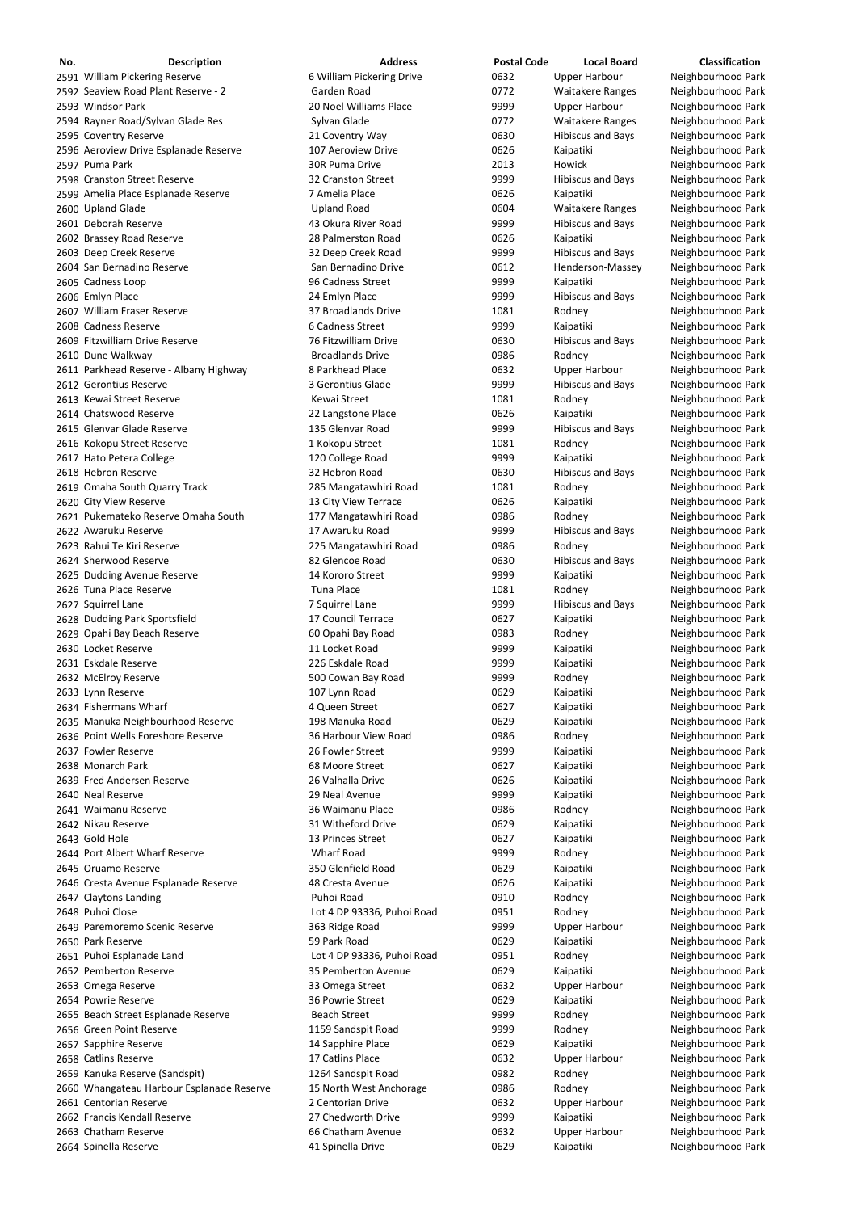| No. | Description | Address | Postal Code | Local Board | Classification |
|---|---|---|---|---|---|
| 2591 | William Pickering Reserve | 6 William Pickering Drive | 0632 | Upper Harbour | Neighbourhood Park |
| 2592 | Seaview Road Plant Reserve - 2 | Garden Road | 0772 | Waitakere Ranges | Neighbourhood Park |
| 2593 | Windsor Park | 20 Noel Williams Place | 9999 | Upper Harbour | Neighbourhood Park |
| 2594 | Rayner Road/Sylvan Glade Res | Sylvan Glade | 0772 | Waitakere Ranges | Neighbourhood Park |
| 2595 | Coventry Reserve | 21 Coventry Way | 0630 | Hibiscus and Bays | Neighbourhood Park |
| 2596 | Aeroview Drive Esplanade Reserve | 107 Aeroview Drive | 0626 | Kaipatiki | Neighbourhood Park |
| 2597 | Puma Park | 30R Puma Drive | 2013 | Howick | Neighbourhood Park |
| 2598 | Cranston Street Reserve | 32 Cranston Street | 9999 | Hibiscus and Bays | Neighbourhood Park |
| 2599 | Amelia Place Esplanade Reserve | 7 Amelia Place | 0626 | Kaipatiki | Neighbourhood Park |
| 2600 | Upland Glade | Upland Road | 0604 | Waitakere Ranges | Neighbourhood Park |
| 2601 | Deborah Reserve | 43 Okura River Road | 9999 | Hibiscus and Bays | Neighbourhood Park |
| 2602 | Brassey Road Reserve | 28 Palmerston Road | 0626 | Kaipatiki | Neighbourhood Park |
| 2603 | Deep Creek Reserve | 32 Deep Creek Road | 9999 | Hibiscus and Bays | Neighbourhood Park |
| 2604 | San Bernadino Reserve | San Bernadino Drive | 0612 | Henderson-Massey | Neighbourhood Park |
| 2605 | Cadness Loop | 96 Cadness Street | 9999 | Kaipatiki | Neighbourhood Park |
| 2606 | Emlyn Place | 24 Emlyn Place | 9999 | Hibiscus and Bays | Neighbourhood Park |
| 2607 | William Fraser Reserve | 37 Broadlands Drive | 1081 | Rodney | Neighbourhood Park |
| 2608 | Cadness Reserve | 6 Cadness Street | 9999 | Kaipatiki | Neighbourhood Park |
| 2609 | Fitzwilliam Drive Reserve | 76 Fitzwilliam Drive | 0630 | Hibiscus and Bays | Neighbourhood Park |
| 2610 | Dune Walkway | Broadlands Drive | 0986 | Rodney | Neighbourhood Park |
| 2611 | Parkhead Reserve - Albany Highway | 8 Parkhead Place | 0632 | Upper Harbour | Neighbourhood Park |
| 2612 | Gerontius Reserve | 3 Gerontius Glade | 9999 | Hibiscus and Bays | Neighbourhood Park |
| 2613 | Kewai Street Reserve | Kewai Street | 1081 | Rodney | Neighbourhood Park |
| 2614 | Chatswood Reserve | 22 Langstone Place | 0626 | Kaipatiki | Neighbourhood Park |
| 2615 | Glenvar Glade Reserve | 135 Glenvar Road | 9999 | Hibiscus and Bays | Neighbourhood Park |
| 2616 | Kokopu Street Reserve | 1 Kokopu Street | 1081 | Rodney | Neighbourhood Park |
| 2617 | Hato Petera College | 120 College Road | 9999 | Kaipatiki | Neighbourhood Park |
| 2618 | Hebron Reserve | 32 Hebron Road | 0630 | Hibiscus and Bays | Neighbourhood Park |
| 2619 | Omaha South Quarry Track | 285 Mangatawhiri Road | 1081 | Rodney | Neighbourhood Park |
| 2620 | City View Reserve | 13 City View Terrace | 0626 | Kaipatiki | Neighbourhood Park |
| 2621 | Pukemateko Reserve Omaha South | 177 Mangatawhiri Road | 0986 | Rodney | Neighbourhood Park |
| 2622 | Awaruku Reserve | 17 Awaruku Road | 9999 | Hibiscus and Bays | Neighbourhood Park |
| 2623 | Rahui Te Kiri Reserve | 225 Mangatawhiri Road | 0986 | Rodney | Neighbourhood Park |
| 2624 | Sherwood Reserve | 82 Glencoe Road | 0630 | Hibiscus and Bays | Neighbourhood Park |
| 2625 | Dudding Avenue Reserve | 14 Kororo Street | 9999 | Kaipatiki | Neighbourhood Park |
| 2626 | Tuna Place Reserve | Tuna Place | 1081 | Rodney | Neighbourhood Park |
| 2627 | Squirrel Lane | 7 Squirrel Lane | 9999 | Hibiscus and Bays | Neighbourhood Park |
| 2628 | Dudding Park Sportsfield | 17 Council Terrace | 0627 | Kaipatiki | Neighbourhood Park |
| 2629 | Opahi Bay Beach Reserve | 60 Opahi Bay Road | 0983 | Rodney | Neighbourhood Park |
| 2630 | Locket Reserve | 11 Locket Road | 9999 | Kaipatiki | Neighbourhood Park |
| 2631 | Eskdale Reserve | 226 Eskdale Road | 9999 | Kaipatiki | Neighbourhood Park |
| 2632 | McElroy Reserve | 500 Cowan Bay Road | 9999 | Rodney | Neighbourhood Park |
| 2633 | Lynn Reserve | 107 Lynn Road | 0629 | Kaipatiki | Neighbourhood Park |
| 2634 | Fishermans Wharf | 4 Queen Street | 0627 | Kaipatiki | Neighbourhood Park |
| 2635 | Manuka Neighbourhood Reserve | 198 Manuka Road | 0629 | Kaipatiki | Neighbourhood Park |
| 2636 | Point Wells Foreshore Reserve | 36 Harbour View Road | 0986 | Rodney | Neighbourhood Park |
| 2637 | Fowler Reserve | 26 Fowler Street | 9999 | Kaipatiki | Neighbourhood Park |
| 2638 | Monarch Park | 68 Moore Street | 0627 | Kaipatiki | Neighbourhood Park |
| 2639 | Fred Andersen Reserve | 26 Valhalla Drive | 0626 | Kaipatiki | Neighbourhood Park |
| 2640 | Neal Reserve | 29 Neal Avenue | 9999 | Kaipatiki | Neighbourhood Park |
| 2641 | Waimanu Reserve | 36 Waimanu Place | 0986 | Rodney | Neighbourhood Park |
| 2642 | Nikau Reserve | 31 Witheford Drive | 0629 | Kaipatiki | Neighbourhood Park |
| 2643 | Gold Hole | 13 Princes Street | 0627 | Kaipatiki | Neighbourhood Park |
| 2644 | Port Albert Wharf Reserve | Wharf Road | 9999 | Rodney | Neighbourhood Park |
| 2645 | Oruamo Reserve | 350 Glenfield Road | 0629 | Kaipatiki | Neighbourhood Park |
| 2646 | Cresta Avenue Esplanade Reserve | 48 Cresta Avenue | 0626 | Kaipatiki | Neighbourhood Park |
| 2647 | Claytons Landing | Puhoi Road | 0910 | Rodney | Neighbourhood Park |
| 2648 | Puhoi Close | Lot 4 DP 93336, Puhoi Road | 0951 | Rodney | Neighbourhood Park |
| 2649 | Paremoremo Scenic Reserve | 363 Ridge Road | 9999 | Upper Harbour | Neighbourhood Park |
| 2650 | Park Reserve | 59 Park Road | 0629 | Kaipatiki | Neighbourhood Park |
| 2651 | Puhoi Esplanade Land | Lot 4 DP 93336, Puhoi Road | 0951 | Rodney | Neighbourhood Park |
| 2652 | Pemberton Reserve | 35 Pemberton Avenue | 0629 | Kaipatiki | Neighbourhood Park |
| 2653 | Omega Reserve | 33 Omega Street | 0632 | Upper Harbour | Neighbourhood Park |
| 2654 | Powrie Reserve | 36 Powrie Street | 0629 | Kaipatiki | Neighbourhood Park |
| 2655 | Beach Street Esplanade Reserve | Beach Street | 9999 | Rodney | Neighbourhood Park |
| 2656 | Green Point Reserve | 1159 Sandspit Road | 9999 | Rodney | Neighbourhood Park |
| 2657 | Sapphire Reserve | 14 Sapphire Place | 0629 | Kaipatiki | Neighbourhood Park |
| 2658 | Catlins Reserve | 17 Catlins Place | 0632 | Upper Harbour | Neighbourhood Park |
| 2659 | Kanuka Reserve (Sandspit) | 1264 Sandspit Road | 0982 | Rodney | Neighbourhood Park |
| 2660 | Whangateau Harbour Esplanade Reserve | 15 North West Anchorage | 0986 | Rodney | Neighbourhood Park |
| 2661 | Centorian Reserve | 2 Centorian Drive | 0632 | Upper Harbour | Neighbourhood Park |
| 2662 | Francis Kendall Reserve | 27 Chedworth Drive | 9999 | Kaipatiki | Neighbourhood Park |
| 2663 | Chatham Reserve | 66 Chatham Avenue | 0632 | Upper Harbour | Neighbourhood Park |
| 2664 | Spinella Reserve | 41 Spinella Drive | 0629 | Kaipatiki | Neighbourhood Park |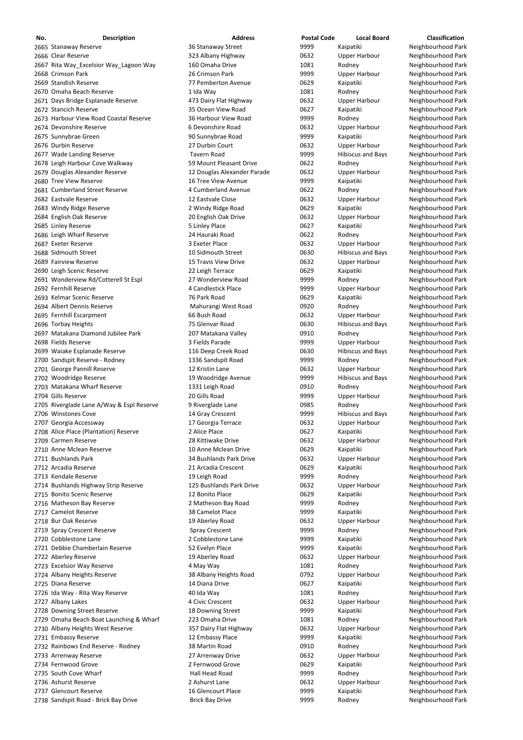| No. | Description | Address | Postal Code | Local Board | Classification |
|---|---|---|---|---|---|
| 2665 | Stanaway Reserve | 36 Stanaway Street | 9999 | Kaipatiki | Neighbourhood Park |
| 2666 | Clear Reserve | 323 Albany Highway | 0632 | Upper Harbour | Neighbourhood Park |
| 2667 | Rita Way_Excelsior Way_Lagoon Way | 160 Omaha Drive | 1081 | Rodney | Neighbourhood Park |
| 2668 | Crimson Park | 26 Crimson Park | 9999 | Upper Harbour | Neighbourhood Park |
| 2669 | Standish Reserve | 77 Pemberton Avenue | 0629 | Kaipatiki | Neighbourhood Park |
| 2670 | Omaha Beach Reserve | 1 Ida Way | 1081 | Rodney | Neighbourhood Park |
| 2671 | Days Bridge Esplanade Reserve | 473 Dairy Flat Highway | 0632 | Upper Harbour | Neighbourhood Park |
| 2672 | Stancich Reserve | 35 Ocean View Road | 0627 | Kaipatiki | Neighbourhood Park |
| 2673 | Harbour View Road Coastal Reserve | 36 Harbour View Road | 9999 | Rodney | Neighbourhood Park |
| 2674 | Devonshire Reserve | 6 Devonshire Road | 0632 | Upper Harbour | Neighbourhood Park |
| 2675 | Sunnybrae Green | 90 Sunnybrae Road | 9999 | Kaipatiki | Neighbourhood Park |
| 2676 | Durbin Reserve | 27 Durbin Court | 0632 | Upper Harbour | Neighbourhood Park |
| 2677 | Wade Landing Reserve | Tavern Road | 9999 | Hibiscus and Bays | Neighbourhood Park |
| 2678 | Leigh Harbour Cove Walkway | 59 Mount Pleasant Drive | 0622 | Rodney | Neighbourhood Park |
| 2679 | Douglas Alexander Reserve | 12 Douglas Alexander Parade | 0632 | Upper Harbour | Neighbourhood Park |
| 2680 | Tree View Reserve | 16 Tree View Avenue | 9999 | Kaipatiki | Neighbourhood Park |
| 2681 | Cumberland Street Reserve | 4 Cumberland Avenue | 0622 | Rodney | Neighbourhood Park |
| 2682 | Eastvale Reserve | 12 Eastvale Close | 0632 | Upper Harbour | Neighbourhood Park |
| 2683 | Windy Ridge Reserve | 2 Windy Ridge Road | 0629 | Kaipatiki | Neighbourhood Park |
| 2684 | English Oak Reserve | 20 English Oak Drive | 0632 | Upper Harbour | Neighbourhood Park |
| 2685 | Linley Reserve | 5 Linley Place | 0627 | Kaipatiki | Neighbourhood Park |
| 2686 | Leigh Wharf Reserve | 24 Hauraki Road | 0622 | Rodney | Neighbourhood Park |
| 2687 | Exeter Reserve | 3 Exeter Place | 0632 | Upper Harbour | Neighbourhood Park |
| 2688 | Sidmouth Street | 10 Sidmouth Street | 0630 | Hibiscus and Bays | Neighbourhood Park |
| 2689 | Fairview Reserve | 15 Travis View Drive | 0632 | Upper Harbour | Neighbourhood Park |
| 2690 | Leigh Scenic Reserve | 22 Leigh Terrace | 0629 | Kaipatiki | Neighbourhood Park |
| 2691 | Wonderview Rd/Cotterell St Espl | 27 Wonderview Road | 9999 | Rodney | Neighbourhood Park |
| 2692 | Fernhill Reserve | 4 Candlestick Place | 9999 | Upper Harbour | Neighbourhood Park |
| 2693 | Kelmar Scenic Reserve | 76 Park Road | 0629 | Kaipatiki | Neighbourhood Park |
| 2694 | Albert Dennis Reserve | Mahurangi West Road | 0920 | Rodney | Neighbourhood Park |
| 2695 | Fernhill Escarpment | 66 Bush Road | 0632 | Upper Harbour | Neighbourhood Park |
| 2696 | Torbay Heights | 75 Glenvar Road | 0630 | Hibiscus and Bays | Neighbourhood Park |
| 2697 | Matakana Diamond Jubilee Park | 207 Matakana Valley | 0910 | Rodney | Neighbourhood Park |
| 2698 | Fields Reserve | 3 Fields Parade | 9999 | Upper Harbour | Neighbourhood Park |
| 2699 | Waiake Esplanade Reserve | 116 Deep Creek Road | 0630 | Hibiscus and Bays | Neighbourhood Park |
| 2700 | Sandspit Reserve - Rodney | 1336 Sandspit Road | 9999 | Rodney | Neighbourhood Park |
| 2701 | George Pannill Reserve | 12 Kristin Lane | 0632 | Upper Harbour | Neighbourhood Park |
| 2702 | Woodridge Reserve | 19 Woodridge Avenue | 9999 | Hibiscus and Bays | Neighbourhood Park |
| 2703 | Matakana Wharf Reserve | 1331 Leigh Road | 0910 | Rodney | Neighbourhood Park |
| 2704 | Gills Reserve | 20 Gills Road | 9999 | Upper Harbour | Neighbourhood Park |
| 2705 | Riverglade Lane A/Way & Espl Reserve | 9 Riverglade Lane | 0985 | Rodney | Neighbourhood Park |
| 2706 | Winstones Cove | 14 Gray Crescent | 9999 | Hibiscus and Bays | Neighbourhood Park |
| 2707 | Georgia Accessway | 17 Georgia Terrace | 0632 | Upper Harbour | Neighbourhood Park |
| 2708 | Alice Place (Plantation) Reserve | 2 Alice Place | 0627 | Kaipatiki | Neighbourhood Park |
| 2709 | Carmen Reserve | 28 Kittiwake Drive | 0632 | Upper Harbour | Neighbourhood Park |
| 2710 | Anne Mclean Reserve | 10 Anne Mclean Drive | 0629 | Kaipatiki | Neighbourhood Park |
| 2711 | Bushlands Park | 34 Bushlands Park Drive | 0632 | Upper Harbour | Neighbourhood Park |
| 2712 | Arcadia Reserve | 21 Arcadia Crescent | 0629 | Kaipatiki | Neighbourhood Park |
| 2713 | Kendale Reserve | 19 Leigh Road | 9999 | Rodney | Neighbourhood Park |
| 2714 | Bushlands Highway Strip Reserve | 125 Bushlands Park Drive | 0632 | Upper Harbour | Neighbourhood Park |
| 2715 | Bonito Scenic Reserve | 12 Bonito Place | 0629 | Kaipatiki | Neighbourhood Park |
| 2716 | Matheson Bay Reserve | 2 Matheson Bay Road | 9999 | Rodney | Neighbourhood Park |
| 2717 | Camelot Reserve | 38 Camelot Place | 9999 | Kaipatiki | Neighbourhood Park |
| 2718 | Bur Oak Reserve | 19 Aberley Road | 0632 | Upper Harbour | Neighbourhood Park |
| 2719 | Spray Crescent Reserve | Spray Crescent | 9999 | Rodney | Neighbourhood Park |
| 2720 | Cobblestone Lane | 2 Cobblestone Lane | 9999 | Kaipatiki | Neighbourhood Park |
| 2721 | Debbie Chamberlain Reserve | 52 Evelyn Place | 9999 | Kaipatiki | Neighbourhood Park |
| 2722 | Aberley Reserve | 19 Aberley Road | 0632 | Upper Harbour | Neighbourhood Park |
| 2723 | Excelsior Way Reserve | 4 May Way | 1081 | Rodney | Neighbourhood Park |
| 2724 | Albany Heights Reserve | 38 Albany Heights Road | 0792 | Upper Harbour | Neighbourhood Park |
| 2725 | Diana Reserve | 14 Diana Drive | 0627 | Kaipatiki | Neighbourhood Park |
| 2726 | Ida Way - Rita Way Reserve | 40 Ida Way | 1081 | Rodney | Neighbourhood Park |
| 2727 | Albany Lakes | 4 Civic Crescent | 0632 | Upper Harbour | Neighbourhood Park |
| 2728 | Downing Street Reserve | 18 Downing Street | 9999 | Kaipatiki | Neighbourhood Park |
| 2729 | Omaha Beach Boat Launching & Wharf | 223 Omaha Drive | 1081 | Rodney | Neighbourhood Park |
| 2730 | Albany Heights West Reserve | 357 Dairy Flat Highway | 0632 | Upper Harbour | Neighbourhood Park |
| 2731 | Embassy Reserve | 12 Embassy Place | 9999 | Kaipatiki | Neighbourhood Park |
| 2732 | Rainbows End Reserve - Rodney | 38 Martin Road | 0910 | Rodney | Neighbourhood Park |
| 2733 | Arrenway Reserve | 27 Arrenway Drive | 0632 | Upper Harbour | Neighbourhood Park |
| 2734 | Fernwood Grove | 2 Fernwood Grove | 0629 | Kaipatiki | Neighbourhood Park |
| 2735 | South Cove Wharf | Hall Head Road | 9999 | Rodney | Neighbourhood Park |
| 2736 | Ashurst Reserve | 2 Ashurst Lane | 0632 | Upper Harbour | Neighbourhood Park |
| 2737 | Glencourt Reserve | 16 Glencourt Place | 9999 | Kaipatiki | Neighbourhood Park |
| 2738 | Sandspit Road - Brick Bay Drive | Brick Bay Drive | 9999 | Rodney | Neighbourhood Park |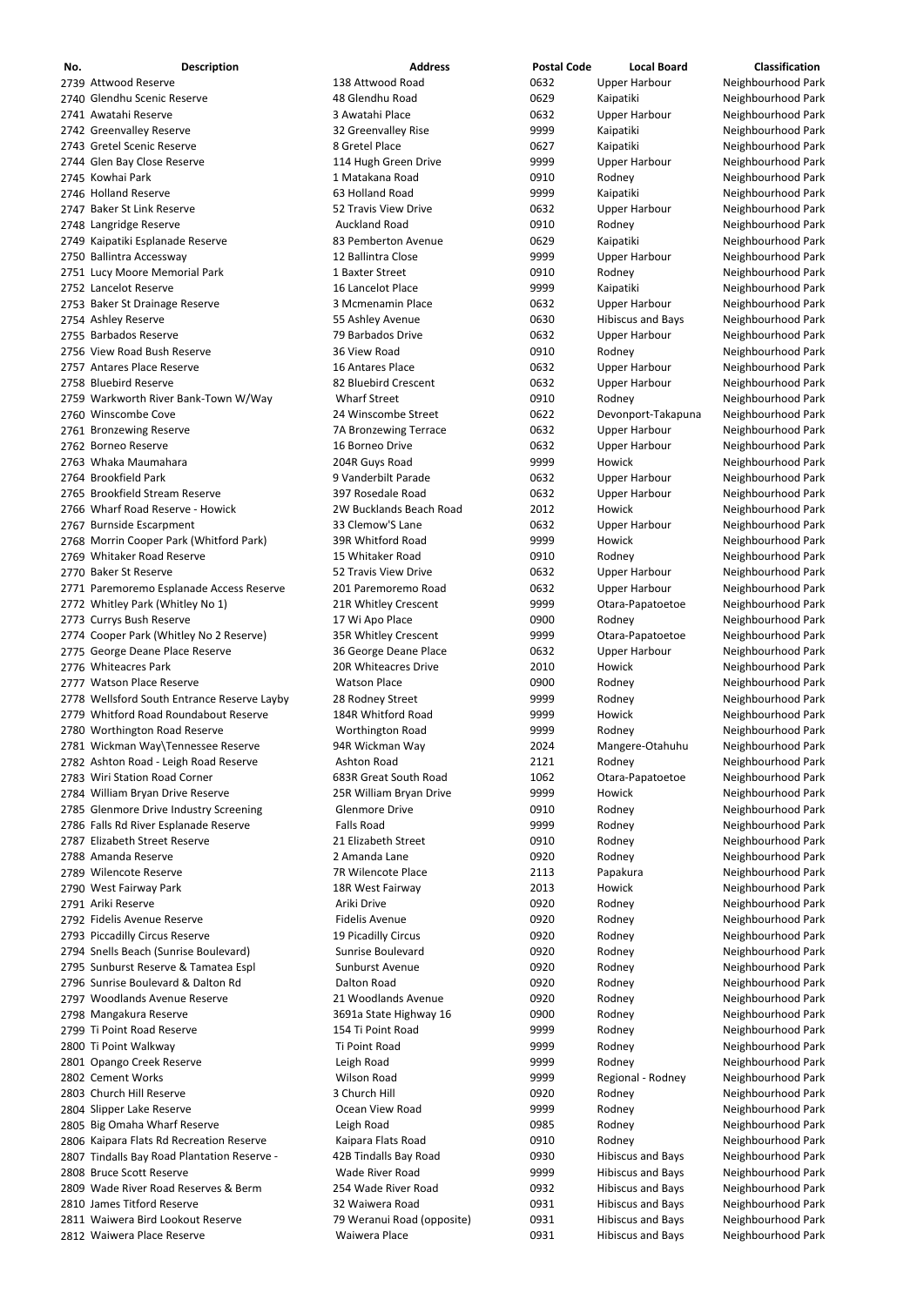| No. | Description | Address | Postal Code | Local Board | Classification |
|---|---|---|---|---|---|
| 2739 | Attwood Reserve | 138 Attwood Road | 0632 | Upper Harbour | Neighbourhood Park |
| 2740 | Glendhu Scenic Reserve | 48 Glendhu Road | 0629 | Kaipatiki | Neighbourhood Park |
| 2741 | Awatahi Reserve | 3 Awatahi Place | 0632 | Upper Harbour | Neighbourhood Park |
| 2742 | Greenvalley Reserve | 32 Greenvalley Rise | 9999 | Kaipatiki | Neighbourhood Park |
| 2743 | Gretel Scenic Reserve | 8 Gretel Place | 0627 | Kaipatiki | Neighbourhood Park |
| 2744 | Glen Bay Close Reserve | 114 Hugh Green Drive | 9999 | Upper Harbour | Neighbourhood Park |
| 2745 | Kowhai Park | 1 Matakana Road | 0910 | Rodney | Neighbourhood Park |
| 2746 | Holland Reserve | 63 Holland Road | 9999 | Kaipatiki | Neighbourhood Park |
| 2747 | Baker St Link Reserve | 52 Travis View Drive | 0632 | Upper Harbour | Neighbourhood Park |
| 2748 | Langridge Reserve | Auckland Road | 0910 | Rodney | Neighbourhood Park |
| 2749 | Kaipatiki Esplanade Reserve | 83 Pemberton Avenue | 0629 | Kaipatiki | Neighbourhood Park |
| 2750 | Ballintra Accessway | 12 Ballintra Close | 9999 | Upper Harbour | Neighbourhood Park |
| 2751 | Lucy Moore Memorial Park | 1 Baxter Street | 0910 | Rodney | Neighbourhood Park |
| 2752 | Lancelot Reserve | 16 Lancelot Place | 9999 | Kaipatiki | Neighbourhood Park |
| 2753 | Baker St Drainage Reserve | 3 Mcmenamin Place | 0632 | Upper Harbour | Neighbourhood Park |
| 2754 | Ashley Reserve | 55 Ashley Avenue | 0630 | Hibiscus and Bays | Neighbourhood Park |
| 2755 | Barbados Reserve | 79 Barbados Drive | 0632 | Upper Harbour | Neighbourhood Park |
| 2756 | View Road Bush Reserve | 36 View Road | 0910 | Rodney | Neighbourhood Park |
| 2757 | Antares Place Reserve | 16 Antares Place | 0632 | Upper Harbour | Neighbourhood Park |
| 2758 | Bluebird Reserve | 82 Bluebird Crescent | 0632 | Upper Harbour | Neighbourhood Park |
| 2759 | Warkworth River Bank-Town W/Way | Wharf Street | 0910 | Rodney | Neighbourhood Park |
| 2760 | Winscombe Cove | 24 Winscombe Street | 0622 | Devonport-Takapuna | Neighbourhood Park |
| 2761 | Bronzewing Reserve | 7A Bronzewing Terrace | 0632 | Upper Harbour | Neighbourhood Park |
| 2762 | Borneo Reserve | 16 Borneo Drive | 0632 | Upper Harbour | Neighbourhood Park |
| 2763 | Whaka Maumahara | 204R Guys Road | 9999 | Howick | Neighbourhood Park |
| 2764 | Brookfield Park | 9 Vanderbilt Parade | 0632 | Upper Harbour | Neighbourhood Park |
| 2765 | Brookfield Stream Reserve | 397 Rosedale Road | 0632 | Upper Harbour | Neighbourhood Park |
| 2766 | Wharf Road Reserve - Howick | 2W Bucklands Beach Road | 2012 | Howick | Neighbourhood Park |
| 2767 | Burnside Escarpment | 33 Clemow'S Lane | 0632 | Upper Harbour | Neighbourhood Park |
| 2768 | Morrin Cooper Park (Whitford Park) | 39R Whitford Road | 9999 | Howick | Neighbourhood Park |
| 2769 | Whitaker Road Reserve | 15 Whitaker Road | 0910 | Rodney | Neighbourhood Park |
| 2770 | Baker St Reserve | 52 Travis View Drive | 0632 | Upper Harbour | Neighbourhood Park |
| 2771 | Paremoremo Esplanade Access Reserve | 201 Paremoremo Road | 0632 | Upper Harbour | Neighbourhood Park |
| 2772 | Whitley Park (Whitley No 1) | 21R Whitley Crescent | 9999 | Otara-Papatoetoe | Neighbourhood Park |
| 2773 | Currys Bush Reserve | 17 Wi Apo Place | 0900 | Rodney | Neighbourhood Park |
| 2774 | Cooper Park (Whitley No 2 Reserve) | 35R Whitley Crescent | 9999 | Otara-Papatoetoe | Neighbourhood Park |
| 2775 | George Deane Place Reserve | 36 George Deane Place | 0632 | Upper Harbour | Neighbourhood Park |
| 2776 | Whiteacres Park | 20R Whiteacres Drive | 2010 | Howick | Neighbourhood Park |
| 2777 | Watson Place Reserve | Watson Place | 0900 | Rodney | Neighbourhood Park |
| 2778 | Wellsford South Entrance Reserve Layby | 28 Rodney Street | 9999 | Rodney | Neighbourhood Park |
| 2779 | Whitford Road Roundabout Reserve | 184R Whitford Road | 9999 | Howick | Neighbourhood Park |
| 2780 | Worthington Road Reserve | Worthington Road | 9999 | Rodney | Neighbourhood Park |
| 2781 | Wickman Way\Tennessee Reserve | 94R Wickman Way | 2024 | Mangere-Otahuhu | Neighbourhood Park |
| 2782 | Ashton Road - Leigh Road Reserve | Ashton Road | 2121 | Rodney | Neighbourhood Park |
| 2783 | Wiri Station Road Corner | 683R Great South Road | 1062 | Otara-Papatoetoe | Neighbourhood Park |
| 2784 | William Bryan Drive Reserve | 25R William Bryan Drive | 9999 | Howick | Neighbourhood Park |
| 2785 | Glenmore Drive Industry Screening | Glenmore Drive | 0910 | Rodney | Neighbourhood Park |
| 2786 | Falls Rd River Esplanade Reserve | Falls Road | 9999 | Rodney | Neighbourhood Park |
| 2787 | Elizabeth Street Reserve | 21 Elizabeth Street | 0910 | Rodney | Neighbourhood Park |
| 2788 | Amanda Reserve | 2 Amanda Lane | 0920 | Rodney | Neighbourhood Park |
| 2789 | Wilencote Reserve | 7R Wilencote Place | 2113 | Papakura | Neighbourhood Park |
| 2790 | West Fairway Park | 18R West Fairway | 2013 | Howick | Neighbourhood Park |
| 2791 | Ariki Reserve | Ariki Drive | 0920 | Rodney | Neighbourhood Park |
| 2792 | Fidelis Avenue Reserve | Fidelis Avenue | 0920 | Rodney | Neighbourhood Park |
| 2793 | Piccadilly Circus Reserve | 19 Picadilly Circus | 0920 | Rodney | Neighbourhood Park |
| 2794 | Snells Beach (Sunrise Boulevard) | Sunrise Boulevard | 0920 | Rodney | Neighbourhood Park |
| 2795 | Sunburst Reserve & Tamatea Espl | Sunburst Avenue | 0920 | Rodney | Neighbourhood Park |
| 2796 | Sunrise Boulevard & Dalton Rd | Dalton Road | 0920 | Rodney | Neighbourhood Park |
| 2797 | Woodlands Avenue Reserve | 21 Woodlands Avenue | 0920 | Rodney | Neighbourhood Park |
| 2798 | Mangakura Reserve | 3691a State Highway 16 | 0900 | Rodney | Neighbourhood Park |
| 2799 | Ti Point Road Reserve | 154 Ti Point Road | 9999 | Rodney | Neighbourhood Park |
| 2800 | Ti Point Walkway | Ti Point Road | 9999 | Rodney | Neighbourhood Park |
| 2801 | Opango Creek Reserve | Leigh Road | 9999 | Rodney | Neighbourhood Park |
| 2802 | Cement Works | Wilson Road | 9999 | Regional - Rodney | Neighbourhood Park |
| 2803 | Church Hill Reserve | 3 Church Hill | 0920 | Rodney | Neighbourhood Park |
| 2804 | Slipper Lake Reserve | Ocean View Road | 9999 | Rodney | Neighbourhood Park |
| 2805 | Big Omaha Wharf Reserve | Leigh Road | 0985 | Rodney | Neighbourhood Park |
| 2806 | Kaipara Flats Rd Recreation Reserve | Kaipara Flats Road | 0910 | Rodney | Neighbourhood Park |
| 2807 | Tindalls Bay Road Plantation Reserve - | 42B Tindalls Bay Road | 0930 | Hibiscus and Bays | Neighbourhood Park |
| 2808 | Bruce Scott Reserve | Wade River Road | 9999 | Hibiscus and Bays | Neighbourhood Park |
| 2809 | Wade River Road Reserves & Berm | 254 Wade River Road | 0932 | Hibiscus and Bays | Neighbourhood Park |
| 2810 | James Titford Reserve | 32 Waiwera Road | 0931 | Hibiscus and Bays | Neighbourhood Park |
| 2811 | Waiwera Bird Lookout Reserve | 79 Weranui Road (opposite) | 0931 | Hibiscus and Bays | Neighbourhood Park |
| 2812 | Waiwera Place Reserve | Waiwera Place | 0931 | Hibiscus and Bays | Neighbourhood Park |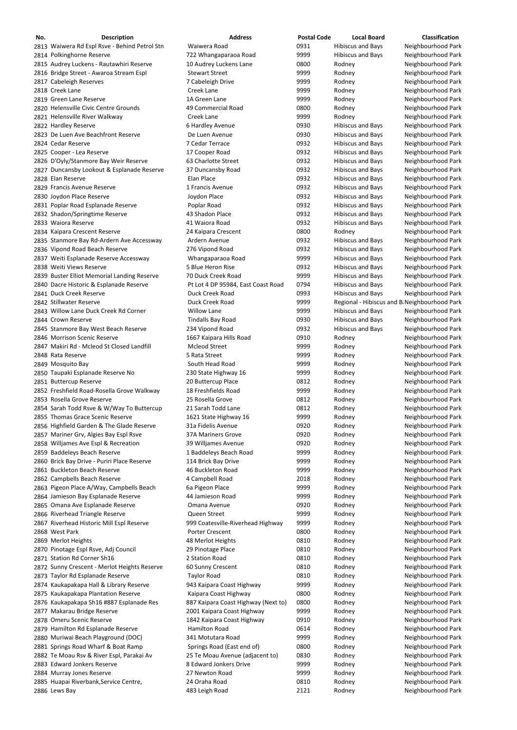| No. | Description | Address | Postal Code | Local Board | Classification |
|---|---|---|---|---|---|
| 2813 | Waiwera Rd Espl Rsve - Behind Petrol Stn | Waiwera Road | 0931 | Hibiscus and Bays | Neighbourhood Park |
| 2814 | Polkinghorne Reserve | 722 Whangaparaoa Road | 9999 | Hibiscus and Bays | Neighbourhood Park |
| 2815 | Audrey Luckens - Rautawhiri Reserve | 10 Audrey Luckens Lane | 0800 | Rodney | Neighbourhood Park |
| 2816 | Bridge Street - Awaroa Stream Espl | Stewart Street | 9999 | Rodney | Neighbourhood Park |
| 2817 | Cabeleigh Reserves | 7 Cabeleigh Drive | 9999 | Rodney | Neighbourhood Park |
| 2818 | Creek Lane | Creek Lane | 9999 | Rodney | Neighbourhood Park |
| 2819 | Green Lane Reserve | 1A Green Lane | 9999 | Rodney | Neighbourhood Park |
| 2820 | Helensville Civic Centre Grounds | 49 Commercial Road | 0800 | Rodney | Neighbourhood Park |
| 2821 | Helensville River Walkway | Creek Lane | 9999 | Rodney | Neighbourhood Park |
| 2822 | Hardley Reserve | 6 Hardley Avenue | 0930 | Hibiscus and Bays | Neighbourhood Park |
| 2823 | De Luen Ave Beachfront Reserve | De Luen Avenue | 0930 | Hibiscus and Bays | Neighbourhood Park |
| 2824 | Cedar Reserve | 7 Cedar Terrace | 0932 | Hibiscus and Bays | Neighbourhood Park |
| 2825 | Cooper - Lea Reserve | 17 Cooper Road | 0932 | Hibiscus and Bays | Neighbourhood Park |
| 2826 | D'Oyly/Stanmore Bay Weir Reserve | 63 Charlotte Street | 0932 | Hibiscus and Bays | Neighbourhood Park |
| 2827 | Duncansby Lookout & Esplanade Reserve | 37 Duncansby Road | 0932 | Hibiscus and Bays | Neighbourhood Park |
| 2828 | Elan Reserve | Elan Place | 0932 | Hibiscus and Bays | Neighbourhood Park |
| 2829 | Francis Avenue Reserve | 1 Francis Avenue | 0932 | Hibiscus and Bays | Neighbourhood Park |
| 2830 | Joydon Place Reserve | Joydon Place | 0932 | Hibiscus and Bays | Neighbourhood Park |
| 2831 | Poplar Road Esplanade Reserve | Poplar Road | 0932 | Hibiscus and Bays | Neighbourhood Park |
| 2832 | Shadon/Springtime Reserve | 43 Shadon Place | 0932 | Hibiscus and Bays | Neighbourhood Park |
| 2833 | Waiora Reserve | 41 Waiora Road | 0932 | Hibiscus and Bays | Neighbourhood Park |
| 2834 | Kaipara Crescent Reserve | 24 Kaipara Crescent | 0800 | Rodney | Neighbourhood Park |
| 2835 | Stanmore Bay Rd-Ardern Ave Accessway | Ardern Avenue | 0932 | Hibiscus and Bays | Neighbourhood Park |
| 2836 | Vipond Road Beach Reserve | 276 Vipond Road | 0932 | Hibiscus and Bays | Neighbourhood Park |
| 2837 | Weiti Esplanade Reserve Accessway | Whangaparaoa Road | 9999 | Hibiscus and Bays | Neighbourhood Park |
| 2838 | Weiti Views Reserve | 5 Blue Heron Rise | 0932 | Hibiscus and Bays | Neighbourhood Park |
| 2839 | Buster Elliot Memorial Landing Reserve | 70 Duck Creek Road | 9999 | Hibiscus and Bays | Neighbourhood Park |
| 2840 | Dacre Historic & Esplanade Reserve | Pt Lot 4 DP 95984, East Coast Road | 0794 | Hibiscus and Bays | Neighbourhood Park |
| 2841 | Duck Creek Reserve | Duck Creek Road | 0993 | Hibiscus and Bays | Neighbourhood Park |
| 2842 | Stillwater Reserve | Duck Creek Road | 9999 | Regional - Hibiscus and B | Neighbourhood Park |
| 2843 | Willow Lane Duck Creek Rd Corner | Willow Lane | 9999 | Hibiscus and Bays | Neighbourhood Park |
| 2844 | Crown Reserve | Tindalls Bay Road | 0930 | Hibiscus and Bays | Neighbourhood Park |
| 2845 | Stanmore Bay West Beach Reserve | 234 Vipond Road | 0932 | Hibiscus and Bays | Neighbourhood Park |
| 2846 | Morrison Scenic Reserve | 1667 Kaipara Hills Road | 0910 | Rodney | Neighbourhood Park |
| 2847 | Makiri Rd - Mcleod St Closed Landfill | Mcleod Street | 9999 | Rodney | Neighbourhood Park |
| 2848 | Rata Reserve | 5 Rata Street | 9999 | Rodney | Neighbourhood Park |
| 2849 | Mosquito Bay | South Head Road | 9999 | Rodney | Neighbourhood Park |
| 2850 | Taupaki Esplanade Reserve No | 230 State Highway 16 | 9999 | Rodney | Neighbourhood Park |
| 2851 | Buttercup Reserve | 20 Buttercup Place | 0812 | Rodney | Neighbourhood Park |
| 2852 | Freshfield Road-Rosella Grove Walkway | 18 Freshfields Road | 9999 | Rodney | Neighbourhood Park |
| 2853 | Rosella Grove Reserve | 25 Rosella Grove | 0812 | Rodney | Neighbourhood Park |
| 2854 | Sarah Todd Rsve & W/Way To Buttercup | 21 Sarah Todd Lane | 0812 | Rodney | Neighbourhood Park |
| 2855 | Thomas Grace Scenic Reserve | 1621 State Highway 16 | 9999 | Rodney | Neighbourhood Park |
| 2856 | Highfield Garden & The Glade Reserve | 31a Fidelis Avenue | 0920 | Rodney | Neighbourhood Park |
| 2857 | Mariner Grv, Algies Bay Espl Rsve | 37A Mariners Grove | 0920 | Rodney | Neighbourhood Park |
| 2858 | Willjames Ave Espl & Recreation | 39 Willjames Avenue | 0920 | Rodney | Neighbourhood Park |
| 2859 | Baddeleys Beach Reserve | 1 Baddeleys Beach Road | 9999 | Rodney | Neighbourhood Park |
| 2860 | Brick Bay Drive - Puriri Place Reserve | 114 Brick Bay Drive | 9999 | Rodney | Neighbourhood Park |
| 2861 | Buckleton Beach Reserve | 46 Buckleton Road | 9999 | Rodney | Neighbourhood Park |
| 2862 | Campbells Beach Reserve | 4 Campbell Road | 2018 | Rodney | Neighbourhood Park |
| 2863 | Pigeon Place A/Way, Campbells Beach | 6a Pigeon Place | 9999 | Rodney | Neighbourhood Park |
| 2864 | Jamieson Bay Esplanade Reserve | 44 Jamieson Road | 9999 | Rodney | Neighbourhood Park |
| 2865 | Omana Ave Esplanade Reserve | Omana Avenue | 0920 | Rodney | Neighbourhood Park |
| 2866 | Riverhead Triangle Reserve | Queen Street | 9999 | Rodney | Neighbourhood Park |
| 2867 | Riverhead Historic Mill Espl Reserve | 999 Coatesville-Riverhead Highway | 9999 | Rodney | Neighbourhood Park |
| 2868 | West Park | Porter Crescent | 0800 | Rodney | Neighbourhood Park |
| 2869 | Merlot Heights | 48 Merlot Heights | 0810 | Rodney | Neighbourhood Park |
| 2870 | Pinotage Espl Rsve, Adj Council | 29 Pinotage Place | 0810 | Rodney | Neighbourhood Park |
| 2871 | Station Rd Corner Sh16 | 2 Station Road | 0810 | Rodney | Neighbourhood Park |
| 2872 | Sunny Crescent - Merlot Heights Reserve | 60 Sunny Crescent | 0810 | Rodney | Neighbourhood Park |
| 2873 | Taylor Rd Esplanade Reserve | Taylor Road | 0810 | Rodney | Neighbourhood Park |
| 2874 | Kaukapakapa Hall & Library Reserve | 943 Kaipara Coast Highway | 9999 | Rodney | Neighbourhood Park |
| 2875 | Kaukapakapa Plantation Reserve | Kaipara Coast Highway | 0800 | Rodney | Neighbourhood Park |
| 2876 | Kaukapakapa Sh16 #887 Esplanade Res | 887 Kaipara Coast Highway (Next to) | 0800 | Rodney | Neighbourhood Park |
| 2877 | Makarau Bridge Reserve | 2001 Kaipara Coast Highway | 9999 | Rodney | Neighbourhood Park |
| 2878 | Omeru Scenic Reserve | 1842 Kaipara Coast Highway | 0910 | Rodney | Neighbourhood Park |
| 2879 | Hamilton Rd Esplanade Reserve | Hamilton Road | 0614 | Rodney | Neighbourhood Park |
| 2880 | Muriwai Beach Playground (DOC) | 341 Motutara Road | 9999 | Rodney | Neighbourhood Park |
| 2881 | Springs Road Wharf & Boat Ramp | Springs Road (East end of) | 0800 | Rodney | Neighbourhood Park |
| 2882 | Te Moau Rsv & River Espl, Parakai Av | 25 Te Moau Avenue (adjacent to) | 0830 | Rodney | Neighbourhood Park |
| 2883 | Edward Jonkers Reserve | 8 Edward Jonkers Drive | 9999 | Rodney | Neighbourhood Park |
| 2884 | Murray Jones Reserve | 27 Newton Road | 9999 | Rodney | Neighbourhood Park |
| 2885 | Huapai Riverbank,Service Centre, | 24 Oraha Road | 0810 | Rodney | Neighbourhood Park |
| 2886 | Lews Bay | 483 Leigh Road | 2121 | Rodney | Neighbourhood Park |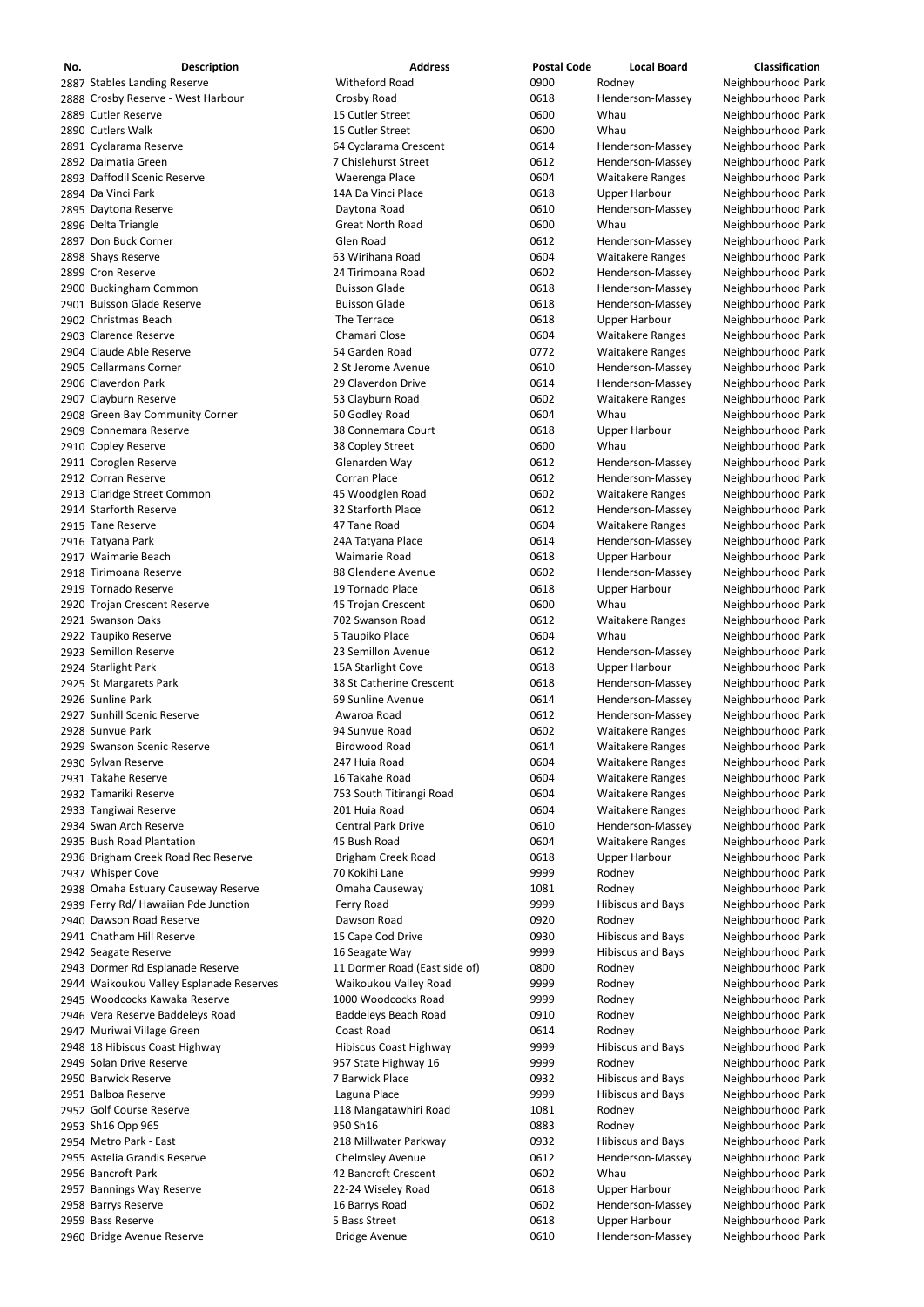| No. | Description | Address | Postal Code | Local Board | Classification |
|---|---|---|---|---|---|
| 2887 | Stables Landing Reserve | Witheford Road | 0900 | Rodney | Neighbourhood Park |
| 2888 | Crosby Reserve - West Harbour | Crosby Road | 0618 | Henderson-Massey | Neighbourhood Park |
| 2889 | Cutler Reserve | 15 Cutler Street | 0600 | Whau | Neighbourhood Park |
| 2890 | Cutlers Walk | 15 Cutler Street | 0600 | Whau | Neighbourhood Park |
| 2891 | Cyclarama Reserve | 64 Cyclarama Crescent | 0614 | Henderson-Massey | Neighbourhood Park |
| 2892 | Dalmatia Green | 7 Chislehurst Street | 0612 | Henderson-Massey | Neighbourhood Park |
| 2893 | Daffodil Scenic Reserve | Waerenga Place | 0604 | Waitakere Ranges | Neighbourhood Park |
| 2894 | Da Vinci Park | 14A Da Vinci Place | 0618 | Upper Harbour | Neighbourhood Park |
| 2895 | Daytona Reserve | Daytona Road | 0610 | Henderson-Massey | Neighbourhood Park |
| 2896 | Delta Triangle | Great North Road | 0600 | Whau | Neighbourhood Park |
| 2897 | Don Buck Corner | Glen Road | 0612 | Henderson-Massey | Neighbourhood Park |
| 2898 | Shays Reserve | 63 Wirihana Road | 0604 | Waitakere Ranges | Neighbourhood Park |
| 2899 | Cron Reserve | 24 Tirimoana Road | 0602 | Henderson-Massey | Neighbourhood Park |
| 2900 | Buckingham Common | Buisson Glade | 0618 | Henderson-Massey | Neighbourhood Park |
| 2901 | Buisson Glade Reserve | Buisson Glade | 0618 | Henderson-Massey | Neighbourhood Park |
| 2902 | Christmas Beach | The Terrace | 0618 | Upper Harbour | Neighbourhood Park |
| 2903 | Clarence Reserve | Chamari Close | 0604 | Waitakere Ranges | Neighbourhood Park |
| 2904 | Claude Able Reserve | 54 Garden Road | 0772 | Waitakere Ranges | Neighbourhood Park |
| 2905 | Cellarmans Corner | 2 St Jerome Avenue | 0610 | Henderson-Massey | Neighbourhood Park |
| 2906 | Claverdon Park | 29 Claverdon Drive | 0614 | Henderson-Massey | Neighbourhood Park |
| 2907 | Clayburn Reserve | 53 Clayburn Road | 0602 | Waitakere Ranges | Neighbourhood Park |
| 2908 | Green Bay Community Corner | 50 Godley Road | 0604 | Whau | Neighbourhood Park |
| 2909 | Connemara Reserve | 38 Connemara Court | 0618 | Upper Harbour | Neighbourhood Park |
| 2910 | Copley Reserve | 38 Copley Street | 0600 | Whau | Neighbourhood Park |
| 2911 | Coroglen Reserve | Glenarden Way | 0612 | Henderson-Massey | Neighbourhood Park |
| 2912 | Corran Reserve | Corran Place | 0612 | Henderson-Massey | Neighbourhood Park |
| 2913 | Claridge Street Common | 45 Woodglen Road | 0602 | Waitakere Ranges | Neighbourhood Park |
| 2914 | Starforth Reserve | 32 Starforth Place | 0612 | Henderson-Massey | Neighbourhood Park |
| 2915 | Tane Reserve | 47 Tane Road | 0604 | Waitakere Ranges | Neighbourhood Park |
| 2916 | Tatyana Park | 24A Tatyana Place | 0614 | Henderson-Massey | Neighbourhood Park |
| 2917 | Waimarie Beach | Waimarie Road | 0618 | Upper Harbour | Neighbourhood Park |
| 2918 | Tirimoana Reserve | 88 Glendene Avenue | 0602 | Henderson-Massey | Neighbourhood Park |
| 2919 | Tornado Reserve | 19 Tornado Place | 0618 | Upper Harbour | Neighbourhood Park |
| 2920 | Trojan Crescent Reserve | 45 Trojan Crescent | 0600 | Whau | Neighbourhood Park |
| 2921 | Swanson Oaks | 702 Swanson Road | 0612 | Waitakere Ranges | Neighbourhood Park |
| 2922 | Taupiko Reserve | 5 Taupiko Place | 0604 | Whau | Neighbourhood Park |
| 2923 | Semillon Reserve | 23 Semillon Avenue | 0612 | Henderson-Massey | Neighbourhood Park |
| 2924 | Starlight Park | 15A Starlight Cove | 0618 | Upper Harbour | Neighbourhood Park |
| 2925 | St Margarets Park | 38 St Catherine Crescent | 0618 | Henderson-Massey | Neighbourhood Park |
| 2926 | Sunline Park | 69 Sunline Avenue | 0614 | Henderson-Massey | Neighbourhood Park |
| 2927 | Sunhill Scenic Reserve | Awaroa Road | 0612 | Henderson-Massey | Neighbourhood Park |
| 2928 | Sunvue Park | 94 Sunvue Road | 0602 | Waitakere Ranges | Neighbourhood Park |
| 2929 | Swanson Scenic Reserve | Birdwood Road | 0614 | Waitakere Ranges | Neighbourhood Park |
| 2930 | Sylvan Reserve | 247 Huia Road | 0604 | Waitakere Ranges | Neighbourhood Park |
| 2931 | Takahe Reserve | 16 Takahe Road | 0604 | Waitakere Ranges | Neighbourhood Park |
| 2932 | Tamariki Reserve | 753 South Titirangi Road | 0604 | Waitakere Ranges | Neighbourhood Park |
| 2933 | Tangiwai Reserve | 201 Huia Road | 0604 | Waitakere Ranges | Neighbourhood Park |
| 2934 | Swan Arch Reserve | Central Park Drive | 0610 | Henderson-Massey | Neighbourhood Park |
| 2935 | Bush Road Plantation | 45 Bush Road | 0604 | Waitakere Ranges | Neighbourhood Park |
| 2936 | Brigham Creek Road Rec Reserve | Brigham Creek Road | 0618 | Upper Harbour | Neighbourhood Park |
| 2937 | Whisper Cove | 70 Kokihi Lane | 9999 | Rodney | Neighbourhood Park |
| 2938 | Omaha Estuary Causeway Reserve | Omaha Causeway | 1081 | Rodney | Neighbourhood Park |
| 2939 | Ferry Rd/ Hawaiian Pde Junction | Ferry Road | 9999 | Hibiscus and Bays | Neighbourhood Park |
| 2940 | Dawson Road Reserve | Dawson Road | 0920 | Rodney | Neighbourhood Park |
| 2941 | Chatham Hill Reserve | 15 Cape Cod Drive | 0930 | Hibiscus and Bays | Neighbourhood Park |
| 2942 | Seagate Reserve | 16 Seagate Way | 9999 | Hibiscus and Bays | Neighbourhood Park |
| 2943 | Dormer Rd Esplanade Reserve | 11 Dormer Road (East side of) | 0800 | Rodney | Neighbourhood Park |
| 2944 | Waikoukou Valley Esplanade Reserves | Waikoukou Valley Road | 9999 | Rodney | Neighbourhood Park |
| 2945 | Woodcocks Kawaka Reserve | 1000 Woodcocks Road | 9999 | Rodney | Neighbourhood Park |
| 2946 | Vera Reserve Baddeleys Road | Baddeleys Beach Road | 0910 | Rodney | Neighbourhood Park |
| 2947 | Muriwai Village Green | Coast Road | 0614 | Rodney | Neighbourhood Park |
| 2948 | 18 Hibiscus Coast Highway | Hibiscus Coast Highway | 9999 | Hibiscus and Bays | Neighbourhood Park |
| 2949 | Solan Drive Reserve | 957 State Highway 16 | 9999 | Rodney | Neighbourhood Park |
| 2950 | Barwick Reserve | 7 Barwick Place | 0932 | Hibiscus and Bays | Neighbourhood Park |
| 2951 | Balboa Reserve | Laguna Place | 9999 | Hibiscus and Bays | Neighbourhood Park |
| 2952 | Golf Course Reserve | 118 Mangatawhiri Road | 1081 | Rodney | Neighbourhood Park |
| 2953 | Sh16 Opp 965 | 950 Sh16 | 0883 | Rodney | Neighbourhood Park |
| 2954 | Metro Park - East | 218 Millwater Parkway | 0932 | Hibiscus and Bays | Neighbourhood Park |
| 2955 | Astelia Grandis Reserve | Chelmsley Avenue | 0612 | Henderson-Massey | Neighbourhood Park |
| 2956 | Bancroft Park | 42 Bancroft Crescent | 0602 | Whau | Neighbourhood Park |
| 2957 | Bannings Way Reserve | 22-24 Wiseley Road | 0618 | Upper Harbour | Neighbourhood Park |
| 2958 | Barrys Reserve | 16 Barrys Road | 0602 | Henderson-Massey | Neighbourhood Park |
| 2959 | Bass Reserve | 5 Bass Street | 0618 | Upper Harbour | Neighbourhood Park |
| 2960 | Bridge Avenue Reserve | Bridge Avenue | 0610 | Henderson-Massey | Neighbourhood Park |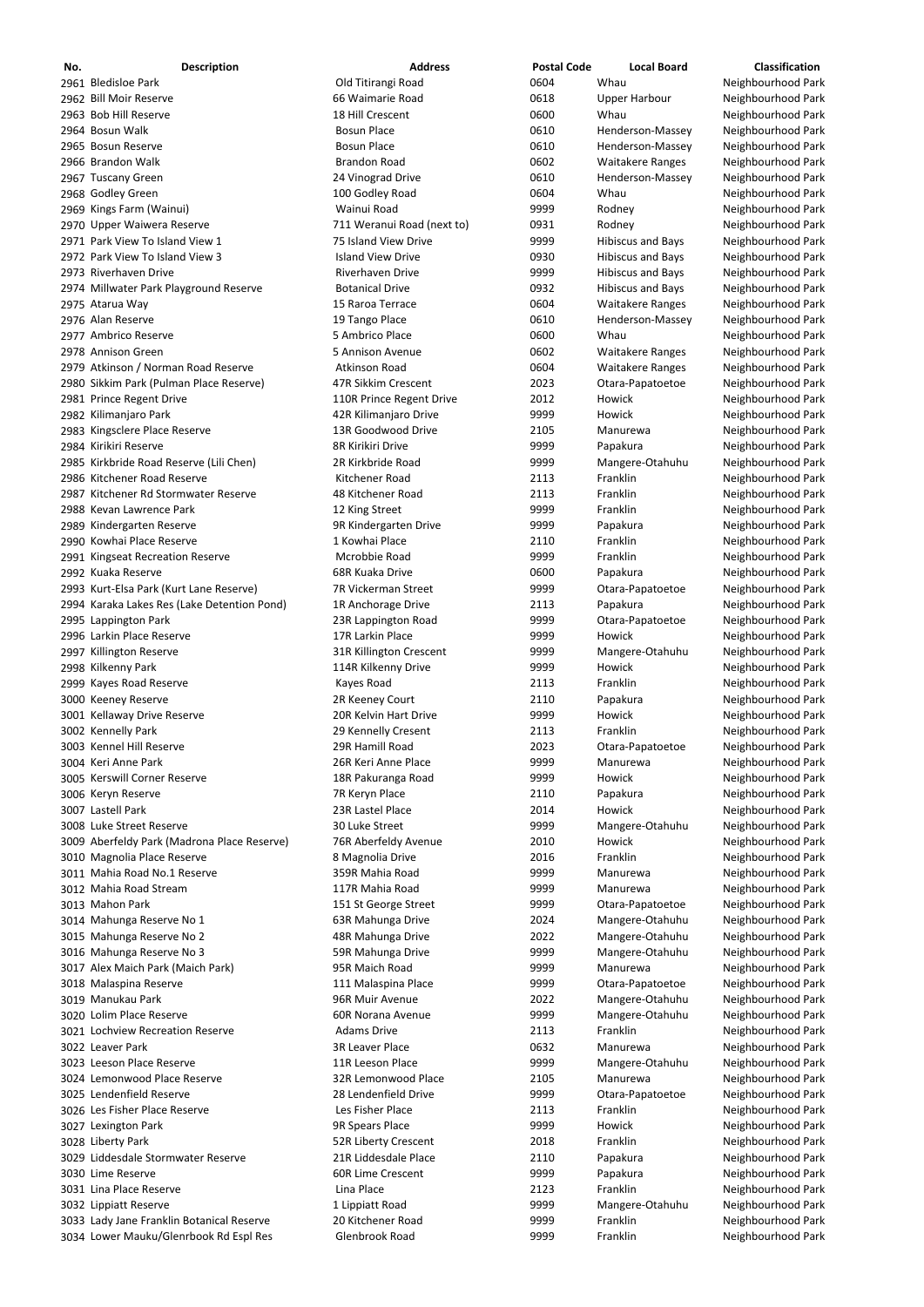| No. | Description | Address | Postal Code | Local Board | Classification |
|---|---|---|---|---|---|
| 2961 | Bledisloe Park | Old Titirangi Road | 0604 | Whau | Neighbourhood Park |
| 2962 | Bill Moir Reserve | 66 Waimarie Road | 0618 | Upper Harbour | Neighbourhood Park |
| 2963 | Bob Hill Reserve | 18 Hill Crescent | 0600 | Whau | Neighbourhood Park |
| 2964 | Bosun Walk | Bosun Place | 0610 | Henderson-Massey | Neighbourhood Park |
| 2965 | Bosun Reserve | Bosun Place | 0610 | Henderson-Massey | Neighbourhood Park |
| 2966 | Brandon Walk | Brandon Road | 0602 | Waitakere Ranges | Neighbourhood Park |
| 2967 | Tuscany Green | 24 Vinograd Drive | 0610 | Henderson-Massey | Neighbourhood Park |
| 2968 | Godley Green | 100 Godley Road | 0604 | Whau | Neighbourhood Park |
| 2969 | Kings Farm (Wainui) | Wainui Road | 9999 | Rodney | Neighbourhood Park |
| 2970 | Upper Waiwera Reserve | 711 Weranui Road (next to) | 0931 | Rodney | Neighbourhood Park |
| 2971 | Park View To Island View 1 | 75 Island View Drive | 9999 | Hibiscus and Bays | Neighbourhood Park |
| 2972 | Park View To Island View 3 | Island View Drive | 0930 | Hibiscus and Bays | Neighbourhood Park |
| 2973 | Riverhaven Drive | Riverhaven Drive | 9999 | Hibiscus and Bays | Neighbourhood Park |
| 2974 | Millwater Park Playground Reserve | Botanical Drive | 0932 | Hibiscus and Bays | Neighbourhood Park |
| 2975 | Atarua Way | 15 Raroa Terrace | 0604 | Waitakere Ranges | Neighbourhood Park |
| 2976 | Alan Reserve | 19 Tango Place | 0610 | Henderson-Massey | Neighbourhood Park |
| 2977 | Ambrico Reserve | 5 Ambrico Place | 0600 | Whau | Neighbourhood Park |
| 2978 | Annison Green | 5 Annison Avenue | 0602 | Waitakere Ranges | Neighbourhood Park |
| 2979 | Atkinson / Norman Road Reserve | Atkinson Road | 0604 | Waitakere Ranges | Neighbourhood Park |
| 2980 | Sikkim Park (Pulman Place Reserve) | 47R Sikkim Crescent | 2023 | Otara-Papatoetoe | Neighbourhood Park |
| 2981 | Prince Regent Drive | 110R Prince Regent Drive | 2012 | Howick | Neighbourhood Park |
| 2982 | Kilimanjaro Park | 42R Kilimanjaro Drive | 9999 | Howick | Neighbourhood Park |
| 2983 | Kingsclere Place Reserve | 13R Goodwood Drive | 2105 | Manurewa | Neighbourhood Park |
| 2984 | Kirikiri Reserve | 8R Kirikiri Drive | 9999 | Papakura | Neighbourhood Park |
| 2985 | Kirkbride Road Reserve (Lili Chen) | 2R Kirkbride Road | 9999 | Mangere-Otahuhu | Neighbourhood Park |
| 2986 | Kitchener Road Reserve | Kitchener Road | 2113 | Franklin | Neighbourhood Park |
| 2987 | Kitchener Rd Stormwater Reserve | 48 Kitchener Road | 2113 | Franklin | Neighbourhood Park |
| 2988 | Kevan Lawrence Park | 12 King Street | 9999 | Franklin | Neighbourhood Park |
| 2989 | Kindergarten Reserve | 9R Kindergarten Drive | 9999 | Papakura | Neighbourhood Park |
| 2990 | Kowhai Place Reserve | 1 Kowhai Place | 2110 | Franklin | Neighbourhood Park |
| 2991 | Kingseat Recreation Reserve | Mcrobbie Road | 9999 | Franklin | Neighbourhood Park |
| 2992 | Kuaka Reserve | 68R Kuaka Drive | 0600 | Papakura | Neighbourhood Park |
| 2993 | Kurt-Elsa Park (Kurt Lane Reserve) | 7R Vickerman Street | 9999 | Otara-Papatoetoe | Neighbourhood Park |
| 2994 | Karaka Lakes Res (Lake Detention Pond) | 1R Anchorage Drive | 2113 | Papakura | Neighbourhood Park |
| 2995 | Lappington Park | 23R Lappington Road | 9999 | Otara-Papatoetoe | Neighbourhood Park |
| 2996 | Larkin Place Reserve | 17R Larkin Place | 9999 | Howick | Neighbourhood Park |
| 2997 | Killington Reserve | 31R Killington Crescent | 9999 | Mangere-Otahuhu | Neighbourhood Park |
| 2998 | Kilkenny Park | 114R Kilkenny Drive | 9999 | Howick | Neighbourhood Park |
| 2999 | Kayes Road Reserve | Kayes Road | 2113 | Franklin | Neighbourhood Park |
| 3000 | Keeney Reserve | 2R Keeney Court | 2110 | Papakura | Neighbourhood Park |
| 3001 | Kellaway Drive Reserve | 20R Kelvin Hart Drive | 9999 | Howick | Neighbourhood Park |
| 3002 | Kennelly Park | 29 Kennelly Cresent | 2113 | Franklin | Neighbourhood Park |
| 3003 | Kennel Hill Reserve | 29R Hamill Road | 2023 | Otara-Papatoetoe | Neighbourhood Park |
| 3004 | Keri Anne Park | 26R Keri Anne Place | 9999 | Manurewa | Neighbourhood Park |
| 3005 | Kerswill Corner Reserve | 18R Pakuranga Road | 9999 | Howick | Neighbourhood Park |
| 3006 | Keryn Reserve | 7R Keryn Place | 2110 | Papakura | Neighbourhood Park |
| 3007 | Lastell Park | 23R Lastel Place | 2014 | Howick | Neighbourhood Park |
| 3008 | Luke Street Reserve | 30 Luke Street | 9999 | Mangere-Otahuhu | Neighbourhood Park |
| 3009 | Aberfeldy Park (Madrona Place Reserve) | 76R Aberfeldy Avenue | 2010 | Howick | Neighbourhood Park |
| 3010 | Magnolia Place Reserve | 8 Magnolia Drive | 2016 | Franklin | Neighbourhood Park |
| 3011 | Mahia Road No.1 Reserve | 359R Mahia Road | 9999 | Manurewa | Neighbourhood Park |
| 3012 | Mahia Road Stream | 117R Mahia Road | 9999 | Manurewa | Neighbourhood Park |
| 3013 | Mahon Park | 151 St George Street | 9999 | Otara-Papatoetoe | Neighbourhood Park |
| 3014 | Mahunga Reserve No 1 | 63R Mahunga Drive | 2024 | Mangere-Otahuhu | Neighbourhood Park |
| 3015 | Mahunga Reserve No 2 | 48R Mahunga Drive | 2022 | Mangere-Otahuhu | Neighbourhood Park |
| 3016 | Mahunga Reserve No 3 | 59R Mahunga Drive | 9999 | Mangere-Otahuhu | Neighbourhood Park |
| 3017 | Alex Maich Park (Maich Park) | 95R Maich Road | 9999 | Manurewa | Neighbourhood Park |
| 3018 | Malaspina Reserve | 111 Malaspina Place | 9999 | Otara-Papatoetoe | Neighbourhood Park |
| 3019 | Manukau Park | 96R Muir Avenue | 2022 | Mangere-Otahuhu | Neighbourhood Park |
| 3020 | Lolim Place Reserve | 60R Norana Avenue | 9999 | Mangere-Otahuhu | Neighbourhood Park |
| 3021 | Lochview Recreation Reserve | Adams Drive | 2113 | Franklin | Neighbourhood Park |
| 3022 | Leaver Park | 3R Leaver Place | 0632 | Manurewa | Neighbourhood Park |
| 3023 | Leeson Place Reserve | 11R Leeson Place | 9999 | Mangere-Otahuhu | Neighbourhood Park |
| 3024 | Lemonwood Place Reserve | 32R Lemonwood Place | 2105 | Manurewa | Neighbourhood Park |
| 3025 | Lendenfield Reserve | 28 Lendenfield Drive | 9999 | Otara-Papatoetoe | Neighbourhood Park |
| 3026 | Les Fisher Place Reserve | Les Fisher Place | 2113 | Franklin | Neighbourhood Park |
| 3027 | Lexington Park | 9R Spears Place | 9999 | Howick | Neighbourhood Park |
| 3028 | Liberty Park | 52R Liberty Crescent | 2018 | Franklin | Neighbourhood Park |
| 3029 | Liddesdale Stormwater Reserve | 21R Liddesdale Place | 2110 | Papakura | Neighbourhood Park |
| 3030 | Lime Reserve | 60R Lime Crescent | 9999 | Papakura | Neighbourhood Park |
| 3031 | Lina Place Reserve | Lina Place | 2123 | Franklin | Neighbourhood Park |
| 3032 | Lippiatt Reserve | 1 Lippiatt Road | 9999 | Mangere-Otahuhu | Neighbourhood Park |
| 3033 | Lady Jane Franklin Botanical Reserve | 20 Kitchener Road | 9999 | Franklin | Neighbourhood Park |
| 3034 | Lower Mauku/Glenrbook Rd Espl Res | Glenbrook Road | 9999 | Franklin | Neighbourhood Park |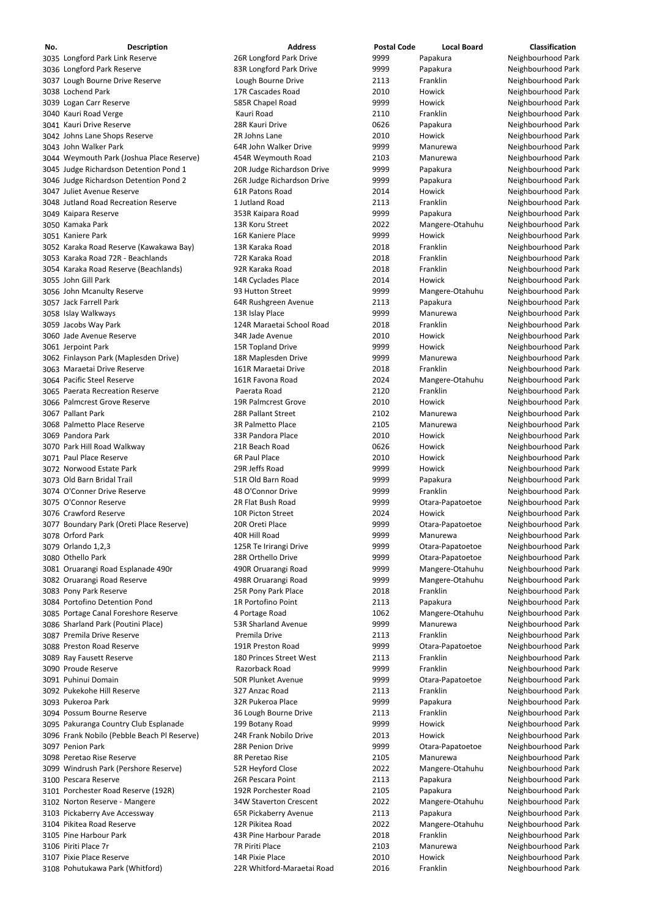| No. | Description | Address | Postal Code | Local Board | Classification |
|---|---|---|---|---|---|
| 3035 | Longford Park Link Reserve | 26R Longford Park Drive | 9999 | Papakura | Neighbourhood Park |
| 3036 | Longford Park Reserve | 83R Longford Park Drive | 9999 | Papakura | Neighbourhood Park |
| 3037 | Lough Bourne Drive Reserve | Lough Bourne Drive | 2113 | Franklin | Neighbourhood Park |
| 3038 | Lochend Park | 17R Cascades Road | 2010 | Howick | Neighbourhood Park |
| 3039 | Logan Carr Reserve | 585R Chapel Road | 9999 | Howick | Neighbourhood Park |
| 3040 | Kauri Road Verge | Kauri Road | 2110 | Franklin | Neighbourhood Park |
| 3041 | Kauri Drive Reserve | 28R Kauri Drive | 0626 | Papakura | Neighbourhood Park |
| 3042 | Johns Lane Shops Reserve | 2R Johns Lane | 2010 | Howick | Neighbourhood Park |
| 3043 | John Walker Park | 64R John Walker Drive | 9999 | Manurewa | Neighbourhood Park |
| 3044 | Weymouth Park (Joshua Place Reserve) | 454R Weymouth Road | 2103 | Manurewa | Neighbourhood Park |
| 3045 | Judge Richardson Detention Pond 1 | 20R Judge Richardson Drive | 9999 | Papakura | Neighbourhood Park |
| 3046 | Judge Richardson Detention Pond 2 | 26R Judge Richardson Drive | 9999 | Papakura | Neighbourhood Park |
| 3047 | Juliet Avenue Reserve | 61R Patons Road | 2014 | Howick | Neighbourhood Park |
| 3048 | Jutland Road Recreation Reserve | 1 Jutland Road | 2113 | Franklin | Neighbourhood Park |
| 3049 | Kaipara Reserve | 353R Kaipara Road | 9999 | Papakura | Neighbourhood Park |
| 3050 | Kamaka Park | 13R Koru Street | 2022 | Mangere-Otahuhu | Neighbourhood Park |
| 3051 | Kaniere Park | 16R Kaniere Place | 9999 | Howick | Neighbourhood Park |
| 3052 | Karaka Road Reserve (Kawakawa Bay) | 13R Karaka Road | 2018 | Franklin | Neighbourhood Park |
| 3053 | Karaka Road 72R - Beachlands | 72R Karaka Road | 2018 | Franklin | Neighbourhood Park |
| 3054 | Karaka Road Reserve (Beachlands) | 92R Karaka Road | 2018 | Franklin | Neighbourhood Park |
| 3055 | John Gill Park | 14R Cyclades Place | 2014 | Howick | Neighbourhood Park |
| 3056 | John Mcanulty Reserve | 93 Hutton Street | 9999 | Mangere-Otahuhu | Neighbourhood Park |
| 3057 | Jack Farrell Park | 64R Rushgreen Avenue | 2113 | Papakura | Neighbourhood Park |
| 3058 | Islay Walkways | 13R Islay Place | 9999 | Manurewa | Neighbourhood Park |
| 3059 | Jacobs Way Park | 124R Maraetai School Road | 2018 | Franklin | Neighbourhood Park |
| 3060 | Jade Avenue Reserve | 34R Jade Avenue | 2010 | Howick | Neighbourhood Park |
| 3061 | Jerpoint Park | 15R Topland Drive | 9999 | Howick | Neighbourhood Park |
| 3062 | Finlayson Park (Maplesden Drive) | 18R Maplesden Drive | 9999 | Manurewa | Neighbourhood Park |
| 3063 | Maraetai Drive Reserve | 161R Maraetai Drive | 2018 | Franklin | Neighbourhood Park |
| 3064 | Pacific Steel Reserve | 161R Favona Road | 2024 | Mangere-Otahuhu | Neighbourhood Park |
| 3065 | Paerata Recreation Reserve | Paerata Road | 2120 | Franklin | Neighbourhood Park |
| 3066 | Palmcrest Grove Reserve | 19R Palmcrest Grove | 2010 | Howick | Neighbourhood Park |
| 3067 | Pallant Park | 28R Pallant Street | 2102 | Manurewa | Neighbourhood Park |
| 3068 | Palmetto Place Reserve | 3R Palmetto Place | 2105 | Manurewa | Neighbourhood Park |
| 3069 | Pandora Park | 33R Pandora Place | 2010 | Howick | Neighbourhood Park |
| 3070 | Park Hill Road Walkway | 21R Beach Road | 0626 | Howick | Neighbourhood Park |
| 3071 | Paul Place Reserve | 6R Paul Place | 2010 | Howick | Neighbourhood Park |
| 3072 | Norwood Estate Park | 29R Jeffs Road | 9999 | Howick | Neighbourhood Park |
| 3073 | Old Barn Bridal Trail | 51R Old Barn Road | 9999 | Papakura | Neighbourhood Park |
| 3074 | O'Conner Drive Reserve | 48 O'Connor Drive | 9999 | Franklin | Neighbourhood Park |
| 3075 | O'Connor Reserve | 2R Flat Bush Road | 9999 | Otara-Papatoetoe | Neighbourhood Park |
| 3076 | Crawford Reserve | 10R Picton Street | 2024 | Howick | Neighbourhood Park |
| 3077 | Boundary Park (Oreti Place Reserve) | 20R Oreti Place | 9999 | Otara-Papatoetoe | Neighbourhood Park |
| 3078 | Orford Park | 40R Hill Road | 9999 | Manurewa | Neighbourhood Park |
| 3079 | Orlando 1,2,3 | 125R Te Irirangi Drive | 9999 | Otara-Papatoetoe | Neighbourhood Park |
| 3080 | Othello Park | 28R Orthello Drive | 9999 | Otara-Papatoetoe | Neighbourhood Park |
| 3081 | Oruarangi Road Esplanade 490r | 490R Oruarangi Road | 9999 | Mangere-Otahuhu | Neighbourhood Park |
| 3082 | Oruarangi Road Reserve | 498R Oruarangi Road | 9999 | Mangere-Otahuhu | Neighbourhood Park |
| 3083 | Pony Park Reserve | 25R Pony Park Place | 2018 | Franklin | Neighbourhood Park |
| 3084 | Portofino Detention Pond | 1R Portofino Point | 2113 | Papakura | Neighbourhood Park |
| 3085 | Portage Canal Foreshore Reserve | 4 Portage Road | 1062 | Mangere-Otahuhu | Neighbourhood Park |
| 3086 | Sharland Park (Poutini Place) | 53R Sharland Avenue | 9999 | Manurewa | Neighbourhood Park |
| 3087 | Premila Drive Reserve | Premila Drive | 2113 | Franklin | Neighbourhood Park |
| 3088 | Preston Road Reserve | 191R Preston Road | 9999 | Otara-Papatoetoe | Neighbourhood Park |
| 3089 | Ray Fausett Reserve | 180 Princes Street West | 2113 | Franklin | Neighbourhood Park |
| 3090 | Proude Reserve | Razorback Road | 9999 | Franklin | Neighbourhood Park |
| 3091 | Puhinui Domain | 50R Plunket Avenue | 9999 | Otara-Papatoetoe | Neighbourhood Park |
| 3092 | Pukekohe Hill Reserve | 327 Anzac Road | 2113 | Franklin | Neighbourhood Park |
| 3093 | Pukeroa Park | 32R Pukeroa Place | 9999 | Papakura | Neighbourhood Park |
| 3094 | Possum Bourne Reserve | 36 Lough Bourne Drive | 2113 | Franklin | Neighbourhood Park |
| 3095 | Pakuranga Country Club Esplanade | 199 Botany Road | 9999 | Howick | Neighbourhood Park |
| 3096 | Frank Nobilo (Pebble Beach Pl Reserve) | 24R Frank Nobilo Drive | 2013 | Howick | Neighbourhood Park |
| 3097 | Penion Park | 28R Penion Drive | 9999 | Otara-Papatoetoe | Neighbourhood Park |
| 3098 | Peretao Rise Reserve | 8R Peretao Rise | 2105 | Manurewa | Neighbourhood Park |
| 3099 | Windrush Park (Pershore Reserve) | 52R Heyford Close | 2022 | Mangere-Otahuhu | Neighbourhood Park |
| 3100 | Pescara Reserve | 26R Pescara Point | 2113 | Papakura | Neighbourhood Park |
| 3101 | Porchester Road Reserve (192R) | 192R Porchester Road | 2105 | Papakura | Neighbourhood Park |
| 3102 | Norton Reserve - Mangere | 34W Staverton Crescent | 2022 | Mangere-Otahuhu | Neighbourhood Park |
| 3103 | Pickaberry Ave Accessway | 65R Pickaberry Avenue | 2113 | Papakura | Neighbourhood Park |
| 3104 | Pikitea Road Reserve | 12R Pikitea Road | 2022 | Mangere-Otahuhu | Neighbourhood Park |
| 3105 | Pine Harbour Park | 43R Pine Harbour Parade | 2018 | Franklin | Neighbourhood Park |
| 3106 | Piriti Place 7r | 7R Piriti Place | 2103 | Manurewa | Neighbourhood Park |
| 3107 | Pixie Place Reserve | 14R Pixie Place | 2010 | Howick | Neighbourhood Park |
| 3108 | Pohutukawa Park (Whitford) | 22R Whitford-Maraetai Road | 2016 | Franklin | Neighbourhood Park |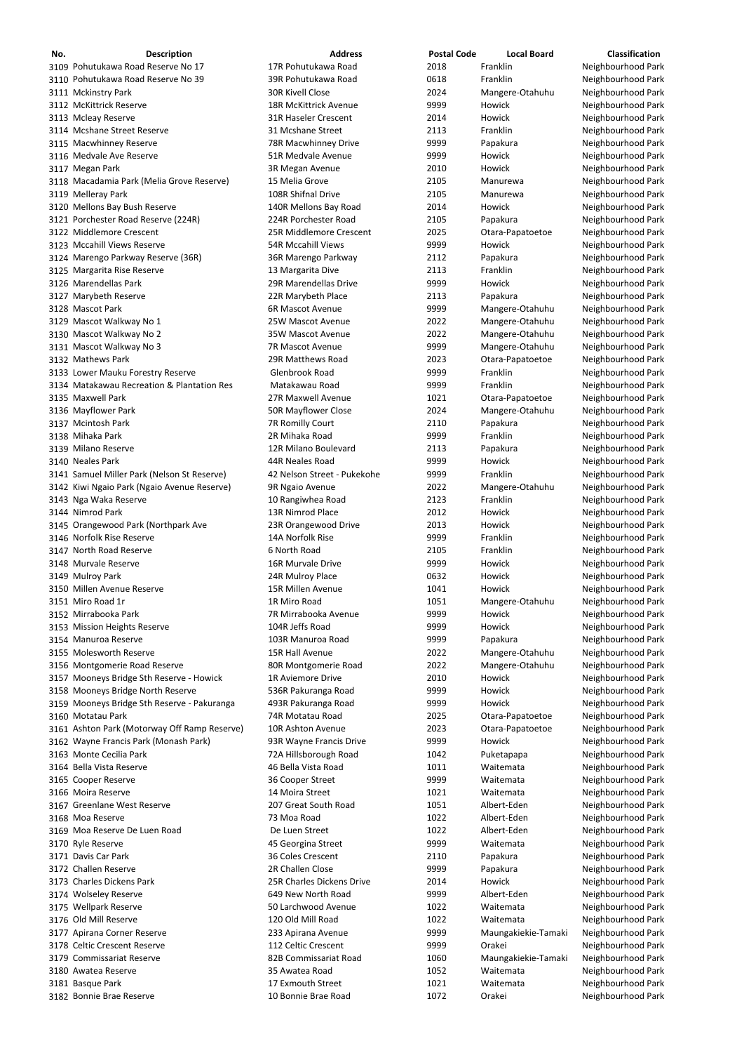| No. | Description | Address | Postal Code | Local Board | Classification |
|---|---|---|---|---|---|
| 3109 | Pohutukawa Road Reserve No 17 | 17R Pohutukawa Road | 2018 | Franklin | Neighbourhood Park |
| 3110 | Pohutukawa Road Reserve No 39 | 39R Pohutukawa Road | 0618 | Franklin | Neighbourhood Park |
| 3111 | Mckinstry Park | 30R Kivell Close | 2024 | Mangere-Otahuhu | Neighbourhood Park |
| 3112 | McKittrick Reserve | 18R McKittrick Avenue | 9999 | Howick | Neighbourhood Park |
| 3113 | Mcleay Reserve | 31R Haseler Crescent | 2014 | Howick | Neighbourhood Park |
| 3114 | Mcshane Street Reserve | 31 Mcshane Street | 2113 | Franklin | Neighbourhood Park |
| 3115 | Macwhinney Reserve | 78R Macwhinney Drive | 9999 | Papakura | Neighbourhood Park |
| 3116 | Medvale Ave Reserve | 51R Medvale Avenue | 9999 | Howick | Neighbourhood Park |
| 3117 | Megan Park | 3R Megan Avenue | 2010 | Howick | Neighbourhood Park |
| 3118 | Macadamia Park (Melia Grove Reserve) | 15 Melia Grove | 2105 | Manurewa | Neighbourhood Park |
| 3119 | Melleray Park | 108R Shifnal Drive | 2105 | Manurewa | Neighbourhood Park |
| 3120 | Mellons Bay Bush Reserve | 140R Mellons Bay Road | 2014 | Howick | Neighbourhood Park |
| 3121 | Porchester Road Reserve (224R) | 224R Porchester Road | 2105 | Papakura | Neighbourhood Park |
| 3122 | Middlemore Crescent | 25R Middlemore Crescent | 2025 | Otara-Papatoetoe | Neighbourhood Park |
| 3123 | Mccahill Views Reserve | 54R Mccahill Views | 9999 | Howick | Neighbourhood Park |
| 3124 | Marengo Parkway Reserve (36R) | 36R Marengo Parkway | 2112 | Papakura | Neighbourhood Park |
| 3125 | Margarita Rise Reserve | 13 Margarita Dive | 2113 | Franklin | Neighbourhood Park |
| 3126 | Marendellas Park | 29R Marendellas Drive | 9999 | Howick | Neighbourhood Park |
| 3127 | Marybeth Reserve | 22R Marybeth Place | 2113 | Papakura | Neighbourhood Park |
| 3128 | Mascot Park | 6R Mascot Avenue | 9999 | Mangere-Otahuhu | Neighbourhood Park |
| 3129 | Mascot Walkway No 1 | 25W Mascot Avenue | 2022 | Mangere-Otahuhu | Neighbourhood Park |
| 3130 | Mascot Walkway No 2 | 35W Mascot Avenue | 2022 | Mangere-Otahuhu | Neighbourhood Park |
| 3131 | Mascot Walkway No 3 | 7R Mascot Avenue | 9999 | Mangere-Otahuhu | Neighbourhood Park |
| 3132 | Mathews Park | 29R Matthews Road | 2023 | Otara-Papatoetoe | Neighbourhood Park |
| 3133 | Lower Mauku Forestry Reserve | Glenbrook Road | 9999 | Franklin | Neighbourhood Park |
| 3134 | Matakawau Recreation & Plantation Res | Matakawau Road | 9999 | Franklin | Neighbourhood Park |
| 3135 | Maxwell Park | 27R Maxwell Avenue | 1021 | Otara-Papatoetoe | Neighbourhood Park |
| 3136 | Mayflower Park | 50R Mayflower Close | 2024 | Mangere-Otahuhu | Neighbourhood Park |
| 3137 | Mcintosh Park | 7R Romilly Court | 2110 | Papakura | Neighbourhood Park |
| 3138 | Mihaka Park | 2R Mihaka Road | 9999 | Franklin | Neighbourhood Park |
| 3139 | Milano Reserve | 12R Milano Boulevard | 2113 | Papakura | Neighbourhood Park |
| 3140 | Neales Park | 44R Neales Road | 9999 | Howick | Neighbourhood Park |
| 3141 | Samuel Miller Park (Nelson St Reserve) | 42 Nelson Street - Pukekohe | 9999 | Franklin | Neighbourhood Park |
| 3142 | Kiwi Ngaio Park (Ngaio Avenue Reserve) | 9R Ngaio Avenue | 2022 | Mangere-Otahuhu | Neighbourhood Park |
| 3143 | Nga Waka Reserve | 10 Rangiwhea Road | 2123 | Franklin | Neighbourhood Park |
| 3144 | Nimrod Park | 13R Nimrod Place | 2012 | Howick | Neighbourhood Park |
| 3145 | Orangewood Park (Northpark Ave | 23R Orangewood Drive | 2013 | Howick | Neighbourhood Park |
| 3146 | Norfolk Rise Reserve | 14A Norfolk Rise | 9999 | Franklin | Neighbourhood Park |
| 3147 | North Road Reserve | 6 North Road | 2105 | Franklin | Neighbourhood Park |
| 3148 | Murvale Reserve | 16R Murvale Drive | 9999 | Howick | Neighbourhood Park |
| 3149 | Mulroy Park | 24R Mulroy Place | 0632 | Howick | Neighbourhood Park |
| 3150 | Millen Avenue Reserve | 15R Millen Avenue | 1041 | Howick | Neighbourhood Park |
| 3151 | Miro Road 1r | 1R Miro Road | 1051 | Mangere-Otahuhu | Neighbourhood Park |
| 3152 | Mirrabooka Park | 7R Mirrabooka Avenue | 9999 | Howick | Neighbourhood Park |
| 3153 | Mission Heights Reserve | 104R Jeffs Road | 9999 | Howick | Neighbourhood Park |
| 3154 | Manuroa Reserve | 103R Manuroa Road | 9999 | Papakura | Neighbourhood Park |
| 3155 | Molesworth Reserve | 15R Hall Avenue | 2022 | Mangere-Otahuhu | Neighbourhood Park |
| 3156 | Montgomerie Road Reserve | 80R Montgomerie Road | 2022 | Mangere-Otahuhu | Neighbourhood Park |
| 3157 | Mooneys Bridge Sth Reserve - Howick | 1R Aviemore Drive | 2010 | Howick | Neighbourhood Park |
| 3158 | Mooneys Bridge North Reserve | 536R Pakuranga Road | 9999 | Howick | Neighbourhood Park |
| 3159 | Mooneys Bridge Sth Reserve - Pakuranga | 493R Pakuranga Road | 9999 | Howick | Neighbourhood Park |
| 3160 | Motatau Park | 74R Motatau Road | 2025 | Otara-Papatoetoe | Neighbourhood Park |
| 3161 | Ashton Park (Motorway Off Ramp Reserve) | 10R Ashton Avenue | 2023 | Otara-Papatoetoe | Neighbourhood Park |
| 3162 | Wayne Francis Park (Monash Park) | 93R Wayne Francis Drive | 9999 | Howick | Neighbourhood Park |
| 3163 | Monte Cecilia Park | 72A Hillsborough Road | 1042 | Puketapapa | Neighbourhood Park |
| 3164 | Bella Vista Reserve | 46 Bella Vista Road | 1011 | Waitemata | Neighbourhood Park |
| 3165 | Cooper Reserve | 36 Cooper Street | 9999 | Waitemata | Neighbourhood Park |
| 3166 | Moira Reserve | 14 Moira Street | 1021 | Waitemata | Neighbourhood Park |
| 3167 | Greenlane West Reserve | 207 Great South Road | 1051 | Albert-Eden | Neighbourhood Park |
| 3168 | Moa Reserve | 73 Moa Road | 1022 | Albert-Eden | Neighbourhood Park |
| 3169 | Moa Reserve De Luen Road | De Luen Street | 1022 | Albert-Eden | Neighbourhood Park |
| 3170 | Ryle Reserve | 45 Georgina Street | 9999 | Waitemata | Neighbourhood Park |
| 3171 | Davis Car Park | 36 Coles Crescent | 2110 | Papakura | Neighbourhood Park |
| 3172 | Challen Reserve | 2R Challen Close | 9999 | Papakura | Neighbourhood Park |
| 3173 | Charles Dickens Park | 25R Charles Dickens Drive | 2014 | Howick | Neighbourhood Park |
| 3174 | Wolseley Reserve | 649 New North Road | 9999 | Albert-Eden | Neighbourhood Park |
| 3175 | Wellpark Reserve | 50 Larchwood Avenue | 1022 | Waitemata | Neighbourhood Park |
| 3176 | Old Mill Reserve | 120 Old Mill Road | 1022 | Waitemata | Neighbourhood Park |
| 3177 | Apirana Corner Reserve | 233 Apirana Avenue | 9999 | Maungakiekie-Tamaki | Neighbourhood Park |
| 3178 | Celtic Crescent Reserve | 112 Celtic Crescent | 9999 | Orakei | Neighbourhood Park |
| 3179 | Commissariat Reserve | 82B Commissariat Road | 1060 | Maungakiekie-Tamaki | Neighbourhood Park |
| 3180 | Awatea Reserve | 35 Awatea Road | 1052 | Waitemata | Neighbourhood Park |
| 3181 | Basque Park | 17 Exmouth Street | 1021 | Waitemata | Neighbourhood Park |
| 3182 | Bonnie Brae Reserve | 10 Bonnie Brae Road | 1072 | Orakei | Neighbourhood Park |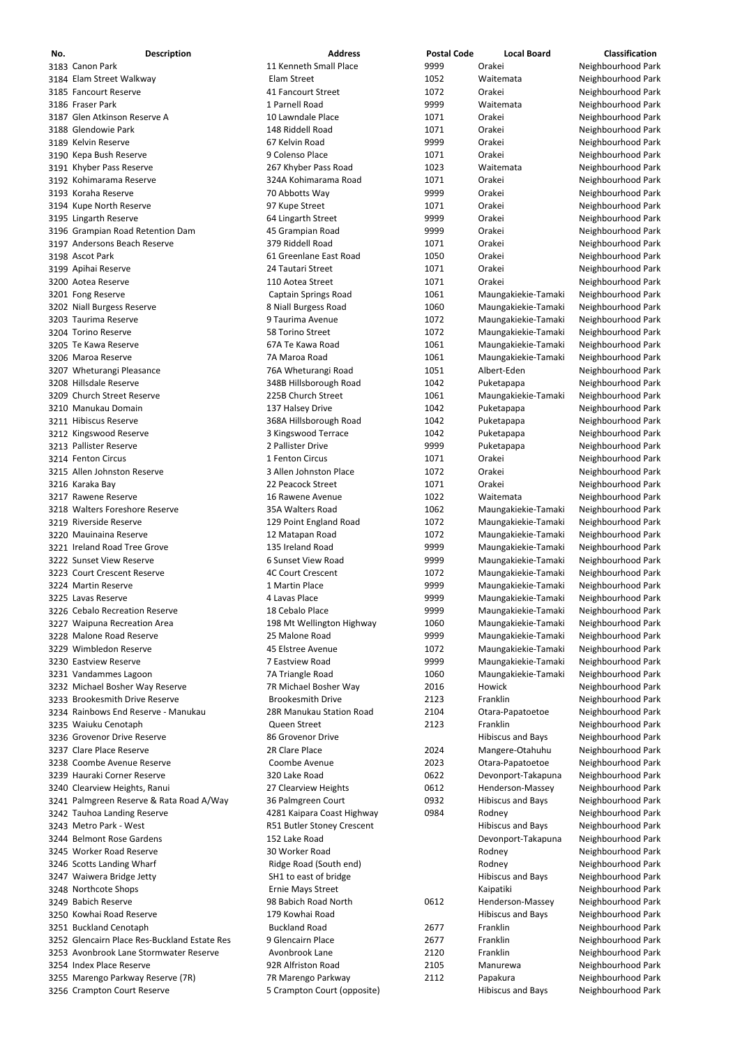| No. | Description | Address | Postal Code | Local Board | Classification |
|---|---|---|---|---|---|
| 3183 | Canon Park | 11 Kenneth Small Place | 9999 | Orakei | Neighbourhood Park |
| 3184 | Elam Street Walkway | Elam Street | 1052 | Waitemata | Neighbourhood Park |
| 3185 | Fancourt Reserve | 41 Fancourt Street | 1072 | Orakei | Neighbourhood Park |
| 3186 | Fraser Park | 1 Parnell Road | 9999 | Waitemata | Neighbourhood Park |
| 3187 | Glen Atkinson Reserve A | 10 Lawndale Place | 1071 | Orakei | Neighbourhood Park |
| 3188 | Glendowie Park | 148 Riddell Road | 1071 | Orakei | Neighbourhood Park |
| 3189 | Kelvin Reserve | 67 Kelvin Road | 9999 | Orakei | Neighbourhood Park |
| 3190 | Kepa Bush Reserve | 9 Colenso Place | 1071 | Orakei | Neighbourhood Park |
| 3191 | Khyber Pass Reserve | 267 Khyber Pass Road | 1023 | Waitemata | Neighbourhood Park |
| 3192 | Kohimarama Reserve | 324A Kohimarama Road | 1071 | Orakei | Neighbourhood Park |
| 3193 | Koraha Reserve | 70 Abbotts Way | 9999 | Orakei | Neighbourhood Park |
| 3194 | Kupe North Reserve | 97 Kupe Street | 1071 | Orakei | Neighbourhood Park |
| 3195 | Lingarth Reserve | 64 Lingarth Street | 9999 | Orakei | Neighbourhood Park |
| 3196 | Grampian Road Retention Dam | 45 Grampian Road | 9999 | Orakei | Neighbourhood Park |
| 3197 | Andersons Beach Reserve | 379 Riddell Road | 1071 | Orakei | Neighbourhood Park |
| 3198 | Ascot Park | 61 Greenlane East Road | 1050 | Orakei | Neighbourhood Park |
| 3199 | Apihai Reserve | 24 Tautari Street | 1071 | Orakei | Neighbourhood Park |
| 3200 | Aotea Reserve | 110 Aotea Street | 1071 | Orakei | Neighbourhood Park |
| 3201 | Fong Reserve | Captain Springs Road | 1061 | Maungakiekie-Tamaki | Neighbourhood Park |
| 3202 | Niall Burgess Reserve | 8 Niall Burgess Road | 1060 | Maungakiekie-Tamaki | Neighbourhood Park |
| 3203 | Taurima Reserve | 9 Taurima Avenue | 1072 | Maungakiekie-Tamaki | Neighbourhood Park |
| 3204 | Torino Reserve | 58 Torino Street | 1072 | Maungakiekie-Tamaki | Neighbourhood Park |
| 3205 | Te Kawa Reserve | 67A Te Kawa Road | 1061 | Maungakiekie-Tamaki | Neighbourhood Park |
| 3206 | Maroa Reserve | 7A Maroa Road | 1061 | Maungakiekie-Tamaki | Neighbourhood Park |
| 3207 | Wheturangi Pleasance | 76A Wheturangi Road | 1051 | Albert-Eden | Neighbourhood Park |
| 3208 | Hillsdale Reserve | 348B Hillsborough Road | 1042 | Puketapapa | Neighbourhood Park |
| 3209 | Church Street Reserve | 225B Church Street | 1061 | Maungakiekie-Tamaki | Neighbourhood Park |
| 3210 | Manukau Domain | 137 Halsey Drive | 1042 | Puketapapa | Neighbourhood Park |
| 3211 | Hibiscus Reserve | 368A Hillsborough Road | 1042 | Puketapapa | Neighbourhood Park |
| 3212 | Kingswood Reserve | 3 Kingswood Terrace | 1042 | Puketapapa | Neighbourhood Park |
| 3213 | Pallister Reserve | 2 Pallister Drive | 9999 | Puketapapa | Neighbourhood Park |
| 3214 | Fenton Circus | 1 Fenton Circus | 1071 | Orakei | Neighbourhood Park |
| 3215 | Allen Johnston Reserve | 3 Allen Johnston Place | 1072 | Orakei | Neighbourhood Park |
| 3216 | Karaka Bay | 22 Peacock Street | 1071 | Orakei | Neighbourhood Park |
| 3217 | Rawene Reserve | 16 Rawene Avenue | 1022 | Waitemata | Neighbourhood Park |
| 3218 | Walters Foreshore Reserve | 35A Walters Road | 1062 | Maungakiekie-Tamaki | Neighbourhood Park |
| 3219 | Riverside Reserve | 129 Point England Road | 1072 | Maungakiekie-Tamaki | Neighbourhood Park |
| 3220 | Mauinaina Reserve | 12 Matapan Road | 1072 | Maungakiekie-Tamaki | Neighbourhood Park |
| 3221 | Ireland Road Tree Grove | 135 Ireland Road | 9999 | Maungakiekie-Tamaki | Neighbourhood Park |
| 3222 | Sunset View Reserve | 6 Sunset View Road | 9999 | Maungakiekie-Tamaki | Neighbourhood Park |
| 3223 | Court Crescent Reserve | 4C Court Crescent | 1072 | Maungakiekie-Tamaki | Neighbourhood Park |
| 3224 | Martin Reserve | 1 Martin Place | 9999 | Maungakiekie-Tamaki | Neighbourhood Park |
| 3225 | Lavas Reserve | 4 Lavas Place | 9999 | Maungakiekie-Tamaki | Neighbourhood Park |
| 3226 | Cebalo Recreation Reserve | 18 Cebalo Place | 9999 | Maungakiekie-Tamaki | Neighbourhood Park |
| 3227 | Waipuna Recreation Area | 198 Mt Wellington Highway | 1060 | Maungakiekie-Tamaki | Neighbourhood Park |
| 3228 | Malone Road Reserve | 25 Malone Road | 9999 | Maungakiekie-Tamaki | Neighbourhood Park |
| 3229 | Wimbledon Reserve | 45 Elstree Avenue | 1072 | Maungakiekie-Tamaki | Neighbourhood Park |
| 3230 | Eastview Reserve | 7 Eastview Road | 9999 | Maungakiekie-Tamaki | Neighbourhood Park |
| 3231 | Vandammes Lagoon | 7A Triangle Road | 1060 | Maungakiekie-Tamaki | Neighbourhood Park |
| 3232 | Michael Bosher Way Reserve | 7R Michael Bosher Way | 2016 | Howick | Neighbourhood Park |
| 3233 | Brookesmith Drive Reserve | Brookesmith Drive | 2123 | Franklin | Neighbourhood Park |
| 3234 | Rainbows End Reserve - Manukau | 28R Manukau Station Road | 2104 | Otara-Papatoetoe | Neighbourhood Park |
| 3235 | Waiuku Cenotaph | Queen Street | 2123 | Franklin | Neighbourhood Park |
| 3236 | Grovenor Drive Reserve | 86 Grovenor Drive | | Hibiscus and Bays | Neighbourhood Park |
| 3237 | Clare Place Reserve | 2R Clare Place | 2024 | Mangere-Otahuhu | Neighbourhood Park |
| 3238 | Coombe Avenue Reserve | Coombe Avenue | 2023 | Otara-Papatoetoe | Neighbourhood Park |
| 3239 | Hauraki Corner Reserve | 320 Lake Road | 0622 | Devonport-Takapuna | Neighbourhood Park |
| 3240 | Clearview Heights, Ranui | 27 Clearview Heights | 0612 | Henderson-Massey | Neighbourhood Park |
| 3241 | Palmgreen Reserve & Rata Road A/Way | 36 Palmgreen Court | 0932 | Hibiscus and Bays | Neighbourhood Park |
| 3242 | Tauhoa Landing Reserve | 4281 Kaipara Coast Highway | 0984 | Rodney | Neighbourhood Park |
| 3243 | Metro Park - West | R51 Butler Stoney Crescent | | Hibiscus and Bays | Neighbourhood Park |
| 3244 | Belmont Rose Gardens | 152 Lake Road | | Devonport-Takapuna | Neighbourhood Park |
| 3245 | Worker Road Reserve | 30 Worker Road | | Rodney | Neighbourhood Park |
| 3246 | Scotts Landing Wharf | Ridge Road (South end) | | Rodney | Neighbourhood Park |
| 3247 | Waiwera Bridge Jetty | SH1 to east of bridge | | Hibiscus and Bays | Neighbourhood Park |
| 3248 | Northcote Shops | Ernie Mays Street | | Kaipatiki | Neighbourhood Park |
| 3249 | Babich Reserve | 98 Babich Road North | 0612 | Henderson-Massey | Neighbourhood Park |
| 3250 | Kowhai Road Reserve | 179 Kowhai Road | | Hibiscus and Bays | Neighbourhood Park |
| 3251 | Buckland Cenotaph | Buckland Road | 2677 | Franklin | Neighbourhood Park |
| 3252 | Glencairn Place Res-Buckland Estate Res | 9 Glencairn Place | 2677 | Franklin | Neighbourhood Park |
| 3253 | Avonbrook Lane Stormwater Reserve | Avonbrook Lane | 2120 | Franklin | Neighbourhood Park |
| 3254 | Index Place Reserve | 92R Alfriston Road | 2105 | Manurewa | Neighbourhood Park |
| 3255 | Marengo Parkway Reserve (7R) | 7R Marengo Parkway | 2112 | Papakura | Neighbourhood Park |
| 3256 | Crampton Court Reserve | 5 Crampton Court (opposite) | | Hibiscus and Bays | Neighbourhood Park |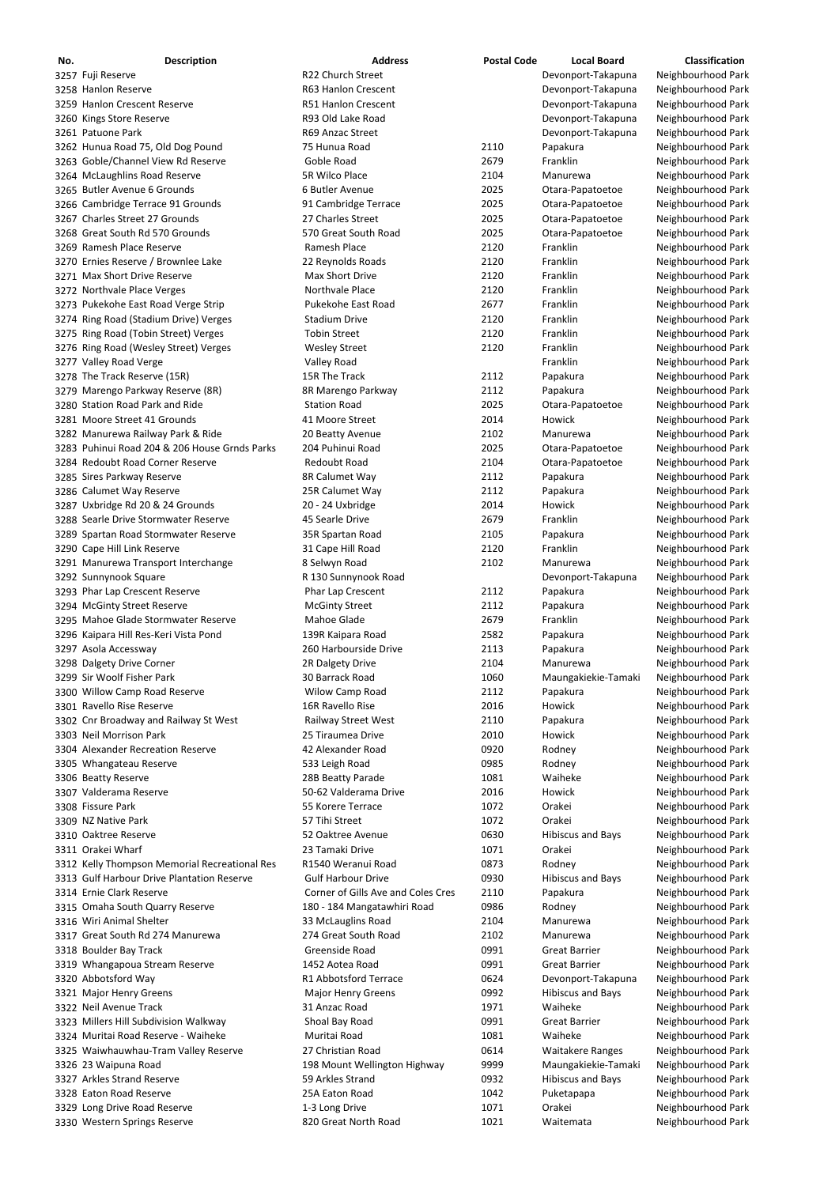| No. | Description | Address | Postal Code | Local Board | Classification |
|---|---|---|---|---|---|
| 3257 | Fuji Reserve | R22 Church Street | | Devonport-Takapuna | Neighbourhood Park |
| 3258 | Hanlon Reserve | R63 Hanlon Crescent | | Devonport-Takapuna | Neighbourhood Park |
| 3259 | Hanlon Crescent Reserve | R51 Hanlon Crescent | | Devonport-Takapuna | Neighbourhood Park |
| 3260 | Kings Store Reserve | R93 Old Lake Road | | Devonport-Takapuna | Neighbourhood Park |
| 3261 | Patuone Park | R69 Anzac Street | | Devonport-Takapuna | Neighbourhood Park |
| 3262 | Hunua Road 75, Old Dog Pound | 75 Hunua Road | 2110 | Papakura | Neighbourhood Park |
| 3263 | Goble/Channel View Rd Reserve | Goble Road | 2679 | Franklin | Neighbourhood Park |
| 3264 | McLaughlins Road Reserve | 5R Wilco Place | 2104 | Manurewa | Neighbourhood Park |
| 3265 | Butler Avenue 6 Grounds | 6 Butler Avenue | 2025 | Otara-Papatoetoe | Neighbourhood Park |
| 3266 | Cambridge Terrace 91 Grounds | 91 Cambridge Terrace | 2025 | Otara-Papatoetoe | Neighbourhood Park |
| 3267 | Charles Street 27 Grounds | 27 Charles Street | 2025 | Otara-Papatoetoe | Neighbourhood Park |
| 3268 | Great South Rd 570 Grounds | 570 Great South Road | 2025 | Otara-Papatoetoe | Neighbourhood Park |
| 3269 | Ramesh Place Reserve | Ramesh Place | 2120 | Franklin | Neighbourhood Park |
| 3270 | Ernies Reserve / Brownlee Lake | 22 Reynolds Roads | 2120 | Franklin | Neighbourhood Park |
| 3271 | Max Short Drive Reserve | Max Short Drive | 2120 | Franklin | Neighbourhood Park |
| 3272 | Northvale Place Verges | Northvale Place | 2120 | Franklin | Neighbourhood Park |
| 3273 | Pukekohe East Road Verge Strip | Pukekohe East Road | 2677 | Franklin | Neighbourhood Park |
| 3274 | Ring Road (Stadium Drive) Verges | Stadium Drive | 2120 | Franklin | Neighbourhood Park |
| 3275 | Ring Road (Tobin Street) Verges | Tobin Street | 2120 | Franklin | Neighbourhood Park |
| 3276 | Ring Road (Wesley Street) Verges | Wesley Street | 2120 | Franklin | Neighbourhood Park |
| 3277 | Valley Road Verge | Valley Road | | Franklin | Neighbourhood Park |
| 3278 | The Track Reserve (15R) | 15R The Track | 2112 | Papakura | Neighbourhood Park |
| 3279 | Marengo Parkway Reserve (8R) | 8R Marengo Parkway | 2112 | Papakura | Neighbourhood Park |
| 3280 | Station Road Park and Ride | Station Road | 2025 | Otara-Papatoetoe | Neighbourhood Park |
| 3281 | Moore Street 41 Grounds | 41 Moore Street | 2014 | Howick | Neighbourhood Park |
| 3282 | Manurewa Railway Park & Ride | 20 Beatty Avenue | 2102 | Manurewa | Neighbourhood Park |
| 3283 | Puhinui Road 204 & 206 House Grnds Parks | 204 Puhinui Road | 2025 | Otara-Papatoetoe | Neighbourhood Park |
| 3284 | Redoubt Road Corner Reserve | Redoubt Road | 2104 | Otara-Papatoetoe | Neighbourhood Park |
| 3285 | Sires Parkway Reserve | 8R Calumet Way | 2112 | Papakura | Neighbourhood Park |
| 3286 | Calumet Way Reserve | 25R Calumet Way | 2112 | Papakura | Neighbourhood Park |
| 3287 | Uxbridge Rd 20 & 24 Grounds | 20 - 24 Uxbridge | 2014 | Howick | Neighbourhood Park |
| 3288 | Searle Drive Stormwater Reserve | 45 Searle Drive | 2679 | Franklin | Neighbourhood Park |
| 3289 | Spartan Road Stormwater Reserve | 35R Spartan Road | 2105 | Papakura | Neighbourhood Park |
| 3290 | Cape Hill Link Reserve | 31 Cape Hill Road | 2120 | Franklin | Neighbourhood Park |
| 3291 | Manurewa Transport Interchange | 8 Selwyn Road | 2102 | Manurewa | Neighbourhood Park |
| 3292 | Sunnynook Square | R 130 Sunnynook Road | | Devonport-Takapuna | Neighbourhood Park |
| 3293 | Phar Lap Crescent Reserve | Phar Lap Crescent | 2112 | Papakura | Neighbourhood Park |
| 3294 | McGinty Street Reserve | McGinty Street | 2112 | Papakura | Neighbourhood Park |
| 3295 | Mahoe Glade Stormwater Reserve | Mahoe Glade | 2679 | Franklin | Neighbourhood Park |
| 3296 | Kaipara Hill Res-Keri Vista Pond | 139R Kaipara Road | 2582 | Papakura | Neighbourhood Park |
| 3297 | Asola Accessway | 260 Harbourside Drive | 2113 | Papakura | Neighbourhood Park |
| 3298 | Dalgety Drive Corner | 2R Dalgety Drive | 2104 | Manurewa | Neighbourhood Park |
| 3299 | Sir Woolf Fisher Park | 30 Barrack Road | 1060 | Maungakiekie-Tamaki | Neighbourhood Park |
| 3300 | Willow Camp Road Reserve | Wilow Camp Road | 2112 | Papakura | Neighbourhood Park |
| 3301 | Ravello Rise Reserve | 16R Ravello Rise | 2016 | Howick | Neighbourhood Park |
| 3302 | Cnr Broadway and Railway St West | Railway Street West | 2110 | Papakura | Neighbourhood Park |
| 3303 | Neil Morrison Park | 25 Tiraumea Drive | 2010 | Howick | Neighbourhood Park |
| 3304 | Alexander Recreation Reserve | 42 Alexander Road | 0920 | Rodney | Neighbourhood Park |
| 3305 | Whangateau Reserve | 533 Leigh Road | 0985 | Rodney | Neighbourhood Park |
| 3306 | Beatty Reserve | 28B Beatty Parade | 1081 | Waiheke | Neighbourhood Park |
| 3307 | Valderama Reserve | 50-62 Valderama Drive | 2016 | Howick | Neighbourhood Park |
| 3308 | Fissure Park | 55 Korere Terrace | 1072 | Orakei | Neighbourhood Park |
| 3309 | NZ Native Park | 57 Tihi Street | 1072 | Orakei | Neighbourhood Park |
| 3310 | Oaktree Reserve | 52 Oaktree Avenue | 0630 | Hibiscus and Bays | Neighbourhood Park |
| 3311 | Orakei Wharf | 23 Tamaki Drive | 1071 | Orakei | Neighbourhood Park |
| 3312 | Kelly Thompson Memorial Recreational Res | R1540 Weranui Road | 0873 | Rodney | Neighbourhood Park |
| 3313 | Gulf Harbour Drive Plantation Reserve | Gulf Harbour Drive | 0930 | Hibiscus and Bays | Neighbourhood Park |
| 3314 | Ernie Clark Reserve | Corner of Gills Ave and Coles Cres | 2110 | Papakura | Neighbourhood Park |
| 3315 | Omaha South Quarry Reserve | 180 - 184 Mangatawhiri Road | 0986 | Rodney | Neighbourhood Park |
| 3316 | Wiri Animal Shelter | 33 McLaughlins Road | 2104 | Manurewa | Neighbourhood Park |
| 3317 | Great South Rd 274 Manurewa | 274 Great South Road | 2102 | Manurewa | Neighbourhood Park |
| 3318 | Boulder Bay Track | Greenside Road | 0991 | Great Barrier | Neighbourhood Park |
| 3319 | Whangapoua Stream Reserve | 1452 Aotea Road | 0991 | Great Barrier | Neighbourhood Park |
| 3320 | Abbotsford Way | R1 Abbotsford Terrace | 0624 | Devonport-Takapuna | Neighbourhood Park |
| 3321 | Major Henry Greens | Major Henry Greens | 0992 | Hibiscus and Bays | Neighbourhood Park |
| 3322 | Neil Avenue Track | 31 Anzac Road | 1971 | Waiheke | Neighbourhood Park |
| 3323 | Millers Hill Subdivision Walkway | Shoal Bay Road | 0991 | Great Barrier | Neighbourhood Park |
| 3324 | Muritai Road Reserve - Waiheke | Muritai Road | 1081 | Waiheke | Neighbourhood Park |
| 3325 | Waiwhauwhau-Tram Valley Reserve | 27 Christian Road | 0614 | Waitakere Ranges | Neighbourhood Park |
| 3326 | 23 Waipuna Road | 198 Mount Wellington Highway | 9999 | Maungakiekie-Tamaki | Neighbourhood Park |
| 3327 | Arkles Strand Reserve | 59 Arkles Strand | 0932 | Hibiscus and Bays | Neighbourhood Park |
| 3328 | Eaton Road Reserve | 25A Eaton Road | 1042 | Puketapapa | Neighbourhood Park |
| 3329 | Long Drive Road Reserve | 1-3 Long Drive | 1071 | Orakei | Neighbourhood Park |
| 3330 | Western Springs Reserve | 820 Great North Road | 1021 | Waitemata | Neighbourhood Park |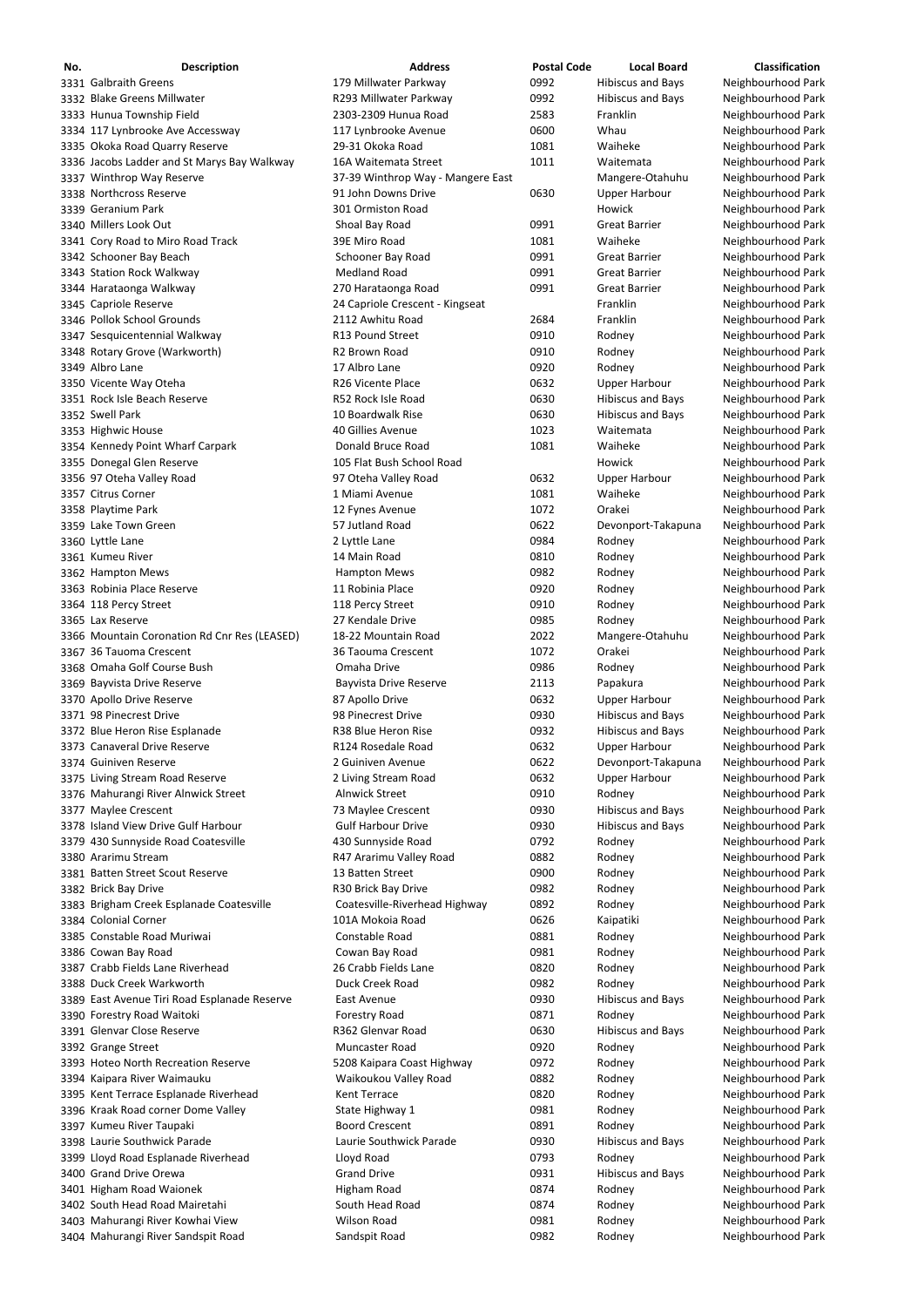| No. | Description | Address | Postal Code | Local Board | Classification |
|---|---|---|---|---|---|
| 3331 | Galbraith Greens | 179 Millwater Parkway | 0992 | Hibiscus and Bays | Neighbourhood Park |
| 3332 | Blake Greens Millwater | R293 Millwater Parkway | 0992 | Hibiscus and Bays | Neighbourhood Park |
| 3333 | Hunua Township Field | 2303-2309 Hunua Road | 2583 | Franklin | Neighbourhood Park |
| 3334 | 117 Lynbrooke Ave Accessway | 117 Lynbrooke Avenue | 0600 | Whau | Neighbourhood Park |
| 3335 | Okoka Road Quarry Reserve | 29-31 Okoka Road | 1081 | Waiheke | Neighbourhood Park |
| 3336 | Jacobs Ladder and St Marys Bay Walkway | 16A Waitemata Street | 1011 | Waitemata | Neighbourhood Park |
| 3337 | Winthrop Way Reserve | 37-39 Winthrop Way - Mangere East | | Mangere-Otahuhu | Neighbourhood Park |
| 3338 | Northcross Reserve | 91 John Downs Drive | 0630 | Upper Harbour | Neighbourhood Park |
| 3339 | Geranium Park | 301 Ormiston Road | | Howick | Neighbourhood Park |
| 3340 | Millers Look Out | Shoal Bay Road | 0991 | Great Barrier | Neighbourhood Park |
| 3341 | Cory Road to Miro Road Track | 39E Miro Road | 1081 | Waiheke | Neighbourhood Park |
| 3342 | Schooner Bay Beach | Schooner Bay Road | 0991 | Great Barrier | Neighbourhood Park |
| 3343 | Station Rock Walkway | Medland Road | 0991 | Great Barrier | Neighbourhood Park |
| 3344 | Harataonga Walkway | 270 Harataonga Road | 0991 | Great Barrier | Neighbourhood Park |
| 3345 | Capriole Reserve | 24 Capriole Crescent - Kingseat | | Franklin | Neighbourhood Park |
| 3346 | Pollok School Grounds | 2112 Awhitu Road | 2684 | Franklin | Neighbourhood Park |
| 3347 | Sesquicentennial Walkway | R13 Pound Street | 0910 | Rodney | Neighbourhood Park |
| 3348 | Rotary Grove (Warkworth) | R2 Brown Road | 0910 | Rodney | Neighbourhood Park |
| 3349 | Albro Lane | 17 Albro Lane | 0920 | Rodney | Neighbourhood Park |
| 3350 | Vicente Way Oteha | R26 Vicente Place | 0632 | Upper Harbour | Neighbourhood Park |
| 3351 | Rock Isle Beach Reserve | R52 Rock Isle Road | 0630 | Hibiscus and Bays | Neighbourhood Park |
| 3352 | Swell Park | 10 Boardwalk Rise | 0630 | Hibiscus and Bays | Neighbourhood Park |
| 3353 | Highwic House | 40 Gillies Avenue | 1023 | Waitemata | Neighbourhood Park |
| 3354 | Kennedy Point Wharf Carpark | Donald Bruce Road | 1081 | Waiheke | Neighbourhood Park |
| 3355 | Donegal Glen Reserve | 105 Flat Bush School Road | | Howick | Neighbourhood Park |
| 3356 | 97 Oteha Valley Road | 97 Oteha Valley Road | 0632 | Upper Harbour | Neighbourhood Park |
| 3357 | Citrus Corner | 1 Miami Avenue | 1081 | Waiheke | Neighbourhood Park |
| 3358 | Playtime Park | 12 Fynes Avenue | 1072 | Orakei | Neighbourhood Park |
| 3359 | Lake Town Green | 57 Jutland Road | 0622 | Devonport-Takapuna | Neighbourhood Park |
| 3360 | Lyttle Lane | 2 Lyttle Lane | 0984 | Rodney | Neighbourhood Park |
| 3361 | Kumeu River | 14 Main Road | 0810 | Rodney | Neighbourhood Park |
| 3362 | Hampton Mews | Hampton Mews | 0982 | Rodney | Neighbourhood Park |
| 3363 | Robinia Place Reserve | 11 Robinia Place | 0920 | Rodney | Neighbourhood Park |
| 3364 | 118 Percy Street | 118 Percy Street | 0910 | Rodney | Neighbourhood Park |
| 3365 | Lax Reserve | 27 Kendale Drive | 0985 | Rodney | Neighbourhood Park |
| 3366 | Mountain Coronation Rd Cnr Res (LEASED) | 18-22 Mountain Road | 2022 | Mangere-Otahuhu | Neighbourhood Park |
| 3367 | 36 Tauoma Crescent | 36 Taouma Crescent | 1072 | Orakei | Neighbourhood Park |
| 3368 | Omaha Golf Course Bush | Omaha Drive | 0986 | Rodney | Neighbourhood Park |
| 3369 | Bayvista Drive Reserve | Bayvista Drive Reserve | 2113 | Papakura | Neighbourhood Park |
| 3370 | Apollo Drive Reserve | 87 Apollo Drive | 0632 | Upper Harbour | Neighbourhood Park |
| 3371 | 98 Pinecrest Drive | 98 Pinecrest Drive | 0930 | Hibiscus and Bays | Neighbourhood Park |
| 3372 | Blue Heron Rise Esplanade | R38 Blue Heron Rise | 0932 | Hibiscus and Bays | Neighbourhood Park |
| 3373 | Canaveral Drive Reserve | R124 Rosedale Road | 0632 | Upper Harbour | Neighbourhood Park |
| 3374 | Guiniven Reserve | 2 Guiniven Avenue | 0622 | Devonport-Takapuna | Neighbourhood Park |
| 3375 | Living Stream Road Reserve | 2 Living Stream Road | 0632 | Upper Harbour | Neighbourhood Park |
| 3376 | Mahurangi River Alnwick Street | Alnwick Street | 0910 | Rodney | Neighbourhood Park |
| 3377 | Maylee Crescent | 73 Maylee Crescent | 0930 | Hibiscus and Bays | Neighbourhood Park |
| 3378 | Island View Drive Gulf Harbour | Gulf Harbour Drive | 0930 | Hibiscus and Bays | Neighbourhood Park |
| 3379 | 430 Sunnyside Road Coatesville | 430 Sunnyside Road | 0792 | Rodney | Neighbourhood Park |
| 3380 | Ararimu Stream | R47 Ararimu Valley Road | 0882 | Rodney | Neighbourhood Park |
| 3381 | Batten Street Scout Reserve | 13 Batten Street | 0900 | Rodney | Neighbourhood Park |
| 3382 | Brick Bay Drive | R30 Brick Bay Drive | 0982 | Rodney | Neighbourhood Park |
| 3383 | Brigham Creek Esplanade Coatesville | Coatesville-Riverhead Highway | 0892 | Rodney | Neighbourhood Park |
| 3384 | Colonial Corner | 101A Mokoia Road | 0626 | Kaipatiki | Neighbourhood Park |
| 3385 | Constable Road Muriwai | Constable Road | 0881 | Rodney | Neighbourhood Park |
| 3386 | Cowan Bay Road | Cowan Bay Road | 0981 | Rodney | Neighbourhood Park |
| 3387 | Crabb Fields Lane Riverhead | 26 Crabb Fields Lane | 0820 | Rodney | Neighbourhood Park |
| 3388 | Duck Creek Warkworth | Duck Creek Road | 0982 | Rodney | Neighbourhood Park |
| 3389 | East Avenue Tiri Road Esplanade Reserve | East Avenue | 0930 | Hibiscus and Bays | Neighbourhood Park |
| 3390 | Forestry Road Waitoki | Forestry Road | 0871 | Rodney | Neighbourhood Park |
| 3391 | Glenvar Close Reserve | R362 Glenvar Road | 0630 | Hibiscus and Bays | Neighbourhood Park |
| 3392 | Grange Street | Muncaster Road | 0920 | Rodney | Neighbourhood Park |
| 3393 | Hoteo North Recreation Reserve | 5208 Kaipara Coast Highway | 0972 | Rodney | Neighbourhood Park |
| 3394 | Kaipara River Waimauku | Waikoukou Valley Road | 0882 | Rodney | Neighbourhood Park |
| 3395 | Kent Terrace Esplanade Riverhead | Kent Terrace | 0820 | Rodney | Neighbourhood Park |
| 3396 | Kraak Road corner Dome Valley | State Highway 1 | 0981 | Rodney | Neighbourhood Park |
| 3397 | Kumeu River Taupaki | Boord Crescent | 0891 | Rodney | Neighbourhood Park |
| 3398 | Laurie Southwick Parade | Laurie Southwick Parade | 0930 | Hibiscus and Bays | Neighbourhood Park |
| 3399 | Lloyd Road Esplanade Riverhead | Lloyd Road | 0793 | Rodney | Neighbourhood Park |
| 3400 | Grand Drive Orewa | Grand Drive | 0931 | Hibiscus and Bays | Neighbourhood Park |
| 3401 | Higham Road Waionek | Higham Road | 0874 | Rodney | Neighbourhood Park |
| 3402 | South Head Road Mairetahi | South Head Road | 0874 | Rodney | Neighbourhood Park |
| 3403 | Mahurangi River Kowhai View | Wilson Road | 0981 | Rodney | Neighbourhood Park |
| 3404 | Mahurangi River Sandspit Road | Sandspit Road | 0982 | Rodney | Neighbourhood Park |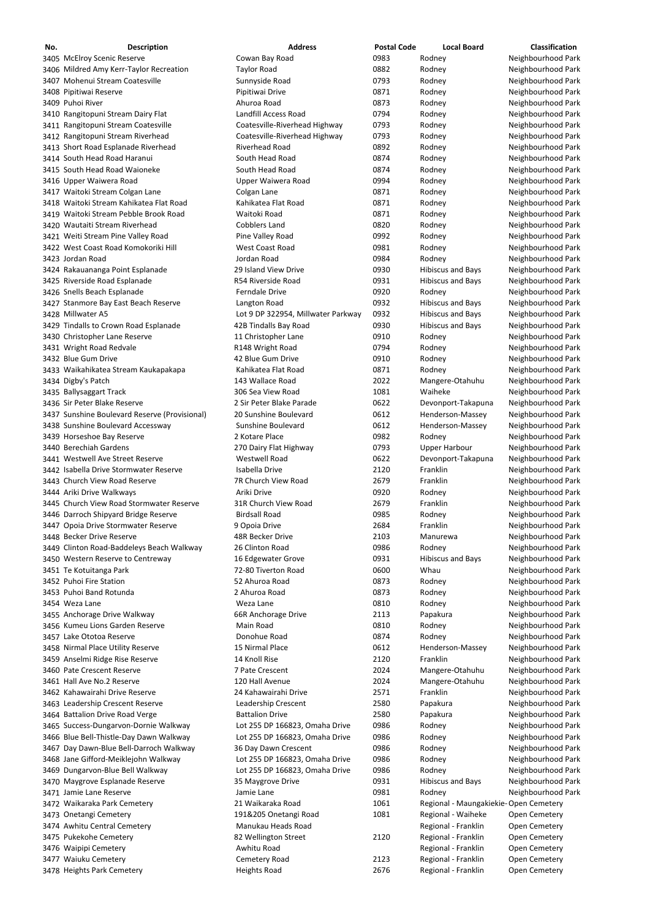| No. | Description | Address | Postal Code | Local Board | Classification |
|---|---|---|---|---|---|
| 3405 | McElroy Scenic Reserve | Cowan Bay Road | 0983 | Rodney | Neighbourhood Park |
| 3406 | Mildred Amy Kerr-Taylor Recreation | Taylor Road | 0882 | Rodney | Neighbourhood Park |
| 3407 | Mohenui Stream Coatesville | Sunnyside Road | 0793 | Rodney | Neighbourhood Park |
| 3408 | Pipitiwai Reserve | Pipitiwai Drive | 0871 | Rodney | Neighbourhood Park |
| 3409 | Puhoi River | Ahuroa Road | 0873 | Rodney | Neighbourhood Park |
| 3410 | Rangitopuni Stream Dairy Flat | Landfill Access Road | 0794 | Rodney | Neighbourhood Park |
| 3411 | Rangitopuni Stream Coatesville | Coatesville-Riverhead Highway | 0793 | Rodney | Neighbourhood Park |
| 3412 | Rangitopuni Stream Riverhead | Coatesville-Riverhead Highway | 0793 | Rodney | Neighbourhood Park |
| 3413 | Short Road Esplanade Riverhead | Riverhead Road | 0892 | Rodney | Neighbourhood Park |
| 3414 | South Head Road Haranui | South Head Road | 0874 | Rodney | Neighbourhood Park |
| 3415 | South Head Road Waioneke | South Head Road | 0874 | Rodney | Neighbourhood Park |
| 3416 | Upper Waiwera Road | Upper Waiwera Road | 0994 | Rodney | Neighbourhood Park |
| 3417 | Waitoki Stream Colgan Lane | Colgan Lane | 0871 | Rodney | Neighbourhood Park |
| 3418 | Waitoki Stream Kahikatea Flat Road | Kahikatea Flat Road | 0871 | Rodney | Neighbourhood Park |
| 3419 | Waitoki Stream Pebble Brook Road | Waitoki Road | 0871 | Rodney | Neighbourhood Park |
| 3420 | Wautaiti Stream Riverhead | Cobblers Land | 0820 | Rodney | Neighbourhood Park |
| 3421 | Weiti Stream Pine Valley Road | Pine Valley Road | 0992 | Rodney | Neighbourhood Park |
| 3422 | West Coast Road Komokoriki Hill | West Coast Road | 0981 | Rodney | Neighbourhood Park |
| 3423 | Jordan Road | Jordan Road | 0984 | Rodney | Neighbourhood Park |
| 3424 | Rakauananga Point Esplanade | 29 Island View Drive | 0930 | Hibiscus and Bays | Neighbourhood Park |
| 3425 | Riverside Road Esplanade | R54 Riverside Road | 0931 | Hibiscus and Bays | Neighbourhood Park |
| 3426 | Snells Beach Esplanade | Ferndale Drive | 0920 | Rodney | Neighbourhood Park |
| 3427 | Stanmore Bay East Beach Reserve | Langton Road | 0932 | Hibiscus and Bays | Neighbourhood Park |
| 3428 | Millwater A5 | Lot 9 DP 322954, Millwater Parkway | 0932 | Hibiscus and Bays | Neighbourhood Park |
| 3429 | Tindalls to Crown Road Esplanade | 42B Tindalls Bay Road | 0930 | Hibiscus and Bays | Neighbourhood Park |
| 3430 | Christopher Lane Reserve | 11 Christopher Lane | 0910 | Rodney | Neighbourhood Park |
| 3431 | Wright Road Redvale | R148 Wright Road | 0794 | Rodney | Neighbourhood Park |
| 3432 | Blue Gum Drive | 42 Blue Gum Drive | 0910 | Rodney | Neighbourhood Park |
| 3433 | Waikahikatea Stream Kaukapakapa | Kahikatea Flat Road | 0871 | Rodney | Neighbourhood Park |
| 3434 | Digby's Patch | 143 Wallace Road | 2022 | Mangere-Otahuhu | Neighbourhood Park |
| 3435 | Ballysaggart Track | 306 Sea View Road | 1081 | Waiheke | Neighbourhood Park |
| 3436 | Sir Peter Blake Reserve | 2 Sir Peter Blake Parade | 0622 | Devonport-Takapuna | Neighbourhood Park |
| 3437 | Sunshine Boulevard Reserve (Provisional) | 20 Sunshine Boulevard | 0612 | Henderson-Massey | Neighbourhood Park |
| 3438 | Sunshine Boulevard Accessway | Sunshine Boulevard | 0612 | Henderson-Massey | Neighbourhood Park |
| 3439 | Horseshoe Bay Reserve | 2 Kotare Place | 0982 | Rodney | Neighbourhood Park |
| 3440 | Berechiah Gardens | 270 Dairy Flat Highway | 0793 | Upper Harbour | Neighbourhood Park |
| 3441 | Westwell Ave Street Reserve | Westwell Road | 0622 | Devonport-Takapuna | Neighbourhood Park |
| 3442 | Isabella Drive Stormwater Reserve | Isabella Drive | 2120 | Franklin | Neighbourhood Park |
| 3443 | Church View Road Reserve | 7R Church View Road | 2679 | Franklin | Neighbourhood Park |
| 3444 | Ariki Drive Walkways | Ariki Drive | 0920 | Rodney | Neighbourhood Park |
| 3445 | Church View Road Stormwater Reserve | 31R Church View Road | 2679 | Franklin | Neighbourhood Park |
| 3446 | Darroch Shipyard Bridge Reserve | Birdsall Road | 0985 | Rodney | Neighbourhood Park |
| 3447 | Opoia Drive Stormwater Reserve | 9 Opoia Drive | 2684 | Franklin | Neighbourhood Park |
| 3448 | Becker Drive Reserve | 48R Becker Drive | 2103 | Manurewa | Neighbourhood Park |
| 3449 | Clinton Road-Baddeleys Beach Walkway | 26 Clinton Road | 0986 | Rodney | Neighbourhood Park |
| 3450 | Western Reserve to Centreway | 16 Edgewater Grove | 0931 | Hibiscus and Bays | Neighbourhood Park |
| 3451 | Te Kotuitanga Park | 72-80 Tiverton Road | 0600 | Whau | Neighbourhood Park |
| 3452 | Puhoi Fire Station | 52 Ahuroa Road | 0873 | Rodney | Neighbourhood Park |
| 3453 | Puhoi Band Rotunda | 2 Ahuroa Road | 0873 | Rodney | Neighbourhood Park |
| 3454 | Weza Lane | Weza Lane | 0810 | Rodney | Neighbourhood Park |
| 3455 | Anchorage Drive Walkway | 66R Anchorage Drive | 2113 | Papakura | Neighbourhood Park |
| 3456 | Kumeu Lions Garden Reserve | Main Road | 0810 | Rodney | Neighbourhood Park |
| 3457 | Lake Ototoa Reserve | Donohue Road | 0874 | Rodney | Neighbourhood Park |
| 3458 | Nirmal Place Utility Reserve | 15 Nirmal Place | 0612 | Henderson-Massey | Neighbourhood Park |
| 3459 | Anselmi Ridge Rise Reserve | 14 Knoll Rise | 2120 | Franklin | Neighbourhood Park |
| 3460 | Pate Crescent Reserve | 7 Pate Crescent | 2024 | Mangere-Otahuhu | Neighbourhood Park |
| 3461 | Hall Ave No.2 Reserve | 120 Hall Avenue | 2024 | Mangere-Otahuhu | Neighbourhood Park |
| 3462 | Kahawairahi Drive Reserve | 24 Kahawairahi Drive | 2571 | Franklin | Neighbourhood Park |
| 3463 | Leadership Crescent Reserve | Leadership Crescent | 2580 | Papakura | Neighbourhood Park |
| 3464 | Battalion Drive Road Verge | Battalion Drive | 2580 | Papakura | Neighbourhood Park |
| 3465 | Success-Dungarvon-Dornie Walkway | Lot 255 DP 166823, Omaha Drive | 0986 | Rodney | Neighbourhood Park |
| 3466 | Blue Bell-Thistle-Day Dawn Walkway | Lot 255 DP 166823, Omaha Drive | 0986 | Rodney | Neighbourhood Park |
| 3467 | Day Dawn-Blue Bell-Darroch Walkway | 36 Day Dawn Crescent | 0986 | Rodney | Neighbourhood Park |
| 3468 | Jane Gifford-Meiklejohn Walkway | Lot 255 DP 166823, Omaha Drive | 0986 | Rodney | Neighbourhood Park |
| 3469 | Dungarvon-Blue Bell Walkway | Lot 255 DP 166823, Omaha Drive | 0986 | Rodney | Neighbourhood Park |
| 3470 | Maygrove Esplanade Reserve | 35 Maygrove Drive | 0931 | Hibiscus and Bays | Neighbourhood Park |
| 3471 | Jamie Lane Reserve | Jamie Lane | 0981 | Rodney | Neighbourhood Park |
| 3472 | Waikaraka Park Cemetery | 21 Waikaraka Road | 1061 | Regional - Maungakiekie-Tamaki | Open Cemetery |
| 3473 | Onetangi Cemetery | 191&205 Onetangi Road | 1081 | Regional - Waiheke | Open Cemetery |
| 3474 | Awhitu Central Cemetery | Manukau Heads Road | | Regional - Franklin | Open Cemetery |
| 3475 | Pukekohe Cemetery | 82 Wellington Street | 2120 | Regional - Franklin | Open Cemetery |
| 3476 | Waipipi Cemetery | Awhitu Road | | Regional - Franklin | Open Cemetery |
| 3477 | Waiuku Cemetery | Cemetery Road | 2123 | Regional - Franklin | Open Cemetery |
| 3478 | Heights Park Cemetery | Heights Road | 2676 | Regional - Franklin | Open Cemetery |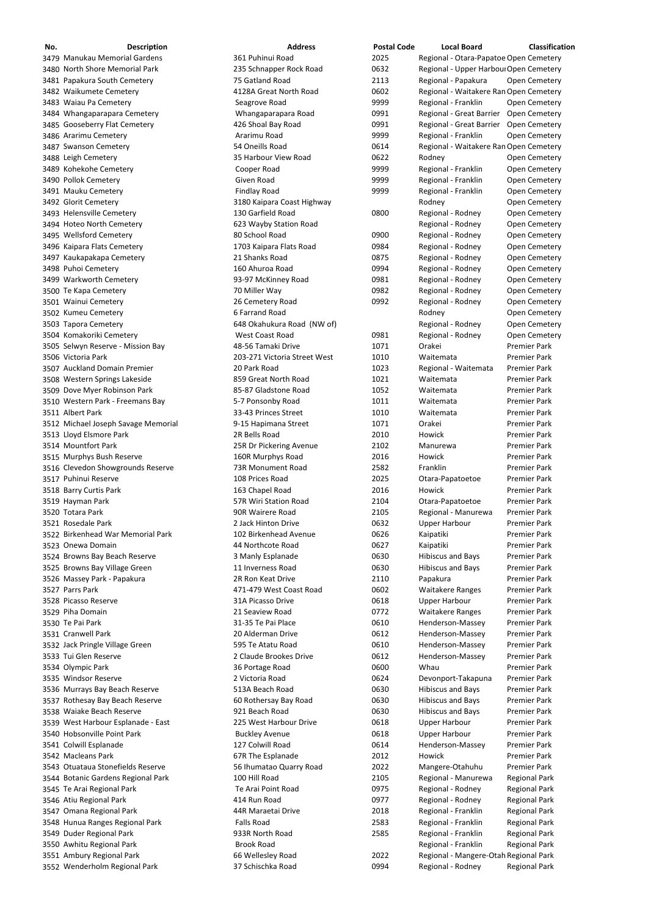| No. | Description | Address | Postal Code | Local Board | Classification |
|---|---|---|---|---|---|
| 3479 | Manukau Memorial Gardens | 361 Puhinui Road | 2025 | Regional - Otara-Papatoe | Open Cemetery |
| 3480 | North Shore Memorial Park | 235 Schnapper Rock Road | 0632 | Regional - Upper Harbour | Open Cemetery |
| 3481 | Papakura South Cemetery | 75 Gatland Road | 2113 | Regional - Papakura | Open Cemetery |
| 3482 | Waikumete Cemetery | 4128A Great North Road | 0602 | Regional - Waitakere Ran | Open Cemetery |
| 3483 | Waiau Pa Cemetery | Seagrove Road | 9999 | Regional - Franklin | Open Cemetery |
| 3484 | Whangaparapara Cemetery | Whangaparapara Road | 0991 | Regional - Great Barrier | Open Cemetery |
| 3485 | Gooseberry Flat Cemetery | 426 Shoal Bay Road | 0991 | Regional - Great Barrier | Open Cemetery |
| 3486 | Ararimu Cemetery | Ararimu Road | 9999 | Regional - Franklin | Open Cemetery |
| 3487 | Swanson Cemetery | 54 Oneills Road | 0614 | Regional - Waitakere Ran | Open Cemetery |
| 3488 | Leigh Cemetery | 35 Harbour View Road | 0622 | Rodney | Open Cemetery |
| 3489 | Kohekohe Cemetery | Cooper Road | 9999 | Regional - Franklin | Open Cemetery |
| 3490 | Pollok Cemetery | Given Road | 9999 | Regional - Franklin | Open Cemetery |
| 3491 | Mauku Cemetery | Findlay Road | 9999 | Regional - Franklin | Open Cemetery |
| 3492 | Glorit Cemetery | 3180 Kaipara Coast Highway | | Rodney | Open Cemetery |
| 3493 | Helensville Cemetery | 130 Garfield Road | 0800 | Regional - Rodney | Open Cemetery |
| 3494 | Hoteo North Cemetery | 623 Wayby Station Road | | Regional - Rodney | Open Cemetery |
| 3495 | Wellsford Cemetery | 80 School Road | 0900 | Regional - Rodney | Open Cemetery |
| 3496 | Kaipara Flats Cemetery | 1703 Kaipara Flats Road | 0984 | Regional - Rodney | Open Cemetery |
| 3497 | Kaukapakapa Cemetery | 21 Shanks Road | 0875 | Regional - Rodney | Open Cemetery |
| 3498 | Puhoi Cemetery | 160 Ahuroa Road | 0994 | Regional - Rodney | Open Cemetery |
| 3499 | Warkworth Cemetery | 93-97 McKinney Road | 0981 | Regional - Rodney | Open Cemetery |
| 3500 | Te Kapa Cemetery | 70 Miller Way | 0982 | Regional - Rodney | Open Cemetery |
| 3501 | Wainui Cemetery | 26 Cemetery Road | 0992 | Regional - Rodney | Open Cemetery |
| 3502 | Kumeu Cemetery | 6 Farrand Road | | Rodney | Open Cemetery |
| 3503 | Tapora Cemetery | 648 Okahukura Road (NW of) | | Regional - Rodney | Open Cemetery |
| 3504 | Komakoriki Cemetery | West Coast Road | 0981 | Regional - Rodney | Open Cemetery |
| 3505 | Selwyn Reserve - Mission Bay | 48-56 Tamaki Drive | 1071 | Orakei | Premier Park |
| 3506 | Victoria Park | 203-271 Victoria Street West | 1010 | Waitemata | Premier Park |
| 3507 | Auckland Domain Premier | 20 Park Road | 1023 | Regional - Waitemata | Premier Park |
| 3508 | Western Springs Lakeside | 859 Great North Road | 1021 | Waitemata | Premier Park |
| 3509 | Dove Myer Robinson Park | 85-87 Gladstone Road | 1052 | Waitemata | Premier Park |
| 3510 | Western Park - Freemans Bay | 5-7 Ponsonby Road | 1011 | Waitemata | Premier Park |
| 3511 | Albert Park | 33-43 Princes Street | 1010 | Waitemata | Premier Park |
| 3512 | Michael Joseph Savage Memorial | 9-15 Hapimana Street | 1071 | Orakei | Premier Park |
| 3513 | Lloyd Elsmore Park | 2R Bells Road | 2010 | Howick | Premier Park |
| 3514 | Mountfort Park | 25R Dr Pickering Avenue | 2102 | Manurewa | Premier Park |
| 3515 | Murphys Bush Reserve | 160R Murphys Road | 2016 | Howick | Premier Park |
| 3516 | Clevedon Showgrounds Reserve | 73R Monument Road | 2582 | Franklin | Premier Park |
| 3517 | Puhinui Reserve | 108 Prices Road | 2025 | Otara-Papatoetoe | Premier Park |
| 3518 | Barry Curtis Park | 163 Chapel Road | 2016 | Howick | Premier Park |
| 3519 | Hayman Park | 57R Wiri Station Road | 2104 | Otara-Papatoetoe | Premier Park |
| 3520 | Totara Park | 90R Wairere Road | 2105 | Regional - Manurewa | Premier Park |
| 3521 | Rosedale Park | 2 Jack Hinton Drive | 0632 | Upper Harbour | Premier Park |
| 3522 | Birkenhead War Memorial Park | 102 Birkenhead Avenue | 0626 | Kaipatiki | Premier Park |
| 3523 | Onewa Domain | 44 Northcote Road | 0627 | Kaipatiki | Premier Park |
| 3524 | Browns Bay Beach Reserve | 3 Manly Esplanade | 0630 | Hibiscus and Bays | Premier Park |
| 3525 | Browns Bay Village Green | 11 Inverness Road | 0630 | Hibiscus and Bays | Premier Park |
| 3526 | Massey Park - Papakura | 2R Ron Keat Drive | 2110 | Papakura | Premier Park |
| 3527 | Parrs Park | 471-479 West Coast Road | 0602 | Waitakere Ranges | Premier Park |
| 3528 | Picasso Reserve | 31A Picasso Drive | 0618 | Upper Harbour | Premier Park |
| 3529 | Piha Domain | 21 Seaview Road | 0772 | Waitakere Ranges | Premier Park |
| 3530 | Te Pai Park | 31-35 Te Pai Place | 0610 | Henderson-Massey | Premier Park |
| 3531 | Cranwell Park | 20 Alderman Drive | 0612 | Henderson-Massey | Premier Park |
| 3532 | Jack Pringle Village Green | 595 Te Atatu Road | 0610 | Henderson-Massey | Premier Park |
| 3533 | Tui Glen Reserve | 2 Claude Brookes Drive | 0612 | Henderson-Massey | Premier Park |
| 3534 | Olympic Park | 36 Portage Road | 0600 | Whau | Premier Park |
| 3535 | Windsor Reserve | 2 Victoria Road | 0624 | Devonport-Takapuna | Premier Park |
| 3536 | Murrays Bay Beach Reserve | 513A Beach Road | 0630 | Hibiscus and Bays | Premier Park |
| 3537 | Rothesay Bay Beach Reserve | 60 Rothesay Bay Road | 0630 | Hibiscus and Bays | Premier Park |
| 3538 | Waiake Beach Reserve | 921 Beach Road | 0630 | Hibiscus and Bays | Premier Park |
| 3539 | West Harbour Esplanade - East | 225 West Harbour Drive | 0618 | Upper Harbour | Premier Park |
| 3540 | Hobsonville Point Park | Buckley Avenue | 0618 | Upper Harbour | Premier Park |
| 3541 | Colwill Esplanade | 127 Colwill Road | 0614 | Henderson-Massey | Premier Park |
| 3542 | Macleans Park | 67R The Esplanade | 2012 | Howick | Premier Park |
| 3543 | Otuataua Stonefields Reserve | 56 Ihumatao Quarry Road | 2022 | Mangere-Otahuhu | Premier Park |
| 3544 | Botanic Gardens Regional Park | 100 Hill Road | 2105 | Regional - Manurewa | Regional Park |
| 3545 | Te Arai Regional Park | Te Arai Point Road | 0975 | Regional - Rodney | Regional Park |
| 3546 | Atiu Regional Park | 414 Run Road | 0977 | Regional - Rodney | Regional Park |
| 3547 | Omana Regional Park | 44R Maraetai Drive | 2018 | Regional - Franklin | Regional Park |
| 3548 | Hunua Ranges Regional Park | Falls Road | 2583 | Regional - Franklin | Regional Park |
| 3549 | Duder Regional Park | 933R North Road | 2585 | Regional - Franklin | Regional Park |
| 3550 | Awhitu Regional Park | Brook Road | | Regional - Franklin | Regional Park |
| 3551 | Ambury Regional Park | 66 Wellesley Road | 2022 | Regional - Mangere-Otah | Regional Park |
| 3552 | Wenderholm Regional Park | 37 Schischka Road | 0994 | Regional - Rodney | Regional Park |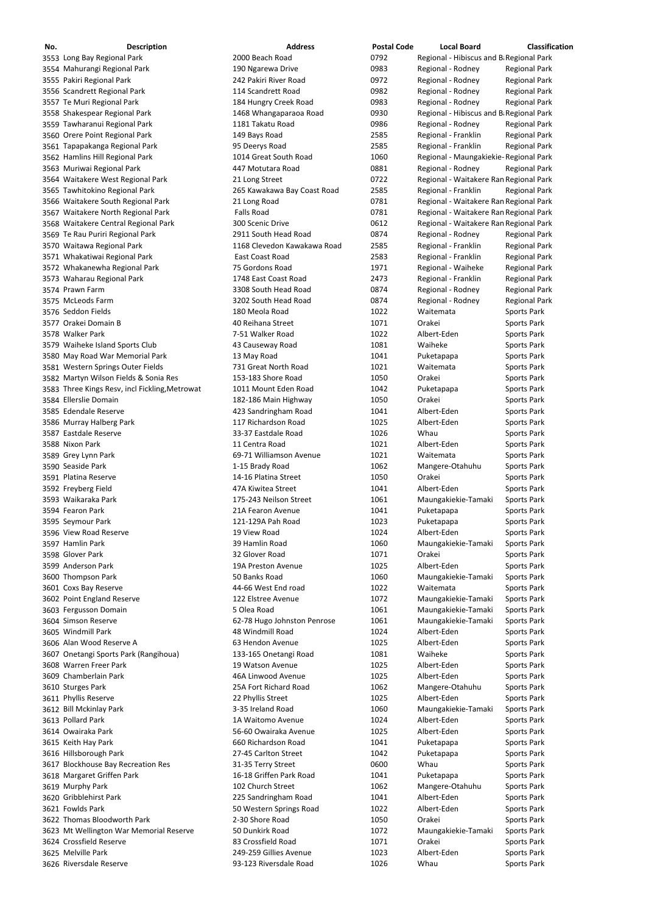| No. | Description | Address | Postal Code | Local Board | Classification |
|---|---|---|---|---|---|
| 3553 | Long Bay Regional Park | 2000 Beach Road | 0792 | Regional - Hibiscus and Ba | Regional Park |
| 3554 | Mahurangi Regional Park | 190 Ngarewa Drive | 0983 | Regional - Rodney | Regional Park |
| 3555 | Pakiri Regional Park | 242 Pakiri River Road | 0972 | Regional - Rodney | Regional Park |
| 3556 | Scandrett Regional Park | 114 Scandrett Road | 0982 | Regional - Rodney | Regional Park |
| 3557 | Te Muri Regional Park | 184 Hungry Creek Road | 0983 | Regional - Rodney | Regional Park |
| 3558 | Shakespear Regional Park | 1468 Whangaparaoa Road | 0930 | Regional - Hibiscus and Ba | Regional Park |
| 3559 | Tawharanui Regional Park | 1181 Takatu Road | 0986 | Regional - Rodney | Regional Park |
| 3560 | Orere Point Regional Park | 149 Bays Road | 2585 | Regional - Franklin | Regional Park |
| 3561 | Tapapakanga Regional Park | 95 Deerys Road | 2585 | Regional - Franklin | Regional Park |
| 3562 | Hamlins Hill Regional Park | 1014 Great South Road | 1060 | Regional - Maungakiekie- | Regional Park |
| 3563 | Muriwai Regional Park | 447 Motutara Road | 0881 | Regional - Rodney | Regional Park |
| 3564 | Waitakere West Regional Park | 21 Long Street | 0722 | Regional - Waitakere Ran | Regional Park |
| 3565 | Tawhitokino Regional Park | 265 Kawakawa Bay Coast Road | 2585 | Regional - Franklin | Regional Park |
| 3566 | Waitakere South Regional Park | 21 Long Road | 0781 | Regional - Waitakere Ran | Regional Park |
| 3567 | Waitakere North Regional Park | Falls Road | 0781 | Regional - Waitakere Ran | Regional Park |
| 3568 | Waitakere Central Regional Park | 300 Scenic Drive | 0612 | Regional - Waitakere Ran | Regional Park |
| 3569 | Te Rau Puriri Regional Park | 2911 South Head Road | 0874 | Regional - Rodney | Regional Park |
| 3570 | Waitawa Regional Park | 1168 Clevedon Kawakawa Road | 2585 | Regional - Franklin | Regional Park |
| 3571 | Whakatiwai Regional Park | East Coast Road | 2583 | Regional - Franklin | Regional Park |
| 3572 | Whakanewha Regional Park | 75 Gordons Road | 1971 | Regional - Waiheke | Regional Park |
| 3573 | Waharau Regional Park | 1748 East Coast Road | 2473 | Regional - Franklin | Regional Park |
| 3574 | Prawn Farm | 3308 South Head Road | 0874 | Regional - Rodney | Regional Park |
| 3575 | McLeods Farm | 3202 South Head Road | 0874 | Regional - Rodney | Regional Park |
| 3576 | Seddon Fields | 180 Meola Road | 1022 | Waitemata | Sports Park |
| 3577 | Orakei Domain B | 40 Reihana Street | 1071 | Orakei | Sports Park |
| 3578 | Walker Park | 7-51 Walker Road | 1022 | Albert-Eden | Sports Park |
| 3579 | Waiheke Island Sports Club | 43 Causeway Road | 1081 | Waiheke | Sports Park |
| 3580 | May Road War Memorial Park | 13 May Road | 1041 | Puketapapa | Sports Park |
| 3581 | Western Springs Outer Fields | 731 Great North Road | 1021 | Waitemata | Sports Park |
| 3582 | Martyn Wilson Fields & Sonia Res | 153-183 Shore Road | 1050 | Orakei | Sports Park |
| 3583 | Three Kings Resv, incl Fickling,Metrowat | 1011 Mount Eden Road | 1042 | Puketapapa | Sports Park |
| 3584 | Ellerslie Domain | 182-186 Main Highway | 1050 | Orakei | Sports Park |
| 3585 | Edendale Reserve | 423 Sandringham Road | 1041 | Albert-Eden | Sports Park |
| 3586 | Murray Halberg Park | 117 Richardson Road | 1025 | Albert-Eden | Sports Park |
| 3587 | Eastdale Reserve | 33-37 Eastdale Road | 1026 | Whau | Sports Park |
| 3588 | Nixon Park | 11 Centra Road | 1021 | Albert-Eden | Sports Park |
| 3589 | Grey Lynn Park | 69-71 Williamson Avenue | 1021 | Waitemata | Sports Park |
| 3590 | Seaside Park | 1-15 Brady Road | 1062 | Mangere-Otahuhu | Sports Park |
| 3591 | Platina Reserve | 14-16 Platina Street | 1050 | Orakei | Sports Park |
| 3592 | Freyberg Field | 47A Kiwitea Street | 1041 | Albert-Eden | Sports Park |
| 3593 | Waikaraka Park | 175-243 Neilson Street | 1061 | Maungakiekie-Tamaki | Sports Park |
| 3594 | Fearon Park | 21A Fearon Avenue | 1041 | Puketapapa | Sports Park |
| 3595 | Seymour Park | 121-129A Pah Road | 1023 | Puketapapa | Sports Park |
| 3596 | View Road Reserve | 19 View Road | 1024 | Albert-Eden | Sports Park |
| 3597 | Hamlin Park | 39 Hamlin Road | 1060 | Maungakiekie-Tamaki | Sports Park |
| 3598 | Glover Park | 32 Glover Road | 1071 | Orakei | Sports Park |
| 3599 | Anderson Park | 19A Preston Avenue | 1025 | Albert-Eden | Sports Park |
| 3600 | Thompson Park | 50 Banks Road | 1060 | Maungakiekie-Tamaki | Sports Park |
| 3601 | Coxs Bay Reserve | 44-66 West End road | 1022 | Waitemata | Sports Park |
| 3602 | Point England Reserve | 122 Elstree Avenue | 1072 | Maungakiekie-Tamaki | Sports Park |
| 3603 | Fergusson Domain | 5 Olea Road | 1061 | Maungakiekie-Tamaki | Sports Park |
| 3604 | Simson Reserve | 62-78 Hugo Johnston Penrose | 1061 | Maungakiekie-Tamaki | Sports Park |
| 3605 | Windmill Park | 48 Windmill Road | 1024 | Albert-Eden | Sports Park |
| 3606 | Alan Wood Reserve A | 63 Hendon Avenue | 1025 | Albert-Eden | Sports Park |
| 3607 | Onetangi Sports Park (Rangihoua) | 133-165 Onetangi Road | 1081 | Waiheke | Sports Park |
| 3608 | Warren Freer Park | 19 Watson Avenue | 1025 | Albert-Eden | Sports Park |
| 3609 | Chamberlain Park | 46A Linwood Avenue | 1025 | Albert-Eden | Sports Park |
| 3610 | Sturges Park | 25A Fort Richard Road | 1062 | Mangere-Otahuhu | Sports Park |
| 3611 | Phyllis Reserve | 22 Phyllis Street | 1025 | Albert-Eden | Sports Park |
| 3612 | Bill Mckinlay Park | 3-35 Ireland Road | 1060 | Maungakiekie-Tamaki | Sports Park |
| 3613 | Pollard Park | 1A Waitomo Avenue | 1024 | Albert-Eden | Sports Park |
| 3614 | Owairaka Park | 56-60 Owairaka Avenue | 1025 | Albert-Eden | Sports Park |
| 3615 | Keith Hay Park | 660 Richardson Road | 1041 | Puketapapa | Sports Park |
| 3616 | Hillsborough Park | 27-45 Carlton Street | 1042 | Puketapapa | Sports Park |
| 3617 | Blockhouse Bay Recreation Res | 31-35 Terry Street | 0600 | Whau | Sports Park |
| 3618 | Margaret Griffen Park | 16-18 Griffen Park Road | 1041 | Puketapapa | Sports Park |
| 3619 | Murphy Park | 102 Church Street | 1062 | Mangere-Otahuhu | Sports Park |
| 3620 | Gribblehirst Park | 225 Sandringham Road | 1041 | Albert-Eden | Sports Park |
| 3621 | Fowlds Park | 50 Western Springs Road | 1022 | Albert-Eden | Sports Park |
| 3622 | Thomas Bloodworth Park | 2-30 Shore Road | 1050 | Orakei | Sports Park |
| 3623 | Mt Wellington War Memorial Reserve | 50 Dunkirk Road | 1072 | Maungakiekie-Tamaki | Sports Park |
| 3624 | Crossfield Reserve | 83 Crossfield Road | 1071 | Orakei | Sports Park |
| 3625 | Melville Park | 249-259 Gillies Avenue | 1023 | Albert-Eden | Sports Park |
| 3626 | Riversdale Reserve | 93-123 Riversdale Road | 1026 | Whau | Sports Park |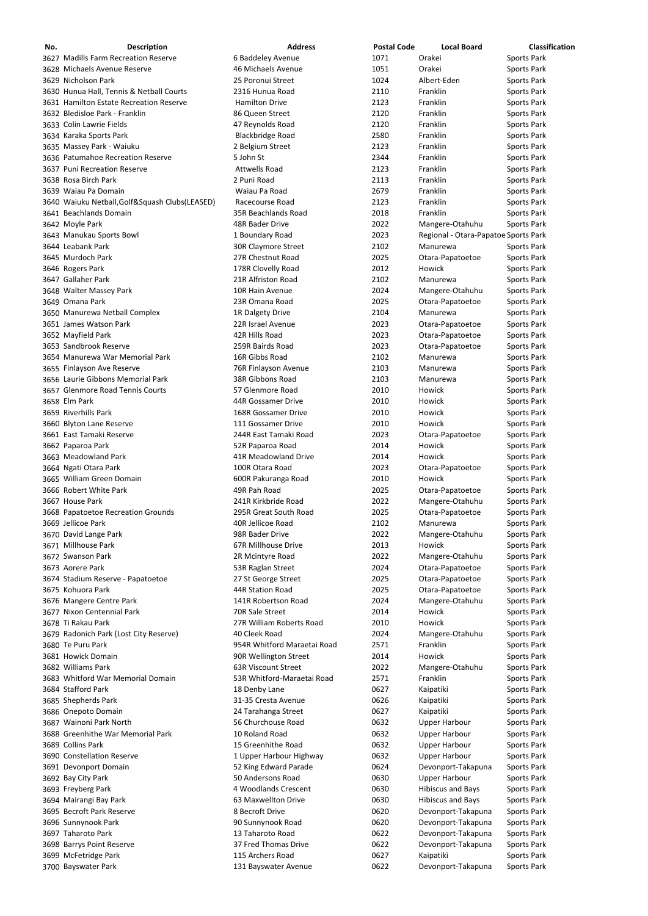| No. | Description | Address | Postal Code | Local Board | Classification |
|---|---|---|---|---|---|
| 3627 | Madills Farm Recreation Reserve | 6 Baddeley Avenue | 1071 | Orakei | Sports Park |
| 3628 | Michaels Avenue Reserve | 46 Michaels Avenue | 1051 | Orakei | Sports Park |
| 3629 | Nicholson Park | 25 Poronui Street | 1024 | Albert-Eden | Sports Park |
| 3630 | Hunua Hall, Tennis & Netball Courts | 2316 Hunua Road | 2110 | Franklin | Sports Park |
| 3631 | Hamilton Estate Recreation Reserve | Hamilton Drive | 2123 | Franklin | Sports Park |
| 3632 | Bledisloe Park - Franklin | 86 Queen Street | 2120 | Franklin | Sports Park |
| 3633 | Colin Lawrie Fields | 47 Reynolds Road | 2120 | Franklin | Sports Park |
| 3634 | Karaka Sports Park | Blackbridge Road | 2580 | Franklin | Sports Park |
| 3635 | Massey Park - Waiuku | 2 Belgium Street | 2123 | Franklin | Sports Park |
| 3636 | Patumahoe Recreation Reserve | 5 John St | 2344 | Franklin | Sports Park |
| 3637 | Puni Recreation Reserve | Attwells Road | 2123 | Franklin | Sports Park |
| 3638 | Rosa Birch Park | 2 Puni Road | 2113 | Franklin | Sports Park |
| 3639 | Waiau Pa Domain | Waiau Pa Road | 2679 | Franklin | Sports Park |
| 3640 | Waiuku Netball,Golf&Squash Clubs(LEASED) | Racecourse Road | 2123 | Franklin | Sports Park |
| 3641 | Beachlands Domain | 35R Beachlands Road | 2018 | Franklin | Sports Park |
| 3642 | Moyle Park | 48R Bader Drive | 2022 | Mangere-Otahuhu | Sports Park |
| 3643 | Manukau Sports Bowl | 1 Boundary Road | 2023 | Regional - Otara-Papatoe | Sports Park |
| 3644 | Leabank Park | 30R Claymore Street | 2102 | Manurewa | Sports Park |
| 3645 | Murdoch Park | 27R Chestnut Road | 2025 | Otara-Papatoetoe | Sports Park |
| 3646 | Rogers Park | 178R Clovelly Road | 2012 | Howick | Sports Park |
| 3647 | Gallaher Park | 21R Alfriston Road | 2102 | Manurewa | Sports Park |
| 3648 | Walter Massey Park | 10R Hain Avenue | 2024 | Mangere-Otahuhu | Sports Park |
| 3649 | Omana Park | 23R Omana Road | 2025 | Otara-Papatoetoe | Sports Park |
| 3650 | Manurewa Netball Complex | 1R Dalgety Drive | 2104 | Manurewa | Sports Park |
| 3651 | James Watson Park | 22R Israel Avenue | 2023 | Otara-Papatoetoe | Sports Park |
| 3652 | Mayfield Park | 42R Hills Road | 2023 | Otara-Papatoetoe | Sports Park |
| 3653 | Sandbrook Reserve | 259R Bairds Road | 2023 | Otara-Papatoetoe | Sports Park |
| 3654 | Manurewa War Memorial Park | 16R Gibbs Road | 2102 | Manurewa | Sports Park |
| 3655 | Finlayson Ave Reserve | 76R Finlayson Avenue | 2103 | Manurewa | Sports Park |
| 3656 | Laurie Gibbons Memorial Park | 38R Gibbons Road | 2103 | Manurewa | Sports Park |
| 3657 | Glenmore Road Tennis Courts | 57 Glenmore Road | 2010 | Howick | Sports Park |
| 3658 | Elm Park | 44R Gossamer Drive | 2010 | Howick | Sports Park |
| 3659 | Riverhills Park | 168R Gossamer Drive | 2010 | Howick | Sports Park |
| 3660 | Blyton Lane Reserve | 111 Gossamer Drive | 2010 | Howick | Sports Park |
| 3661 | East Tamaki Reserve | 244R East Tamaki Road | 2023 | Otara-Papatoetoe | Sports Park |
| 3662 | Paparoa Park | 52R Paparoa Road | 2014 | Howick | Sports Park |
| 3663 | Meadowland Park | 41R Meadowland Drive | 2014 | Howick | Sports Park |
| 3664 | Ngati Otara Park | 100R Otara Road | 2023 | Otara-Papatoetoe | Sports Park |
| 3665 | William Green Domain | 600R Pakuranga Road | 2010 | Howick | Sports Park |
| 3666 | Robert White Park | 49R Pah Road | 2025 | Otara-Papatoetoe | Sports Park |
| 3667 | House Park | 241R Kirkbride Road | 2022 | Mangere-Otahuhu | Sports Park |
| 3668 | Papatoetoe Recreation Grounds | 295R Great South Road | 2025 | Otara-Papatoetoe | Sports Park |
| 3669 | Jellicoe Park | 40R Jellicoe Road | 2102 | Manurewa | Sports Park |
| 3670 | David Lange Park | 98R Bader Drive | 2022 | Mangere-Otahuhu | Sports Park |
| 3671 | Millhouse Park | 67R Millhouse Drive | 2013 | Howick | Sports Park |
| 3672 | Swanson Park | 2R Mcintyre Road | 2022 | Mangere-Otahuhu | Sports Park |
| 3673 | Aorere Park | 53R Raglan Street | 2024 | Otara-Papatoetoe | Sports Park |
| 3674 | Stadium Reserve - Papatoetoe | 27 St George Street | 2025 | Otara-Papatoetoe | Sports Park |
| 3675 | Kohuora Park | 44R Station Road | 2025 | Otara-Papatoetoe | Sports Park |
| 3676 | Mangere Centre Park | 141R Robertson Road | 2024 | Mangere-Otahuhu | Sports Park |
| 3677 | Nixon Centennial Park | 70R Sale Street | 2014 | Howick | Sports Park |
| 3678 | Ti Rakau Park | 27R William Roberts Road | 2010 | Howick | Sports Park |
| 3679 | Radonich Park (Lost City Reserve) | 40 Cleek Road | 2024 | Mangere-Otahuhu | Sports Park |
| 3680 | Te Puru Park | 954R Whitford Maraetai Road | 2571 | Franklin | Sports Park |
| 3681 | Howick Domain | 90R Wellington Street | 2014 | Howick | Sports Park |
| 3682 | Williams Park | 63R Viscount Street | 2022 | Mangere-Otahuhu | Sports Park |
| 3683 | Whitford War Memorial Domain | 53R Whitford-Maraetai Road | 2571 | Franklin | Sports Park |
| 3684 | Stafford Park | 18 Denby Lane | 0627 | Kaipatiki | Sports Park |
| 3685 | Shepherds Park | 31-35 Cresta Avenue | 0626 | Kaipatiki | Sports Park |
| 3686 | Onepoto Domain | 24 Tarahanga Street | 0627 | Kaipatiki | Sports Park |
| 3687 | Wainoni Park North | 56 Churchouse Road | 0632 | Upper Harbour | Sports Park |
| 3688 | Greenhithe War Memorial Park | 10 Roland Road | 0632 | Upper Harbour | Sports Park |
| 3689 | Collins Park | 15 Greenhithe Road | 0632 | Upper Harbour | Sports Park |
| 3690 | Constellation Reserve | 1 Upper Harbour Highway | 0632 | Upper Harbour | Sports Park |
| 3691 | Devonport Domain | 52 King Edward Parade | 0624 | Devonport-Takapuna | Sports Park |
| 3692 | Bay City Park | 50 Andersons Road | 0630 | Upper Harbour | Sports Park |
| 3693 | Freyberg Park | 4 Woodlands Crescent | 0630 | Hibiscus and Bays | Sports Park |
| 3694 | Mairangi Bay Park | 63 Maxwellton Drive | 0630 | Hibiscus and Bays | Sports Park |
| 3695 | Becroft Park Reserve | 8 Becroft Drive | 0620 | Devonport-Takapuna | Sports Park |
| 3696 | Sunnynook Park | 90 Sunnynook Road | 0620 | Devonport-Takapuna | Sports Park |
| 3697 | Taharoto Park | 13 Taharoto Road | 0622 | Devonport-Takapuna | Sports Park |
| 3698 | Barrys Point Reserve | 37 Fred Thomas Drive | 0622 | Devonport-Takapuna | Sports Park |
| 3699 | McFetridge Park | 115 Archers Road | 0627 | Kaipatiki | Sports Park |
| 3700 | Bayswater Park | 131 Bayswater Avenue | 0622 | Devonport-Takapuna | Sports Park |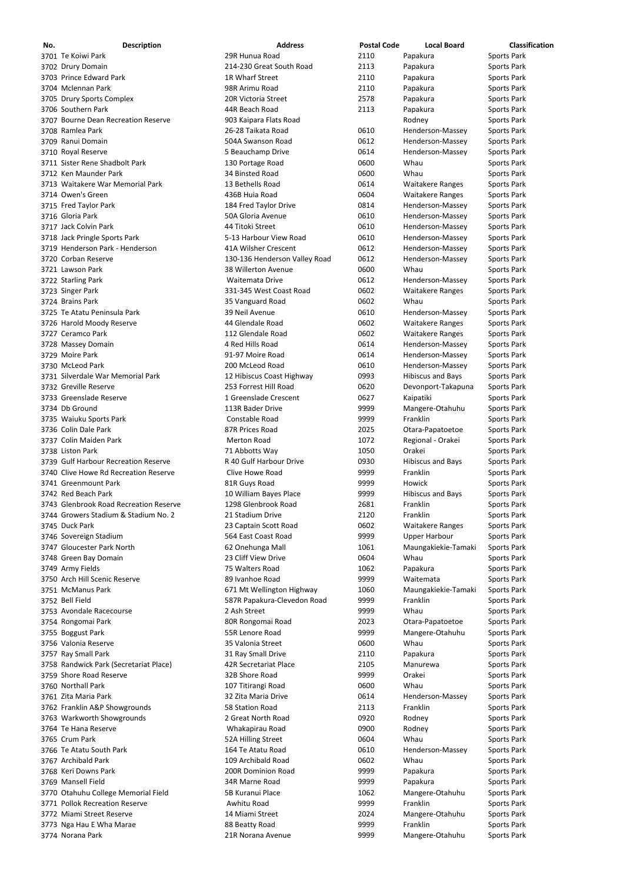| No. | Description | Address | Postal Code | Local Board | Classification |
|---|---|---|---|---|---|
| 3701 | Te Koiwi Park | 29R Hunua Road | 2110 | Papakura | Sports Park |
| 3702 | Drury Domain | 214-230 Great South Road | 2113 | Papakura | Sports Park |
| 3703 | Prince Edward Park | 1R Wharf Street | 2110 | Papakura | Sports Park |
| 3704 | Mclennan Park | 98R Arimu Road | 2110 | Papakura | Sports Park |
| 3705 | Drury Sports Complex | 20R Victoria Street | 2578 | Papakura | Sports Park |
| 3706 | Southern Park | 44R Beach Road | 2113 | Papakura | Sports Park |
| 3707 | Bourne Dean Recreation Reserve | 903 Kaipara Flats Road | | Rodney | Sports Park |
| 3708 | Ramlea Park | 26-28 Taikata Road | 0610 | Henderson-Massey | Sports Park |
| 3709 | Ranui Domain | 504A Swanson Road | 0612 | Henderson-Massey | Sports Park |
| 3710 | Royal Reserve | 5 Beauchamp Drive | 0614 | Henderson-Massey | Sports Park |
| 3711 | Sister Rene Shadbolt Park | 130 Portage Road | 0600 | Whau | Sports Park |
| 3712 | Ken Maunder Park | 34 Binsted Road | 0600 | Whau | Sports Park |
| 3713 | Waitakere War Memorial Park | 13 Bethells Road | 0614 | Waitakere Ranges | Sports Park |
| 3714 | Owen's Green | 436B Huia Road | 0604 | Waitakere Ranges | Sports Park |
| 3715 | Fred Taylor Park | 184 Fred Taylor Drive | 0814 | Henderson-Massey | Sports Park |
| 3716 | Gloria Park | 50A Gloria Avenue | 0610 | Henderson-Massey | Sports Park |
| 3717 | Jack Colvin Park | 44 Titoki Street | 0610 | Henderson-Massey | Sports Park |
| 3718 | Jack Pringle Sports Park | 5-13 Harbour View Road | 0610 | Henderson-Massey | Sports Park |
| 3719 | Henderson Park - Henderson | 41A Wilsher Crescent | 0612 | Henderson-Massey | Sports Park |
| 3720 | Corban Reserve | 130-136 Henderson Valley Road | 0612 | Henderson-Massey | Sports Park |
| 3721 | Lawson Park | 38 Willerton Avenue | 0600 | Whau | Sports Park |
| 3722 | Starling Park | Waitemata Drive | 0612 | Henderson-Massey | Sports Park |
| 3723 | Singer Park | 331-345 West Coast Road | 0602 | Waitakere Ranges | Sports Park |
| 3724 | Brains Park | 35 Vanguard Road | 0602 | Whau | Sports Park |
| 3725 | Te Atatu Peninsula Park | 39 Neil Avenue | 0610 | Henderson-Massey | Sports Park |
| 3726 | Harold Moody Reserve | 44 Glendale Road | 0602 | Waitakere Ranges | Sports Park |
| 3727 | Ceramco Park | 112 Glendale Road | 0602 | Waitakere Ranges | Sports Park |
| 3728 | Massey Domain | 4 Red Hills Road | 0614 | Henderson-Massey | Sports Park |
| 3729 | Moire Park | 91-97 Moire Road | 0614 | Henderson-Massey | Sports Park |
| 3730 | McLeod Park | 200 McLeod Road | 0610 | Henderson-Massey | Sports Park |
| 3731 | Silverdale War Memorial Park | 12 Hibiscus Coast Highway | 0993 | Hibiscus and Bays | Sports Park |
| 3732 | Greville Reserve | 253 Forrest Hill Road | 0620 | Devonport-Takapuna | Sports Park |
| 3733 | Greenslade Reserve | 1 Greenslade Crescent | 0627 | Kaipatiki | Sports Park |
| 3734 | Db Ground | 113R Bader Drive | 9999 | Mangere-Otahuhu | Sports Park |
| 3735 | Waiuku Sports Park | Constable Road | 9999 | Franklin | Sports Park |
| 3736 | Colin Dale Park | 87R Prices Road | 2025 | Otara-Papatoetoe | Sports Park |
| 3737 | Colin Maiden Park | Merton Road | 1072 | Regional - Orakei | Sports Park |
| 3738 | Liston Park | 71 Abbotts Way | 1050 | Orakei | Sports Park |
| 3739 | Gulf Harbour Recreation Reserve | R 40 Gulf Harbour Drive | 0930 | Hibiscus and Bays | Sports Park |
| 3740 | Clive Howe Rd Recreation Reserve | Clive Howe Road | 9999 | Franklin | Sports Park |
| 3741 | Greenmount Park | 81R Guys Road | 9999 | Howick | Sports Park |
| 3742 | Red Beach Park | 10 William Bayes Place | 9999 | Hibiscus and Bays | Sports Park |
| 3743 | Glenbrook Road Recreation Reserve | 1298 Glenbrook Road | 2681 | Franklin | Sports Park |
| 3744 | Growers Stadium & Stadium No. 2 | 21 Stadium Drive | 2120 | Franklin | Sports Park |
| 3745 | Duck Park | 23 Captain Scott Road | 0602 | Waitakere Ranges | Sports Park |
| 3746 | Sovereign Stadium | 564 East Coast Road | 9999 | Upper Harbour | Sports Park |
| 3747 | Gloucester Park North | 62 Onehunga Mall | 1061 | Maungakiekie-Tamaki | Sports Park |
| 3748 | Green Bay Domain | 23 Cliff View Drive | 0604 | Whau | Sports Park |
| 3749 | Army Fields | 75 Walters Road | 1062 | Papakura | Sports Park |
| 3750 | Arch Hill Scenic Reserve | 89 Ivanhoe Road | 9999 | Waitemata | Sports Park |
| 3751 | McManus Park | 671 Mt Wellington Highway | 1060 | Maungakiekie-Tamaki | Sports Park |
| 3752 | Bell Field | 587R Papakura-Clevedon Road | 9999 | Franklin | Sports Park |
| 3753 | Avondale Racecourse | 2 Ash Street | 9999 | Whau | Sports Park |
| 3754 | Rongomai Park | 80R Rongomai Road | 2023 | Otara-Papatoetoe | Sports Park |
| 3755 | Boggust Park | 55R Lenore Road | 9999 | Mangere-Otahuhu | Sports Park |
| 3756 | Valonia Reserve | 35 Valonia Street | 0600 | Whau | Sports Park |
| 3757 | Ray Small Park | 31 Ray Small Drive | 2110 | Papakura | Sports Park |
| 3758 | Randwick Park (Secretariat Place) | 42R Secretariat Place | 2105 | Manurewa | Sports Park |
| 3759 | Shore Road Reserve | 32B Shore Road | 9999 | Orakei | Sports Park |
| 3760 | Northall Park | 107 Titirangi Road | 0600 | Whau | Sports Park |
| 3761 | Zita Maria Park | 32 Zita Maria Drive | 0614 | Henderson-Massey | Sports Park |
| 3762 | Franklin A&P Showgrounds | 58 Station Road | 2113 | Franklin | Sports Park |
| 3763 | Warkworth Showgrounds | 2 Great North Road | 0920 | Rodney | Sports Park |
| 3764 | Te Hana Reserve | Whakapirau Road | 0900 | Rodney | Sports Park |
| 3765 | Crum Park | 52A Hilling Street | 0604 | Whau | Sports Park |
| 3766 | Te Atatu South Park | 164 Te Atatu Road | 0610 | Henderson-Massey | Sports Park |
| 3767 | Archibald Park | 109 Archibald Road | 0602 | Whau | Sports Park |
| 3768 | Keri Downs Park | 200R Dominion Road | 9999 | Papakura | Sports Park |
| 3769 | Mansell Field | 34R Marne Road | 9999 | Papakura | Sports Park |
| 3770 | Otahuhu College Memorial Field | 5B Kuranui Place | 1062 | Mangere-Otahuhu | Sports Park |
| 3771 | Pollok Recreation Reserve | Awhitu Road | 9999 | Franklin | Sports Park |
| 3772 | Miami Street Reserve | 14 Miami Street | 2024 | Mangere-Otahuhu | Sports Park |
| 3773 | Nga Hau E Wha Marae | 88 Beatty Road | 9999 | Franklin | Sports Park |
| 3774 | Norana Park | 21R Norana Avenue | 9999 | Mangere-Otahuhu | Sports Park |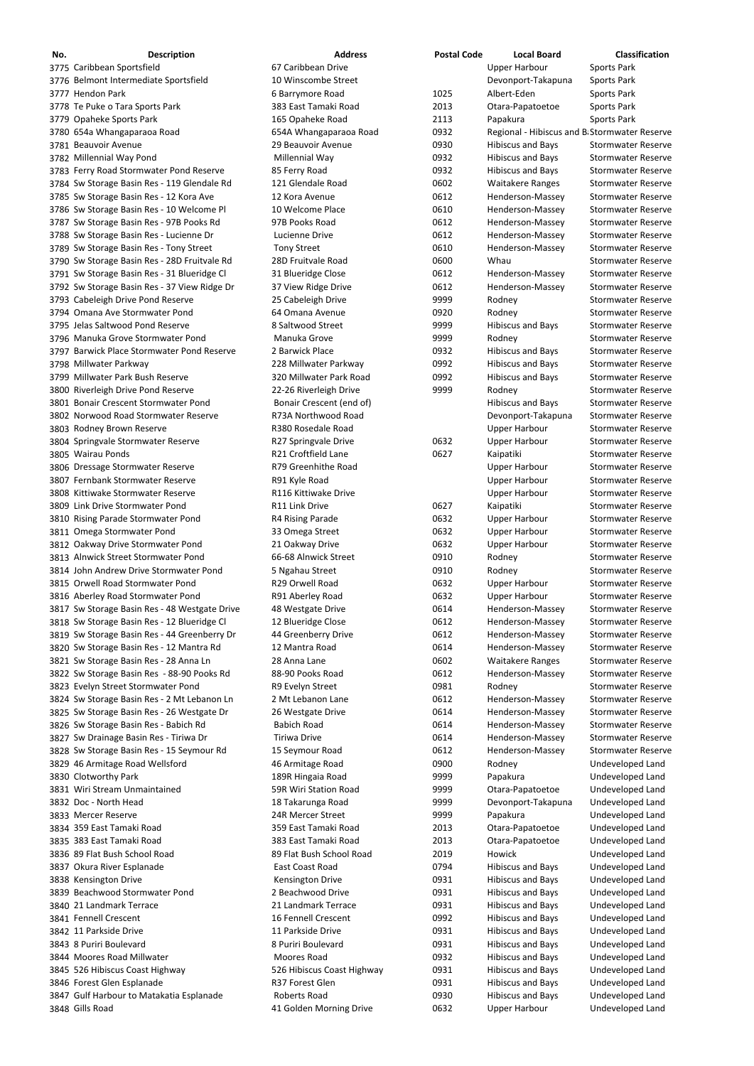| No. | Description | Address | Postal Code | Local Board | Classification |
|---|---|---|---|---|---|
| 3775 | Caribbean Sportsfield | 67 Caribbean Drive | | Upper Harbour | Sports Park |
| 3776 | Belmont Intermediate Sportsfield | 10 Winscombe Street | | Devonport-Takapuna | Sports Park |
| 3777 | Hendon Park | 6 Barrymore Road | 1025 | Albert-Eden | Sports Park |
| 3778 | Te Puke o Tara Sports Park | 383 East Tamaki Road | 2013 | Otara-Papatoetoe | Sports Park |
| 3779 | Opaheke Sports Park | 165 Opaheke Road | 2113 | Papakura | Sports Park |
| 3780 | 654a Whangaparaoa Road | 654A Whangaparaoa Road | 0932 | Regional - Hibiscus and B | Stormwater Reserve |
| 3781 | Beauvoir Avenue | 29 Beauvoir Avenue | 0930 | Hibiscus and Bays | Stormwater Reserve |
| 3782 | Millennial Way Pond | Millennial Way | 0932 | Hibiscus and Bays | Stormwater Reserve |
| 3783 | Ferry Road Stormwater Pond Reserve | 85 Ferry Road | 0932 | Hibiscus and Bays | Stormwater Reserve |
| 3784 | Sw Storage Basin Res - 119 Glendale Rd | 121 Glendale Road | 0602 | Waitakere Ranges | Stormwater Reserve |
| 3785 | Sw Storage Basin Res - 12 Kora Ave | 12 Kora Avenue | 0612 | Henderson-Massey | Stormwater Reserve |
| 3786 | Sw Storage Basin Res - 10 Welcome Pl | 10 Welcome Place | 0610 | Henderson-Massey | Stormwater Reserve |
| 3787 | Sw Storage Basin Res - 97B Pooks Rd | 97B Pooks Road | 0612 | Henderson-Massey | Stormwater Reserve |
| 3788 | Sw Storage Basin Res - Lucienne Dr | Lucienne Drive | 0612 | Henderson-Massey | Stormwater Reserve |
| 3789 | Sw Storage Basin Res - Tony Street | Tony Street | 0610 | Henderson-Massey | Stormwater Reserve |
| 3790 | Sw Storage Basin Res - 28D Fruitvale Rd | 28D Fruitvale Road | 0600 | Whau | Stormwater Reserve |
| 3791 | Sw Storage Basin Res - 31 Blueridge Cl | 31 Blueridge Close | 0612 | Henderson-Massey | Stormwater Reserve |
| 3792 | Sw Storage Basin Res - 37 View Ridge Dr | 37 View Ridge Drive | 0612 | Henderson-Massey | Stormwater Reserve |
| 3793 | Cabeleigh Drive Pond Reserve | 25 Cabeleigh Drive | 9999 | Rodney | Stormwater Reserve |
| 3794 | Omana Ave Stormwater Pond | 64 Omana Avenue | 0920 | Rodney | Stormwater Reserve |
| 3795 | Jelas Saltwood Pond Reserve | 8 Saltwood Street | 9999 | Hibiscus and Bays | Stormwater Reserve |
| 3796 | Manuka Grove Stormwater Pond | Manuka Grove | 9999 | Rodney | Stormwater Reserve |
| 3797 | Barwick Place Stormwater Pond Reserve | 2 Barwick Place | 0932 | Hibiscus and Bays | Stormwater Reserve |
| 3798 | Millwater Parkway | 228 Millwater Parkway | 0992 | Hibiscus and Bays | Stormwater Reserve |
| 3799 | Millwater Park Bush Reserve | 320 Millwater Park Road | 0992 | Hibiscus and Bays | Stormwater Reserve |
| 3800 | Riverleigh Drive Pond Reserve | 22-26 Riverleigh Drive | 9999 | Rodney | Stormwater Reserve |
| 3801 | Bonair Crescent Stormwater Pond | Bonair Crescent (end of) | | Hibiscus and Bays | Stormwater Reserve |
| 3802 | Norwood Road Stormwater Reserve | R73A Northwood Road | | Devonport-Takapuna | Stormwater Reserve |
| 3803 | Rodney Brown Reserve | R380 Rosedale Road | | Upper Harbour | Stormwater Reserve |
| 3804 | Springvale Stormwater Reserve | R27 Springvale Drive | 0632 | Upper Harbour | Stormwater Reserve |
| 3805 | Wairau Ponds | R21 Croftfield Lane | 0627 | Kaipatiki | Stormwater Reserve |
| 3806 | Dressage Stormwater Reserve | R79 Greenhithe Road | | Upper Harbour | Stormwater Reserve |
| 3807 | Fernbank Stormwater Reserve | R91 Kyle Road | | Upper Harbour | Stormwater Reserve |
| 3808 | Kittiwake Stormwater Reserve | R116 Kittiwake Drive | | Upper Harbour | Stormwater Reserve |
| 3809 | Link Drive Stormwater Pond | R11 Link Drive | 0627 | Kaipatiki | Stormwater Reserve |
| 3810 | Rising Parade Stormwater Pond | R4 Rising Parade | 0632 | Upper Harbour | Stormwater Reserve |
| 3811 | Omega Stormwater Pond | 33 Omega Street | 0632 | Upper Harbour | Stormwater Reserve |
| 3812 | Oakway Drive Stormwater Pond | 21 Oakway Drive | 0632 | Upper Harbour | Stormwater Reserve |
| 3813 | Alnwick Street Stormwater Pond | 66-68 Alnwick Street | 0910 | Rodney | Stormwater Reserve |
| 3814 | John Andrew Drive Stormwater Pond | 5 Ngahau Street | 0910 | Rodney | Stormwater Reserve |
| 3815 | Orwell Road Stormwater Pond | R29 Orwell Road | 0632 | Upper Harbour | Stormwater Reserve |
| 3816 | Aberley Road Stormwater Pond | R91 Aberley Road | 0632 | Upper Harbour | Stormwater Reserve |
| 3817 | Sw Storage Basin Res - 48 Westgate Drive | 48 Westgate Drive | 0614 | Henderson-Massey | Stormwater Reserve |
| 3818 | Sw Storage Basin Res - 12 Blueridge Cl | 12 Blueridge Close | 0612 | Henderson-Massey | Stormwater Reserve |
| 3819 | Sw Storage Basin Res - 44 Greenberry Dr | 44 Greenberry Drive | 0612 | Henderson-Massey | Stormwater Reserve |
| 3820 | Sw Storage Basin Res - 12 Mantra Rd | 12 Mantra Road | 0614 | Henderson-Massey | Stormwater Reserve |
| 3821 | Sw Storage Basin Res - 28 Anna Ln | 28 Anna Lane | 0602 | Waitakere Ranges | Stormwater Reserve |
| 3822 | Sw Storage Basin Res - 88-90 Pooks Rd | 88-90 Pooks Road | 0612 | Henderson-Massey | Stormwater Reserve |
| 3823 | Evelyn Street Stormwater Pond | R9 Evelyn Street | 0981 | Rodney | Stormwater Reserve |
| 3824 | Sw Storage Basin Res - 2 Mt Lebanon Ln | 2 Mt Lebanon Lane | 0612 | Henderson-Massey | Stormwater Reserve |
| 3825 | Sw Storage Basin Res - 26 Westgate Dr | 26 Westgate Drive | 0614 | Henderson-Massey | Stormwater Reserve |
| 3826 | Sw Storage Basin Res - Babich Rd | Babich Road | 0614 | Henderson-Massey | Stormwater Reserve |
| 3827 | Sw Drainage Basin Res - Tiriwa Dr | Tiriwa Drive | 0614 | Henderson-Massey | Stormwater Reserve |
| 3828 | Sw Storage Basin Res - 15 Seymour Rd | 15 Seymour Road | 0612 | Henderson-Massey | Stormwater Reserve |
| 3829 | 46 Armitage Road Wellsford | 46 Armitage Road | 0900 | Rodney | Undeveloped Land |
| 3830 | Clotworthy Park | 189R Hingaia Road | 9999 | Papakura | Undeveloped Land |
| 3831 | Wiri Stream Unmaintained | 59R Wiri Station Road | 9999 | Otara-Papatoetoe | Undeveloped Land |
| 3832 | Doc - North Head | 18 Takarunga Road | 9999 | Devonport-Takapuna | Undeveloped Land |
| 3833 | Mercer Reserve | 24R Mercer Street | 9999 | Papakura | Undeveloped Land |
| 3834 | 359 East Tamaki Road | 359 East Tamaki Road | 2013 | Otara-Papatoetoe | Undeveloped Land |
| 3835 | 383 East Tamaki Road | 383 East Tamaki Road | 2013 | Otara-Papatoetoe | Undeveloped Land |
| 3836 | 89 Flat Bush School Road | 89 Flat Bush School Road | 2019 | Howick | Undeveloped Land |
| 3837 | Okura River Esplanade | East Coast Road | 0794 | Hibiscus and Bays | Undeveloped Land |
| 3838 | Kensington Drive | Kensington Drive | 0931 | Hibiscus and Bays | Undeveloped Land |
| 3839 | Beachwood Stormwater Pond | 2 Beachwood Drive | 0931 | Hibiscus and Bays | Undeveloped Land |
| 3840 | 21 Landmark Terrace | 21 Landmark Terrace | 0931 | Hibiscus and Bays | Undeveloped Land |
| 3841 | Fennell Crescent | 16 Fennell Crescent | 0992 | Hibiscus and Bays | Undeveloped Land |
| 3842 | 11 Parkside Drive | 11 Parkside Drive | 0931 | Hibiscus and Bays | Undeveloped Land |
| 3843 | 8 Puriri Boulevard | 8 Puriri Boulevard | 0931 | Hibiscus and Bays | Undeveloped Land |
| 3844 | Moores Road Millwater | Moores Road | 0932 | Hibiscus and Bays | Undeveloped Land |
| 3845 | 526 Hibiscus Coast Highway | 526 Hibiscus Coast Highway | 0931 | Hibiscus and Bays | Undeveloped Land |
| 3846 | Forest Glen Esplanade | R37 Forest Glen | 0931 | Hibiscus and Bays | Undeveloped Land |
| 3847 | Gulf Harbour to Matakatia Esplanade | Roberts Road | 0930 | Hibiscus and Bays | Undeveloped Land |
| 3848 | Gills Road | 41 Golden Morning Drive | 0632 | Upper Harbour | Undeveloped Land |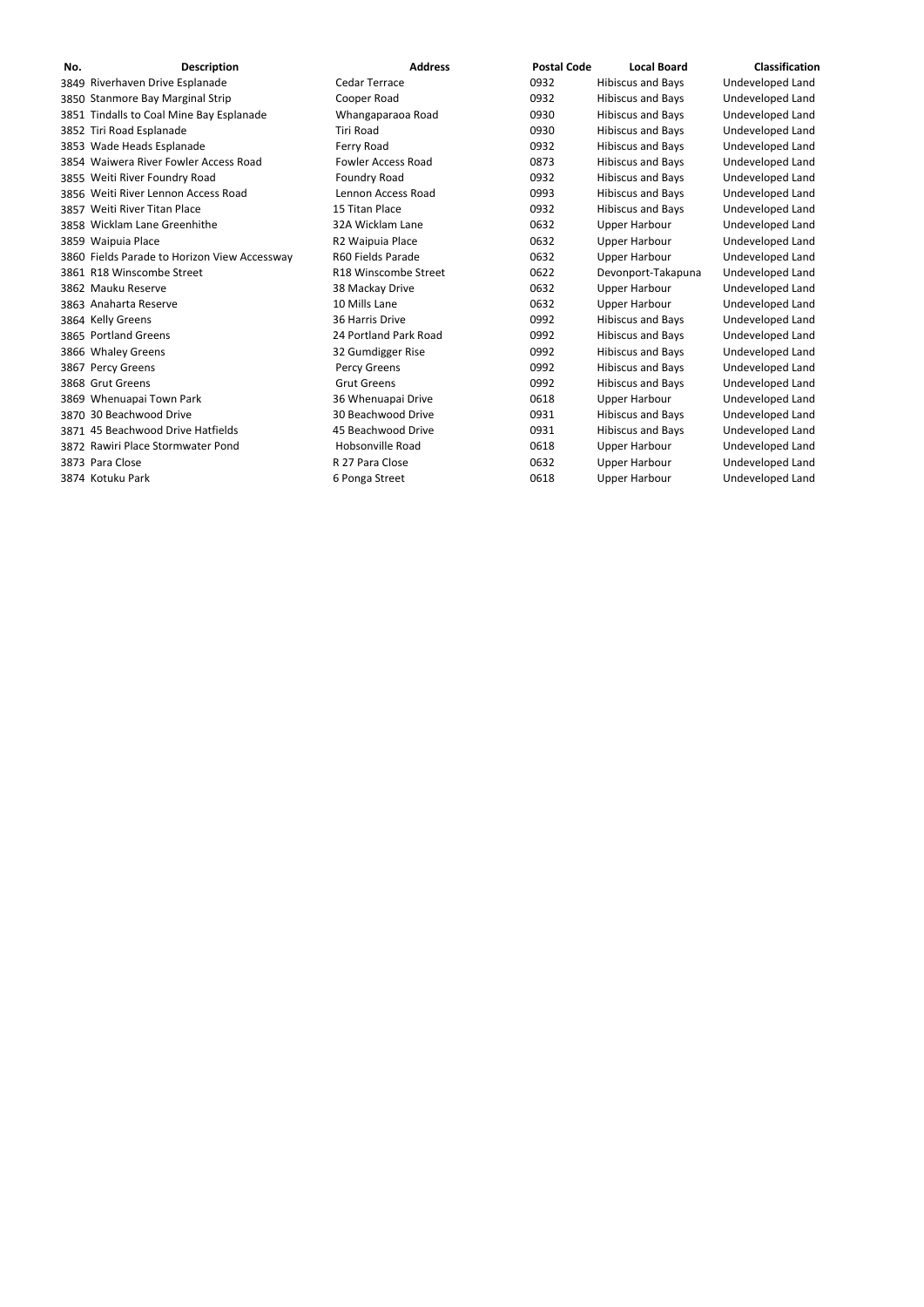| No. | Description | Address | Postal Code | Local Board | Classification |
| --- | --- | --- | --- | --- | --- |
| 3849 | Riverhaven Drive Esplanade | Cedar Terrace | 0932 | Hibiscus and Bays | Undeveloped Land |
| 3850 | Stanmore Bay Marginal Strip | Cooper Road | 0932 | Hibiscus and Bays | Undeveloped Land |
| 3851 | Tindalls to Coal Mine Bay Esplanade | Whangaparaoa Road | 0930 | Hibiscus and Bays | Undeveloped Land |
| 3852 | Tiri Road Esplanade | Tiri Road | 0930 | Hibiscus and Bays | Undeveloped Land |
| 3853 | Wade Heads Esplanade | Ferry Road | 0932 | Hibiscus and Bays | Undeveloped Land |
| 3854 | Waiwera River Fowler Access Road | Fowler Access Road | 0873 | Hibiscus and Bays | Undeveloped Land |
| 3855 | Weiti River Foundry Road | Foundry Road | 0932 | Hibiscus and Bays | Undeveloped Land |
| 3856 | Weiti River Lennon Access Road | Lennon Access Road | 0993 | Hibiscus and Bays | Undeveloped Land |
| 3857 | Weiti River Titan Place | 15 Titan Place | 0932 | Hibiscus and Bays | Undeveloped Land |
| 3858 | Wicklam Lane Greenhithe | 32A Wicklam Lane | 0632 | Upper Harbour | Undeveloped Land |
| 3859 | Waipuia Place | R2 Waipuia Place | 0632 | Upper Harbour | Undeveloped Land |
| 3860 | Fields Parade to Horizon View Accessway | R60 Fields Parade | 0632 | Upper Harbour | Undeveloped Land |
| 3861 | R18 Winscombe Street | R18 Winscombe Street | 0622 | Devonport-Takapuna | Undeveloped Land |
| 3862 | Mauku Reserve | 38 Mackay Drive | 0632 | Upper Harbour | Undeveloped Land |
| 3863 | Anaharta Reserve | 10 Mills Lane | 0632 | Upper Harbour | Undeveloped Land |
| 3864 | Kelly Greens | 36 Harris Drive | 0992 | Hibiscus and Bays | Undeveloped Land |
| 3865 | Portland Greens | 24 Portland Park Road | 0992 | Hibiscus and Bays | Undeveloped Land |
| 3866 | Whaley Greens | 32 Gumdigger Rise | 0992 | Hibiscus and Bays | Undeveloped Land |
| 3867 | Percy Greens | Percy Greens | 0992 | Hibiscus and Bays | Undeveloped Land |
| 3868 | Grut Greens | Grut Greens | 0992 | Hibiscus and Bays | Undeveloped Land |
| 3869 | Whenuapai Town Park | 36 Whenuapai Drive | 0618 | Upper Harbour | Undeveloped Land |
| 3870 | 30 Beachwood Drive | 30 Beachwood Drive | 0931 | Hibiscus and Bays | Undeveloped Land |
| 3871 | 45 Beachwood Drive Hatfields | 45 Beachwood Drive | 0931 | Hibiscus and Bays | Undeveloped Land |
| 3872 | Rawiri Place Stormwater Pond | Hobsonville Road | 0618 | Upper Harbour | Undeveloped Land |
| 3873 | Para Close | R 27 Para Close | 0632 | Upper Harbour | Undeveloped Land |
| 3874 | Kotuku Park | 6 Ponga Street | 0618 | Upper Harbour | Undeveloped Land |